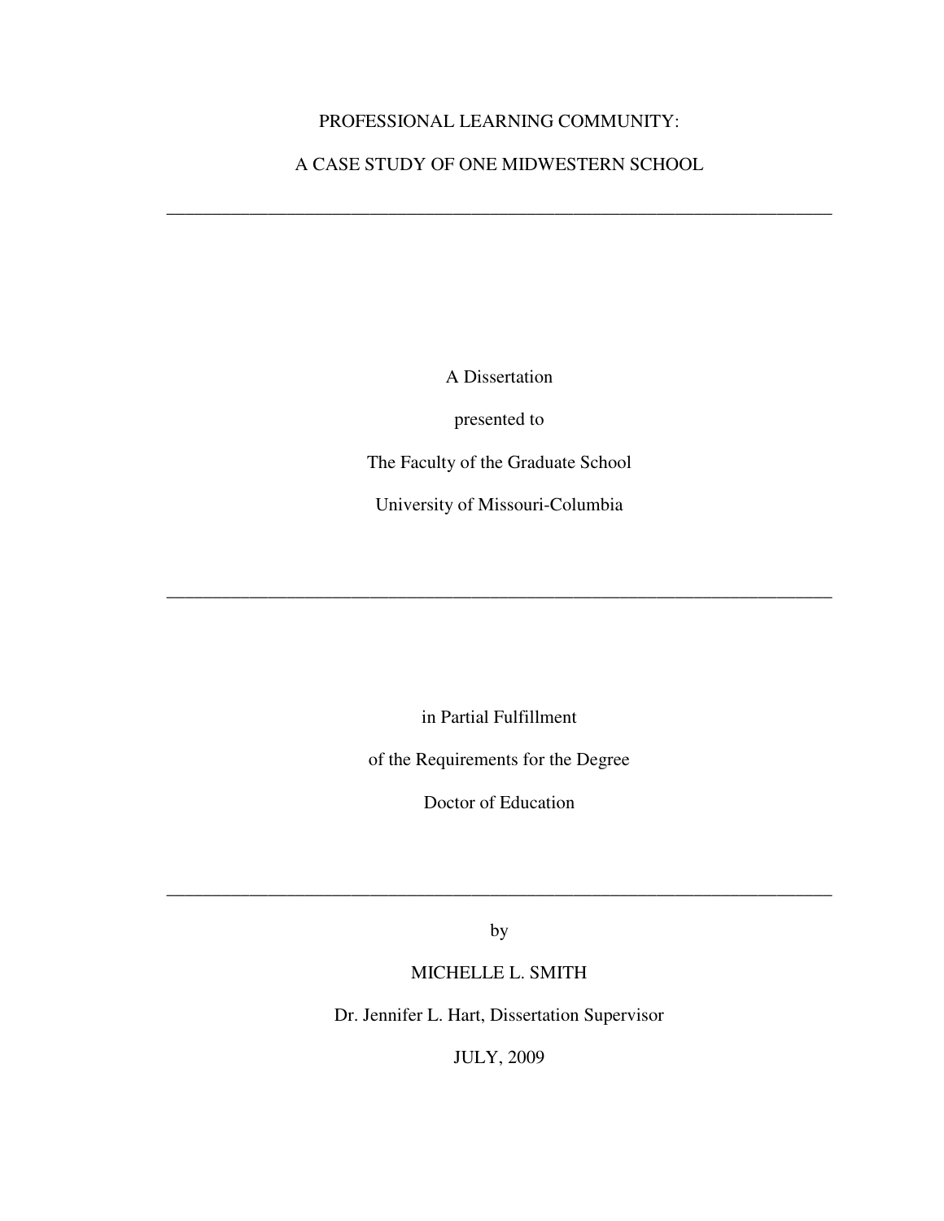# PROFESSIONAL LEARNING COMMUNITY:

# A CASE STUDY OF ONE MIDWESTERN SCHOOL

---

A Dissertation

presented to

The Faculty of the Graduate School

University of Missouri-Columbia

---

in Partial Fulfillment

of the Requirements for the Degree

Doctor of Education

---

by

MICHELLE L. SMITH

Dr. Jennifer L. Hart, Dissertation Supervisor

JULY, 2009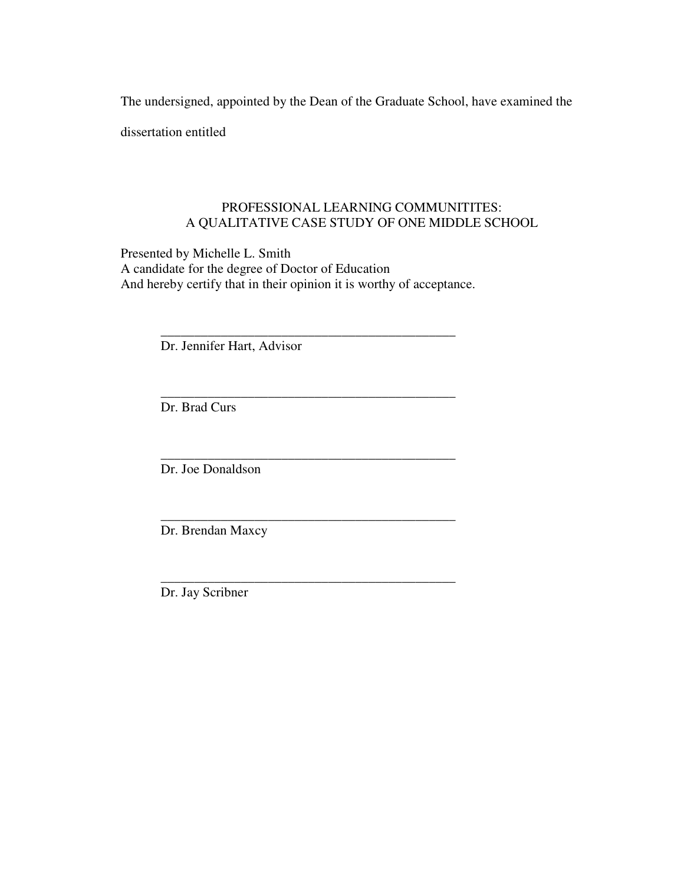The undersigned, appointed by the Dean of the Graduate School, have examined the dissertation entitled

PROFESSIONAL LEARNING COMMUNITITES:
A QUALITATIVE CASE STUDY OF ONE MIDDLE SCHOOL

Presented by Michelle L. Smith
A candidate for the degree of Doctor of Education
And hereby certify that in their opinion it is worthy of acceptance.

_____________________________________________
Dr. Jennifer Hart, Advisor

_____________________________________________
Dr. Brad Curs

_____________________________________________
Dr. Joe Donaldson

_____________________________________________
Dr. Brendan Maxcy

_____________________________________________
Dr. Jay Scribner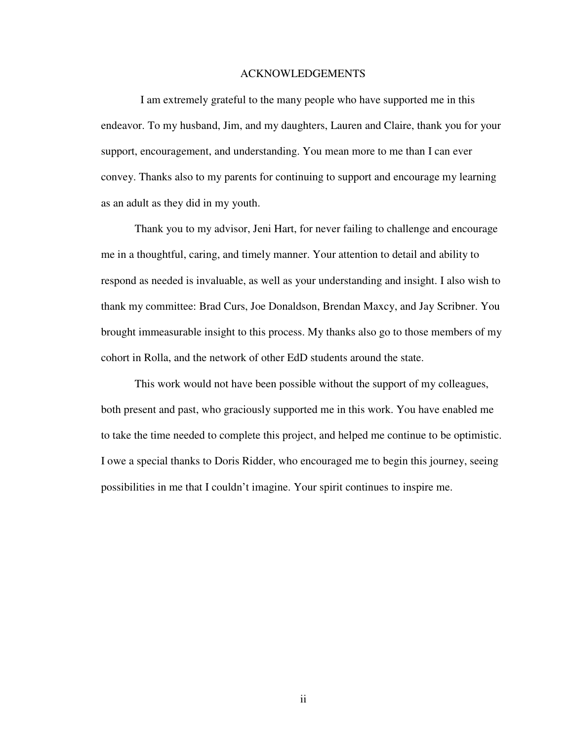# ACKNOWLEDGEMENTS

I am extremely grateful to the many people who have supported me in this endeavor. To my husband, Jim, and my daughters, Lauren and Claire, thank you for your support, encouragement, and understanding. You mean more to me than I can ever convey. Thanks also to my parents for continuing to support and encourage my learning as an adult as they did in my youth.

Thank you to my advisor, Jeni Hart, for never failing to challenge and encourage me in a thoughtful, caring, and timely manner. Your attention to detail and ability to respond as needed is invaluable, as well as your understanding and insight. I also wish to thank my committee: Brad Curs, Joe Donaldson, Brendan Maxcy, and Jay Scribner. You brought immeasurable insight to this process. My thanks also go to those members of my cohort in Rolla, and the network of other EdD students around the state.

This work would not have been possible without the support of my colleagues, both present and past, who graciously supported me in this work. You have enabled me to take the time needed to complete this project, and helped me continue to be optimistic. I owe a special thanks to Doris Ridder, who encouraged me to begin this journey, seeing possibilities in me that I couldn't imagine. Your spirit continues to inspire me.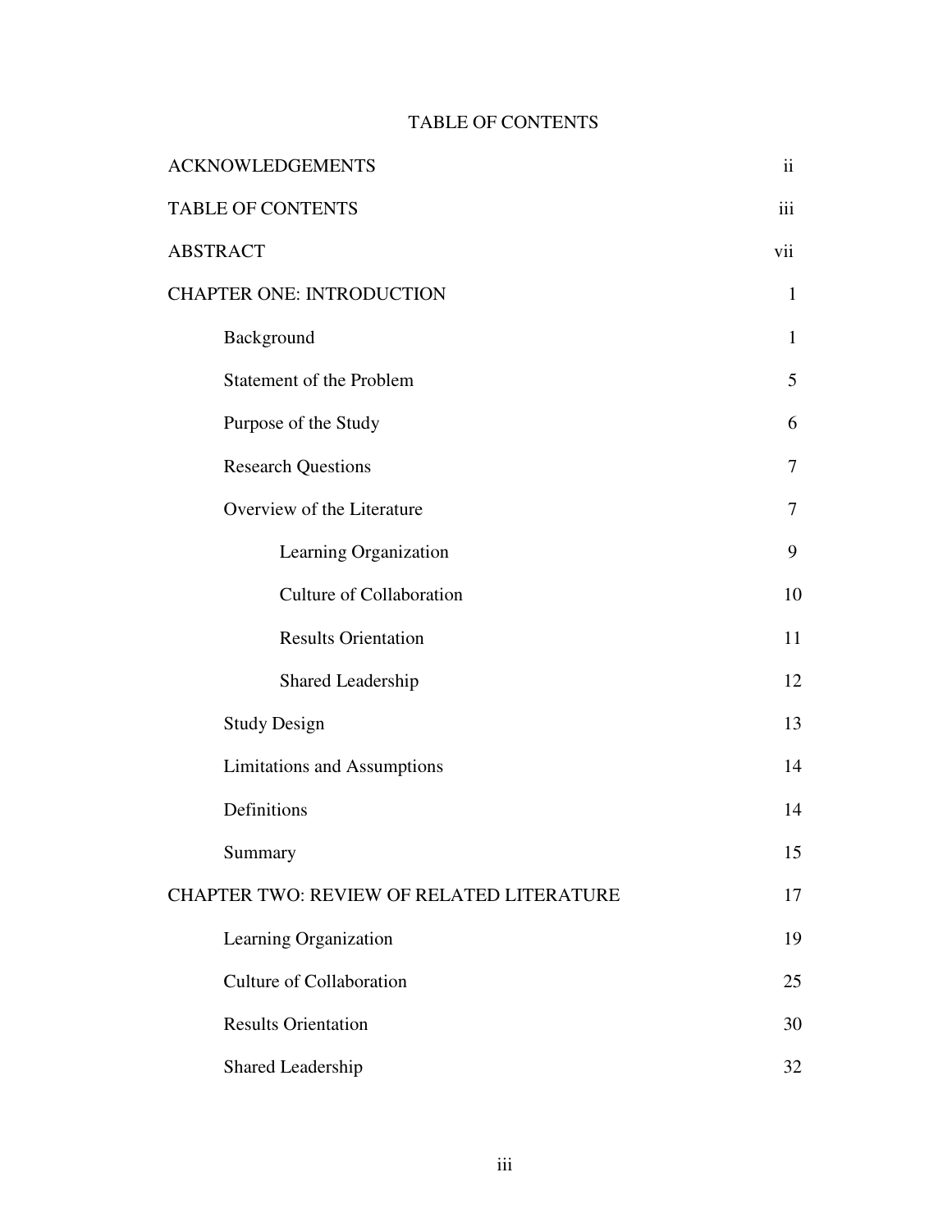# TABLE OF CONTENTS

| | |
|---|---|
| ACKNOWLEDGEMENTS | ii |
| TABLE OF CONTENTS | iii |
| ABSTRACT | vii |
| CHAPTER ONE: INTRODUCTION | 1 |
| Background | 1 |
| Statement of the Problem | 5 |
| Purpose of the Study | 6 |
| Research Questions | 7 |
| Overview of the Literature | 7 |
| Learning Organization | 9 |
| Culture of Collaboration | 10 |
| Results Orientation | 11 |
| Shared Leadership | 12 |
| Study Design | 13 |
| Limitations and Assumptions | 14 |
| Definitions | 14 |
| Summary | 15 |
| CHAPTER TWO: REVIEW OF RELATED LITERATURE | 17 |
| Learning Organization | 19 |
| Culture of Collaboration | 25 |
| Results Orientation | 30 |
| Shared Leadership | 32 |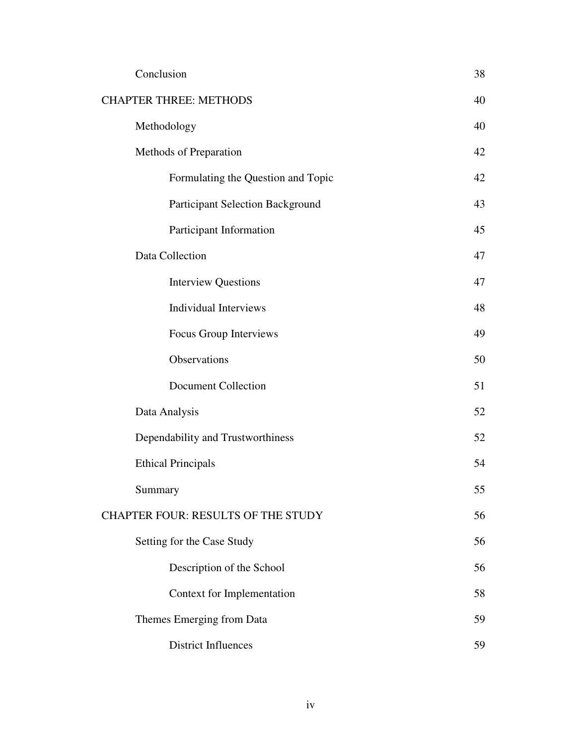| | |
|---|---|
| Conclusion | 38 |
| CHAPTER THREE: METHODS | 40 |
| Methodology | 40 |
| Methods of Preparation | 42 |
| Formulating the Question and Topic | 42 |
| Participant Selection Background | 43 |
| Participant Information | 45 |
| Data Collection | 47 |
| Interview Questions | 47 |
| Individual Interviews | 48 |
| Focus Group Interviews | 49 |
| Observations | 50 |
| Document Collection | 51 |
| Data Analysis | 52 |
| Dependability and Trustworthiness | 52 |
| Ethical Principals | 54 |
| Summary | 55 |
| CHAPTER FOUR: RESULTS OF THE STUDY | 56 |
| Setting for the Case Study | 56 |
| Description of the School | 56 |
| Context for Implementation | 58 |
| Themes Emerging from Data | 59 |
| District Influences | 59 |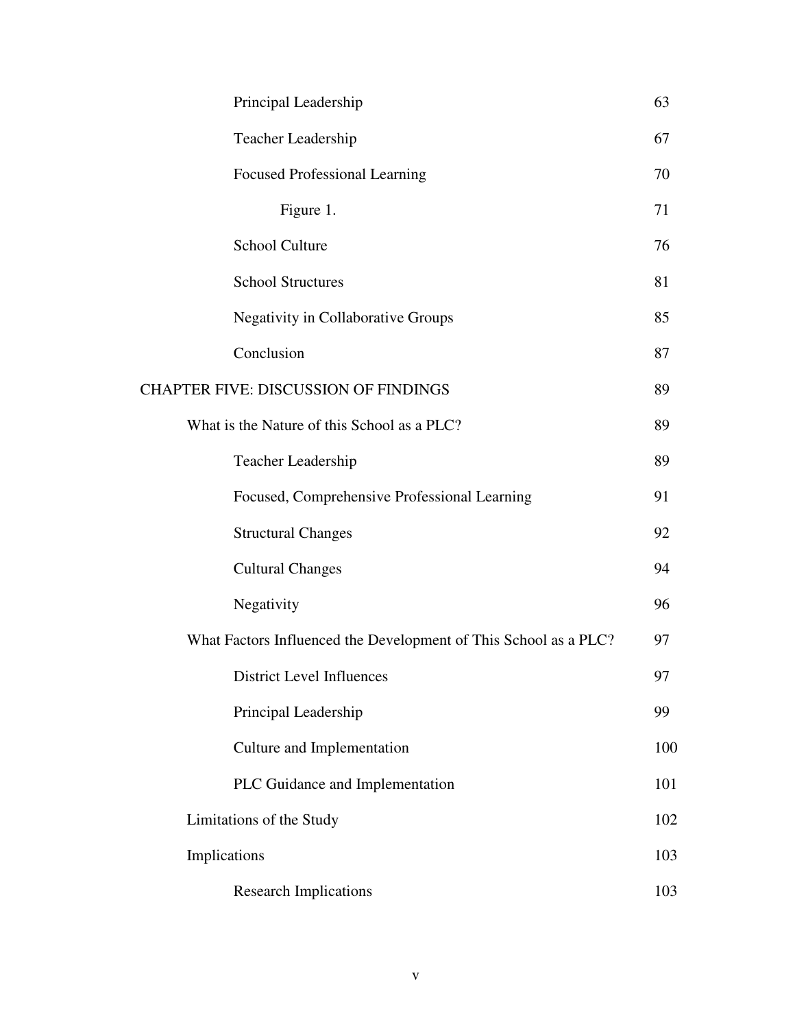| | |
|---|---|
| Principal Leadership | 63 |
| Teacher Leadership | 67 |
| Focused Professional Learning | 70 |
| Figure 1. | 71 |
| School Culture | 76 |
| School Structures | 81 |
| Negativity in Collaborative Groups | 85 |
| Conclusion | 87 |
| CHAPTER FIVE: DISCUSSION OF FINDINGS | 89 |
| What is the Nature of this School as a PLC? | 89 |
| Teacher Leadership | 89 |
| Focused, Comprehensive Professional Learning | 91 |
| Structural Changes | 92 |
| Cultural Changes | 94 |
| Negativity | 96 |
| What Factors Influenced the Development of This School as a PLC? | 97 |
| District Level Influences | 97 |
| Principal Leadership | 99 |
| Culture and Implementation | 100 |
| PLC Guidance and Implementation | 101 |
| Limitations of the Study | 102 |
| Implications | 103 |
| Research Implications | 103 |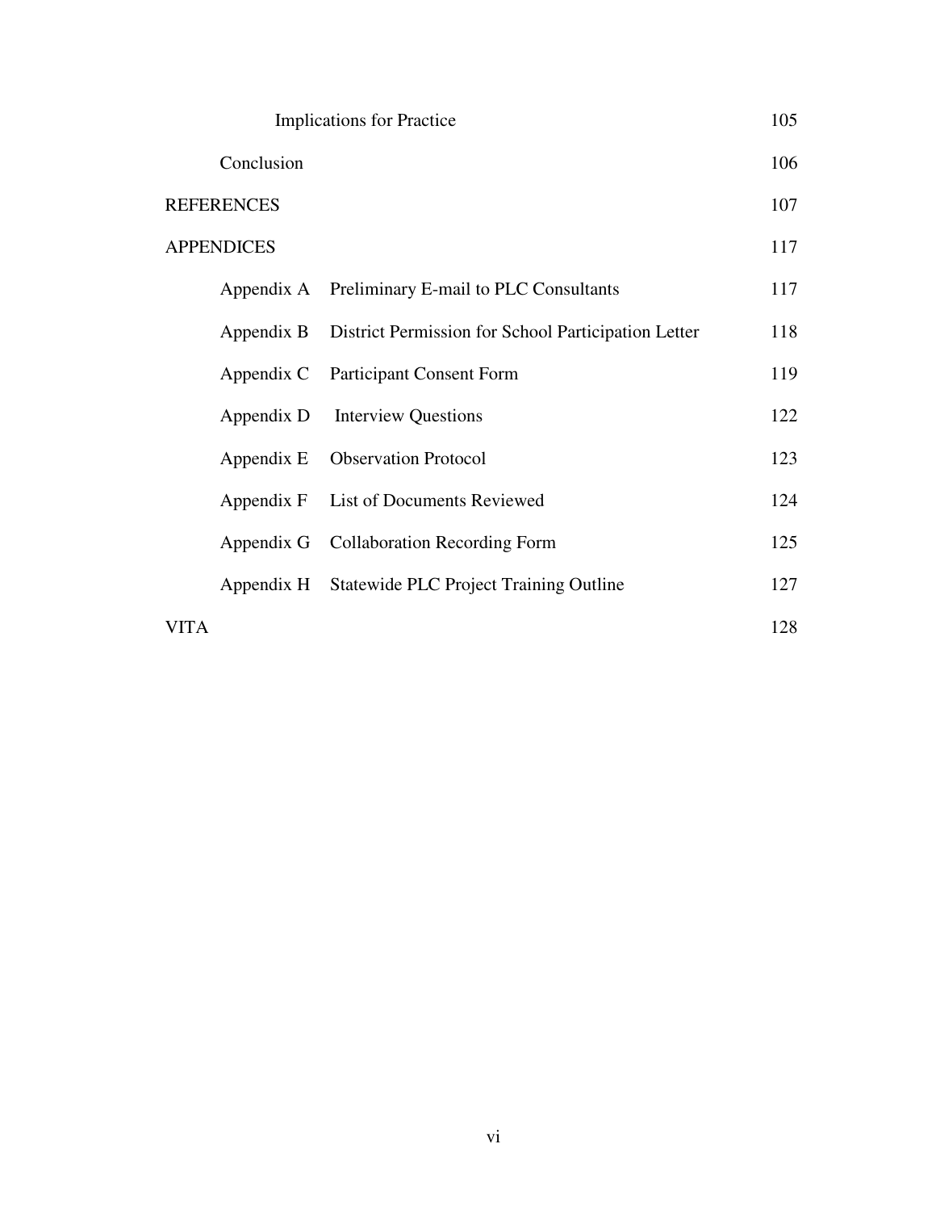| | |
|---|---|
| Implications for Practice | 105 |
| Conclusion | 106 |
| REFERENCES | 107 |
| APPENDICES | 117 |
| Appendix A Preliminary E-mail to PLC Consultants | 117 |
| Appendix B District Permission for School Participation Letter | 118 |
| Appendix C Participant Consent Form | 119 |
| Appendix D Interview Questions | 122 |
| Appendix E Observation Protocol | 123 |
| Appendix F List of Documents Reviewed | 124 |
| Appendix G Collaboration Recording Form | 125 |
| Appendix H Statewide PLC Project Training Outline | 127 |
| VITA | 128 |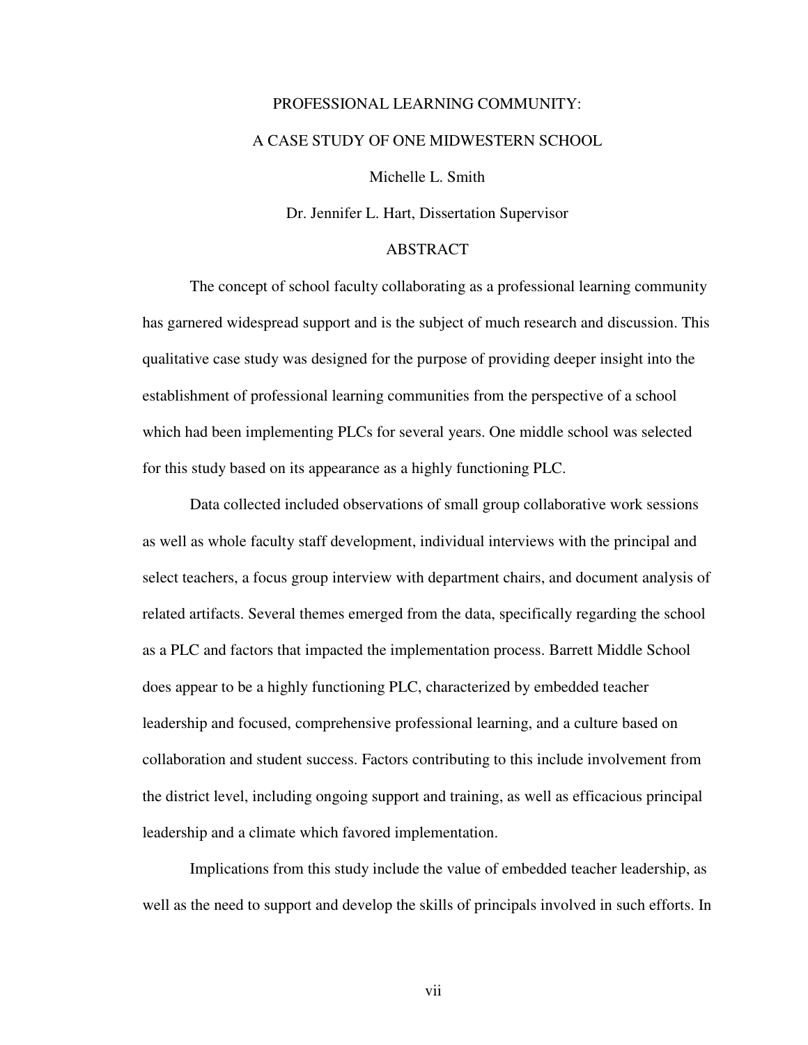PROFESSIONAL LEARNING COMMUNITY:

A CASE STUDY OF ONE MIDWESTERN SCHOOL

Michelle L. Smith

Dr. Jennifer L. Hart, Dissertation Supervisor

## ABSTRACT

The concept of school faculty collaborating as a professional learning community has garnered widespread support and is the subject of much research and discussion. This qualitative case study was designed for the purpose of providing deeper insight into the establishment of professional learning communities from the perspective of a school which had been implementing PLCs for several years. One middle school was selected for this study based on its appearance as a highly functioning PLC.

Data collected included observations of small group collaborative work sessions as well as whole faculty staff development, individual interviews with the principal and select teachers, a focus group interview with department chairs, and document analysis of related artifacts. Several themes emerged from the data, specifically regarding the school as a PLC and factors that impacted the implementation process. Barrett Middle School does appear to be a highly functioning PLC, characterized by embedded teacher leadership and focused, comprehensive professional learning, and a culture based on collaboration and student success. Factors contributing to this include involvement from the district level, including ongoing support and training, as well as efficacious principal leadership and a climate which favored implementation.

Implications from this study include the value of embedded teacher leadership, as well as the need to support and develop the skills of principals involved in such efforts. In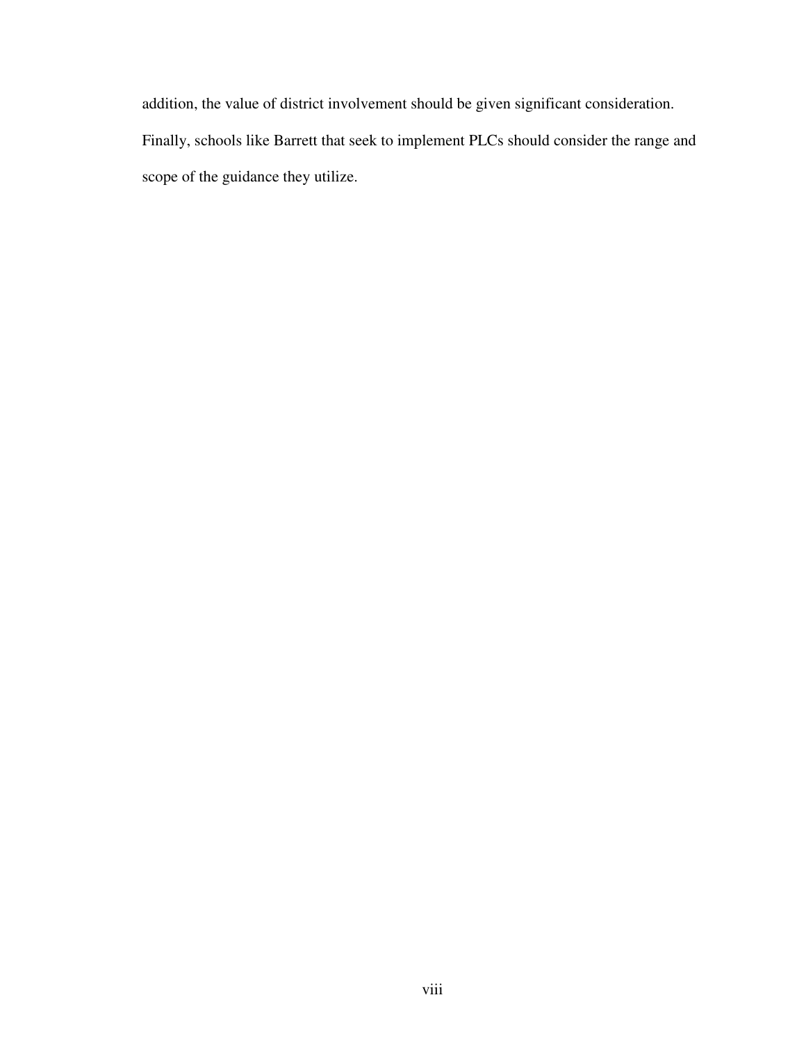addition, the value of district involvement should be given significant consideration. Finally, schools like Barrett that seek to implement PLCs should consider the range and scope of the guidance they utilize.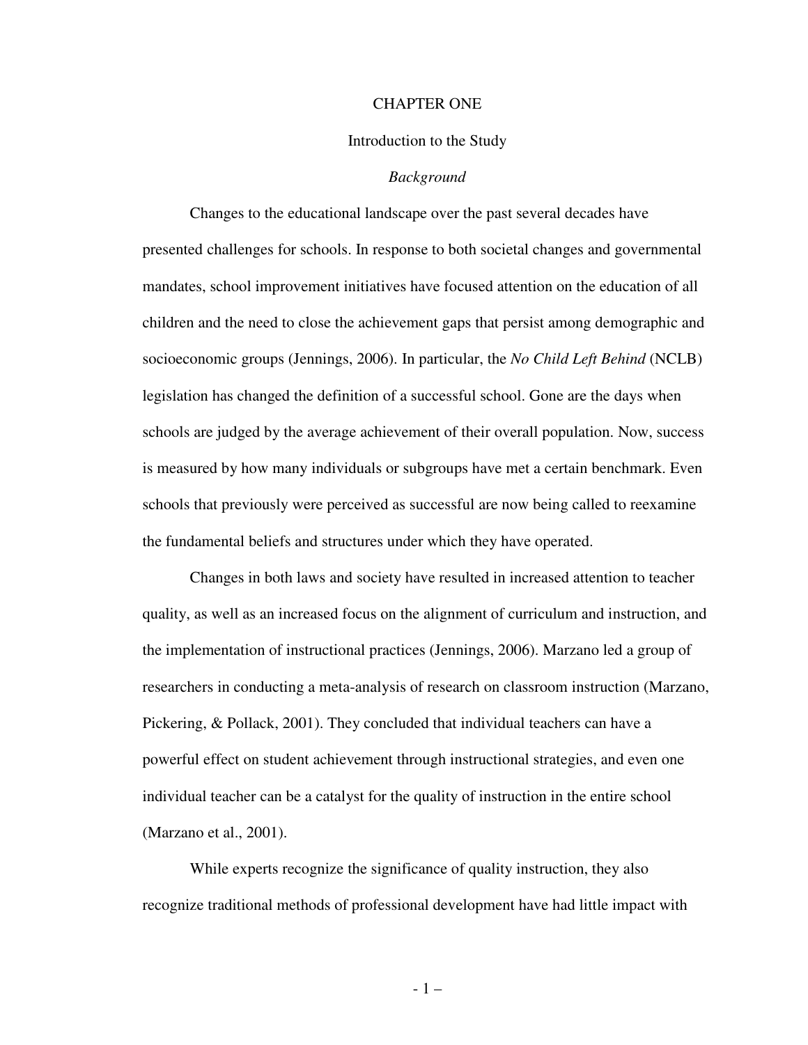# CHAPTER ONE

## Introduction to the Study

### *Background*

Changes to the educational landscape over the past several decades have presented challenges for schools. In response to both societal changes and governmental mandates, school improvement initiatives have focused attention on the education of all children and the need to close the achievement gaps that persist among demographic and socioeconomic groups (Jennings, 2006). In particular, the *No Child Left Behind* (NCLB) legislation has changed the definition of a successful school. Gone are the days when schools are judged by the average achievement of their overall population. Now, success is measured by how many individuals or subgroups have met a certain benchmark. Even schools that previously were perceived as successful are now being called to reexamine the fundamental beliefs and structures under which they have operated.

Changes in both laws and society have resulted in increased attention to teacher quality, as well as an increased focus on the alignment of curriculum and instruction, and the implementation of instructional practices (Jennings, 2006). Marzano led a group of researchers in conducting a meta-analysis of research on classroom instruction (Marzano, Pickering, & Pollack, 2001). They concluded that individual teachers can have a powerful effect on student achievement through instructional strategies, and even one individual teacher can be a catalyst for the quality of instruction in the entire school (Marzano et al., 2001).

While experts recognize the significance of quality instruction, they also recognize traditional methods of professional development have had little impact with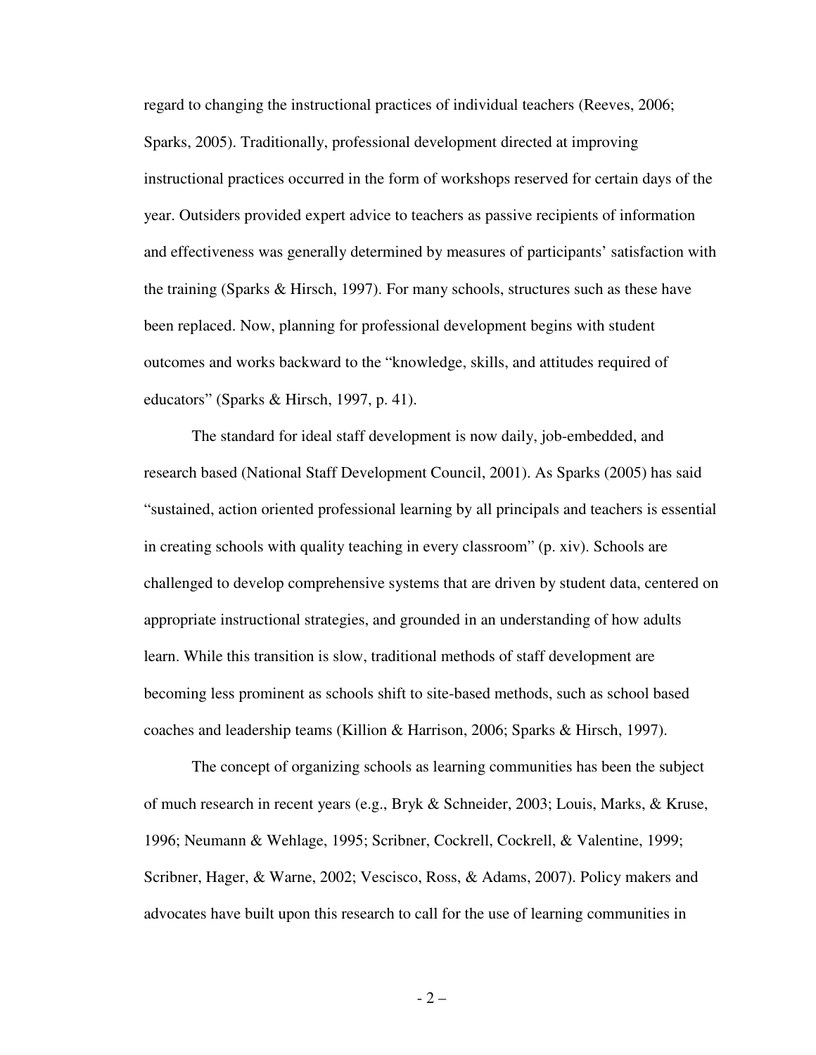regard to changing the instructional practices of individual teachers (Reeves, 2006; Sparks, 2005). Traditionally, professional development directed at improving instructional practices occurred in the form of workshops reserved for certain days of the year. Outsiders provided expert advice to teachers as passive recipients of information and effectiveness was generally determined by measures of participants' satisfaction with the training (Sparks & Hirsch, 1997). For many schools, structures such as these have been replaced. Now, planning for professional development begins with student outcomes and works backward to the "knowledge, skills, and attitudes required of educators" (Sparks & Hirsch, 1997, p. 41).

The standard for ideal staff development is now daily, job-embedded, and research based (National Staff Development Council, 2001). As Sparks (2005) has said "sustained, action oriented professional learning by all principals and teachers is essential in creating schools with quality teaching in every classroom" (p. xiv). Schools are challenged to develop comprehensive systems that are driven by student data, centered on appropriate instructional strategies, and grounded in an understanding of how adults learn. While this transition is slow, traditional methods of staff development are becoming less prominent as schools shift to site-based methods, such as school based coaches and leadership teams (Killion & Harrison, 2006; Sparks & Hirsch, 1997).

The concept of organizing schools as learning communities has been the subject of much research in recent years (e.g., Bryk & Schneider, 2003; Louis, Marks, & Kruse, 1996; Neumann & Wehlage, 1995; Scribner, Cockrell, Cockrell, & Valentine, 1999; Scribner, Hager, & Warne, 2002; Vescisco, Ross, & Adams, 2007). Policy makers and advocates have built upon this research to call for the use of learning communities in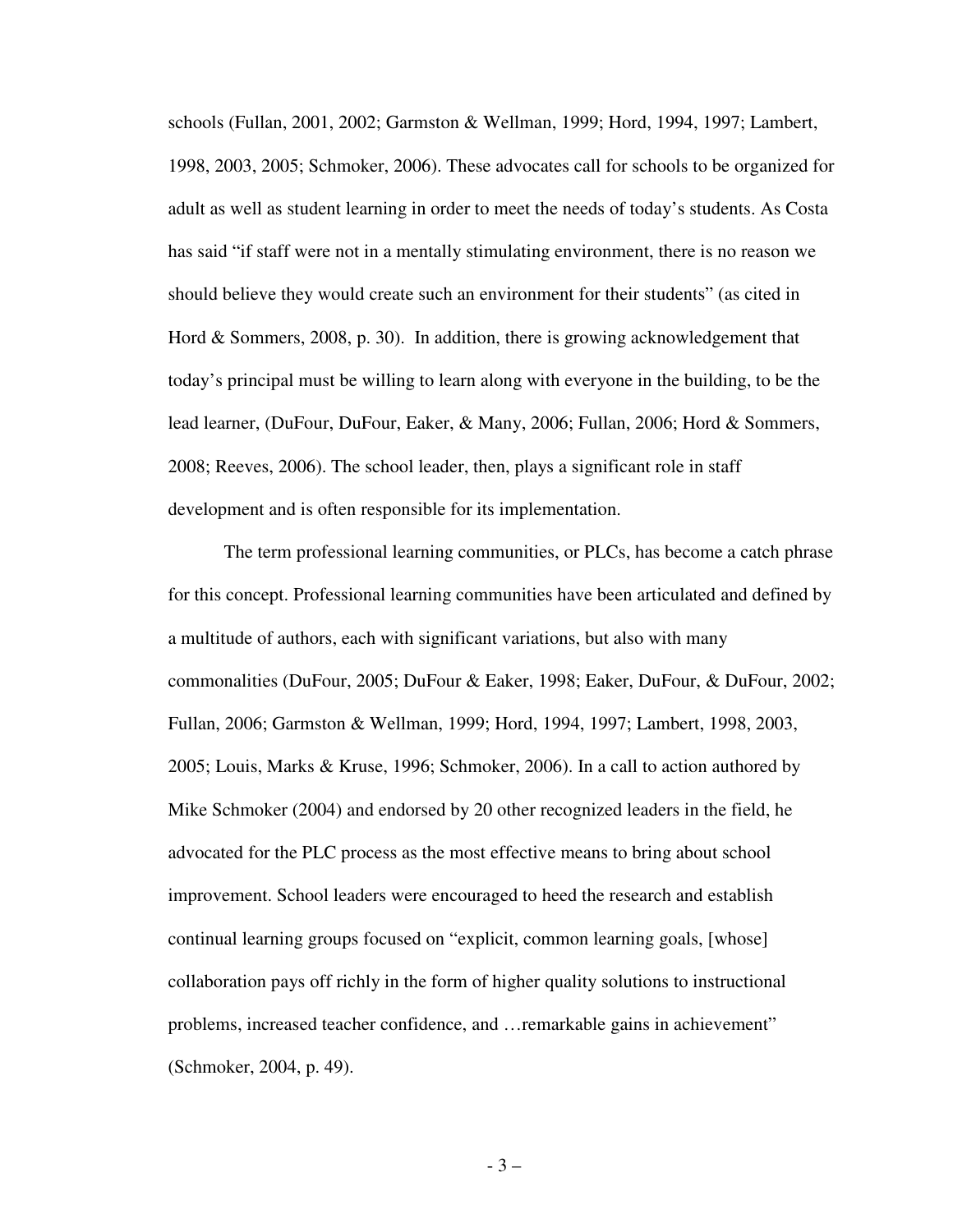schools (Fullan, 2001, 2002; Garmston & Wellman, 1999; Hord, 1994, 1997; Lambert, 1998, 2003, 2005; Schmoker, 2006). These advocates call for schools to be organized for adult as well as student learning in order to meet the needs of today's students. As Costa has said "if staff were not in a mentally stimulating environment, there is no reason we should believe they would create such an environment for their students" (as cited in Hord & Sommers, 2008, p. 30). In addition, there is growing acknowledgement that today's principal must be willing to learn along with everyone in the building, to be the lead learner, (DuFour, DuFour, Eaker, & Many, 2006; Fullan, 2006; Hord & Sommers, 2008; Reeves, 2006). The school leader, then, plays a significant role in staff development and is often responsible for its implementation.

The term professional learning communities, or PLCs, has become a catch phrase for this concept. Professional learning communities have been articulated and defined by a multitude of authors, each with significant variations, but also with many commonalities (DuFour, 2005; DuFour & Eaker, 1998; Eaker, DuFour, & DuFour, 2002; Fullan, 2006; Garmston & Wellman, 1999; Hord, 1994, 1997; Lambert, 1998, 2003, 2005; Louis, Marks & Kruse, 1996; Schmoker, 2006). In a call to action authored by Mike Schmoker (2004) and endorsed by 20 other recognized leaders in the field, he advocated for the PLC process as the most effective means to bring about school improvement. School leaders were encouraged to heed the research and establish continual learning groups focused on "explicit, common learning goals, [whose] collaboration pays off richly in the form of higher quality solutions to instructional problems, increased teacher confidence, and …remarkable gains in achievement" (Schmoker, 2004, p. 49).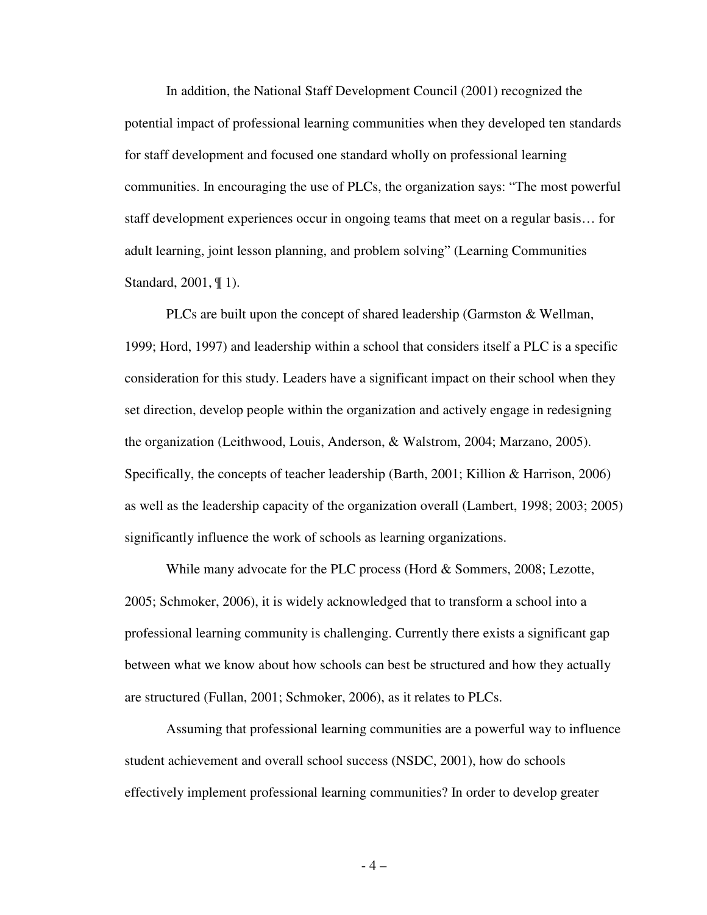In addition, the National Staff Development Council (2001) recognized the potential impact of professional learning communities when they developed ten standards for staff development and focused one standard wholly on professional learning communities. In encouraging the use of PLCs, the organization says: "The most powerful staff development experiences occur in ongoing teams that meet on a regular basis… for adult learning, joint lesson planning, and problem solving" (Learning Communities Standard, 2001, ¶ 1).

PLCs are built upon the concept of shared leadership (Garmston & Wellman, 1999; Hord, 1997) and leadership within a school that considers itself a PLC is a specific consideration for this study. Leaders have a significant impact on their school when they set direction, develop people within the organization and actively engage in redesigning the organization (Leithwood, Louis, Anderson, & Walstrom, 2004; Marzano, 2005). Specifically, the concepts of teacher leadership (Barth, 2001; Killion & Harrison, 2006) as well as the leadership capacity of the organization overall (Lambert, 1998; 2003; 2005) significantly influence the work of schools as learning organizations.

While many advocate for the PLC process (Hord & Sommers, 2008; Lezotte, 2005; Schmoker, 2006), it is widely acknowledged that to transform a school into a professional learning community is challenging. Currently there exists a significant gap between what we know about how schools can best be structured and how they actually are structured (Fullan, 2001; Schmoker, 2006), as it relates to PLCs.

Assuming that professional learning communities are a powerful way to influence student achievement and overall school success (NSDC, 2001), how do schools effectively implement professional learning communities? In order to develop greater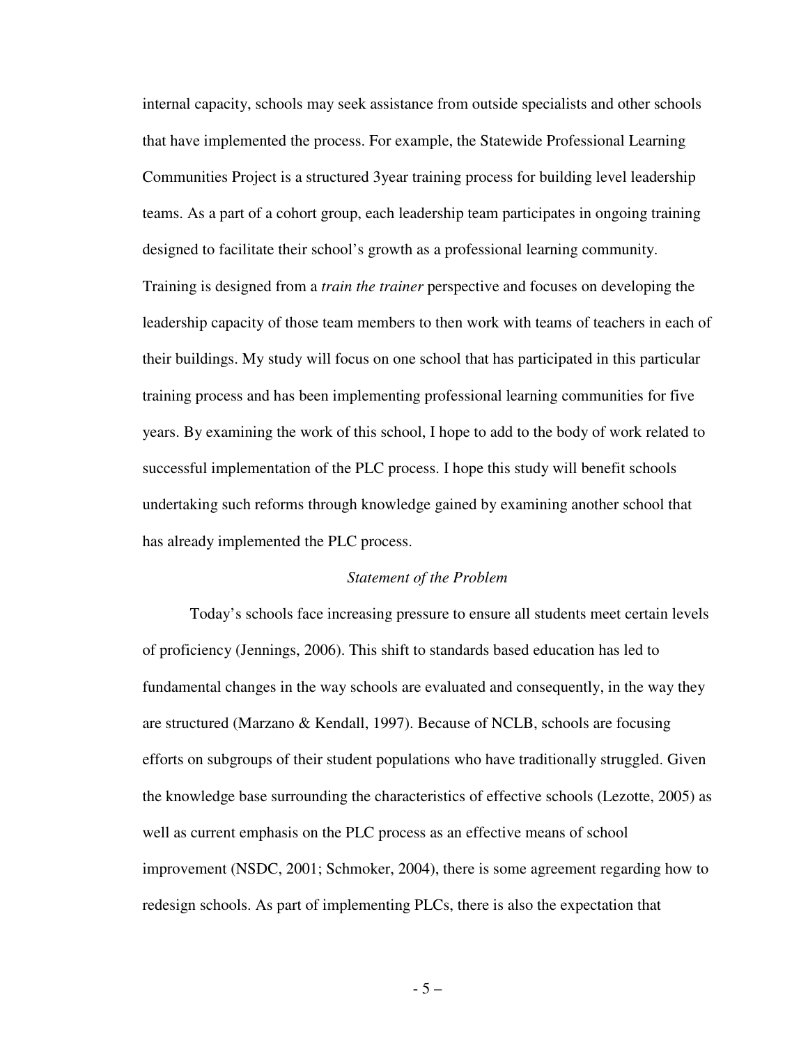internal capacity, schools may seek assistance from outside specialists and other schools that have implemented the process. For example, the Statewide Professional Learning Communities Project is a structured 3year training process for building level leadership teams. As a part of a cohort group, each leadership team participates in ongoing training designed to facilitate their school's growth as a professional learning community. Training is designed from a *train the trainer* perspective and focuses on developing the leadership capacity of those team members to then work with teams of teachers in each of their buildings. My study will focus on one school that has participated in this particular training process and has been implementing professional learning communities for five years. By examining the work of this school, I hope to add to the body of work related to successful implementation of the PLC process. I hope this study will benefit schools undertaking such reforms through knowledge gained by examining another school that has already implemented the PLC process.

### *Statement of the Problem*

Today's schools face increasing pressure to ensure all students meet certain levels of proficiency (Jennings, 2006). This shift to standards based education has led to fundamental changes in the way schools are evaluated and consequently, in the way they are structured (Marzano & Kendall, 1997). Because of NCLB, schools are focusing efforts on subgroups of their student populations who have traditionally struggled. Given the knowledge base surrounding the characteristics of effective schools (Lezotte, 2005) as well as current emphasis on the PLC process as an effective means of school improvement (NSDC, 2001; Schmoker, 2004), there is some agreement regarding how to redesign schools. As part of implementing PLCs, there is also the expectation that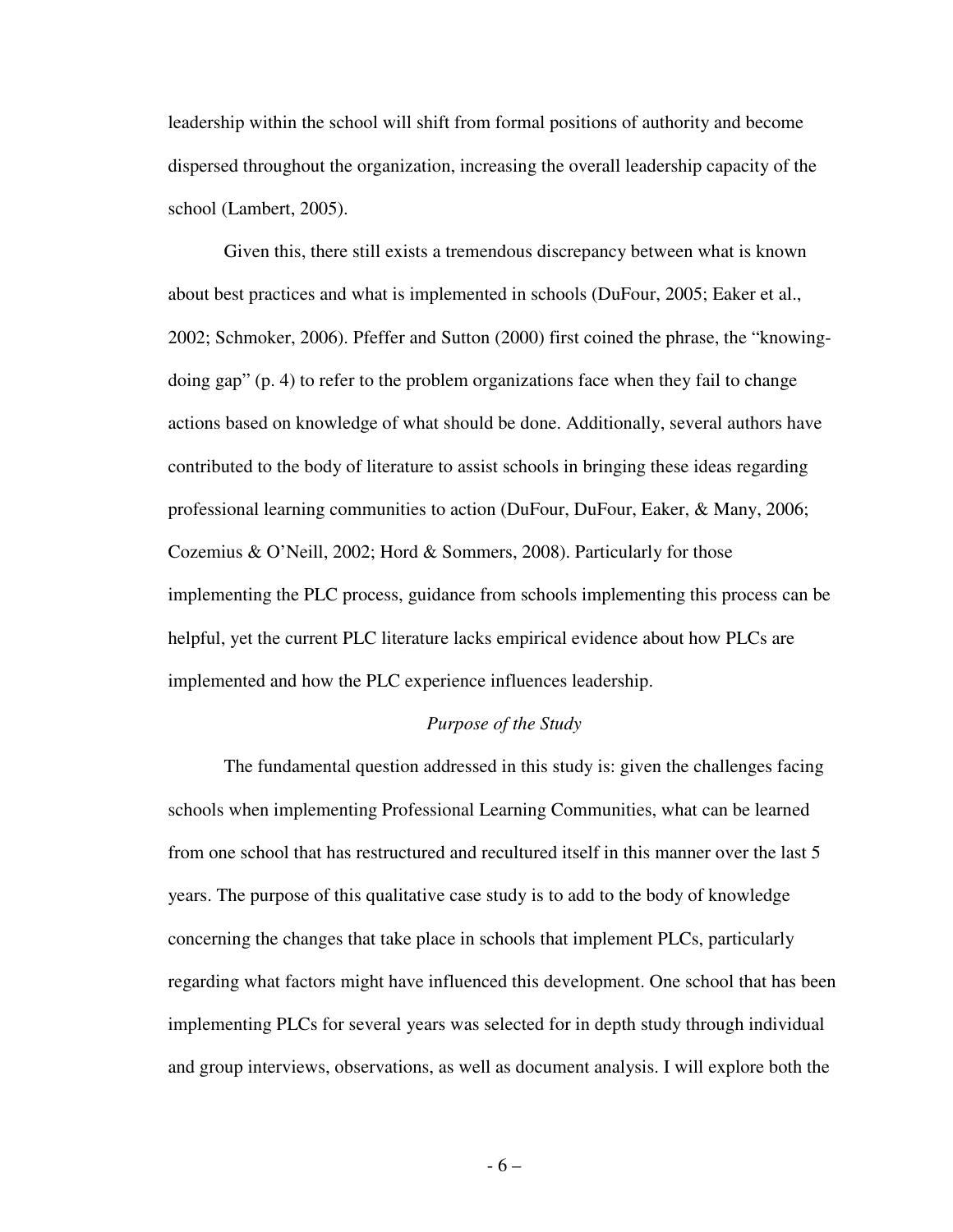leadership within the school will shift from formal positions of authority and become dispersed throughout the organization, increasing the overall leadership capacity of the school (Lambert, 2005).

Given this, there still exists a tremendous discrepancy between what is known about best practices and what is implemented in schools (DuFour, 2005; Eaker et al., 2002; Schmoker, 2006). Pfeffer and Sutton (2000) first coined the phrase, the "knowing-doing gap" (p. 4) to refer to the problem organizations face when they fail to change actions based on knowledge of what should be done. Additionally, several authors have contributed to the body of literature to assist schools in bringing these ideas regarding professional learning communities to action (DuFour, DuFour, Eaker, & Many, 2006; Cozemius & O'Neill, 2002; Hord & Sommers, 2008). Particularly for those implementing the PLC process, guidance from schools implementing this process can be helpful, yet the current PLC literature lacks empirical evidence about how PLCs are implemented and how the PLC experience influences leadership.

### *Purpose of the Study*

The fundamental question addressed in this study is: given the challenges facing schools when implementing Professional Learning Communities, what can be learned from one school that has restructured and recultured itself in this manner over the last 5 years. The purpose of this qualitative case study is to add to the body of knowledge concerning the changes that take place in schools that implement PLCs, particularly regarding what factors might have influenced this development. One school that has been implementing PLCs for several years was selected for in depth study through individual and group interviews, observations, as well as document analysis. I will explore both the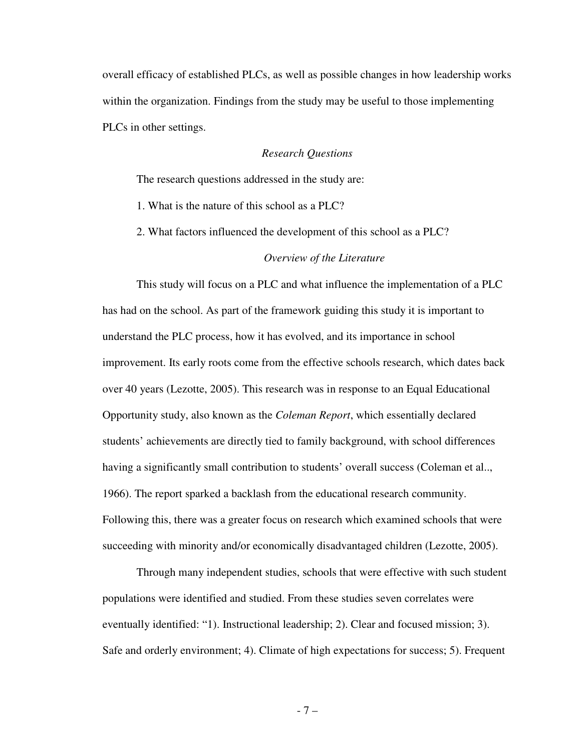overall efficacy of established PLCs, as well as possible changes in how leadership works within the organization. Findings from the study may be useful to those implementing PLCs in other settings.

### *Research Questions*

The research questions addressed in the study are:

1. What is the nature of this school as a PLC?

2. What factors influenced the development of this school as a PLC?

### *Overview of the Literature*

This study will focus on a PLC and what influence the implementation of a PLC has had on the school. As part of the framework guiding this study it is important to understand the PLC process, how it has evolved, and its importance in school improvement. Its early roots come from the effective schools research, which dates back over 40 years (Lezotte, 2005). This research was in response to an Equal Educational Opportunity study, also known as the *Coleman Report*, which essentially declared students' achievements are directly tied to family background, with school differences having a significantly small contribution to students' overall success (Coleman et al.., 1966). The report sparked a backlash from the educational research community. Following this, there was a greater focus on research which examined schools that were succeeding with minority and/or economically disadvantaged children (Lezotte, 2005).

Through many independent studies, schools that were effective with such student populations were identified and studied. From these studies seven correlates were eventually identified: "1). Instructional leadership; 2). Clear and focused mission; 3). Safe and orderly environment; 4). Climate of high expectations for success; 5). Frequent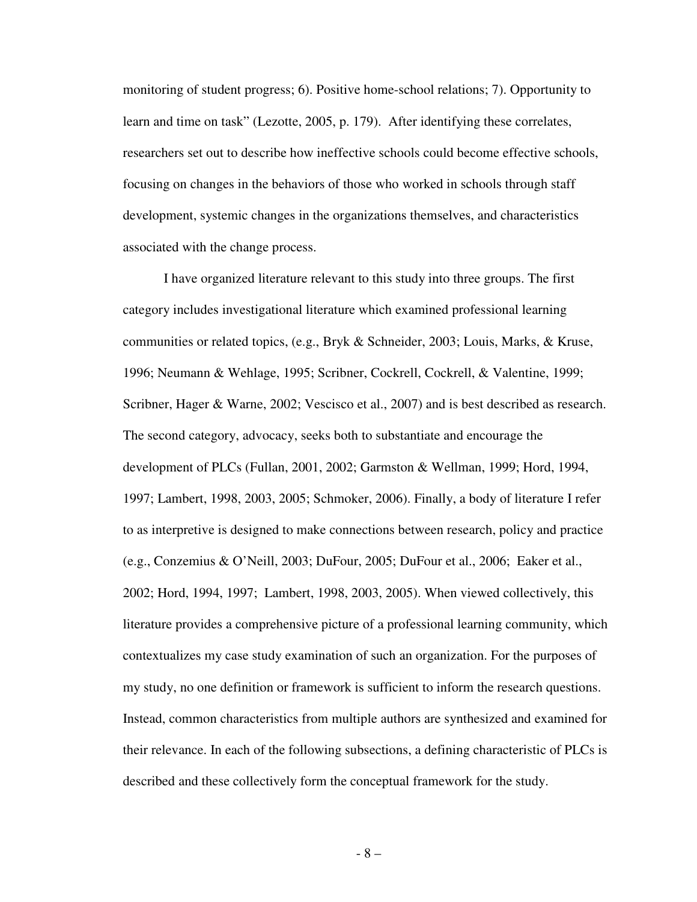monitoring of student progress; 6). Positive home-school relations; 7). Opportunity to learn and time on task" (Lezotte, 2005, p. 179). After identifying these correlates, researchers set out to describe how ineffective schools could become effective schools, focusing on changes in the behaviors of those who worked in schools through staff development, systemic changes in the organizations themselves, and characteristics associated with the change process.

I have organized literature relevant to this study into three groups. The first category includes investigational literature which examined professional learning communities or related topics, (e.g., Bryk & Schneider, 2003; Louis, Marks, & Kruse, 1996; Neumann & Wehlage, 1995; Scribner, Cockrell, Cockrell, & Valentine, 1999; Scribner, Hager & Warne, 2002; Vescisco et al., 2007) and is best described as research. The second category, advocacy, seeks both to substantiate and encourage the development of PLCs (Fullan, 2001, 2002; Garmston & Wellman, 1999; Hord, 1994, 1997; Lambert, 1998, 2003, 2005; Schmoker, 2006). Finally, a body of literature I refer to as interpretive is designed to make connections between research, policy and practice (e.g., Conzemius & O'Neill, 2003; DuFour, 2005; DuFour et al., 2006; Eaker et al., 2002; Hord, 1994, 1997; Lambert, 1998, 2003, 2005). When viewed collectively, this literature provides a comprehensive picture of a professional learning community, which contextualizes my case study examination of such an organization. For the purposes of my study, no one definition or framework is sufficient to inform the research questions. Instead, common characteristics from multiple authors are synthesized and examined for their relevance. In each of the following subsections, a defining characteristic of PLCs is described and these collectively form the conceptual framework for the study.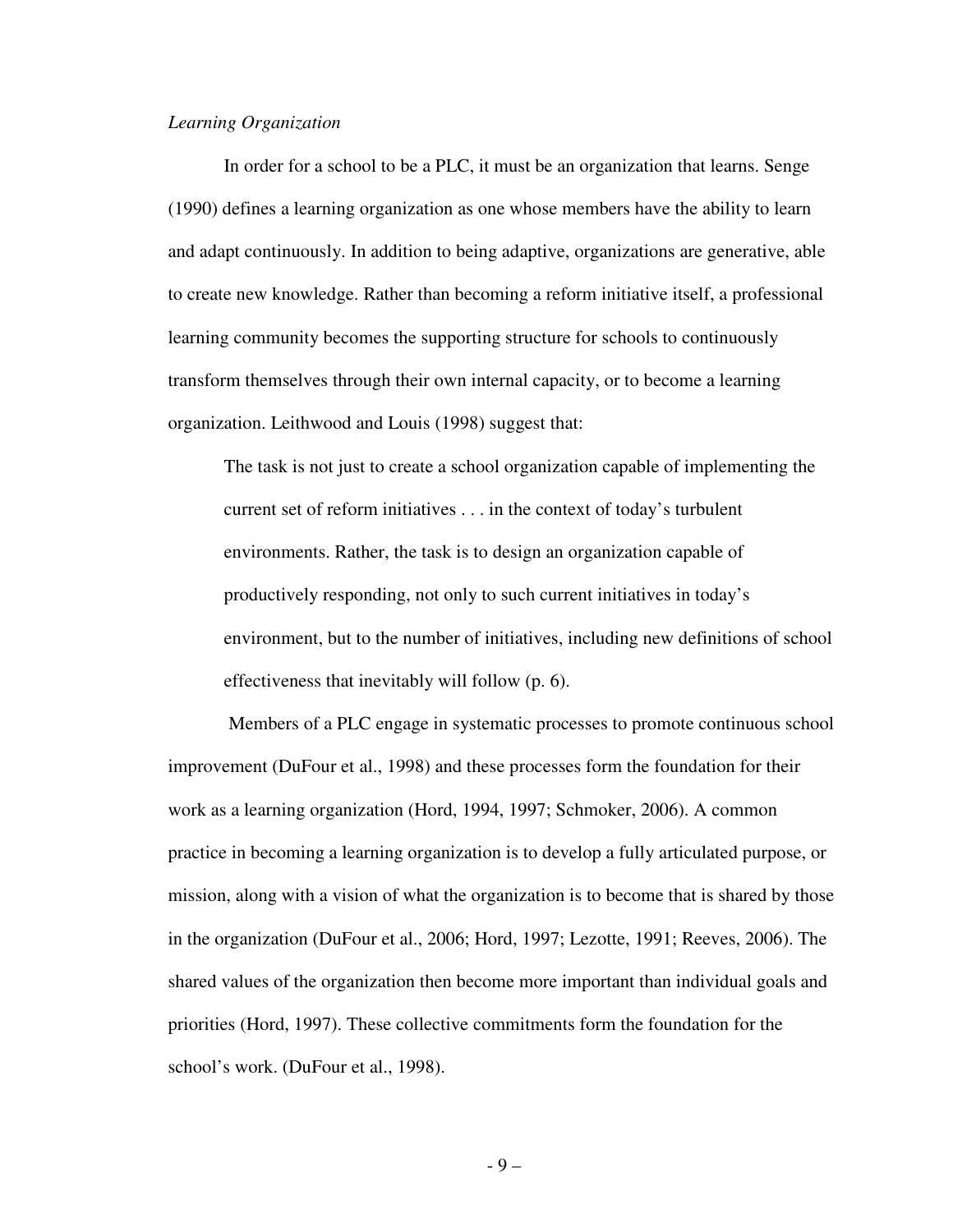*Learning Organization*

In order for a school to be a PLC, it must be an organization that learns. Senge (1990) defines a learning organization as one whose members have the ability to learn and adapt continuously. In addition to being adaptive, organizations are generative, able to create new knowledge. Rather than becoming a reform initiative itself, a professional learning community becomes the supporting structure for schools to continuously transform themselves through their own internal capacity, or to become a learning organization. Leithwood and Louis (1998) suggest that:

> The task is not just to create a school organization capable of implementing the current set of reform initiatives . . . in the context of today's turbulent environments. Rather, the task is to design an organization capable of productively responding, not only to such current initiatives in today's environment, but to the number of initiatives, including new definitions of school effectiveness that inevitably will follow (p. 6).

Members of a PLC engage in systematic processes to promote continuous school improvement (DuFour et al., 1998) and these processes form the foundation for their work as a learning organization (Hord, 1994, 1997; Schmoker, 2006). A common practice in becoming a learning organization is to develop a fully articulated purpose, or mission, along with a vision of what the organization is to become that is shared by those in the organization (DuFour et al., 2006; Hord, 1997; Lezotte, 1991; Reeves, 2006). The shared values of the organization then become more important than individual goals and priorities (Hord, 1997). These collective commitments form the foundation for the school's work. (DuFour et al., 1998).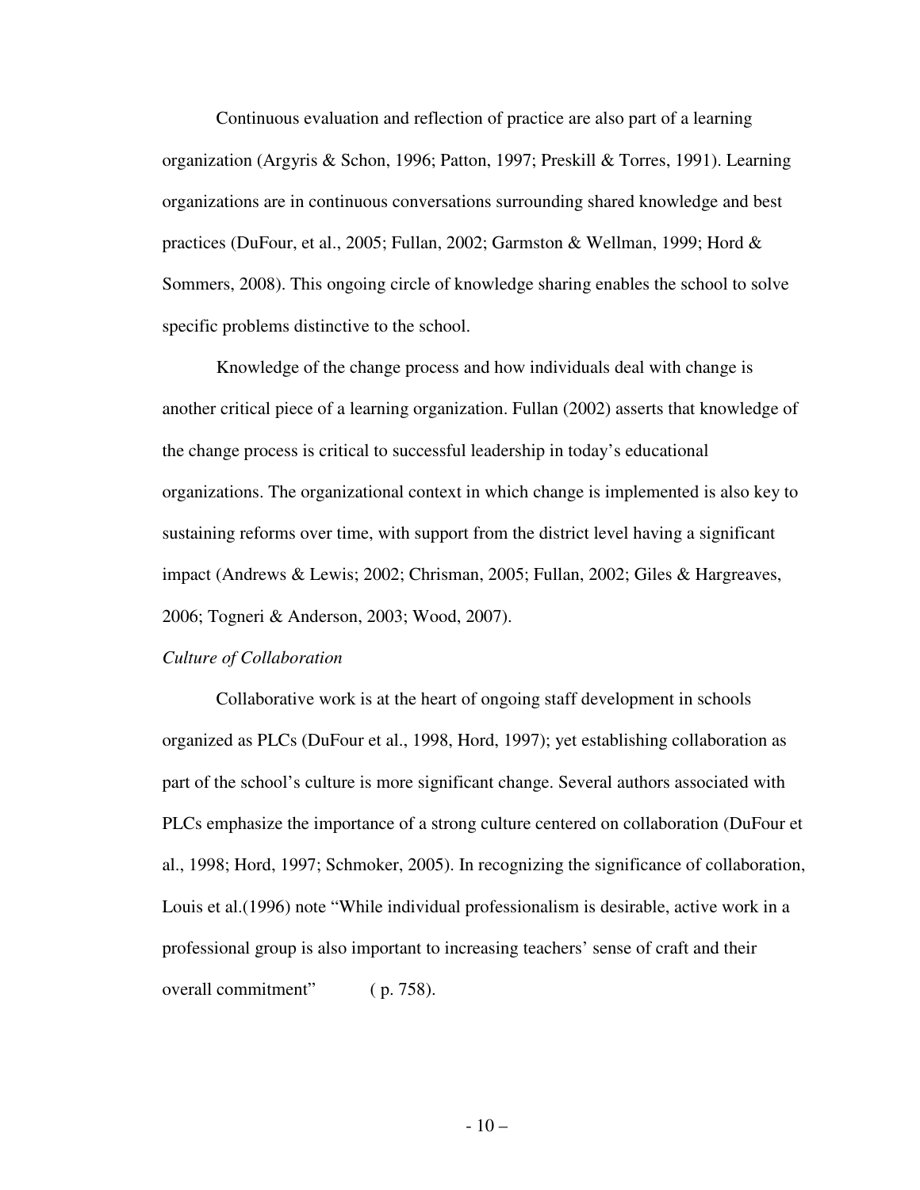Continuous evaluation and reflection of practice are also part of a learning organization (Argyris & Schon, 1996; Patton, 1997; Preskill & Torres, 1991). Learning organizations are in continuous conversations surrounding shared knowledge and best practices (DuFour, et al., 2005; Fullan, 2002; Garmston & Wellman, 1999; Hord & Sommers, 2008). This ongoing circle of knowledge sharing enables the school to solve specific problems distinctive to the school.

Knowledge of the change process and how individuals deal with change is another critical piece of a learning organization. Fullan (2002) asserts that knowledge of the change process is critical to successful leadership in today's educational organizations. The organizational context in which change is implemented is also key to sustaining reforms over time, with support from the district level having a significant impact (Andrews & Lewis; 2002; Chrisman, 2005; Fullan, 2002; Giles & Hargreaves, 2006; Togneri & Anderson, 2003; Wood, 2007).

*Culture of Collaboration*

Collaborative work is at the heart of ongoing staff development in schools organized as PLCs (DuFour et al., 1998, Hord, 1997); yet establishing collaboration as part of the school's culture is more significant change. Several authors associated with PLCs emphasize the importance of a strong culture centered on collaboration (DuFour et al., 1998; Hord, 1997; Schmoker, 2005). In recognizing the significance of collaboration, Louis et al.(1996) note "While individual professionalism is desirable, active work in a professional group is also important to increasing teachers' sense of craft and their overall commitment" ( p. 758).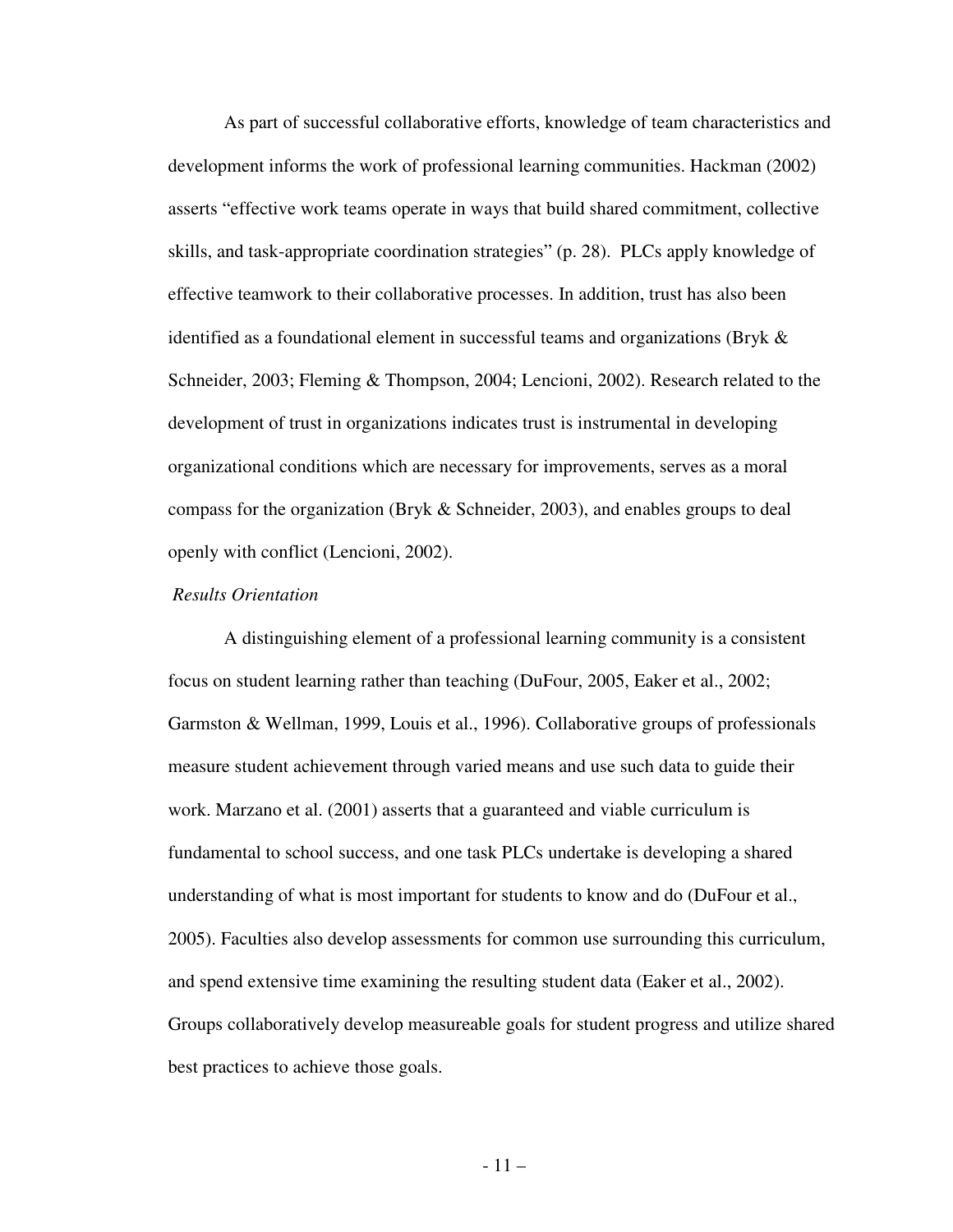As part of successful collaborative efforts, knowledge of team characteristics and development informs the work of professional learning communities. Hackman (2002) asserts "effective work teams operate in ways that build shared commitment, collective skills, and task-appropriate coordination strategies" (p. 28). PLCs apply knowledge of effective teamwork to their collaborative processes. In addition, trust has also been identified as a foundational element in successful teams and organizations (Bryk & Schneider, 2003; Fleming & Thompson, 2004; Lencioni, 2002). Research related to the development of trust in organizations indicates trust is instrumental in developing organizational conditions which are necessary for improvements, serves as a moral compass for the organization (Bryk & Schneider, 2003), and enables groups to deal openly with conflict (Lencioni, 2002).

*Results Orientation*

A distinguishing element of a professional learning community is a consistent focus on student learning rather than teaching (DuFour, 2005, Eaker et al., 2002; Garmston & Wellman, 1999, Louis et al., 1996). Collaborative groups of professionals measure student achievement through varied means and use such data to guide their work. Marzano et al. (2001) asserts that a guaranteed and viable curriculum is fundamental to school success, and one task PLCs undertake is developing a shared understanding of what is most important for students to know and do (DuFour et al., 2005). Faculties also develop assessments for common use surrounding this curriculum, and spend extensive time examining the resulting student data (Eaker et al., 2002). Groups collaboratively develop measureable goals for student progress and utilize shared best practices to achieve those goals.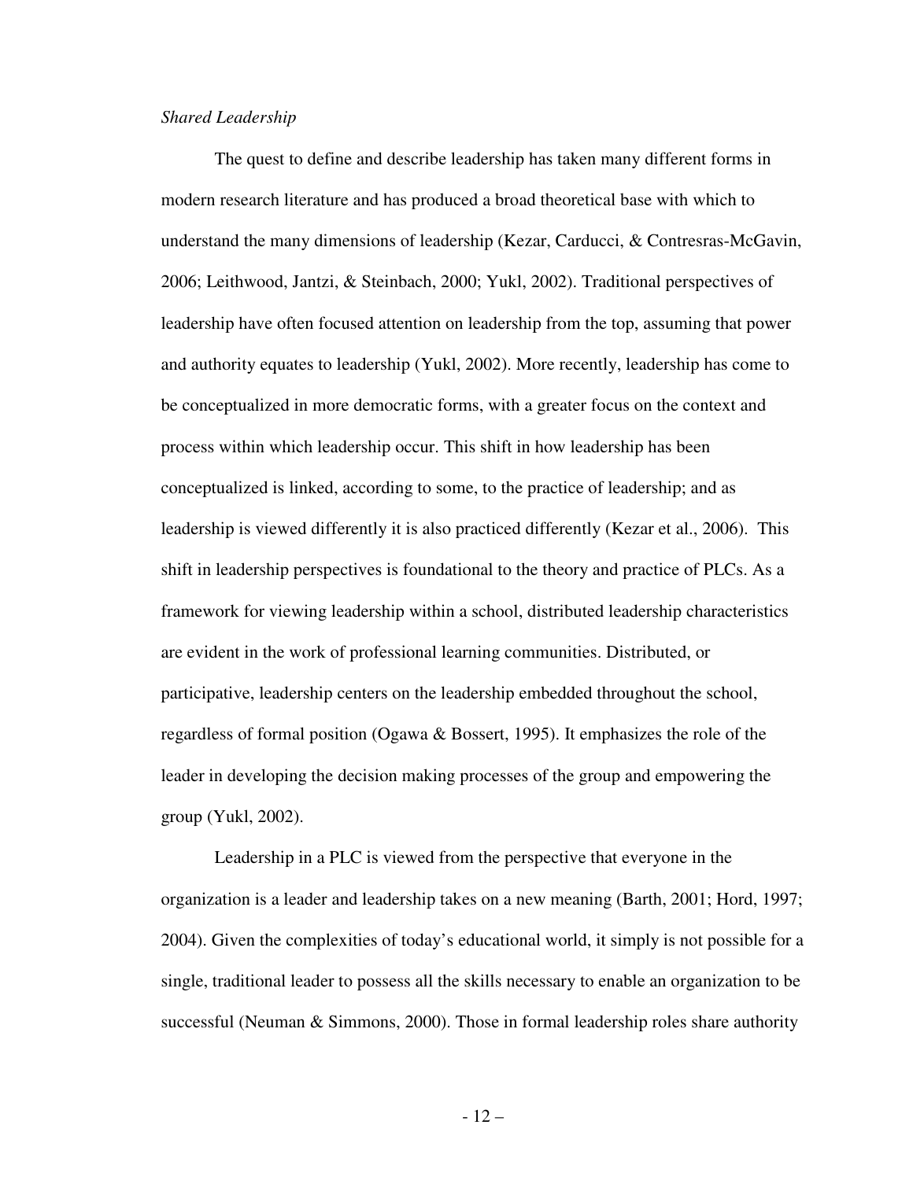*Shared Leadership*

The quest to define and describe leadership has taken many different forms in modern research literature and has produced a broad theoretical base with which to understand the many dimensions of leadership (Kezar, Carducci, & Contresras-McGavin, 2006; Leithwood, Jantzi, & Steinbach, 2000; Yukl, 2002). Traditional perspectives of leadership have often focused attention on leadership from the top, assuming that power and authority equates to leadership (Yukl, 2002). More recently, leadership has come to be conceptualized in more democratic forms, with a greater focus on the context and process within which leadership occur. This shift in how leadership has been conceptualized is linked, according to some, to the practice of leadership; and as leadership is viewed differently it is also practiced differently (Kezar et al., 2006). This shift in leadership perspectives is foundational to the theory and practice of PLCs. As a framework for viewing leadership within a school, distributed leadership characteristics are evident in the work of professional learning communities. Distributed, or participative, leadership centers on the leadership embedded throughout the school, regardless of formal position (Ogawa & Bossert, 1995). It emphasizes the role of the leader in developing the decision making processes of the group and empowering the group (Yukl, 2002).

Leadership in a PLC is viewed from the perspective that everyone in the organization is a leader and leadership takes on a new meaning (Barth, 2001; Hord, 1997; 2004). Given the complexities of today's educational world, it simply is not possible for a single, traditional leader to possess all the skills necessary to enable an organization to be successful (Neuman & Simmons, 2000). Those in formal leadership roles share authority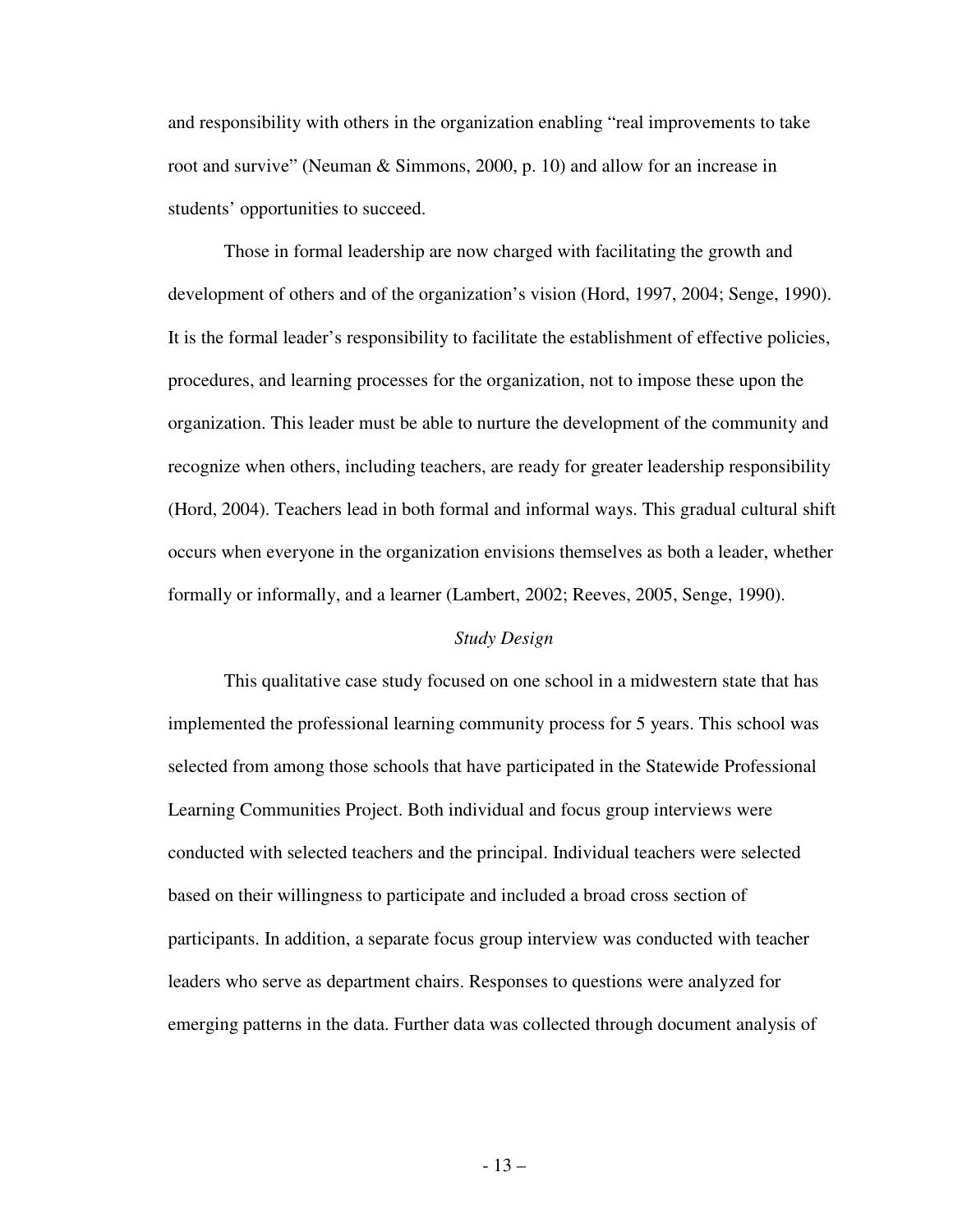and responsibility with others in the organization enabling "real improvements to take root and survive" (Neuman & Simmons, 2000, p. 10) and allow for an increase in students' opportunities to succeed.

Those in formal leadership are now charged with facilitating the growth and development of others and of the organization's vision (Hord, 1997, 2004; Senge, 1990). It is the formal leader's responsibility to facilitate the establishment of effective policies, procedures, and learning processes for the organization, not to impose these upon the organization. This leader must be able to nurture the development of the community and recognize when others, including teachers, are ready for greater leadership responsibility (Hord, 2004). Teachers lead in both formal and informal ways. This gradual cultural shift occurs when everyone in the organization envisions themselves as both a leader, whether formally or informally, and a learner (Lambert, 2002; Reeves, 2005, Senge, 1990).

### *Study Design*

This qualitative case study focused on one school in a midwestern state that has implemented the professional learning community process for 5 years. This school was selected from among those schools that have participated in the Statewide Professional Learning Communities Project. Both individual and focus group interviews were conducted with selected teachers and the principal. Individual teachers were selected based on their willingness to participate and included a broad cross section of participants. In addition, a separate focus group interview was conducted with teacher leaders who serve as department chairs. Responses to questions were analyzed for emerging patterns in the data. Further data was collected through document analysis of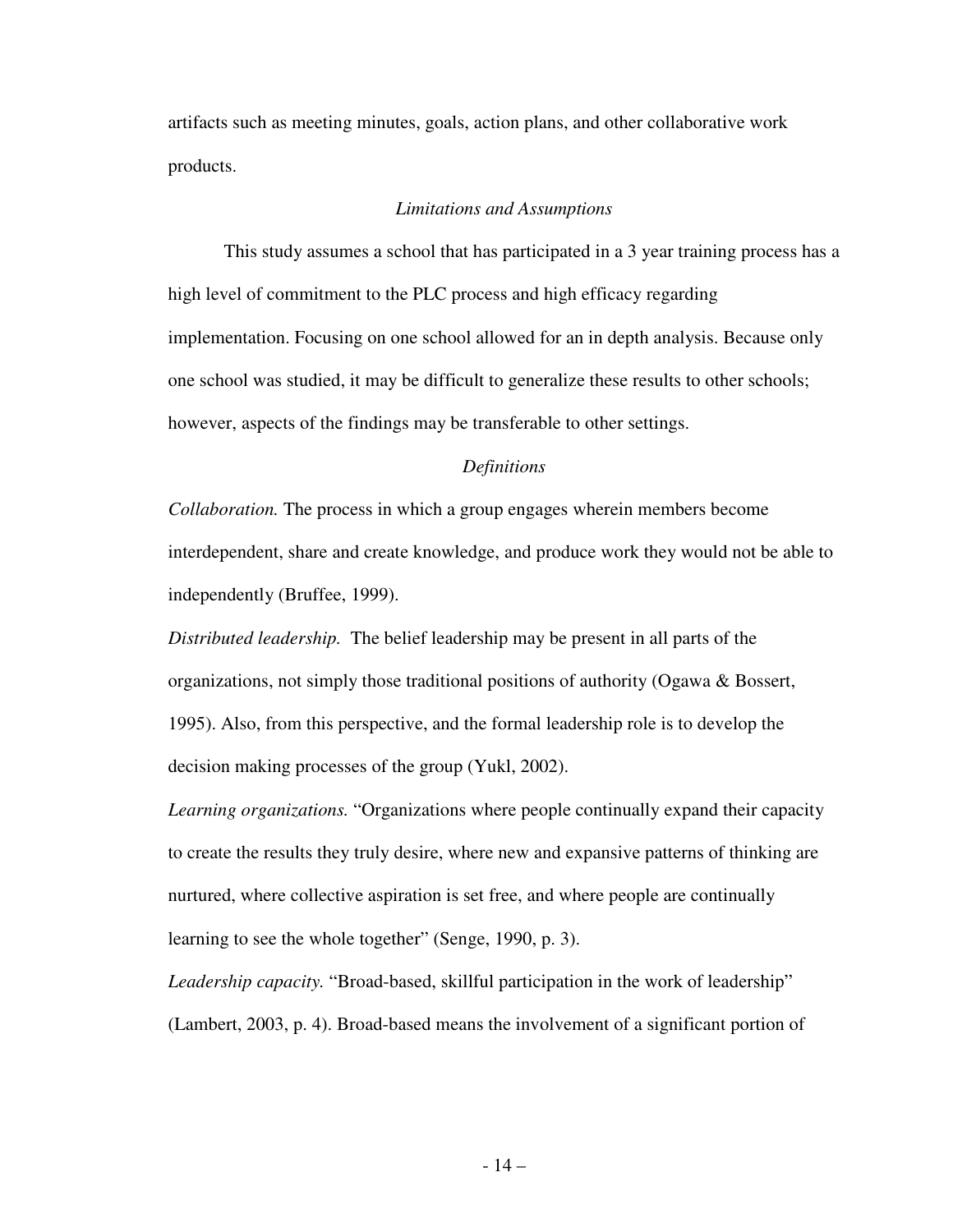artifacts such as meeting minutes, goals, action plans, and other collaborative work products.

### *Limitations and Assumptions*

This study assumes a school that has participated in a 3 year training process has a high level of commitment to the PLC process and high efficacy regarding implementation. Focusing on one school allowed for an in depth analysis. Because only one school was studied, it may be difficult to generalize these results to other schools; however, aspects of the findings may be transferable to other settings.

### *Definitions*

*Collaboration.* The process in which a group engages wherein members become interdependent, share and create knowledge, and produce work they would not be able to independently (Bruffee, 1999).

*Distributed leadership.* The belief leadership may be present in all parts of the organizations, not simply those traditional positions of authority (Ogawa & Bossert, 1995). Also, from this perspective, and the formal leadership role is to develop the decision making processes of the group (Yukl, 2002).

*Learning organizations.* "Organizations where people continually expand their capacity to create the results they truly desire, where new and expansive patterns of thinking are nurtured, where collective aspiration is set free, and where people are continually learning to see the whole together" (Senge, 1990, p. 3).

*Leadership capacity.* "Broad-based, skillful participation in the work of leadership" (Lambert, 2003, p. 4). Broad-based means the involvement of a significant portion of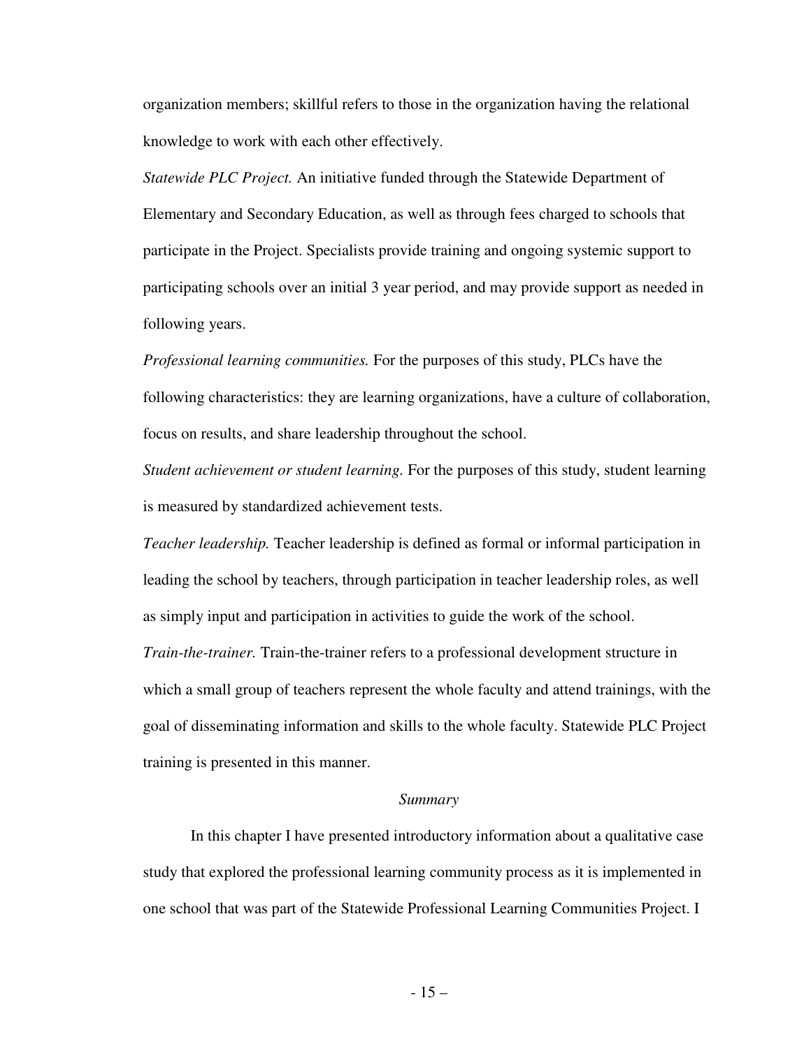organization members; skillful refers to those in the organization having the relational knowledge to work with each other effectively.

*Statewide PLC Project.* An initiative funded through the Statewide Department of Elementary and Secondary Education, as well as through fees charged to schools that participate in the Project. Specialists provide training and ongoing systemic support to participating schools over an initial 3 year period, and may provide support as needed in following years.

*Professional learning communities.* For the purposes of this study, PLCs have the following characteristics: they are learning organizations, have a culture of collaboration, focus on results, and share leadership throughout the school.

*Student achievement or student learning.* For the purposes of this study, student learning is measured by standardized achievement tests.

*Teacher leadership.* Teacher leadership is defined as formal or informal participation in leading the school by teachers, through participation in teacher leadership roles, as well as simply input and participation in activities to guide the work of the school.

*Train-the-trainer.* Train-the-trainer refers to a professional development structure in which a small group of teachers represent the whole faculty and attend trainings, with the goal of disseminating information and skills to the whole faculty. Statewide PLC Project training is presented in this manner.

### *Summary*

In this chapter I have presented introductory information about a qualitative case study that explored the professional learning community process as it is implemented in one school that was part of the Statewide Professional Learning Communities Project. I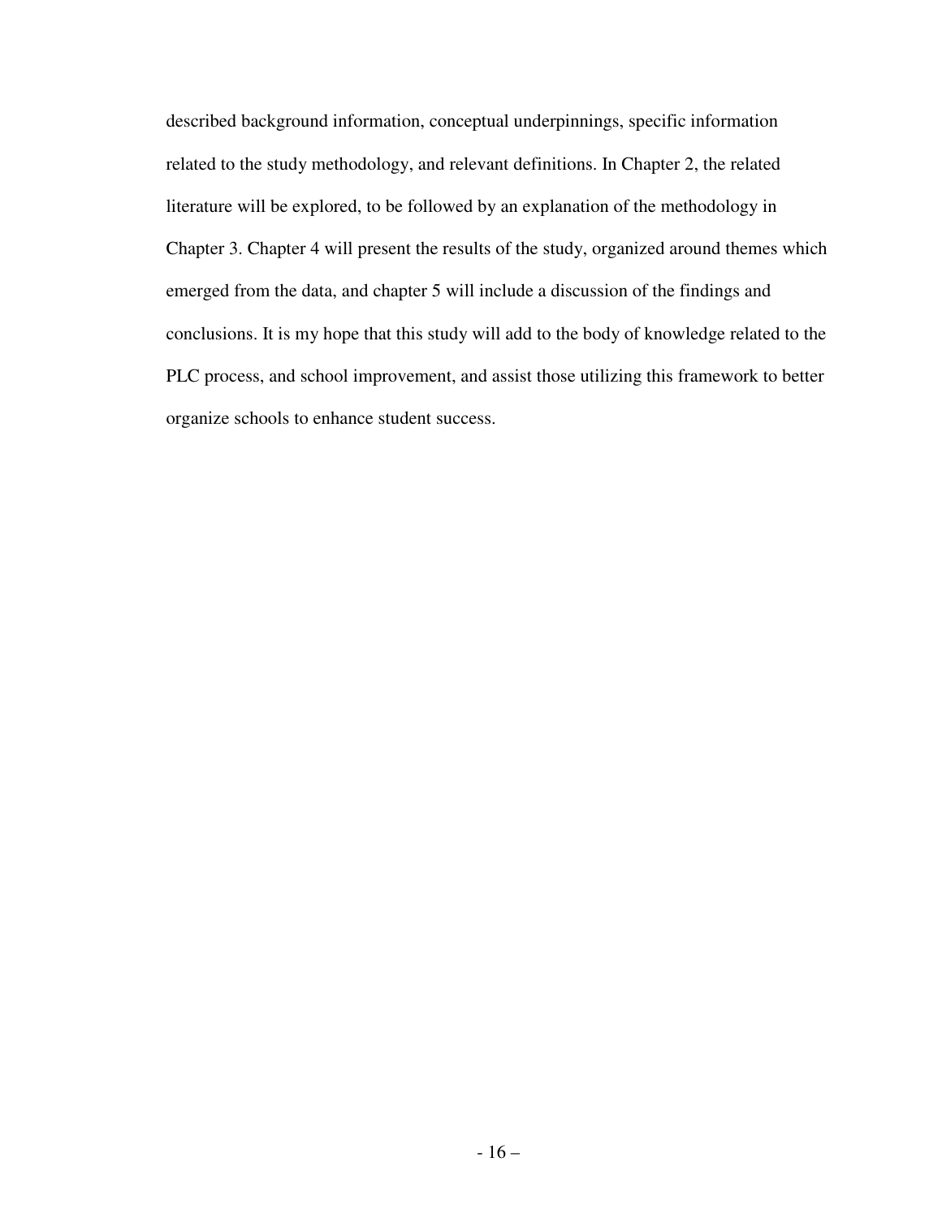described background information, conceptual underpinnings, specific information related to the study methodology, and relevant definitions. In Chapter 2, the related literature will be explored, to be followed by an explanation of the methodology in Chapter 3. Chapter 4 will present the results of the study, organized around themes which emerged from the data, and chapter 5 will include a discussion of the findings and conclusions. It is my hope that this study will add to the body of knowledge related to the PLC process, and school improvement, and assist those utilizing this framework to better organize schools to enhance student success.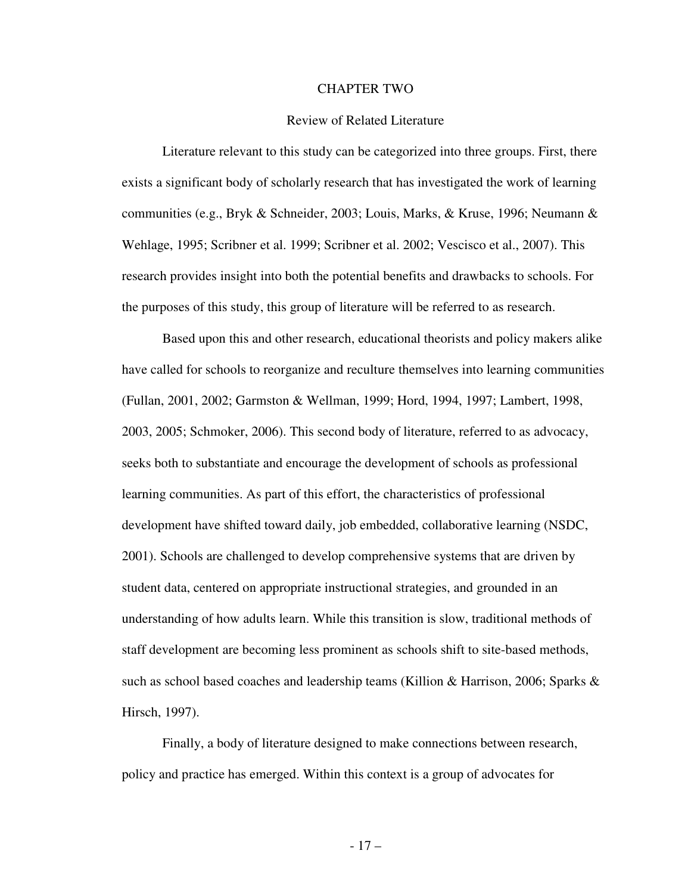# CHAPTER TWO

## Review of Related Literature

Literature relevant to this study can be categorized into three groups. First, there exists a significant body of scholarly research that has investigated the work of learning communities (e.g., Bryk & Schneider, 2003; Louis, Marks, & Kruse, 1996; Neumann & Wehlage, 1995; Scribner et al. 1999; Scribner et al. 2002; Vescisco et al., 2007). This research provides insight into both the potential benefits and drawbacks to schools. For the purposes of this study, this group of literature will be referred to as research.

Based upon this and other research, educational theorists and policy makers alike have called for schools to reorganize and reculture themselves into learning communities (Fullan, 2001, 2002; Garmston & Wellman, 1999; Hord, 1994, 1997; Lambert, 1998, 2003, 2005; Schmoker, 2006). This second body of literature, referred to as advocacy, seeks both to substantiate and encourage the development of schools as professional learning communities. As part of this effort, the characteristics of professional development have shifted toward daily, job embedded, collaborative learning (NSDC, 2001). Schools are challenged to develop comprehensive systems that are driven by student data, centered on appropriate instructional strategies, and grounded in an understanding of how adults learn. While this transition is slow, traditional methods of staff development are becoming less prominent as schools shift to site-based methods, such as school based coaches and leadership teams (Killion & Harrison, 2006; Sparks & Hirsch, 1997).

Finally, a body of literature designed to make connections between research, policy and practice has emerged. Within this context is a group of advocates for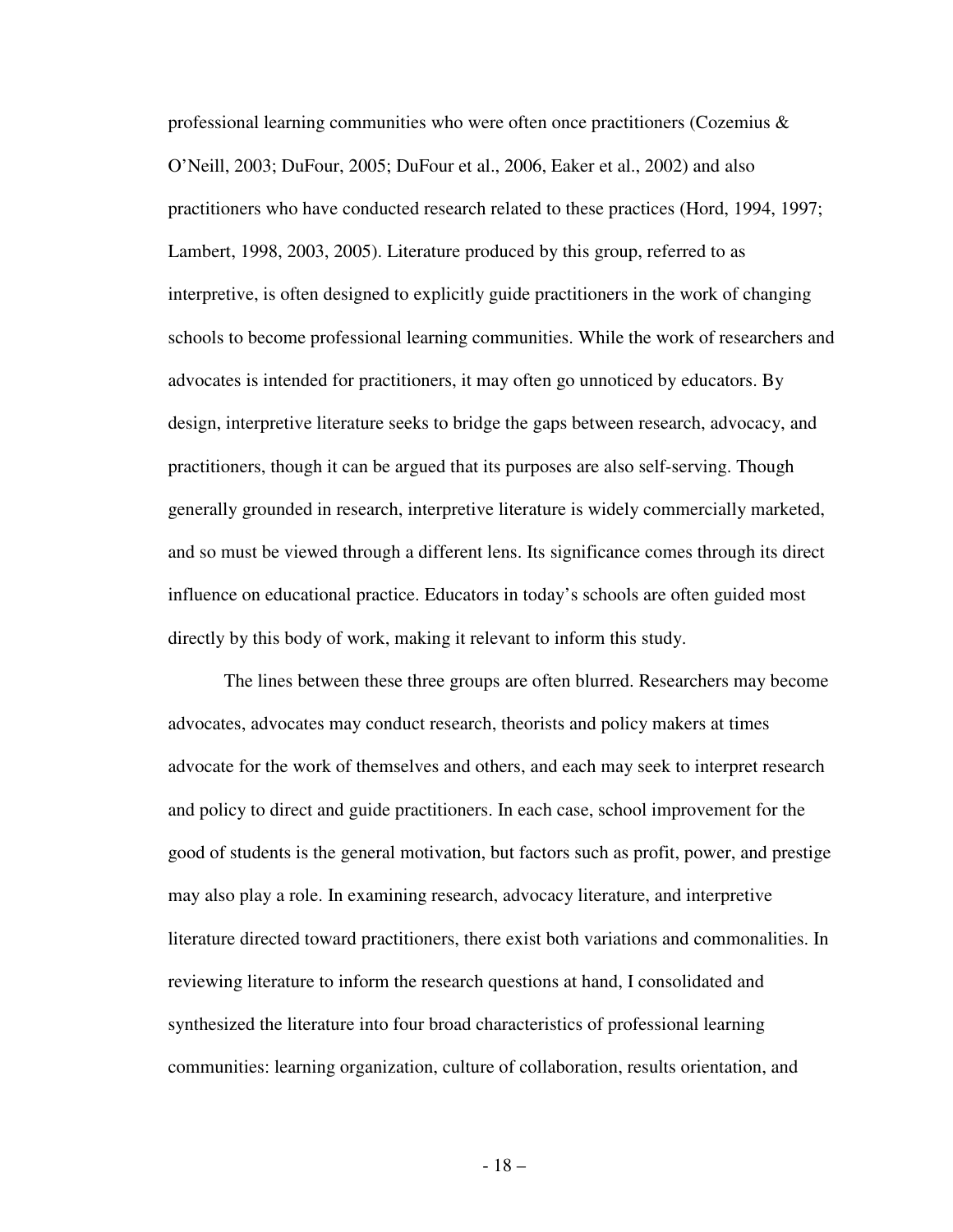professional learning communities who were often once practitioners (Cozemius & O'Neill, 2003; DuFour, 2005; DuFour et al., 2006, Eaker et al., 2002) and also practitioners who have conducted research related to these practices (Hord, 1994, 1997; Lambert, 1998, 2003, 2005). Literature produced by this group, referred to as interpretive, is often designed to explicitly guide practitioners in the work of changing schools to become professional learning communities. While the work of researchers and advocates is intended for practitioners, it may often go unnoticed by educators. By design, interpretive literature seeks to bridge the gaps between research, advocacy, and practitioners, though it can be argued that its purposes are also self-serving. Though generally grounded in research, interpretive literature is widely commercially marketed, and so must be viewed through a different lens. Its significance comes through its direct influence on educational practice. Educators in today's schools are often guided most directly by this body of work, making it relevant to inform this study.

The lines between these three groups are often blurred. Researchers may become advocates, advocates may conduct research, theorists and policy makers at times advocate for the work of themselves and others, and each may seek to interpret research and policy to direct and guide practitioners. In each case, school improvement for the good of students is the general motivation, but factors such as profit, power, and prestige may also play a role. In examining research, advocacy literature, and interpretive literature directed toward practitioners, there exist both variations and commonalities. In reviewing literature to inform the research questions at hand, I consolidated and synthesized the literature into four broad characteristics of professional learning communities: learning organization, culture of collaboration, results orientation, and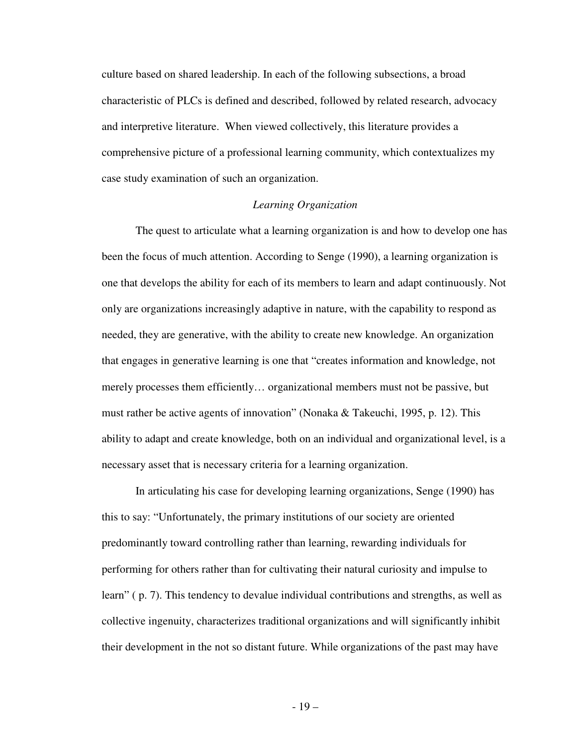culture based on shared leadership. In each of the following subsections, a broad characteristic of PLCs is defined and described, followed by related research, advocacy and interpretive literature. When viewed collectively, this literature provides a comprehensive picture of a professional learning community, which contextualizes my case study examination of such an organization.

### *Learning Organization*

The quest to articulate what a learning organization is and how to develop one has been the focus of much attention. According to Senge (1990), a learning organization is one that develops the ability for each of its members to learn and adapt continuously. Not only are organizations increasingly adaptive in nature, with the capability to respond as needed, they are generative, with the ability to create new knowledge. An organization that engages in generative learning is one that "creates information and knowledge, not merely processes them efficiently… organizational members must not be passive, but must rather be active agents of innovation" (Nonaka & Takeuchi, 1995, p. 12). This ability to adapt and create knowledge, both on an individual and organizational level, is a necessary asset that is necessary criteria for a learning organization.

In articulating his case for developing learning organizations, Senge (1990) has this to say: "Unfortunately, the primary institutions of our society are oriented predominantly toward controlling rather than learning, rewarding individuals for performing for others rather than for cultivating their natural curiosity and impulse to learn" ( p. 7). This tendency to devalue individual contributions and strengths, as well as collective ingenuity, characterizes traditional organizations and will significantly inhibit their development in the not so distant future. While organizations of the past may have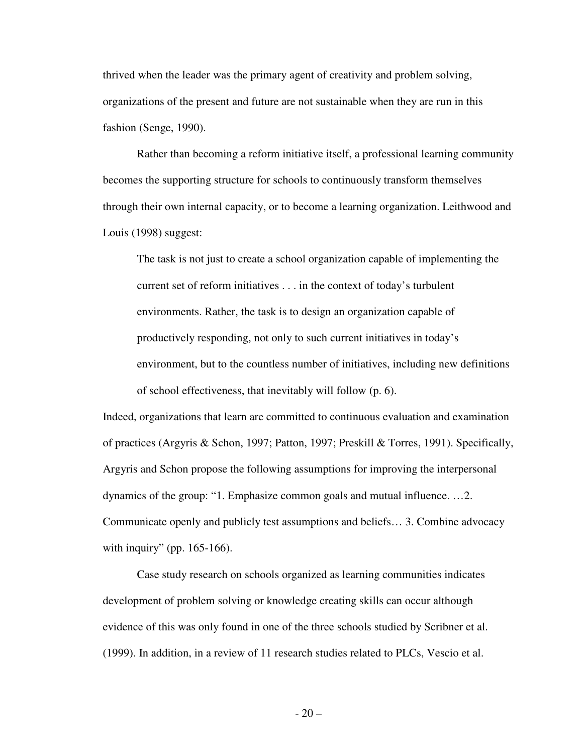thrived when the leader was the primary agent of creativity and problem solving, organizations of the present and future are not sustainable when they are run in this fashion (Senge, 1990).

Rather than becoming a reform initiative itself, a professional learning community becomes the supporting structure for schools to continuously transform themselves through their own internal capacity, or to become a learning organization. Leithwood and Louis (1998) suggest:

> The task is not just to create a school organization capable of implementing the current set of reform initiatives . . . in the context of today's turbulent environments. Rather, the task is to design an organization capable of productively responding, not only to such current initiatives in today's environment, but to the countless number of initiatives, including new definitions of school effectiveness, that inevitably will follow (p. 6).

Indeed, organizations that learn are committed to continuous evaluation and examination of practices (Argyris & Schon, 1997; Patton, 1997; Preskill & Torres, 1991). Specifically, Argyris and Schon propose the following assumptions for improving the interpersonal dynamics of the group: "1. Emphasize common goals and mutual influence. …2. Communicate openly and publicly test assumptions and beliefs… 3. Combine advocacy with inquiry" (pp. 165-166).

Case study research on schools organized as learning communities indicates development of problem solving or knowledge creating skills can occur although evidence of this was only found in one of the three schools studied by Scribner et al. (1999). In addition, in a review of 11 research studies related to PLCs, Vescio et al.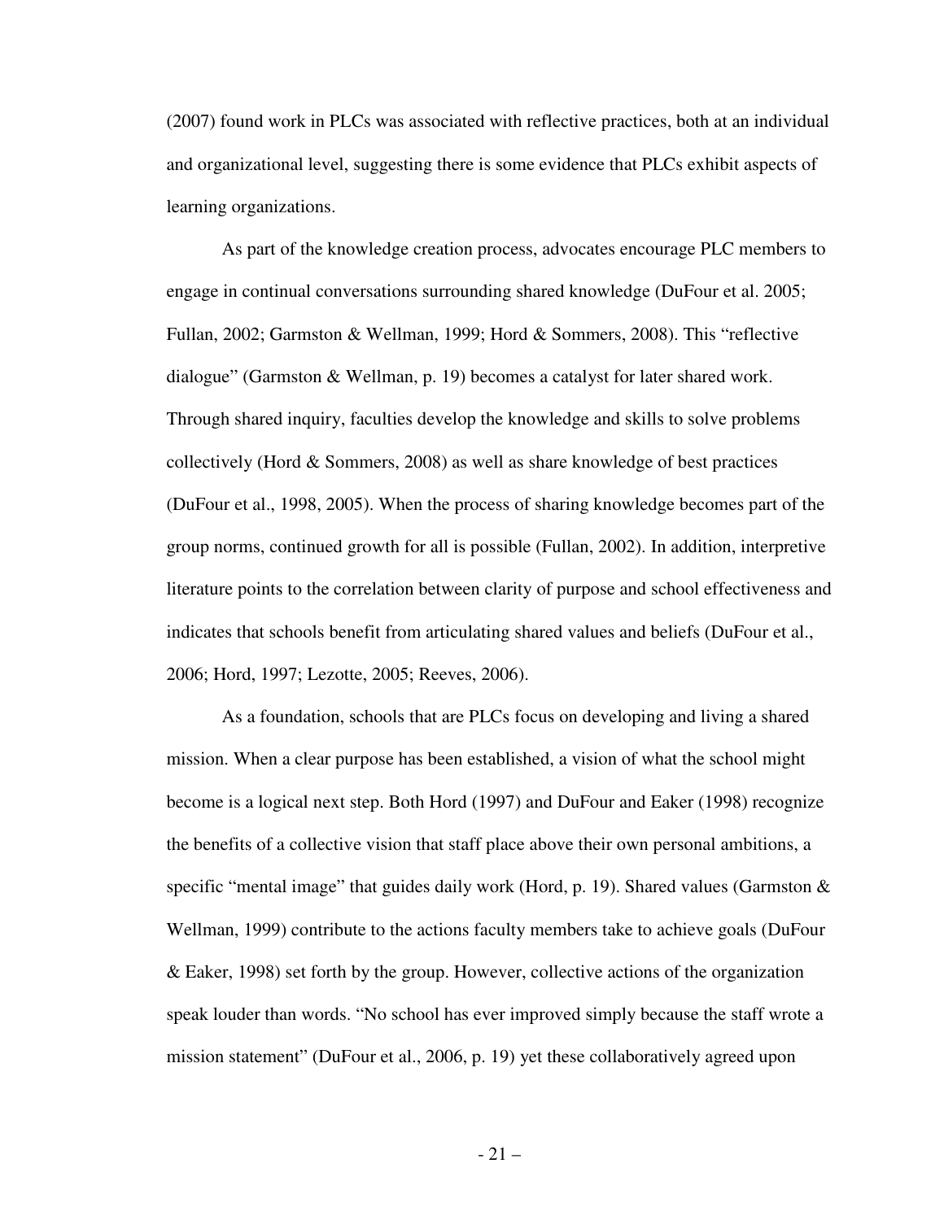(2007) found work in PLCs was associated with reflective practices, both at an individual and organizational level, suggesting there is some evidence that PLCs exhibit aspects of learning organizations.

As part of the knowledge creation process, advocates encourage PLC members to engage in continual conversations surrounding shared knowledge (DuFour et al. 2005; Fullan, 2002; Garmston & Wellman, 1999; Hord & Sommers, 2008). This "reflective dialogue" (Garmston & Wellman, p. 19) becomes a catalyst for later shared work. Through shared inquiry, faculties develop the knowledge and skills to solve problems collectively (Hord & Sommers, 2008) as well as share knowledge of best practices (DuFour et al., 1998, 2005). When the process of sharing knowledge becomes part of the group norms, continued growth for all is possible (Fullan, 2002). In addition, interpretive literature points to the correlation between clarity of purpose and school effectiveness and indicates that schools benefit from articulating shared values and beliefs (DuFour et al., 2006; Hord, 1997; Lezotte, 2005; Reeves, 2006).

As a foundation, schools that are PLCs focus on developing and living a shared mission. When a clear purpose has been established, a vision of what the school might become is a logical next step. Both Hord (1997) and DuFour and Eaker (1998) recognize the benefits of a collective vision that staff place above their own personal ambitions, a specific "mental image" that guides daily work (Hord, p. 19). Shared values (Garmston & Wellman, 1999) contribute to the actions faculty members take to achieve goals (DuFour & Eaker, 1998) set forth by the group. However, collective actions of the organization speak louder than words. "No school has ever improved simply because the staff wrote a mission statement" (DuFour et al., 2006, p. 19) yet these collaboratively agreed upon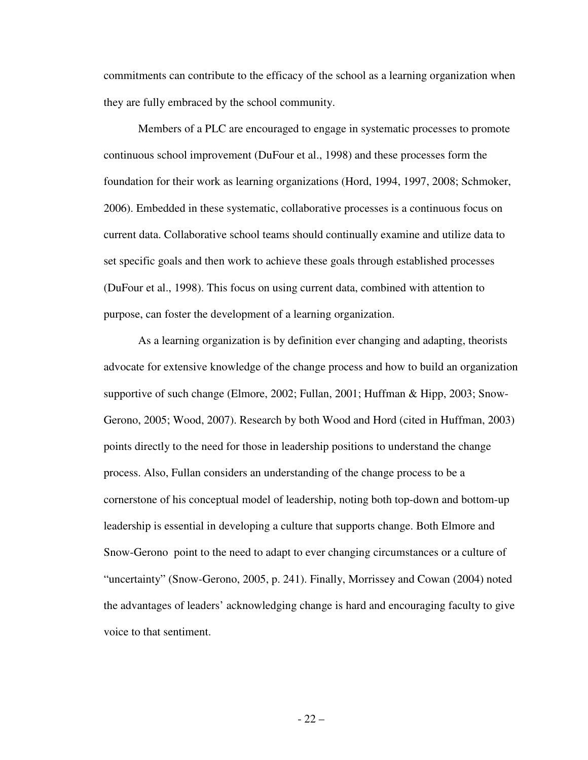commitments can contribute to the efficacy of the school as a learning organization when they are fully embraced by the school community.

Members of a PLC are encouraged to engage in systematic processes to promote continuous school improvement (DuFour et al., 1998) and these processes form the foundation for their work as learning organizations (Hord, 1994, 1997, 2008; Schmoker, 2006). Embedded in these systematic, collaborative processes is a continuous focus on current data. Collaborative school teams should continually examine and utilize data to set specific goals and then work to achieve these goals through established processes (DuFour et al., 1998). This focus on using current data, combined with attention to purpose, can foster the development of a learning organization.

As a learning organization is by definition ever changing and adapting, theorists advocate for extensive knowledge of the change process and how to build an organization supportive of such change (Elmore, 2002; Fullan, 2001; Huffman & Hipp, 2003; Snow-Gerono, 2005; Wood, 2007). Research by both Wood and Hord (cited in Huffman, 2003) points directly to the need for those in leadership positions to understand the change process. Also, Fullan considers an understanding of the change process to be a cornerstone of his conceptual model of leadership, noting both top-down and bottom-up leadership is essential in developing a culture that supports change. Both Elmore and Snow-Gerono point to the need to adapt to ever changing circumstances or a culture of "uncertainty" (Snow-Gerono, 2005, p. 241). Finally, Morrissey and Cowan (2004) noted the advantages of leaders' acknowledging change is hard and encouraging faculty to give voice to that sentiment.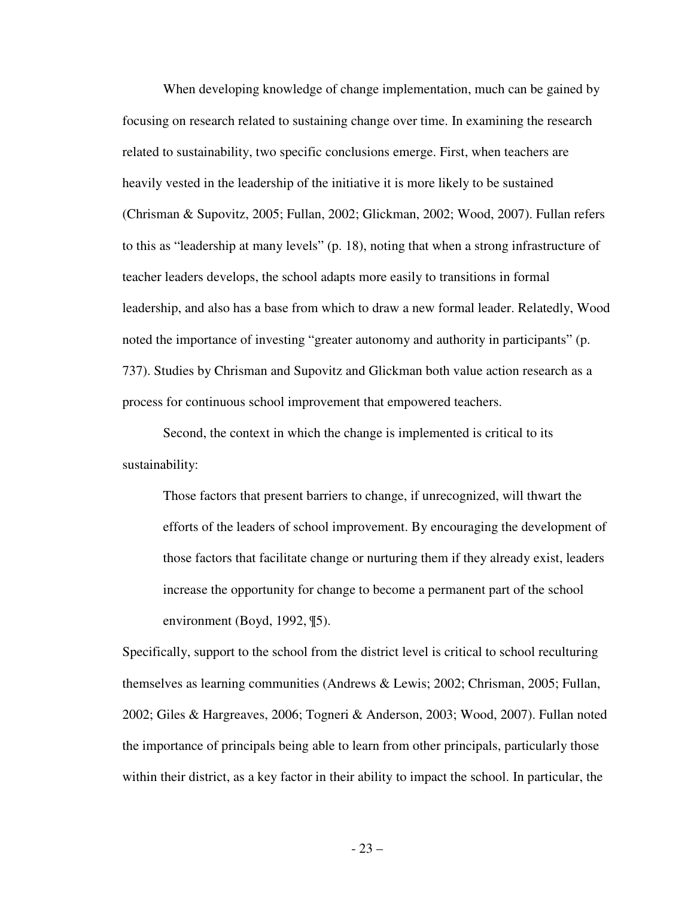When developing knowledge of change implementation, much can be gained by focusing on research related to sustaining change over time. In examining the research related to sustainability, two specific conclusions emerge. First, when teachers are heavily vested in the leadership of the initiative it is more likely to be sustained (Chrisman & Supovitz, 2005; Fullan, 2002; Glickman, 2002; Wood, 2007). Fullan refers to this as "leadership at many levels" (p. 18), noting that when a strong infrastructure of teacher leaders develops, the school adapts more easily to transitions in formal leadership, and also has a base from which to draw a new formal leader. Relatedly, Wood noted the importance of investing "greater autonomy and authority in participants" (p. 737). Studies by Chrisman and Supovitz and Glickman both value action research as a process for continuous school improvement that empowered teachers.

Second, the context in which the change is implemented is critical to its sustainability:

> Those factors that present barriers to change, if unrecognized, will thwart the efforts of the leaders of school improvement. By encouraging the development of those factors that facilitate change or nurturing them if they already exist, leaders increase the opportunity for change to become a permanent part of the school environment (Boyd, 1992, ¶5).

Specifically, support to the school from the district level is critical to school reculturing themselves as learning communities (Andrews & Lewis; 2002; Chrisman, 2005; Fullan, 2002; Giles & Hargreaves, 2006; Togneri & Anderson, 2003; Wood, 2007). Fullan noted the importance of principals being able to learn from other principals, particularly those within their district, as a key factor in their ability to impact the school. In particular, the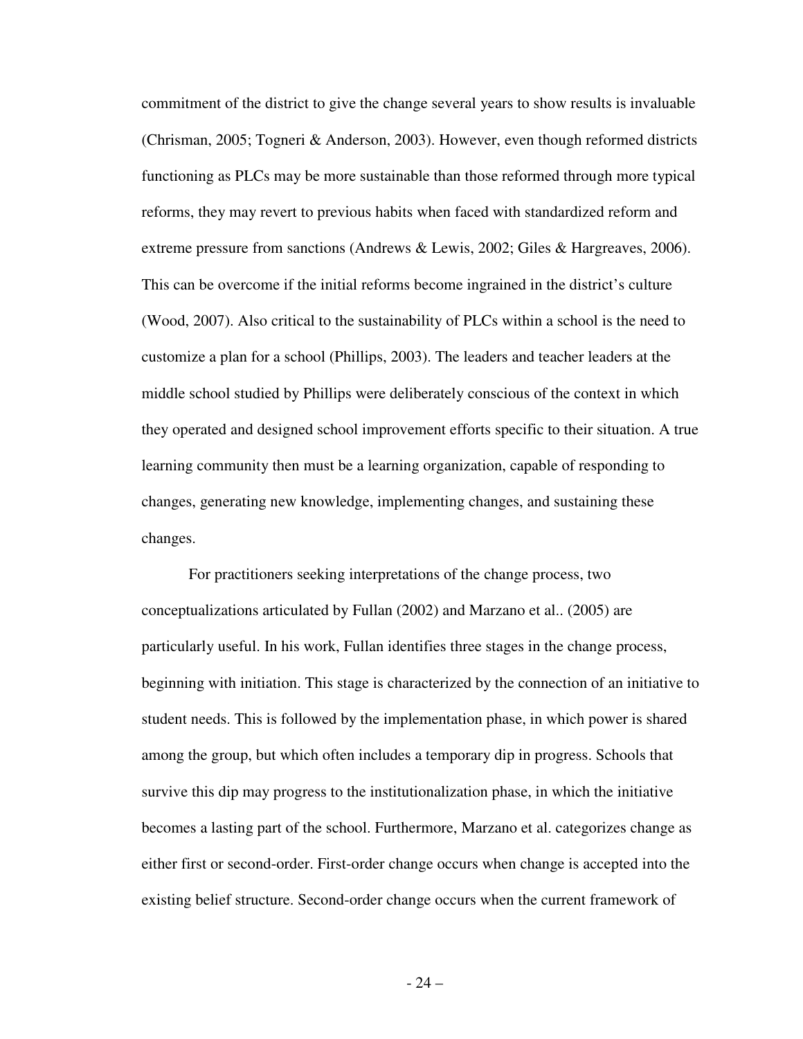commitment of the district to give the change several years to show results is invaluable (Chrisman, 2005; Togneri & Anderson, 2003). However, even though reformed districts functioning as PLCs may be more sustainable than those reformed through more typical reforms, they may revert to previous habits when faced with standardized reform and extreme pressure from sanctions (Andrews & Lewis, 2002; Giles & Hargreaves, 2006). This can be overcome if the initial reforms become ingrained in the district's culture (Wood, 2007). Also critical to the sustainability of PLCs within a school is the need to customize a plan for a school (Phillips, 2003). The leaders and teacher leaders at the middle school studied by Phillips were deliberately conscious of the context in which they operated and designed school improvement efforts specific to their situation. A true learning community then must be a learning organization, capable of responding to changes, generating new knowledge, implementing changes, and sustaining these changes.

For practitioners seeking interpretations of the change process, two conceptualizations articulated by Fullan (2002) and Marzano et al.. (2005) are particularly useful. In his work, Fullan identifies three stages in the change process, beginning with initiation. This stage is characterized by the connection of an initiative to student needs. This is followed by the implementation phase, in which power is shared among the group, but which often includes a temporary dip in progress. Schools that survive this dip may progress to the institutionalization phase, in which the initiative becomes a lasting part of the school. Furthermore, Marzano et al. categorizes change as either first or second-order. First-order change occurs when change is accepted into the existing belief structure. Second-order change occurs when the current framework of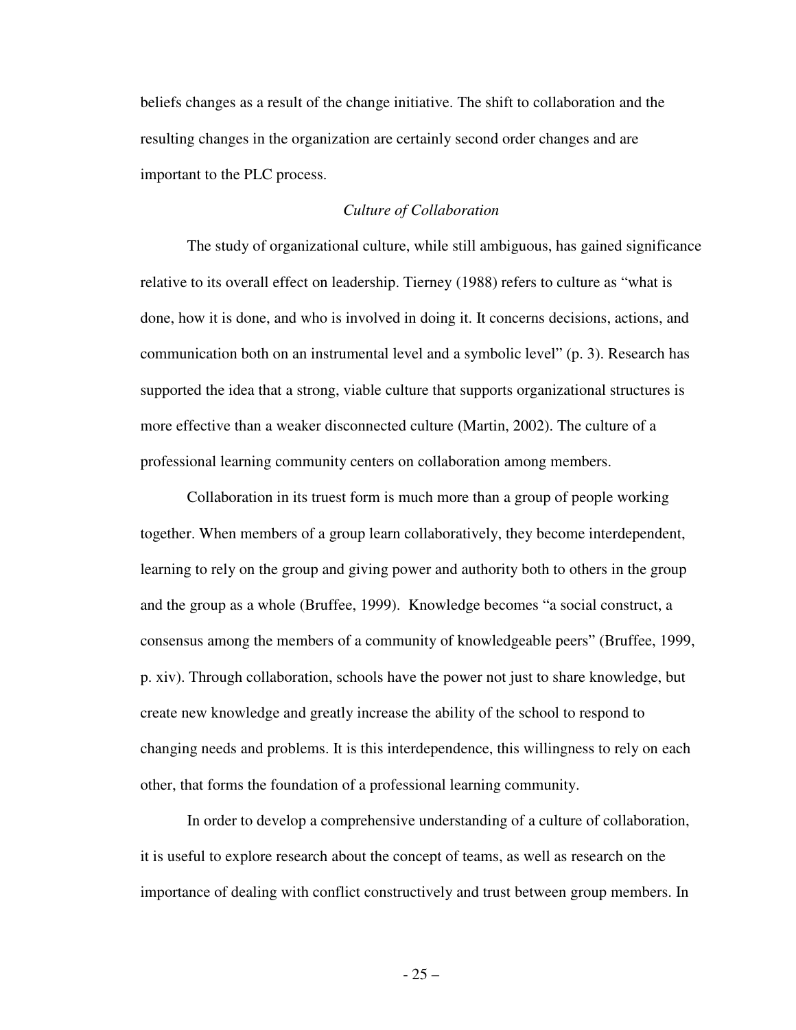beliefs changes as a result of the change initiative. The shift to collaboration and the resulting changes in the organization are certainly second order changes and are important to the PLC process.

### *Culture of Collaboration*

The study of organizational culture, while still ambiguous, has gained significance relative to its overall effect on leadership. Tierney (1988) refers to culture as "what is done, how it is done, and who is involved in doing it. It concerns decisions, actions, and communication both on an instrumental level and a symbolic level" (p. 3). Research has supported the idea that a strong, viable culture that supports organizational structures is more effective than a weaker disconnected culture (Martin, 2002). The culture of a professional learning community centers on collaboration among members.

Collaboration in its truest form is much more than a group of people working together. When members of a group learn collaboratively, they become interdependent, learning to rely on the group and giving power and authority both to others in the group and the group as a whole (Bruffee, 1999). Knowledge becomes "a social construct, a consensus among the members of a community of knowledgeable peers" (Bruffee, 1999, p. xiv). Through collaboration, schools have the power not just to share knowledge, but create new knowledge and greatly increase the ability of the school to respond to changing needs and problems. It is this interdependence, this willingness to rely on each other, that forms the foundation of a professional learning community.

In order to develop a comprehensive understanding of a culture of collaboration, it is useful to explore research about the concept of teams, as well as research on the importance of dealing with conflict constructively and trust between group members. In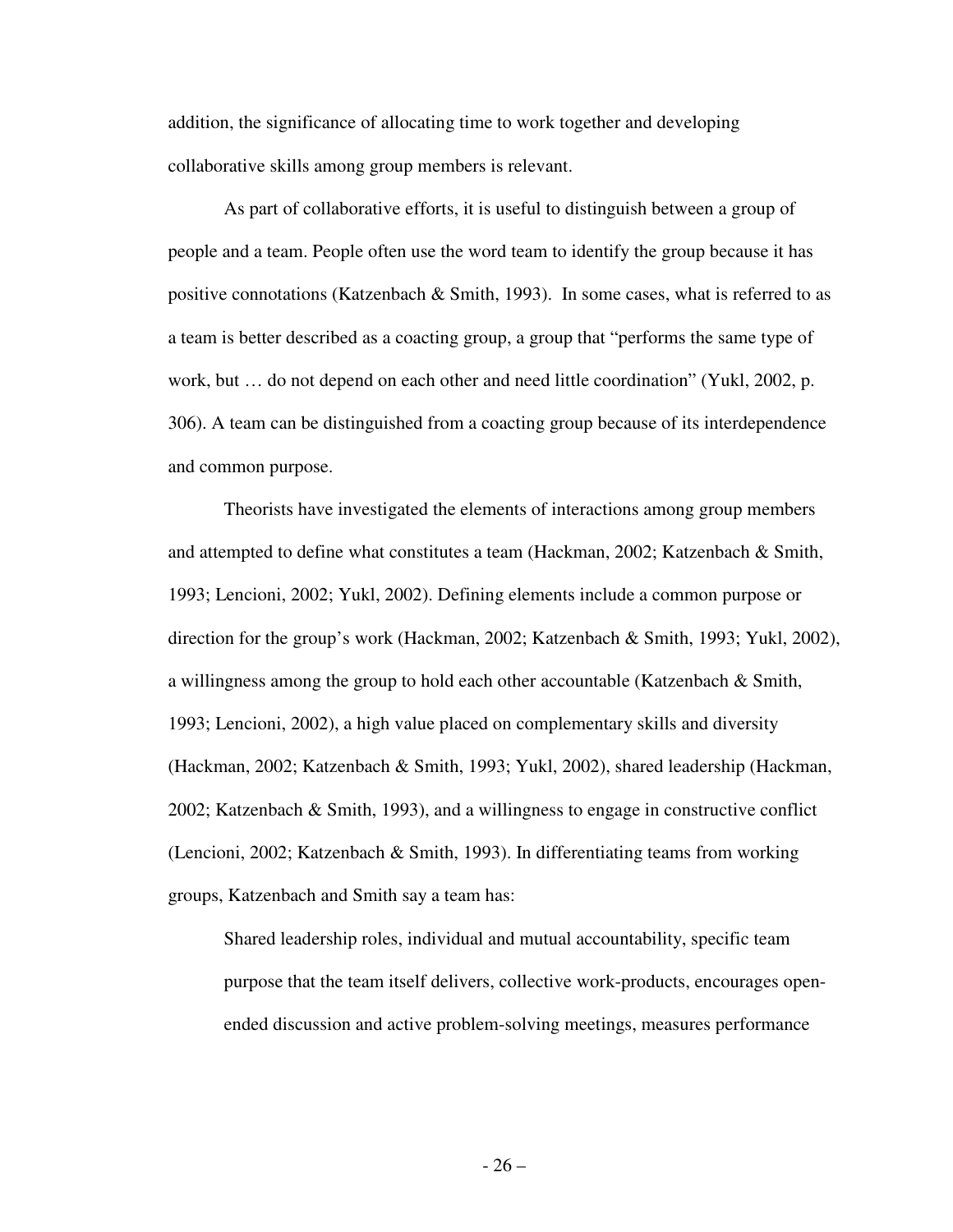addition, the significance of allocating time to work together and developing collaborative skills among group members is relevant.

As part of collaborative efforts, it is useful to distinguish between a group of people and a team. People often use the word team to identify the group because it has positive connotations (Katzenbach & Smith, 1993). In some cases, what is referred to as a team is better described as a coacting group, a group that "performs the same type of work, but … do not depend on each other and need little coordination" (Yukl, 2002, p. 306). A team can be distinguished from a coacting group because of its interdependence and common purpose.

Theorists have investigated the elements of interactions among group members and attempted to define what constitutes a team (Hackman, 2002; Katzenbach & Smith, 1993; Lencioni, 2002; Yukl, 2002). Defining elements include a common purpose or direction for the group's work (Hackman, 2002; Katzenbach & Smith, 1993; Yukl, 2002), a willingness among the group to hold each other accountable (Katzenbach & Smith, 1993; Lencioni, 2002), a high value placed on complementary skills and diversity (Hackman, 2002; Katzenbach & Smith, 1993; Yukl, 2002), shared leadership (Hackman, 2002; Katzenbach & Smith, 1993), and a willingness to engage in constructive conflict (Lencioni, 2002; Katzenbach & Smith, 1993). In differentiating teams from working groups, Katzenbach and Smith say a team has:

> Shared leadership roles, individual and mutual accountability, specific team purpose that the team itself delivers, collective work-products, encourages open-ended discussion and active problem-solving meetings, measures performance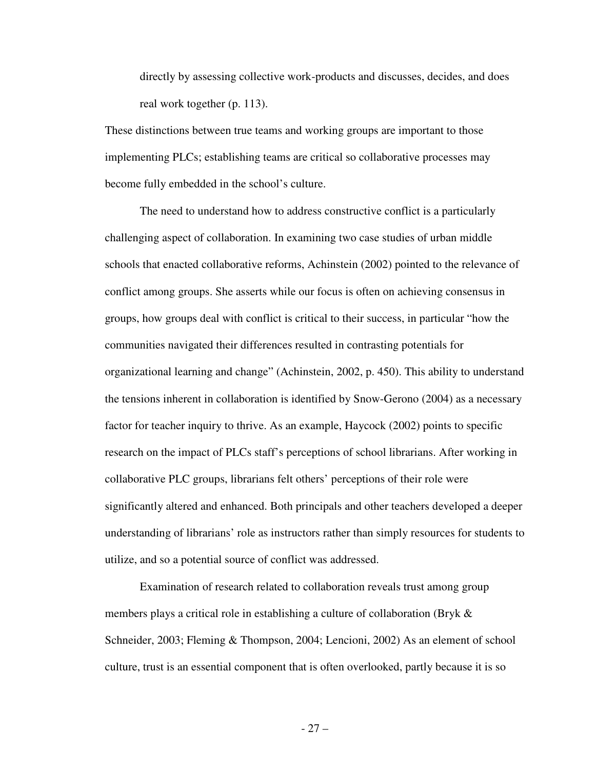> directly by assessing collective work-products and discusses, decides, and does real work together (p. 113).

These distinctions between true teams and working groups are important to those implementing PLCs; establishing teams are critical so collaborative processes may become fully embedded in the school's culture.

The need to understand how to address constructive conflict is a particularly challenging aspect of collaboration. In examining two case studies of urban middle schools that enacted collaborative reforms, Achinstein (2002) pointed to the relevance of conflict among groups. She asserts while our focus is often on achieving consensus in groups, how groups deal with conflict is critical to their success, in particular "how the communities navigated their differences resulted in contrasting potentials for organizational learning and change" (Achinstein, 2002, p. 450). This ability to understand the tensions inherent in collaboration is identified by Snow-Gerono (2004) as a necessary factor for teacher inquiry to thrive. As an example, Haycock (2002) points to specific research on the impact of PLCs staff's perceptions of school librarians. After working in collaborative PLC groups, librarians felt others' perceptions of their role were significantly altered and enhanced. Both principals and other teachers developed a deeper understanding of librarians' role as instructors rather than simply resources for students to utilize, and so a potential source of conflict was addressed.

Examination of research related to collaboration reveals trust among group members plays a critical role in establishing a culture of collaboration (Bryk & Schneider, 2003; Fleming & Thompson, 2004; Lencioni, 2002) As an element of school culture, trust is an essential component that is often overlooked, partly because it is so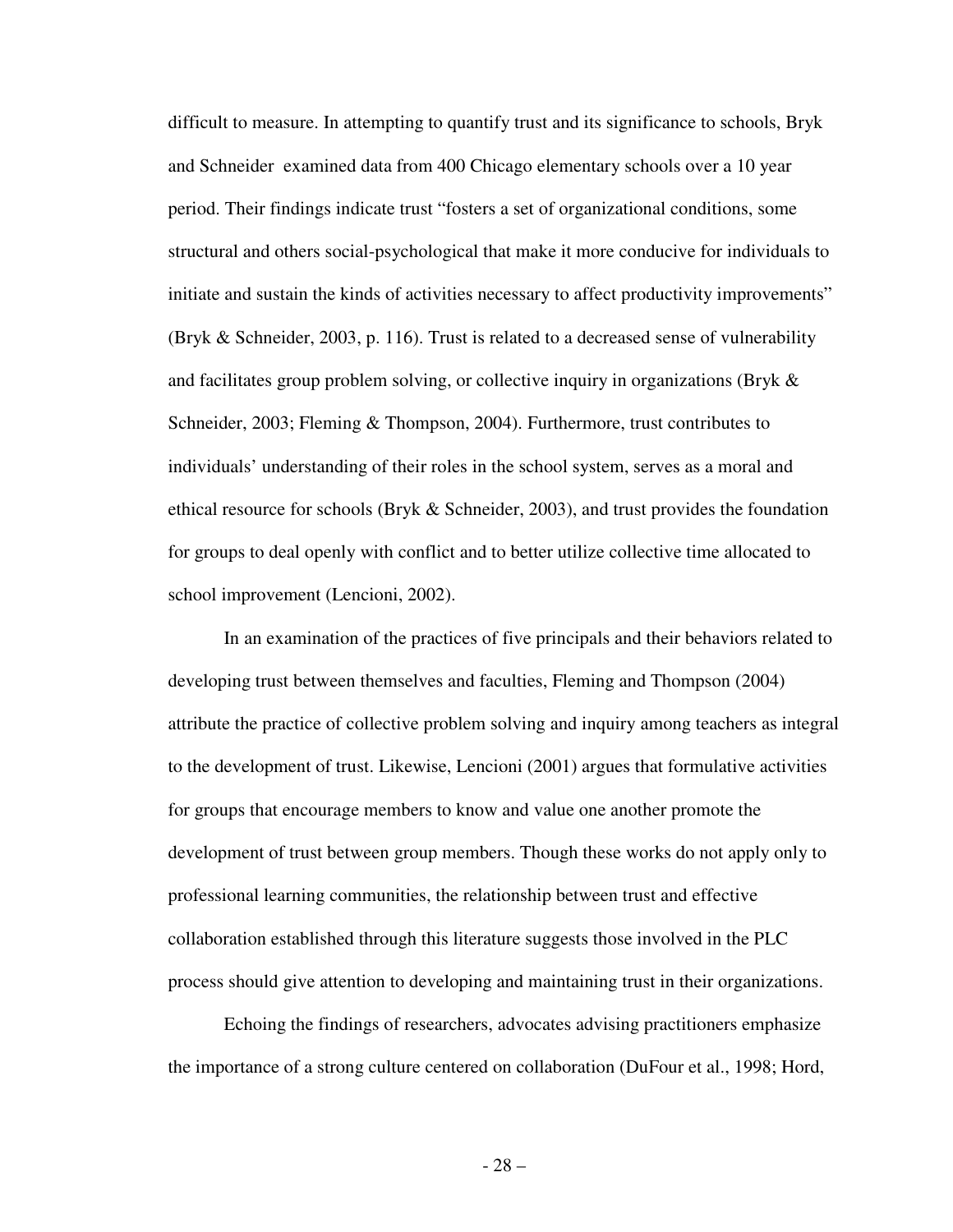difficult to measure. In attempting to quantify trust and its significance to schools, Bryk and Schneider examined data from 400 Chicago elementary schools over a 10 year period. Their findings indicate trust "fosters a set of organizational conditions, some structural and others social-psychological that make it more conducive for individuals to initiate and sustain the kinds of activities necessary to affect productivity improvements" (Bryk & Schneider, 2003, p. 116). Trust is related to a decreased sense of vulnerability and facilitates group problem solving, or collective inquiry in organizations (Bryk & Schneider, 2003; Fleming & Thompson, 2004). Furthermore, trust contributes to individuals' understanding of their roles in the school system, serves as a moral and ethical resource for schools (Bryk & Schneider, 2003), and trust provides the foundation for groups to deal openly with conflict and to better utilize collective time allocated to school improvement (Lencioni, 2002).

In an examination of the practices of five principals and their behaviors related to developing trust between themselves and faculties, Fleming and Thompson (2004) attribute the practice of collective problem solving and inquiry among teachers as integral to the development of trust. Likewise, Lencioni (2001) argues that formulative activities for groups that encourage members to know and value one another promote the development of trust between group members. Though these works do not apply only to professional learning communities, the relationship between trust and effective collaboration established through this literature suggests those involved in the PLC process should give attention to developing and maintaining trust in their organizations.

Echoing the findings of researchers, advocates advising practitioners emphasize the importance of a strong culture centered on collaboration (DuFour et al., 1998; Hord,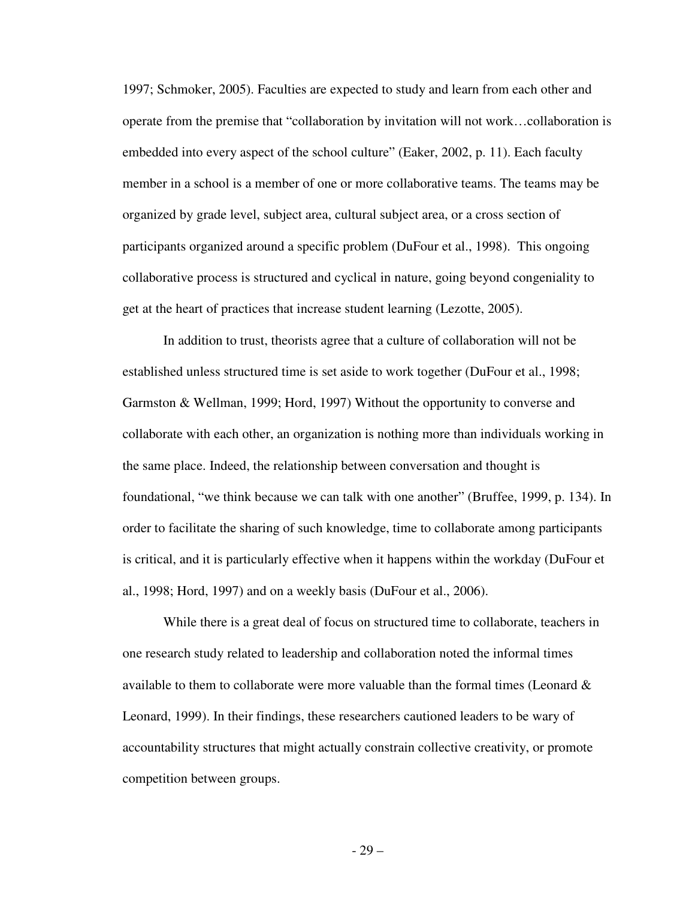1997; Schmoker, 2005). Faculties are expected to study and learn from each other and operate from the premise that "collaboration by invitation will not work…collaboration is embedded into every aspect of the school culture" (Eaker, 2002, p. 11). Each faculty member in a school is a member of one or more collaborative teams. The teams may be organized by grade level, subject area, cultural subject area, or a cross section of participants organized around a specific problem (DuFour et al., 1998). This ongoing collaborative process is structured and cyclical in nature, going beyond congeniality to get at the heart of practices that increase student learning (Lezotte, 2005).

In addition to trust, theorists agree that a culture of collaboration will not be established unless structured time is set aside to work together (DuFour et al., 1998; Garmston & Wellman, 1999; Hord, 1997) Without the opportunity to converse and collaborate with each other, an organization is nothing more than individuals working in the same place. Indeed, the relationship between conversation and thought is foundational, "we think because we can talk with one another" (Bruffee, 1999, p. 134). In order to facilitate the sharing of such knowledge, time to collaborate among participants is critical, and it is particularly effective when it happens within the workday (DuFour et al., 1998; Hord, 1997) and on a weekly basis (DuFour et al., 2006).

While there is a great deal of focus on structured time to collaborate, teachers in one research study related to leadership and collaboration noted the informal times available to them to collaborate were more valuable than the formal times (Leonard & Leonard, 1999). In their findings, these researchers cautioned leaders to be wary of accountability structures that might actually constrain collective creativity, or promote competition between groups.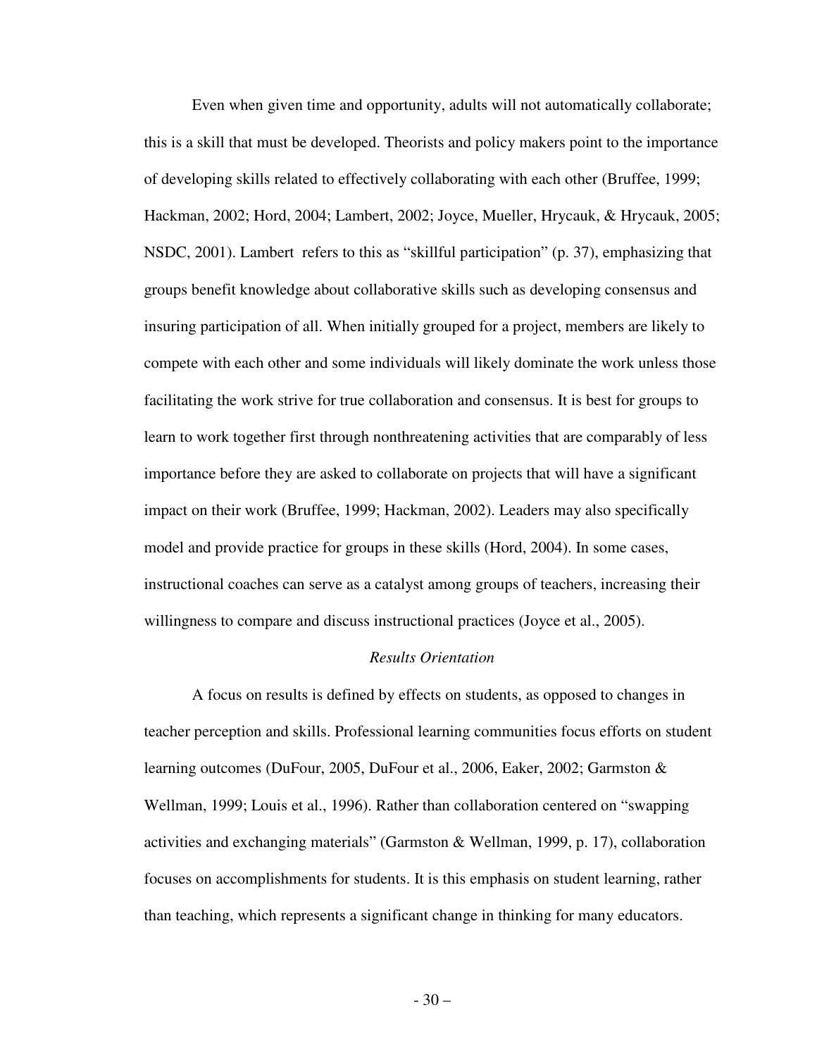Even when given time and opportunity, adults will not automatically collaborate; this is a skill that must be developed. Theorists and policy makers point to the importance of developing skills related to effectively collaborating with each other (Bruffee, 1999; Hackman, 2002; Hord, 2004; Lambert, 2002; Joyce, Mueller, Hrycauk, & Hrycauk, 2005; NSDC, 2001). Lambert refers to this as "skillful participation" (p. 37), emphasizing that groups benefit knowledge about collaborative skills such as developing consensus and insuring participation of all. When initially grouped for a project, members are likely to compete with each other and some individuals will likely dominate the work unless those facilitating the work strive for true collaboration and consensus. It is best for groups to learn to work together first through nonthreatening activities that are comparably of less importance before they are asked to collaborate on projects that will have a significant impact on their work (Bruffee, 1999; Hackman, 2002). Leaders may also specifically model and provide practice for groups in these skills (Hord, 2004). In some cases, instructional coaches can serve as a catalyst among groups of teachers, increasing their willingness to compare and discuss instructional practices (Joyce et al., 2005).

### *Results Orientation*

A focus on results is defined by effects on students, as opposed to changes in teacher perception and skills. Professional learning communities focus efforts on student learning outcomes (DuFour, 2005, DuFour et al., 2006, Eaker, 2002; Garmston & Wellman, 1999; Louis et al., 1996). Rather than collaboration centered on "swapping activities and exchanging materials" (Garmston & Wellman, 1999, p. 17), collaboration focuses on accomplishments for students. It is this emphasis on student learning, rather than teaching, which represents a significant change in thinking for many educators.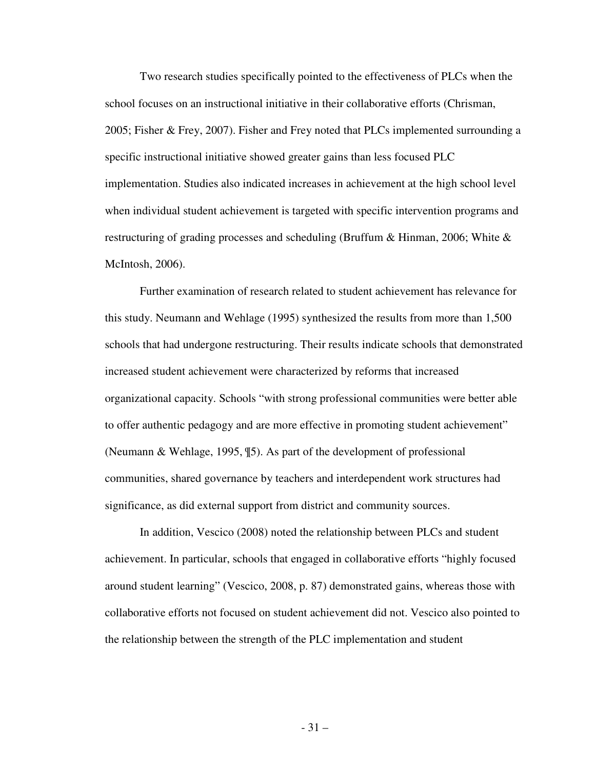Two research studies specifically pointed to the effectiveness of PLCs when the school focuses on an instructional initiative in their collaborative efforts (Chrisman, 2005; Fisher & Frey, 2007). Fisher and Frey noted that PLCs implemented surrounding a specific instructional initiative showed greater gains than less focused PLC implementation. Studies also indicated increases in achievement at the high school level when individual student achievement is targeted with specific intervention programs and restructuring of grading processes and scheduling (Bruffum & Hinman, 2006; White & McIntosh, 2006).

Further examination of research related to student achievement has relevance for this study. Neumann and Wehlage (1995) synthesized the results from more than 1,500 schools that had undergone restructuring. Their results indicate schools that demonstrated increased student achievement were characterized by reforms that increased organizational capacity. Schools "with strong professional communities were better able to offer authentic pedagogy and are more effective in promoting student achievement" (Neumann & Wehlage, 1995, ¶5). As part of the development of professional communities, shared governance by teachers and interdependent work structures had significance, as did external support from district and community sources.

In addition, Vescico (2008) noted the relationship between PLCs and student achievement. In particular, schools that engaged in collaborative efforts "highly focused around student learning" (Vescico, 2008, p. 87) demonstrated gains, whereas those with collaborative efforts not focused on student achievement did not. Vescico also pointed to the relationship between the strength of the PLC implementation and student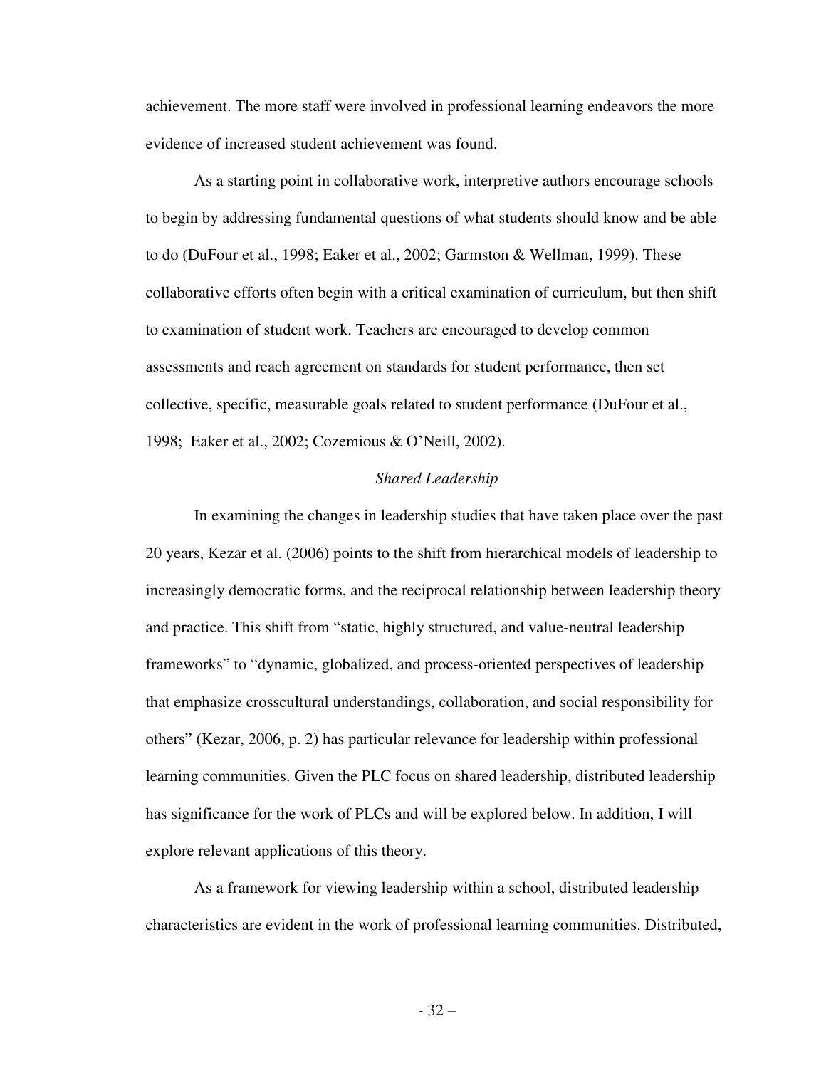achievement. The more staff were involved in professional learning endeavors the more evidence of increased student achievement was found.

As a starting point in collaborative work, interpretive authors encourage schools to begin by addressing fundamental questions of what students should know and be able to do (DuFour et al., 1998; Eaker et al., 2002; Garmston & Wellman, 1999). These collaborative efforts often begin with a critical examination of curriculum, but then shift to examination of student work. Teachers are encouraged to develop common assessments and reach agreement on standards for student performance, then set collective, specific, measurable goals related to student performance (DuFour et al., 1998; Eaker et al., 2002; Cozemious & O'Neill, 2002).

### *Shared Leadership*

In examining the changes in leadership studies that have taken place over the past 20 years, Kezar et al. (2006) points to the shift from hierarchical models of leadership to increasingly democratic forms, and the reciprocal relationship between leadership theory and practice. This shift from "static, highly structured, and value-neutral leadership frameworks" to "dynamic, globalized, and process-oriented perspectives of leadership that emphasize crosscultural understandings, collaboration, and social responsibility for others" (Kezar, 2006, p. 2) has particular relevance for leadership within professional learning communities. Given the PLC focus on shared leadership, distributed leadership has significance for the work of PLCs and will be explored below. In addition, I will explore relevant applications of this theory.

As a framework for viewing leadership within a school, distributed leadership characteristics are evident in the work of professional learning communities. Distributed,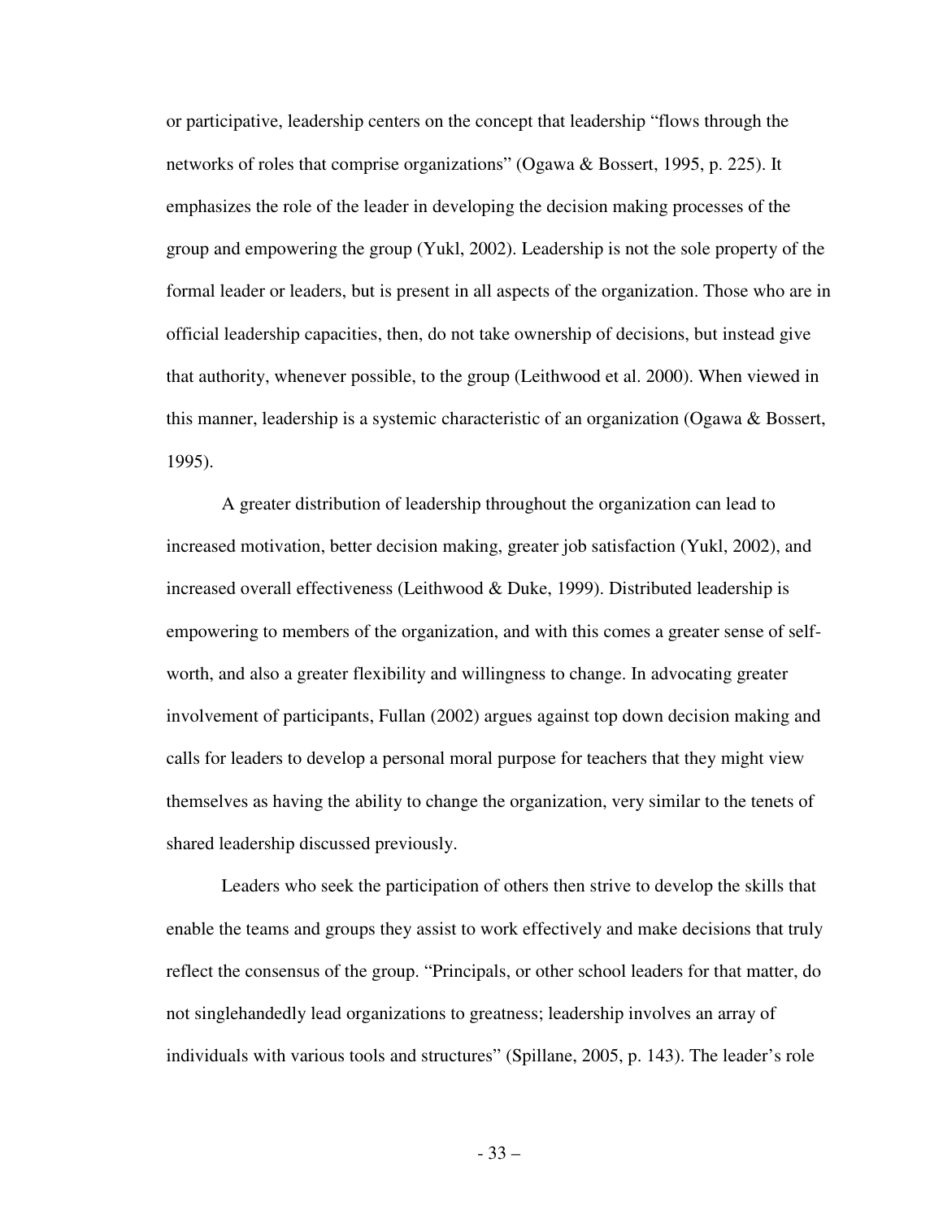or participative, leadership centers on the concept that leadership "flows through the networks of roles that comprise organizations" (Ogawa & Bossert, 1995, p. 225). It emphasizes the role of the leader in developing the decision making processes of the group and empowering the group (Yukl, 2002). Leadership is not the sole property of the formal leader or leaders, but is present in all aspects of the organization. Those who are in official leadership capacities, then, do not take ownership of decisions, but instead give that authority, whenever possible, to the group (Leithwood et al. 2000). When viewed in this manner, leadership is a systemic characteristic of an organization (Ogawa & Bossert, 1995).

A greater distribution of leadership throughout the organization can lead to increased motivation, better decision making, greater job satisfaction (Yukl, 2002), and increased overall effectiveness (Leithwood & Duke, 1999). Distributed leadership is empowering to members of the organization, and with this comes a greater sense of self-worth, and also a greater flexibility and willingness to change. In advocating greater involvement of participants, Fullan (2002) argues against top down decision making and calls for leaders to develop a personal moral purpose for teachers that they might view themselves as having the ability to change the organization, very similar to the tenets of shared leadership discussed previously.

Leaders who seek the participation of others then strive to develop the skills that enable the teams and groups they assist to work effectively and make decisions that truly reflect the consensus of the group. "Principals, or other school leaders for that matter, do not singlehandedly lead organizations to greatness; leadership involves an array of individuals with various tools and structures" (Spillane, 2005, p. 143). The leader's role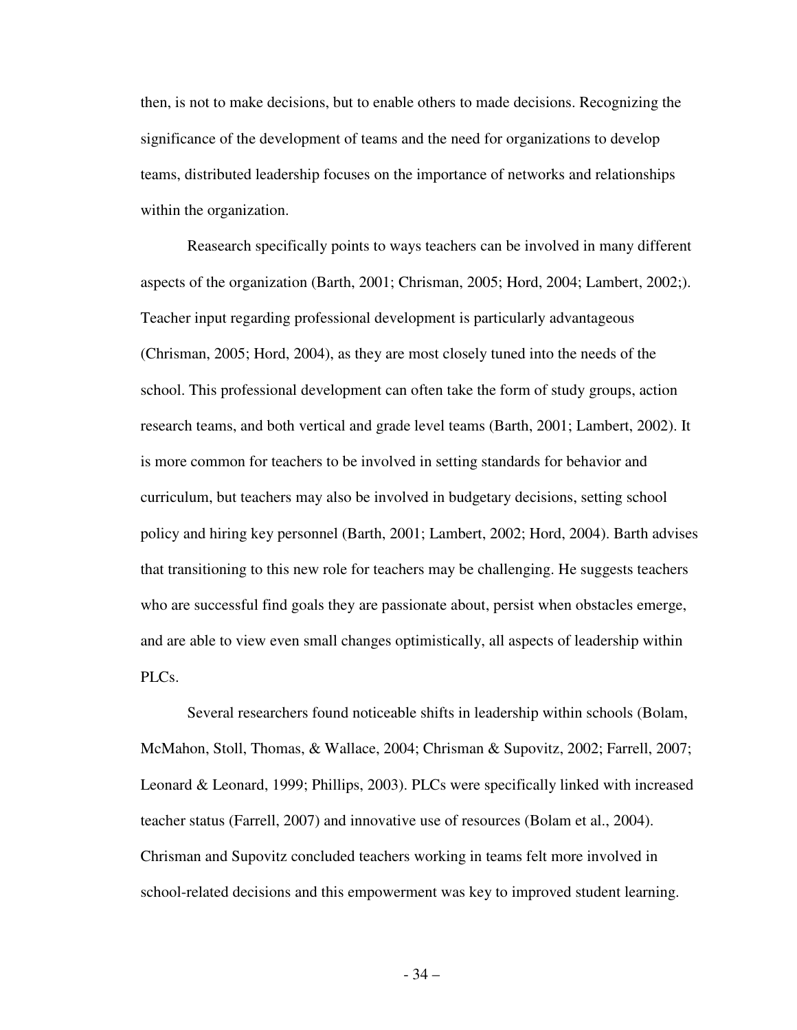then, is not to make decisions, but to enable others to made decisions. Recognizing the significance of the development of teams and the need for organizations to develop teams, distributed leadership focuses on the importance of networks and relationships within the organization.

Reasearch specifically points to ways teachers can be involved in many different aspects of the organization (Barth, 2001; Chrisman, 2005; Hord, 2004; Lambert, 2002;). Teacher input regarding professional development is particularly advantageous (Chrisman, 2005; Hord, 2004), as they are most closely tuned into the needs of the school. This professional development can often take the form of study groups, action research teams, and both vertical and grade level teams (Barth, 2001; Lambert, 2002). It is more common for teachers to be involved in setting standards for behavior and curriculum, but teachers may also be involved in budgetary decisions, setting school policy and hiring key personnel (Barth, 2001; Lambert, 2002; Hord, 2004). Barth advises that transitioning to this new role for teachers may be challenging. He suggests teachers who are successful find goals they are passionate about, persist when obstacles emerge, and are able to view even small changes optimistically, all aspects of leadership within PLCs.

Several researchers found noticeable shifts in leadership within schools (Bolam, McMahon, Stoll, Thomas, & Wallace, 2004; Chrisman & Supovitz, 2002; Farrell, 2007; Leonard & Leonard, 1999; Phillips, 2003). PLCs were specifically linked with increased teacher status (Farrell, 2007) and innovative use of resources (Bolam et al., 2004). Chrisman and Supovitz concluded teachers working in teams felt more involved in school-related decisions and this empowerment was key to improved student learning.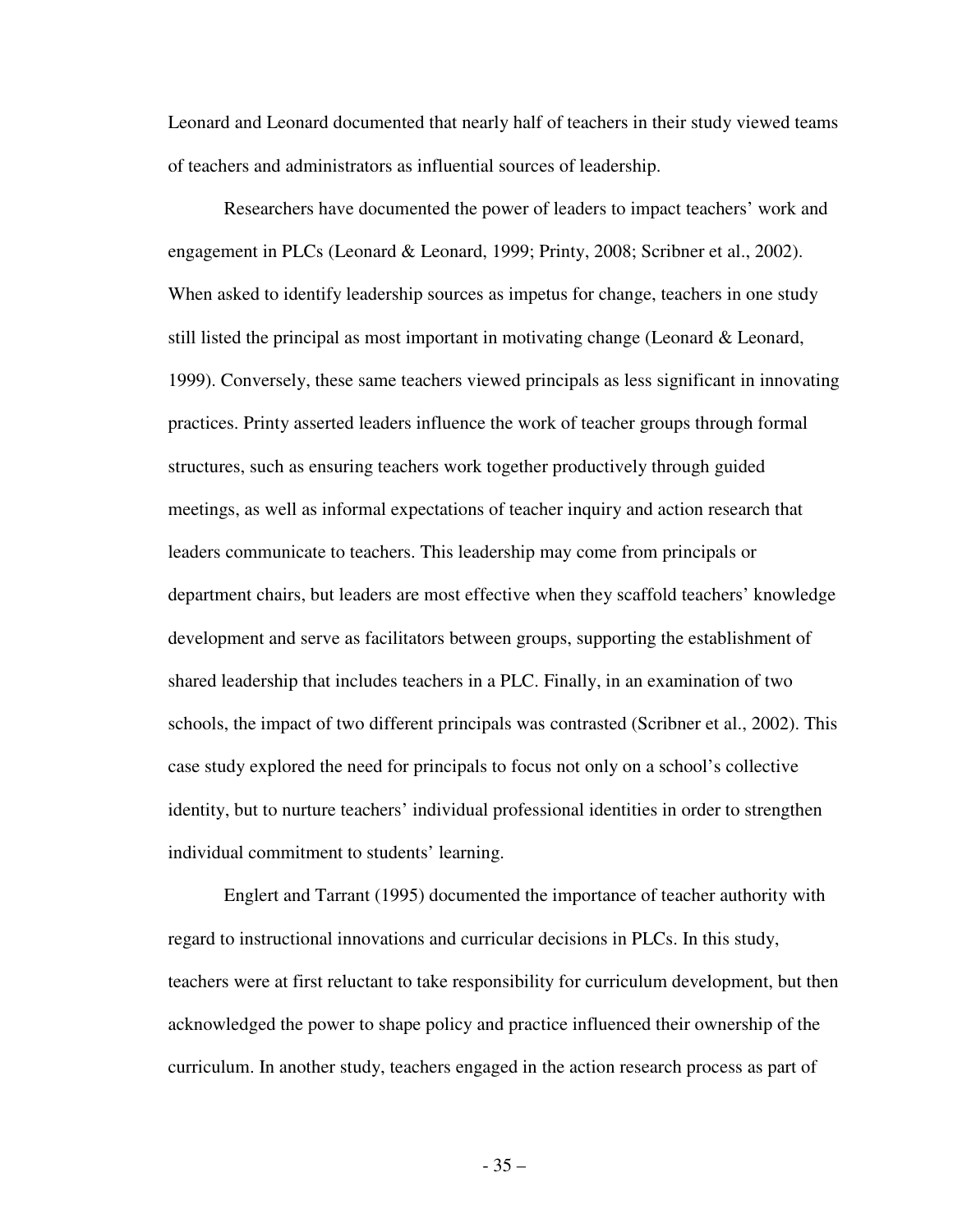Leonard and Leonard documented that nearly half of teachers in their study viewed teams of teachers and administrators as influential sources of leadership.

Researchers have documented the power of leaders to impact teachers' work and engagement in PLCs (Leonard & Leonard, 1999; Printy, 2008; Scribner et al., 2002). When asked to identify leadership sources as impetus for change, teachers in one study still listed the principal as most important in motivating change (Leonard & Leonard, 1999). Conversely, these same teachers viewed principals as less significant in innovating practices. Printy asserted leaders influence the work of teacher groups through formal structures, such as ensuring teachers work together productively through guided meetings, as well as informal expectations of teacher inquiry and action research that leaders communicate to teachers. This leadership may come from principals or department chairs, but leaders are most effective when they scaffold teachers' knowledge development and serve as facilitators between groups, supporting the establishment of shared leadership that includes teachers in a PLC. Finally, in an examination of two schools, the impact of two different principals was contrasted (Scribner et al., 2002). This case study explored the need for principals to focus not only on a school's collective identity, but to nurture teachers' individual professional identities in order to strengthen individual commitment to students' learning.

Englert and Tarrant (1995) documented the importance of teacher authority with regard to instructional innovations and curricular decisions in PLCs. In this study, teachers were at first reluctant to take responsibility for curriculum development, but then acknowledged the power to shape policy and practice influenced their ownership of the curriculum. In another study, teachers engaged in the action research process as part of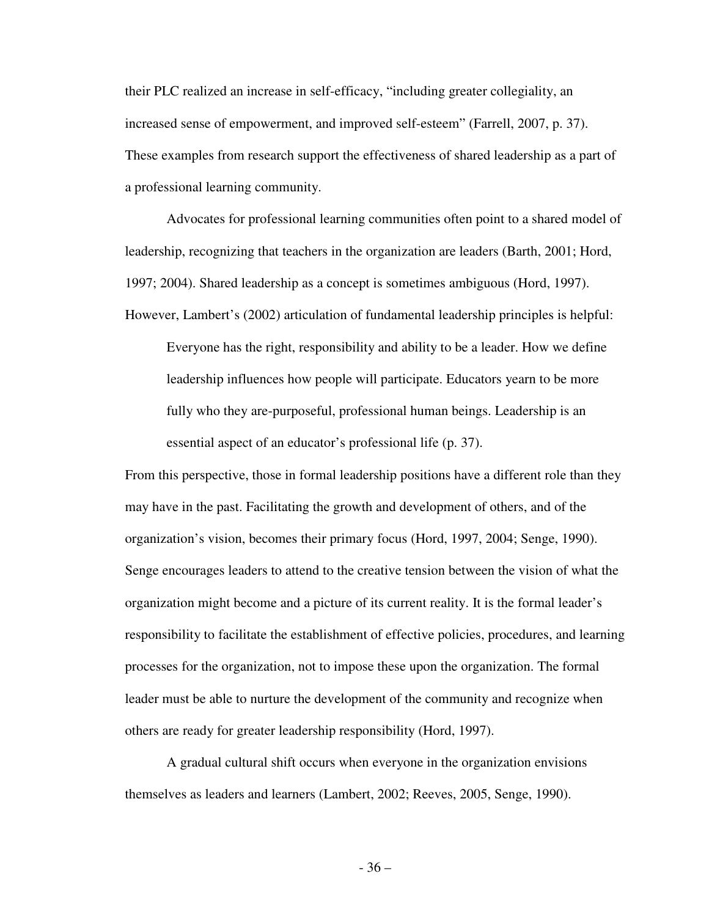their PLC realized an increase in self-efficacy, "including greater collegiality, an increased sense of empowerment, and improved self-esteem" (Farrell, 2007, p. 37). These examples from research support the effectiveness of shared leadership as a part of a professional learning community.

Advocates for professional learning communities often point to a shared model of leadership, recognizing that teachers in the organization are leaders (Barth, 2001; Hord, 1997; 2004). Shared leadership as a concept is sometimes ambiguous (Hord, 1997). However, Lambert's (2002) articulation of fundamental leadership principles is helpful:

> Everyone has the right, responsibility and ability to be a leader. How we define leadership influences how people will participate. Educators yearn to be more fully who they are-purposeful, professional human beings. Leadership is an essential aspect of an educator's professional life (p. 37).

From this perspective, those in formal leadership positions have a different role than they may have in the past. Facilitating the growth and development of others, and of the organization's vision, becomes their primary focus (Hord, 1997, 2004; Senge, 1990). Senge encourages leaders to attend to the creative tension between the vision of what the organization might become and a picture of its current reality. It is the formal leader's responsibility to facilitate the establishment of effective policies, procedures, and learning processes for the organization, not to impose these upon the organization. The formal leader must be able to nurture the development of the community and recognize when others are ready for greater leadership responsibility (Hord, 1997).

A gradual cultural shift occurs when everyone in the organization envisions themselves as leaders and learners (Lambert, 2002; Reeves, 2005, Senge, 1990).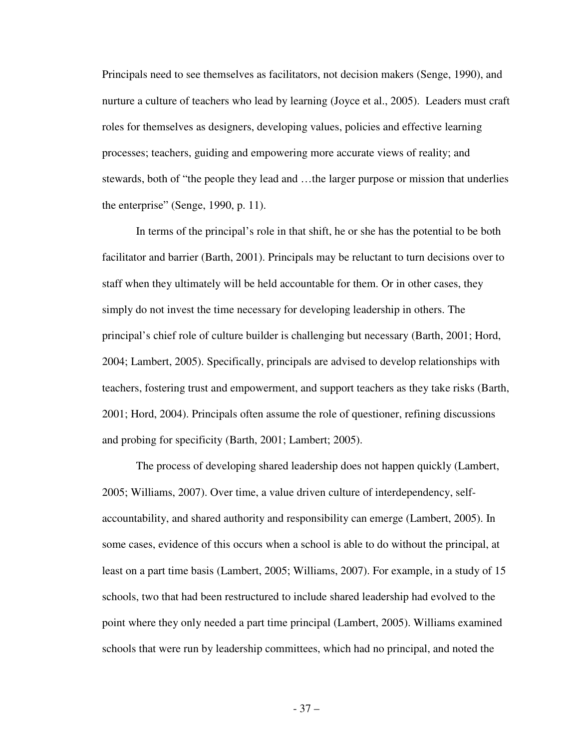Principals need to see themselves as facilitators, not decision makers (Senge, 1990), and nurture a culture of teachers who lead by learning (Joyce et al., 2005). Leaders must craft roles for themselves as designers, developing values, policies and effective learning processes; teachers, guiding and empowering more accurate views of reality; and stewards, both of "the people they lead and …the larger purpose or mission that underlies the enterprise" (Senge, 1990, p. 11).

In terms of the principal's role in that shift, he or she has the potential to be both facilitator and barrier (Barth, 2001). Principals may be reluctant to turn decisions over to staff when they ultimately will be held accountable for them. Or in other cases, they simply do not invest the time necessary for developing leadership in others. The principal's chief role of culture builder is challenging but necessary (Barth, 2001; Hord, 2004; Lambert, 2005). Specifically, principals are advised to develop relationships with teachers, fostering trust and empowerment, and support teachers as they take risks (Barth, 2001; Hord, 2004). Principals often assume the role of questioner, refining discussions and probing for specificity (Barth, 2001; Lambert; 2005).

The process of developing shared leadership does not happen quickly (Lambert, 2005; Williams, 2007). Over time, a value driven culture of interdependency, self-accountability, and shared authority and responsibility can emerge (Lambert, 2005). In some cases, evidence of this occurs when a school is able to do without the principal, at least on a part time basis (Lambert, 2005; Williams, 2007). For example, in a study of 15 schools, two that had been restructured to include shared leadership had evolved to the point where they only needed a part time principal (Lambert, 2005). Williams examined schools that were run by leadership committees, which had no principal, and noted the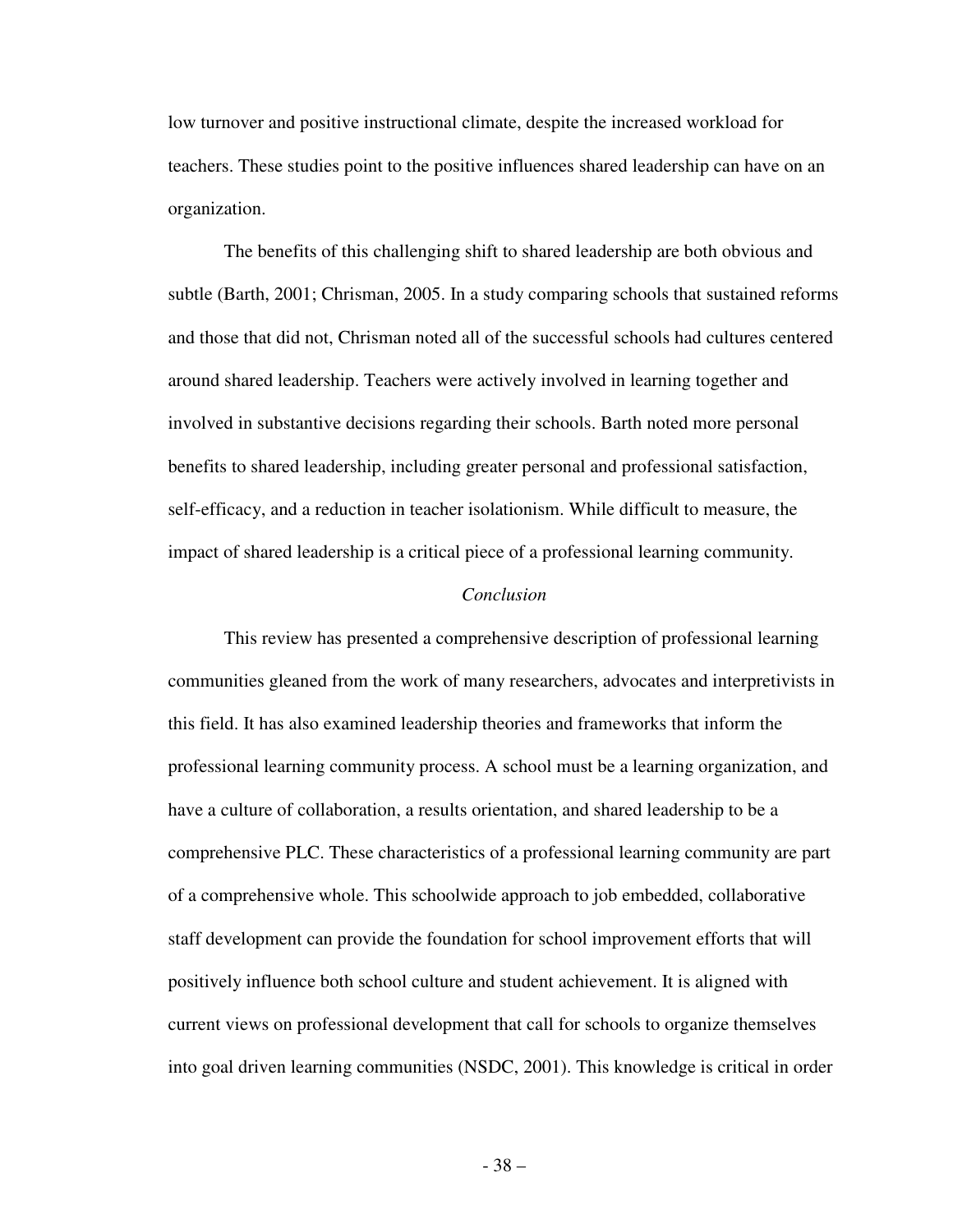low turnover and positive instructional climate, despite the increased workload for teachers. These studies point to the positive influences shared leadership can have on an organization.

The benefits of this challenging shift to shared leadership are both obvious and subtle (Barth, 2001; Chrisman, 2005. In a study comparing schools that sustained reforms and those that did not, Chrisman noted all of the successful schools had cultures centered around shared leadership. Teachers were actively involved in learning together and involved in substantive decisions regarding their schools. Barth noted more personal benefits to shared leadership, including greater personal and professional satisfaction, self-efficacy, and a reduction in teacher isolationism. While difficult to measure, the impact of shared leadership is a critical piece of a professional learning community.

### *Conclusion*

This review has presented a comprehensive description of professional learning communities gleaned from the work of many researchers, advocates and interpretivists in this field. It has also examined leadership theories and frameworks that inform the professional learning community process. A school must be a learning organization, and have a culture of collaboration, a results orientation, and shared leadership to be a comprehensive PLC. These characteristics of a professional learning community are part of a comprehensive whole. This schoolwide approach to job embedded, collaborative staff development can provide the foundation for school improvement efforts that will positively influence both school culture and student achievement. It is aligned with current views on professional development that call for schools to organize themselves into goal driven learning communities (NSDC, 2001). This knowledge is critical in order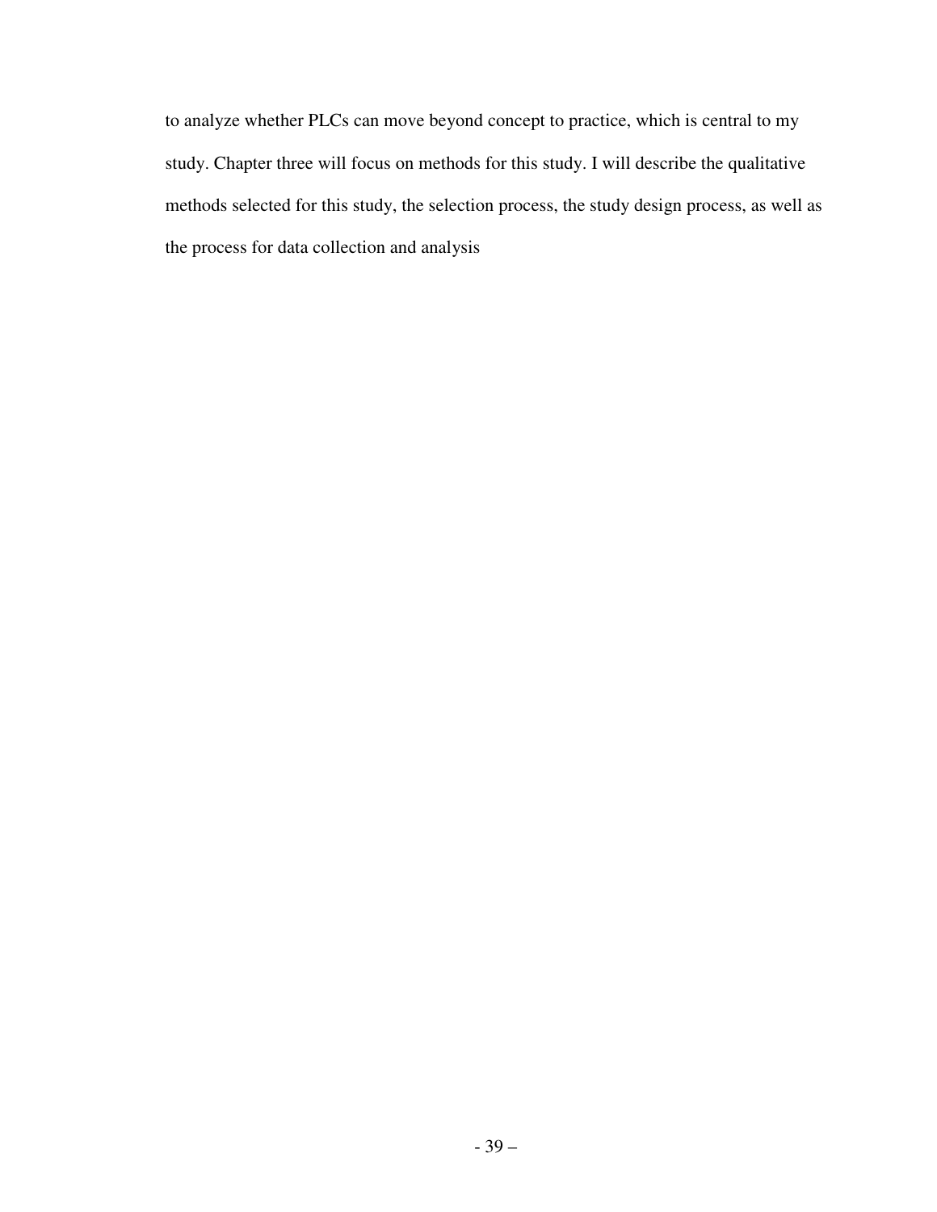to analyze whether PLCs can move beyond concept to practice, which is central to my study. Chapter three will focus on methods for this study. I will describe the qualitative methods selected for this study, the selection process, the study design process, as well as the process for data collection and analysis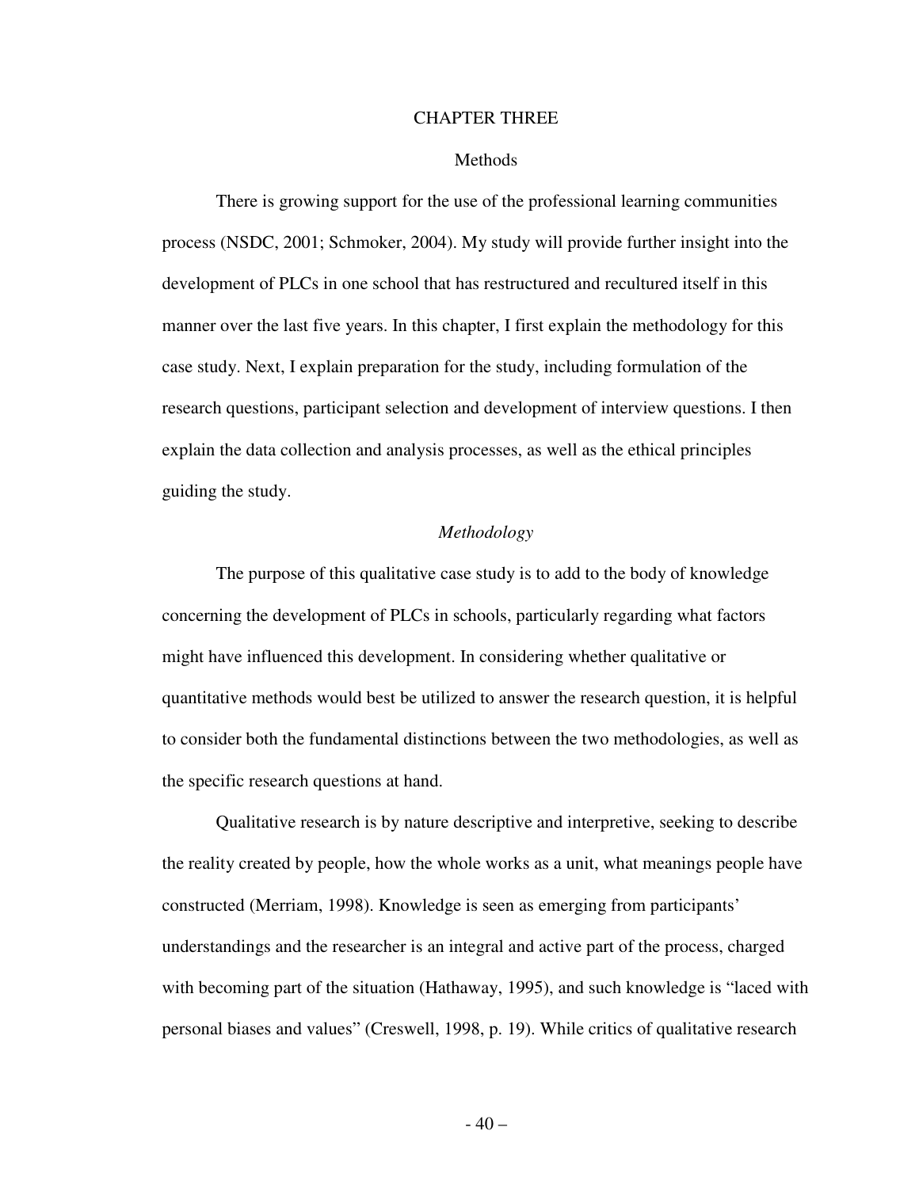# CHAPTER THREE

## Methods

There is growing support for the use of the professional learning communities process (NSDC, 2001; Schmoker, 2004). My study will provide further insight into the development of PLCs in one school that has restructured and recultured itself in this manner over the last five years. In this chapter, I first explain the methodology for this case study. Next, I explain preparation for the study, including formulation of the research questions, participant selection and development of interview questions. I then explain the data collection and analysis processes, as well as the ethical principles guiding the study.

### *Methodology*

The purpose of this qualitative case study is to add to the body of knowledge concerning the development of PLCs in schools, particularly regarding what factors might have influenced this development. In considering whether qualitative or quantitative methods would best be utilized to answer the research question, it is helpful to consider both the fundamental distinctions between the two methodologies, as well as the specific research questions at hand.

Qualitative research is by nature descriptive and interpretive, seeking to describe the reality created by people, how the whole works as a unit, what meanings people have constructed (Merriam, 1998). Knowledge is seen as emerging from participants' understandings and the researcher is an integral and active part of the process, charged with becoming part of the situation (Hathaway, 1995), and such knowledge is "laced with personal biases and values" (Creswell, 1998, p. 19). While critics of qualitative research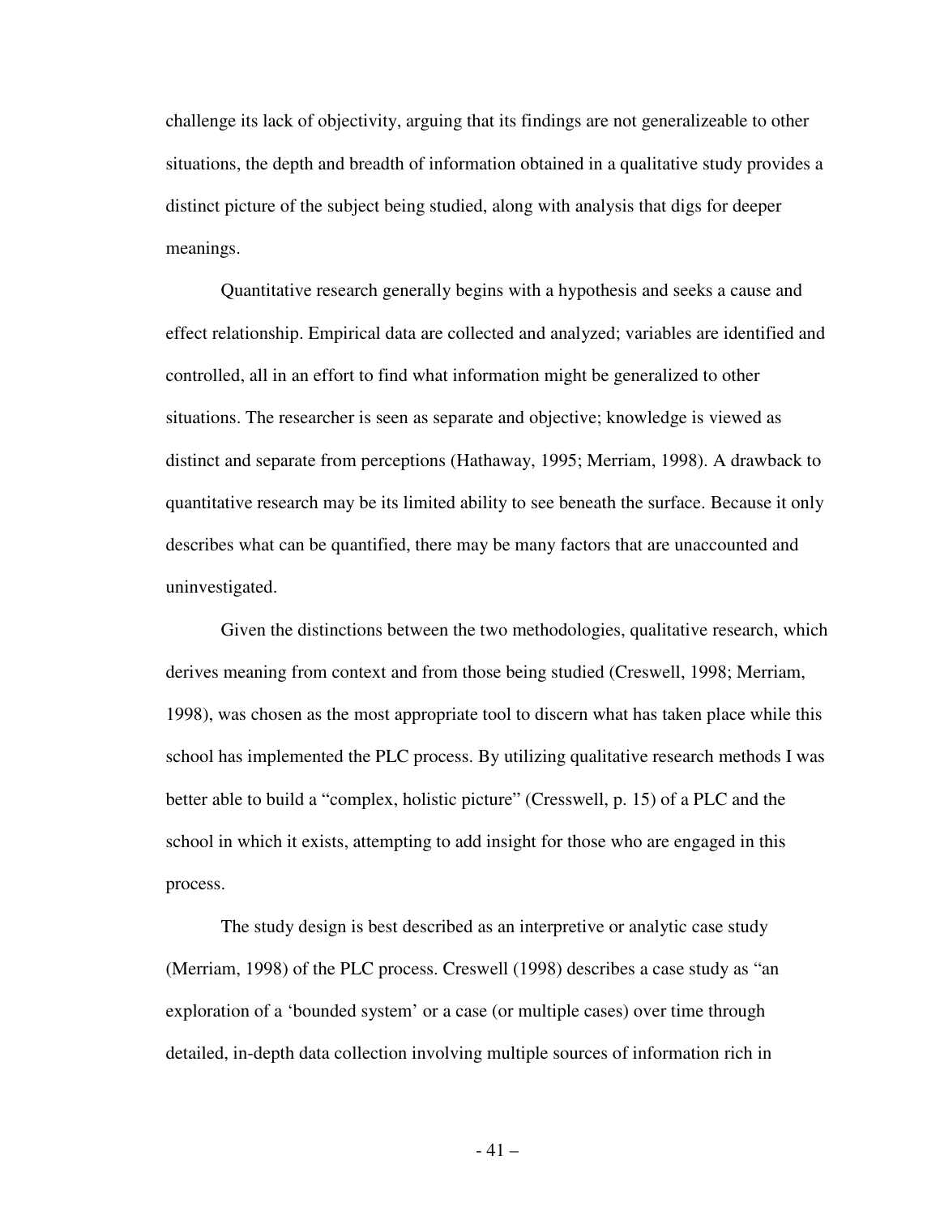challenge its lack of objectivity, arguing that its findings are not generalizeable to other situations, the depth and breadth of information obtained in a qualitative study provides a distinct picture of the subject being studied, along with analysis that digs for deeper meanings.

Quantitative research generally begins with a hypothesis and seeks a cause and effect relationship. Empirical data are collected and analyzed; variables are identified and controlled, all in an effort to find what information might be generalized to other situations. The researcher is seen as separate and objective; knowledge is viewed as distinct and separate from perceptions (Hathaway, 1995; Merriam, 1998). A drawback to quantitative research may be its limited ability to see beneath the surface. Because it only describes what can be quantified, there may be many factors that are unaccounted and uninvestigated.

Given the distinctions between the two methodologies, qualitative research, which derives meaning from context and from those being studied (Creswell, 1998; Merriam, 1998), was chosen as the most appropriate tool to discern what has taken place while this school has implemented the PLC process. By utilizing qualitative research methods I was better able to build a "complex, holistic picture" (Cresswell, p. 15) of a PLC and the school in which it exists, attempting to add insight for those who are engaged in this process.

The study design is best described as an interpretive or analytic case study (Merriam, 1998) of the PLC process. Creswell (1998) describes a case study as "an exploration of a 'bounded system' or a case (or multiple cases) over time through detailed, in-depth data collection involving multiple sources of information rich in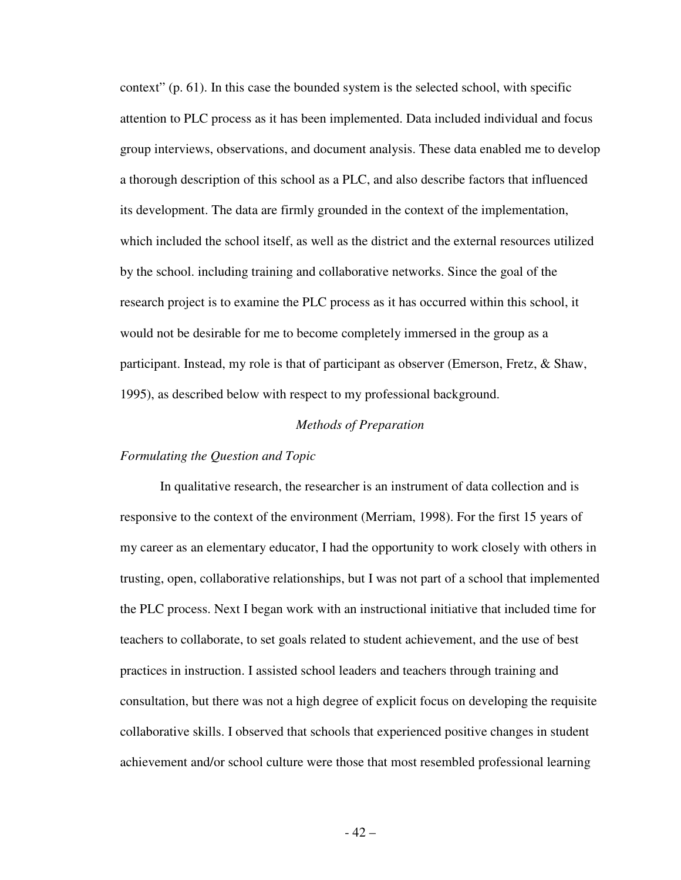context" (p. 61). In this case the bounded system is the selected school, with specific attention to PLC process as it has been implemented. Data included individual and focus group interviews, observations, and document analysis. These data enabled me to develop a thorough description of this school as a PLC, and also describe factors that influenced its development. The data are firmly grounded in the context of the implementation, which included the school itself, as well as the district and the external resources utilized by the school. including training and collaborative networks. Since the goal of the research project is to examine the PLC process as it has occurred within this school, it would not be desirable for me to become completely immersed in the group as a participant. Instead, my role is that of participant as observer (Emerson, Fretz, & Shaw, 1995), as described below with respect to my professional background.

## *Methods of Preparation*

### *Formulating the Question and Topic*

In qualitative research, the researcher is an instrument of data collection and is responsive to the context of the environment (Merriam, 1998). For the first 15 years of my career as an elementary educator, I had the opportunity to work closely with others in trusting, open, collaborative relationships, but I was not part of a school that implemented the PLC process. Next I began work with an instructional initiative that included time for teachers to collaborate, to set goals related to student achievement, and the use of best practices in instruction. I assisted school leaders and teachers through training and consultation, but there was not a high degree of explicit focus on developing the requisite collaborative skills. I observed that schools that experienced positive changes in student achievement and/or school culture were those that most resembled professional learning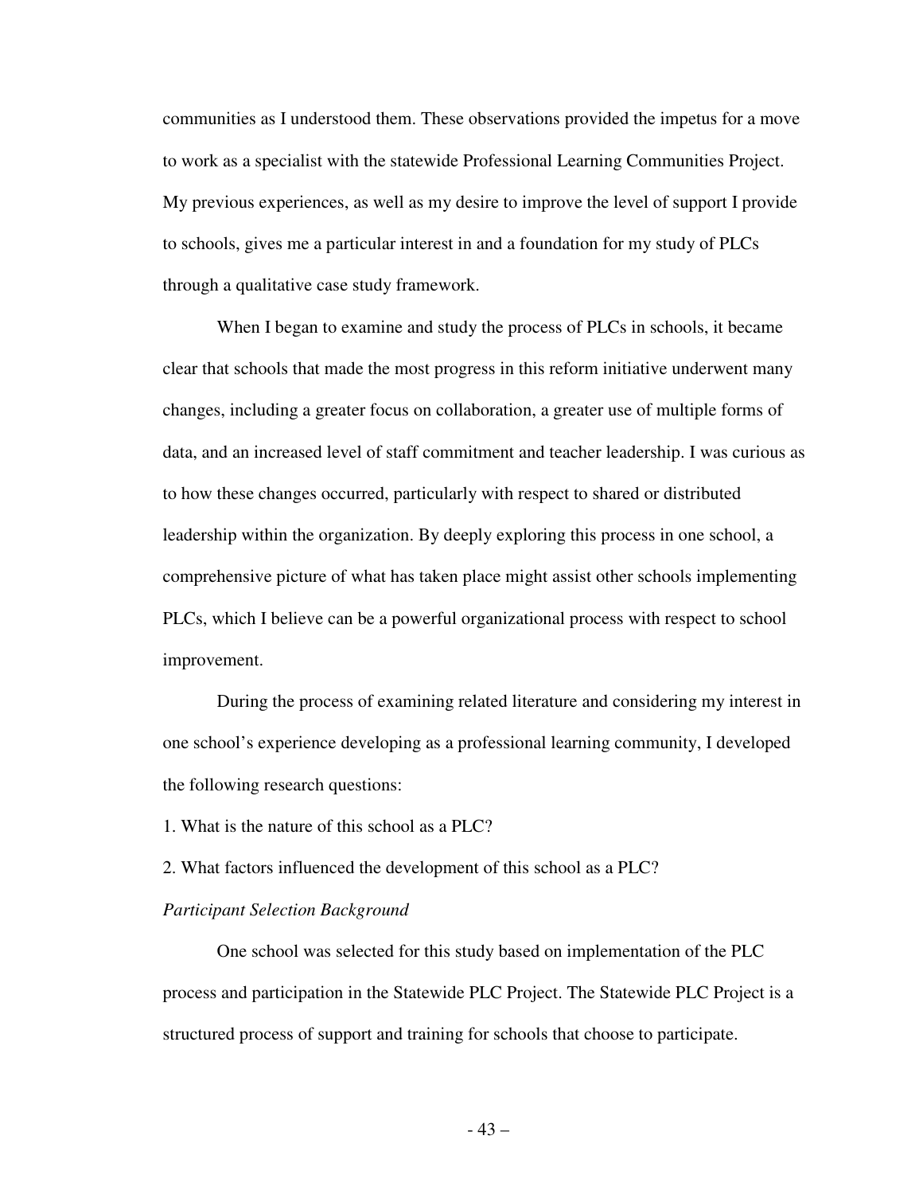communities as I understood them. These observations provided the impetus for a move to work as a specialist with the statewide Professional Learning Communities Project. My previous experiences, as well as my desire to improve the level of support I provide to schools, gives me a particular interest in and a foundation for my study of PLCs through a qualitative case study framework.

When I began to examine and study the process of PLCs in schools, it became clear that schools that made the most progress in this reform initiative underwent many changes, including a greater focus on collaboration, a greater use of multiple forms of data, and an increased level of staff commitment and teacher leadership. I was curious as to how these changes occurred, particularly with respect to shared or distributed leadership within the organization. By deeply exploring this process in one school, a comprehensive picture of what has taken place might assist other schools implementing PLCs, which I believe can be a powerful organizational process with respect to school improvement.

During the process of examining related literature and considering my interest in one school's experience developing as a professional learning community, I developed the following research questions:

1. What is the nature of this school as a PLC?
2. What factors influenced the development of this school as a PLC?

*Participant Selection Background*

One school was selected for this study based on implementation of the PLC process and participation in the Statewide PLC Project. The Statewide PLC Project is a structured process of support and training for schools that choose to participate.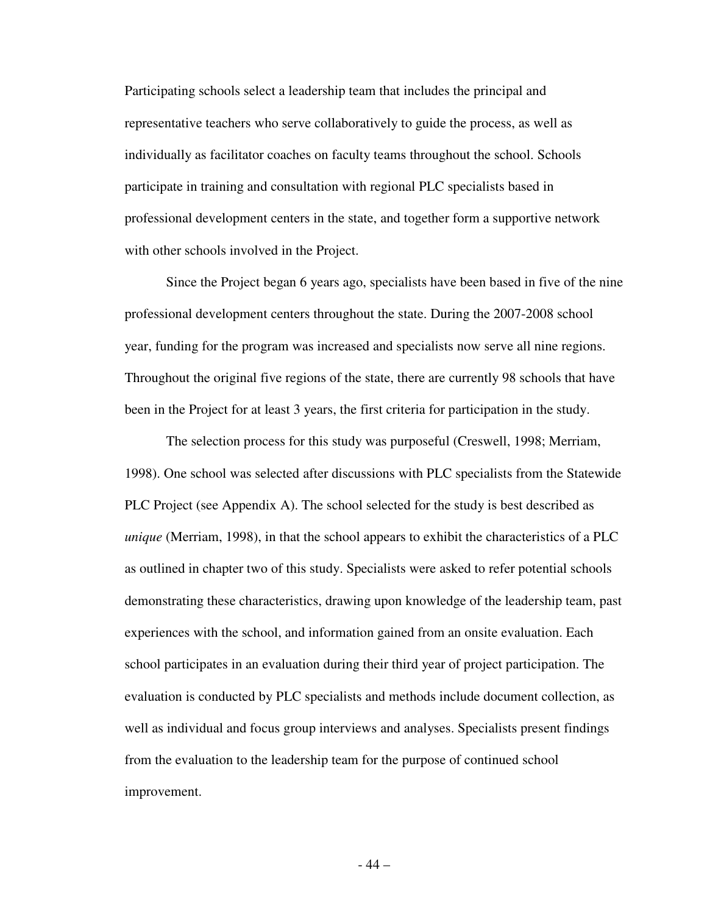Participating schools select a leadership team that includes the principal and representative teachers who serve collaboratively to guide the process, as well as individually as facilitator coaches on faculty teams throughout the school. Schools participate in training and consultation with regional PLC specialists based in professional development centers in the state, and together form a supportive network with other schools involved in the Project.

Since the Project began 6 years ago, specialists have been based in five of the nine professional development centers throughout the state. During the 2007-2008 school year, funding for the program was increased and specialists now serve all nine regions. Throughout the original five regions of the state, there are currently 98 schools that have been in the Project for at least 3 years, the first criteria for participation in the study.

The selection process for this study was purposeful (Creswell, 1998; Merriam, 1998). One school was selected after discussions with PLC specialists from the Statewide PLC Project (see Appendix A). The school selected for the study is best described as *unique* (Merriam, 1998), in that the school appears to exhibit the characteristics of a PLC as outlined in chapter two of this study. Specialists were asked to refer potential schools demonstrating these characteristics, drawing upon knowledge of the leadership team, past experiences with the school, and information gained from an onsite evaluation. Each school participates in an evaluation during their third year of project participation. The evaluation is conducted by PLC specialists and methods include document collection, as well as individual and focus group interviews and analyses. Specialists present findings from the evaluation to the leadership team for the purpose of continued school improvement.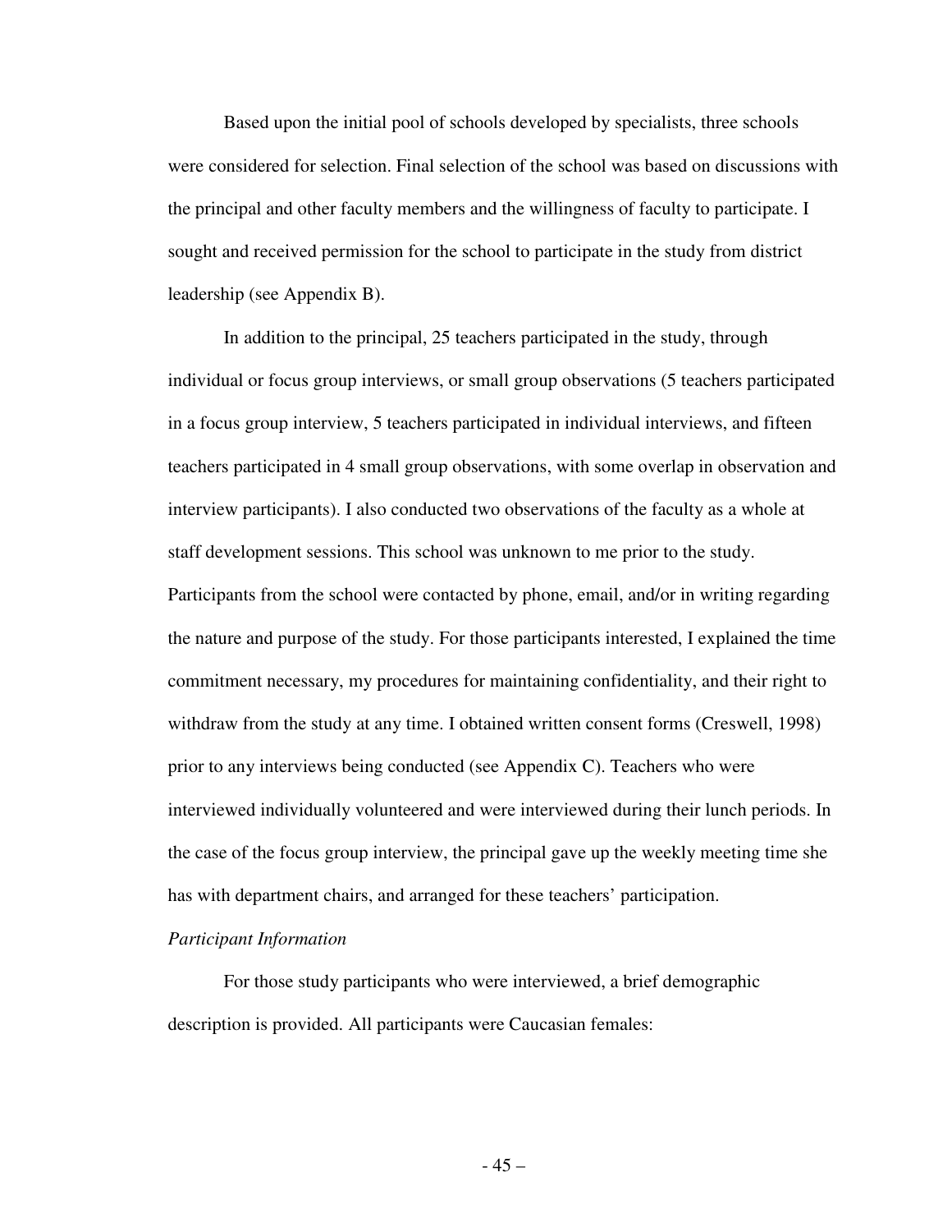Based upon the initial pool of schools developed by specialists, three schools were considered for selection. Final selection of the school was based on discussions with the principal and other faculty members and the willingness of faculty to participate. I sought and received permission for the school to participate in the study from district leadership (see Appendix B).

In addition to the principal, 25 teachers participated in the study, through individual or focus group interviews, or small group observations (5 teachers participated in a focus group interview, 5 teachers participated in individual interviews, and fifteen teachers participated in 4 small group observations, with some overlap in observation and interview participants). I also conducted two observations of the faculty as a whole at staff development sessions. This school was unknown to me prior to the study. Participants from the school were contacted by phone, email, and/or in writing regarding the nature and purpose of the study. For those participants interested, I explained the time commitment necessary, my procedures for maintaining confidentiality, and their right to withdraw from the study at any time. I obtained written consent forms (Creswell, 1998) prior to any interviews being conducted (see Appendix C). Teachers who were interviewed individually volunteered and were interviewed during their lunch periods. In the case of the focus group interview, the principal gave up the weekly meeting time she has with department chairs, and arranged for these teachers' participation.

*Participant Information*

For those study participants who were interviewed, a brief demographic description is provided. All participants were Caucasian females: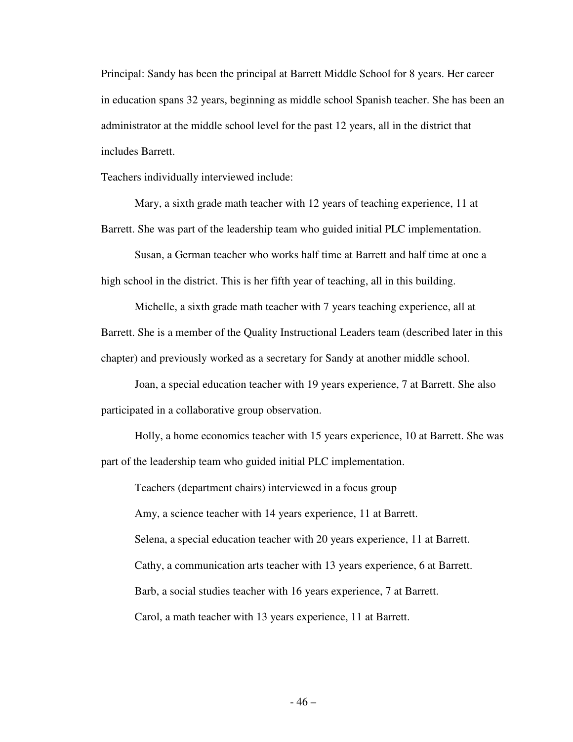Principal: Sandy has been the principal at Barrett Middle School for 8 years. Her career in education spans 32 years, beginning as middle school Spanish teacher. She has been an administrator at the middle school level for the past 12 years, all in the district that includes Barrett.

Teachers individually interviewed include:

Mary, a sixth grade math teacher with 12 years of teaching experience, 11 at Barrett. She was part of the leadership team who guided initial PLC implementation.

Susan, a German teacher who works half time at Barrett and half time at one a high school in the district. This is her fifth year of teaching, all in this building.

Michelle, a sixth grade math teacher with 7 years teaching experience, all at Barrett. She is a member of the Quality Instructional Leaders team (described later in this chapter) and previously worked as a secretary for Sandy at another middle school.

Joan, a special education teacher with 19 years experience, 7 at Barrett. She also participated in a collaborative group observation.

Holly, a home economics teacher with 15 years experience, 10 at Barrett. She was part of the leadership team who guided initial PLC implementation.

Teachers (department chairs) interviewed in a focus group

Amy, a science teacher with 14 years experience, 11 at Barrett.

Selena, a special education teacher with 20 years experience, 11 at Barrett.

Cathy, a communication arts teacher with 13 years experience, 6 at Barrett.

Barb, a social studies teacher with 16 years experience, 7 at Barrett.

Carol, a math teacher with 13 years experience, 11 at Barrett.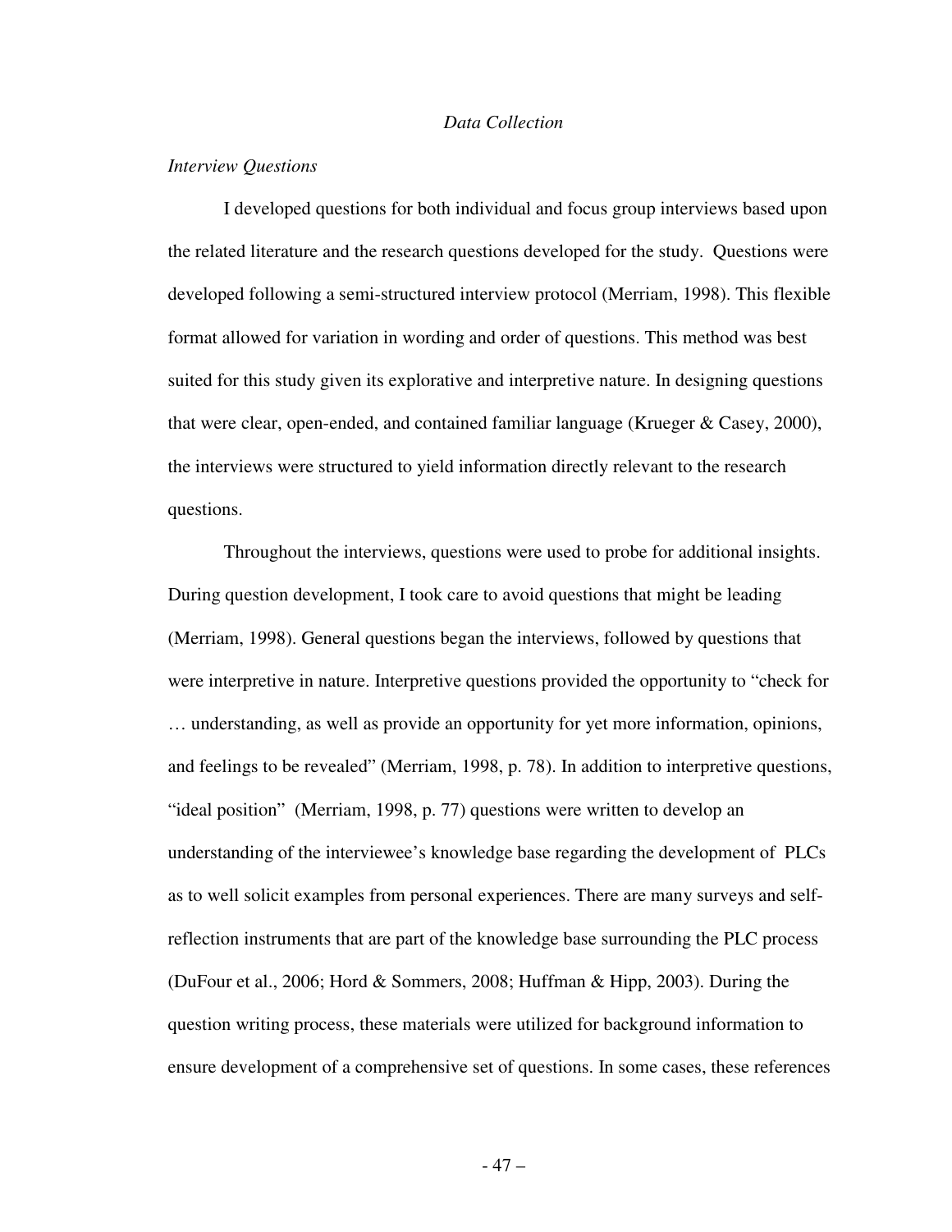## *Data Collection*

### *Interview Questions*

I developed questions for both individual and focus group interviews based upon the related literature and the research questions developed for the study. Questions were developed following a semi-structured interview protocol (Merriam, 1998). This flexible format allowed for variation in wording and order of questions. This method was best suited for this study given its explorative and interpretive nature. In designing questions that were clear, open-ended, and contained familiar language (Krueger & Casey, 2000), the interviews were structured to yield information directly relevant to the research questions.

Throughout the interviews, questions were used to probe for additional insights. During question development, I took care to avoid questions that might be leading (Merriam, 1998). General questions began the interviews, followed by questions that were interpretive in nature. Interpretive questions provided the opportunity to "check for … understanding, as well as provide an opportunity for yet more information, opinions, and feelings to be revealed" (Merriam, 1998, p. 78). In addition to interpretive questions, "ideal position" (Merriam, 1998, p. 77) questions were written to develop an understanding of the interviewee's knowledge base regarding the development of PLCs as to well solicit examples from personal experiences. There are many surveys and self-reflection instruments that are part of the knowledge base surrounding the PLC process (DuFour et al., 2006; Hord & Sommers, 2008; Huffman & Hipp, 2003). During the question writing process, these materials were utilized for background information to ensure development of a comprehensive set of questions. In some cases, these references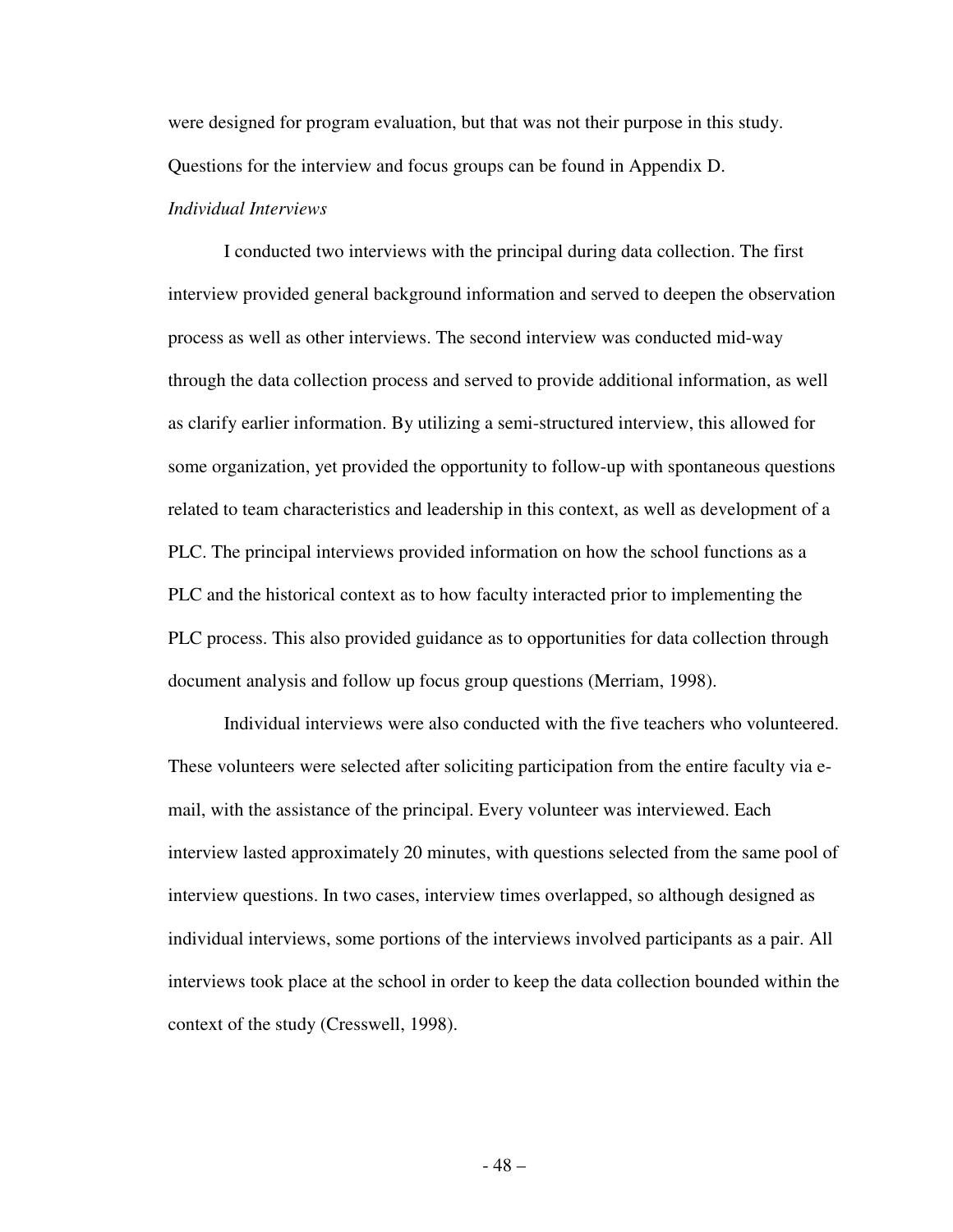were designed for program evaluation, but that was not their purpose in this study. Questions for the interview and focus groups can be found in Appendix D.

*Individual Interviews*

I conducted two interviews with the principal during data collection. The first interview provided general background information and served to deepen the observation process as well as other interviews. The second interview was conducted mid-way through the data collection process and served to provide additional information, as well as clarify earlier information. By utilizing a semi-structured interview, this allowed for some organization, yet provided the opportunity to follow-up with spontaneous questions related to team characteristics and leadership in this context, as well as development of a PLC. The principal interviews provided information on how the school functions as a PLC and the historical context as to how faculty interacted prior to implementing the PLC process. This also provided guidance as to opportunities for data collection through document analysis and follow up focus group questions (Merriam, 1998).

Individual interviews were also conducted with the five teachers who volunteered. These volunteers were selected after soliciting participation from the entire faculty via e-mail, with the assistance of the principal. Every volunteer was interviewed. Each interview lasted approximately 20 minutes, with questions selected from the same pool of interview questions. In two cases, interview times overlapped, so although designed as individual interviews, some portions of the interviews involved participants as a pair. All interviews took place at the school in order to keep the data collection bounded within the context of the study (Cresswell, 1998).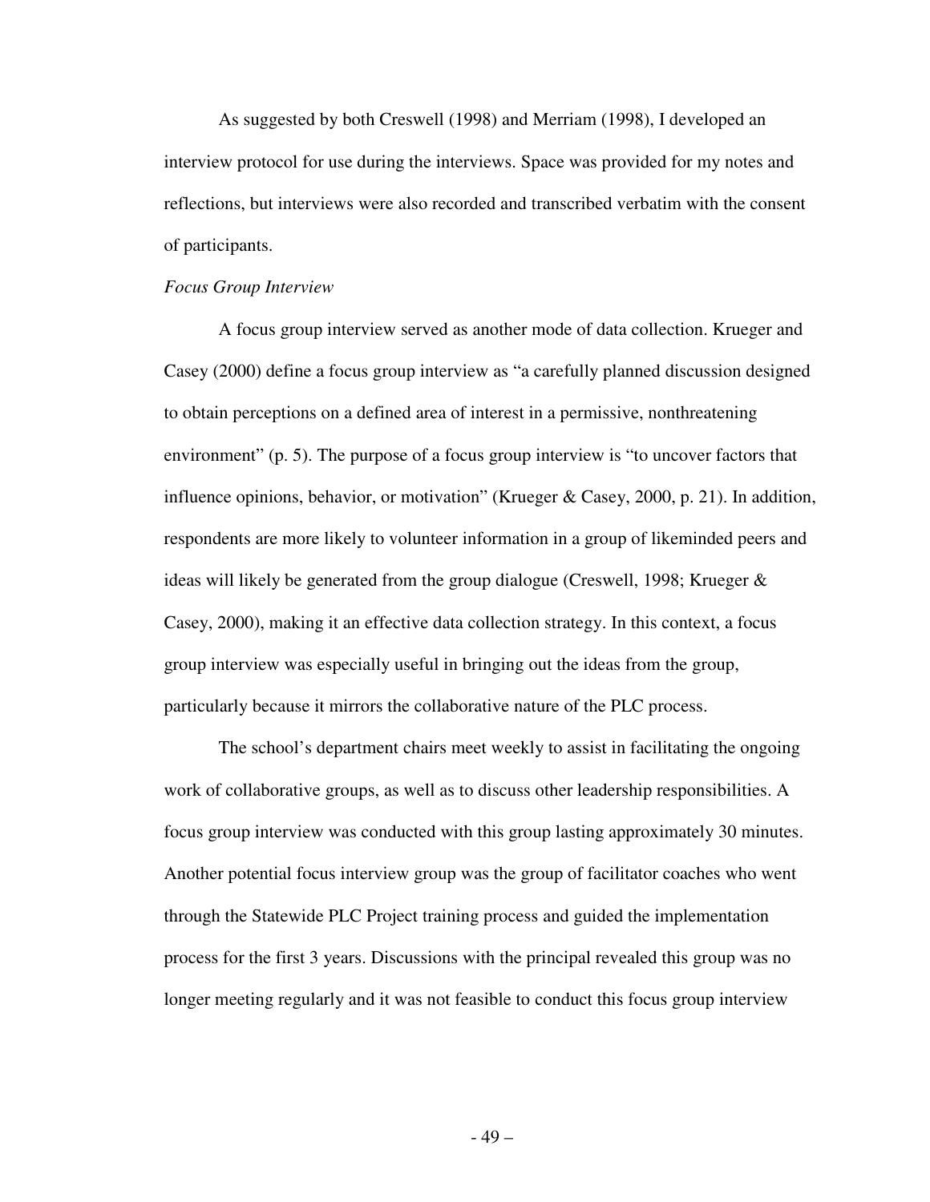As suggested by both Creswell (1998) and Merriam (1998), I developed an interview protocol for use during the interviews. Space was provided for my notes and reflections, but interviews were also recorded and transcribed verbatim with the consent of participants.

*Focus Group Interview*

A focus group interview served as another mode of data collection. Krueger and Casey (2000) define a focus group interview as "a carefully planned discussion designed to obtain perceptions on a defined area of interest in a permissive, nonthreatening environment" (p. 5). The purpose of a focus group interview is "to uncover factors that influence opinions, behavior, or motivation" (Krueger & Casey, 2000, p. 21). In addition, respondents are more likely to volunteer information in a group of likeminded peers and ideas will likely be generated from the group dialogue (Creswell, 1998; Krueger & Casey, 2000), making it an effective data collection strategy. In this context, a focus group interview was especially useful in bringing out the ideas from the group, particularly because it mirrors the collaborative nature of the PLC process.

The school's department chairs meet weekly to assist in facilitating the ongoing work of collaborative groups, as well as to discuss other leadership responsibilities. A focus group interview was conducted with this group lasting approximately 30 minutes. Another potential focus interview group was the group of facilitator coaches who went through the Statewide PLC Project training process and guided the implementation process for the first 3 years. Discussions with the principal revealed this group was no longer meeting regularly and it was not feasible to conduct this focus group interview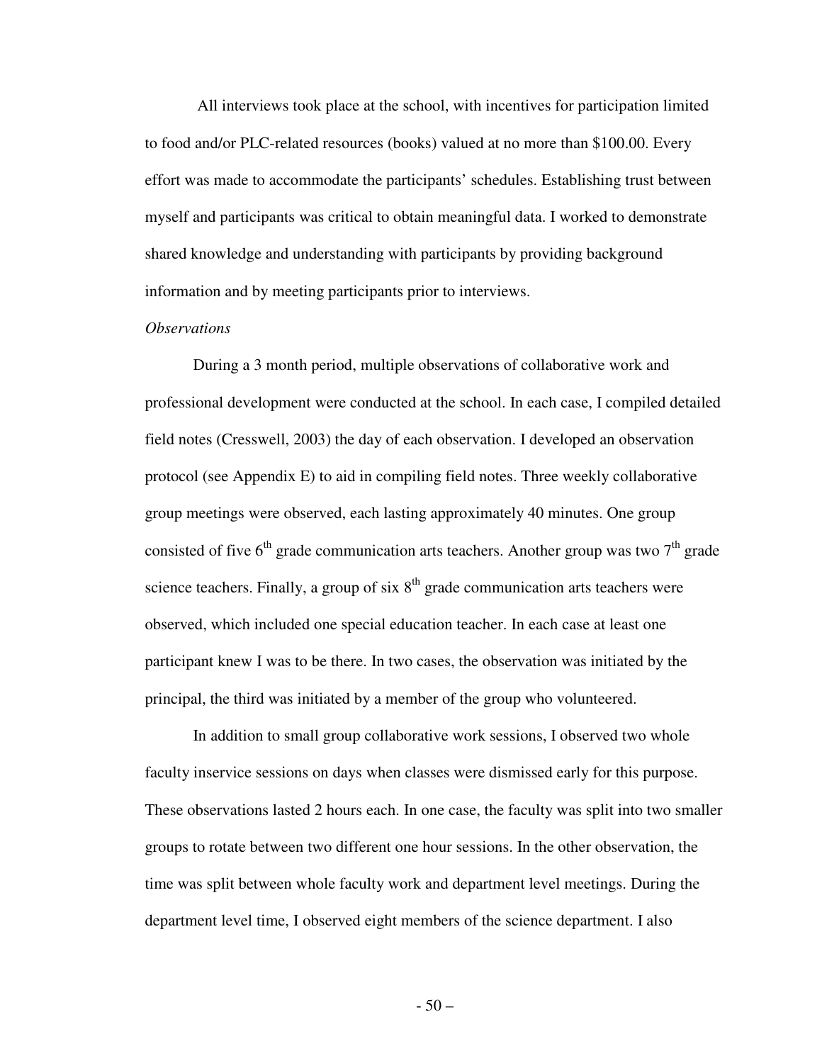All interviews took place at the school, with incentives for participation limited to food and/or PLC-related resources (books) valued at no more than $100.00. Every effort was made to accommodate the participants' schedules. Establishing trust between myself and participants was critical to obtain meaningful data. I worked to demonstrate shared knowledge and understanding with participants by providing background information and by meeting participants prior to interviews.

*Observations*

During a 3 month period, multiple observations of collaborative work and professional development were conducted at the school. In each case, I compiled detailed field notes (Cresswell, 2003) the day of each observation. I developed an observation protocol (see Appendix E) to aid in compiling field notes. Three weekly collaborative group meetings were observed, each lasting approximately 40 minutes. One group consisted of five 6th grade communication arts teachers. Another group was two 7th grade science teachers. Finally, a group of six 8th grade communication arts teachers were observed, which included one special education teacher. In each case at least one participant knew I was to be there. In two cases, the observation was initiated by the principal, the third was initiated by a member of the group who volunteered.

In addition to small group collaborative work sessions, I observed two whole faculty inservice sessions on days when classes were dismissed early for this purpose. These observations lasted 2 hours each. In one case, the faculty was split into two smaller groups to rotate between two different one hour sessions. In the other observation, the time was split between whole faculty work and department level meetings. During the department level time, I observed eight members of the science department. I also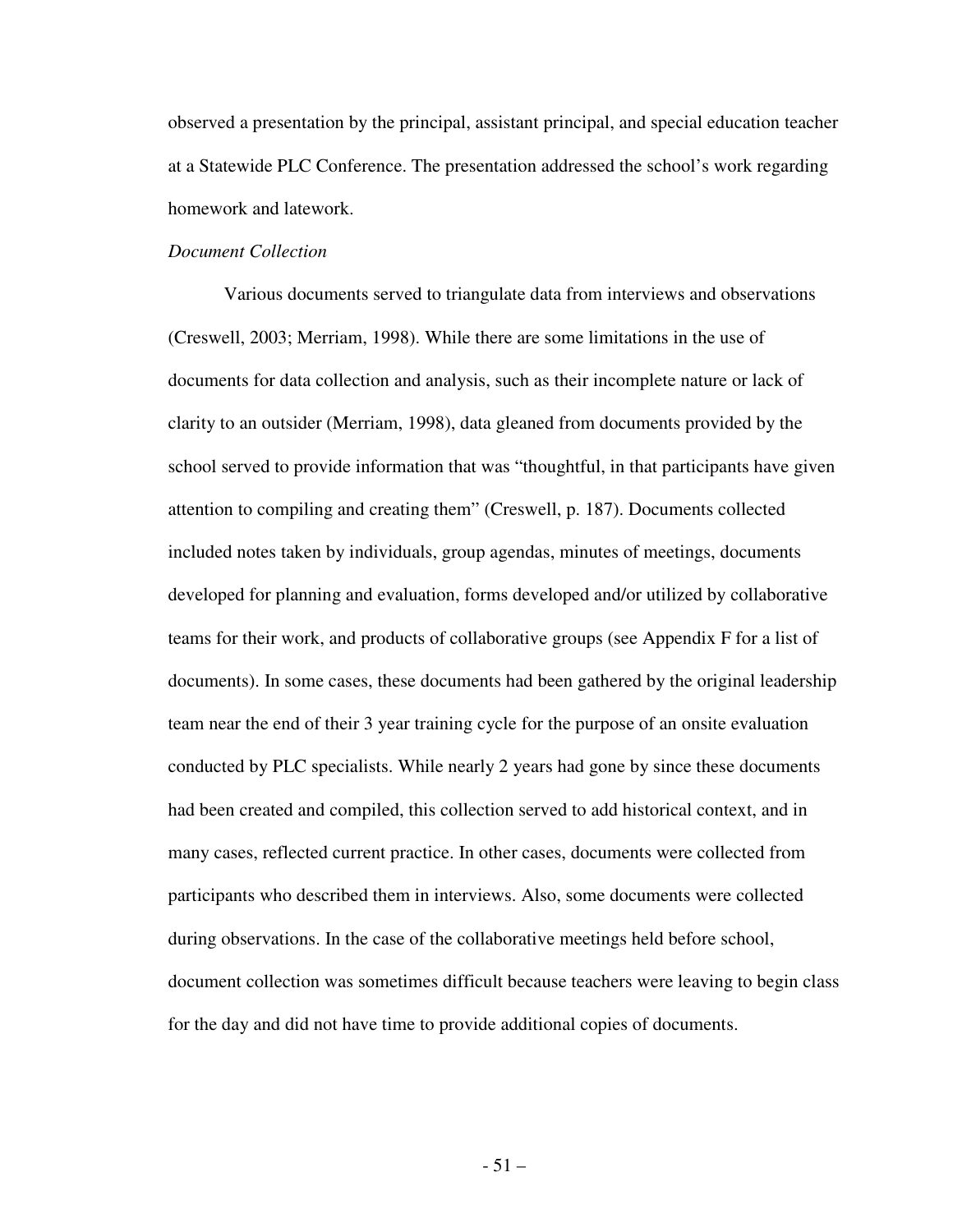observed a presentation by the principal, assistant principal, and special education teacher at a Statewide PLC Conference. The presentation addressed the school's work regarding homework and latework.

*Document Collection*

Various documents served to triangulate data from interviews and observations (Creswell, 2003; Merriam, 1998). While there are some limitations in the use of documents for data collection and analysis, such as their incomplete nature or lack of clarity to an outsider (Merriam, 1998), data gleaned from documents provided by the school served to provide information that was "thoughtful, in that participants have given attention to compiling and creating them" (Creswell, p. 187). Documents collected included notes taken by individuals, group agendas, minutes of meetings, documents developed for planning and evaluation, forms developed and/or utilized by collaborative teams for their work, and products of collaborative groups (see Appendix F for a list of documents). In some cases, these documents had been gathered by the original leadership team near the end of their 3 year training cycle for the purpose of an onsite evaluation conducted by PLC specialists. While nearly 2 years had gone by since these documents had been created and compiled, this collection served to add historical context, and in many cases, reflected current practice. In other cases, documents were collected from participants who described them in interviews. Also, some documents were collected during observations. In the case of the collaborative meetings held before school, document collection was sometimes difficult because teachers were leaving to begin class for the day and did not have time to provide additional copies of documents.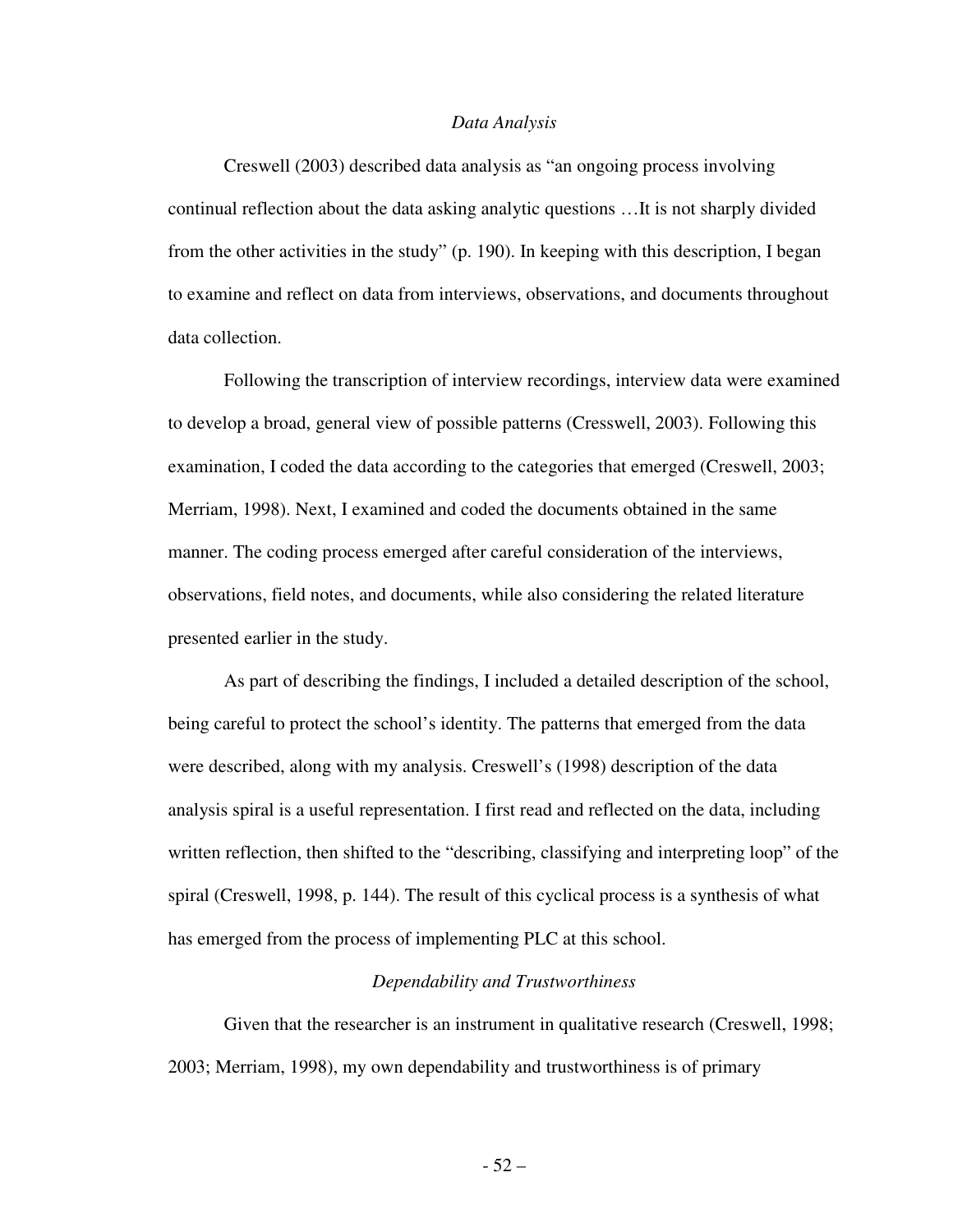*Data Analysis*

Creswell (2003) described data analysis as "an ongoing process involving continual reflection about the data asking analytic questions …It is not sharply divided from the other activities in the study" (p. 190). In keeping with this description, I began to examine and reflect on data from interviews, observations, and documents throughout data collection.

Following the transcription of interview recordings, interview data were examined to develop a broad, general view of possible patterns (Cresswell, 2003). Following this examination, I coded the data according to the categories that emerged (Creswell, 2003; Merriam, 1998). Next, I examined and coded the documents obtained in the same manner. The coding process emerged after careful consideration of the interviews, observations, field notes, and documents, while also considering the related literature presented earlier in the study.

As part of describing the findings, I included a detailed description of the school, being careful to protect the school's identity. The patterns that emerged from the data were described, along with my analysis. Creswell's (1998) description of the data analysis spiral is a useful representation. I first read and reflected on the data, including written reflection, then shifted to the "describing, classifying and interpreting loop" of the spiral (Creswell, 1998, p. 144). The result of this cyclical process is a synthesis of what has emerged from the process of implementing PLC at this school.

*Dependability and Trustworthiness*

Given that the researcher is an instrument in qualitative research (Creswell, 1998; 2003; Merriam, 1998), my own dependability and trustworthiness is of primary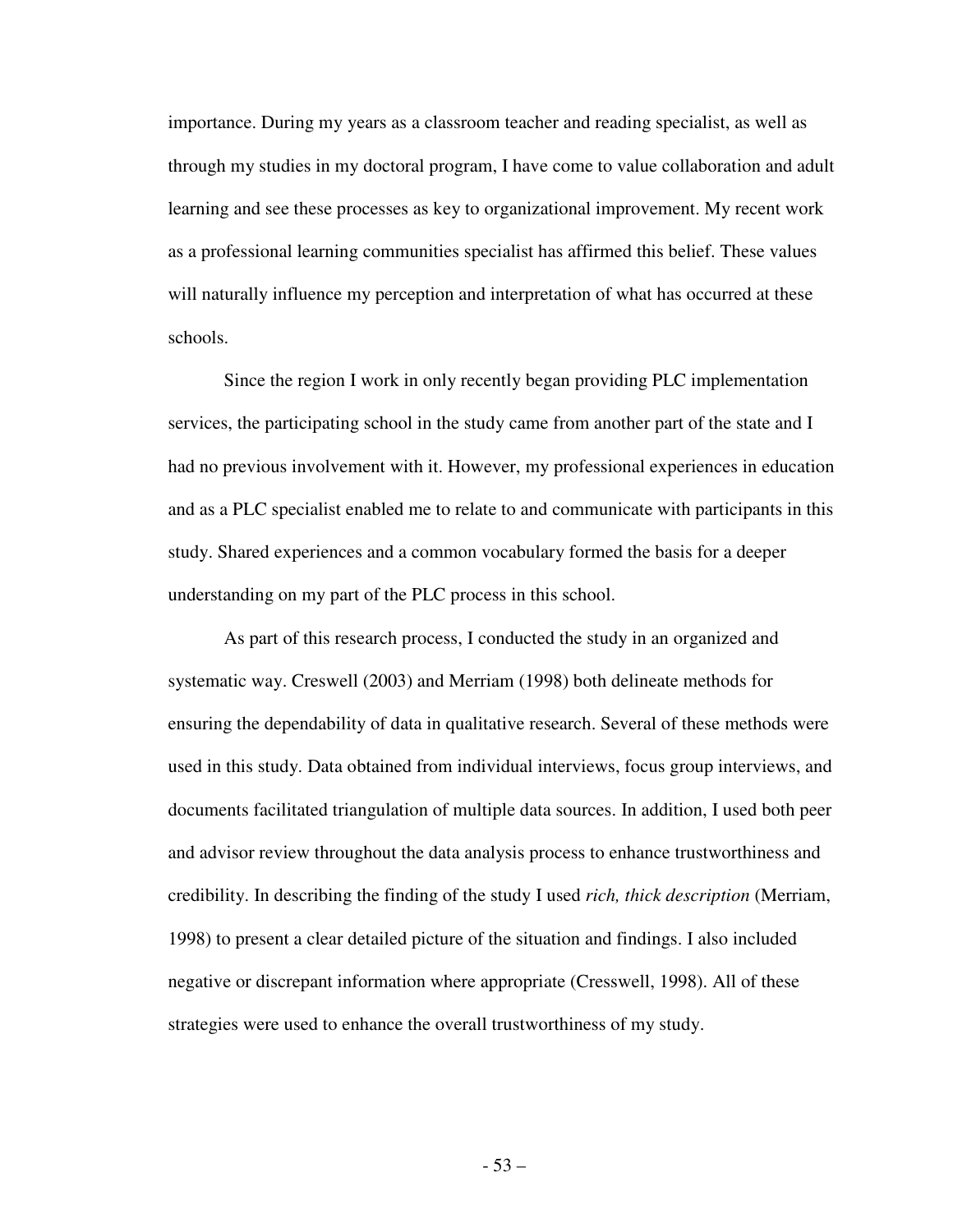importance. During my years as a classroom teacher and reading specialist, as well as through my studies in my doctoral program, I have come to value collaboration and adult learning and see these processes as key to organizational improvement. My recent work as a professional learning communities specialist has affirmed this belief. These values will naturally influence my perception and interpretation of what has occurred at these schools.

Since the region I work in only recently began providing PLC implementation services, the participating school in the study came from another part of the state and I had no previous involvement with it. However, my professional experiences in education and as a PLC specialist enabled me to relate to and communicate with participants in this study. Shared experiences and a common vocabulary formed the basis for a deeper understanding on my part of the PLC process in this school.

As part of this research process, I conducted the study in an organized and systematic way. Creswell (2003) and Merriam (1998) both delineate methods for ensuring the dependability of data in qualitative research. Several of these methods were used in this study. Data obtained from individual interviews, focus group interviews, and documents facilitated triangulation of multiple data sources. In addition, I used both peer and advisor review throughout the data analysis process to enhance trustworthiness and credibility. In describing the finding of the study I used *rich, thick description* (Merriam, 1998) to present a clear detailed picture of the situation and findings. I also included negative or discrepant information where appropriate (Cresswell, 1998). All of these strategies were used to enhance the overall trustworthiness of my study.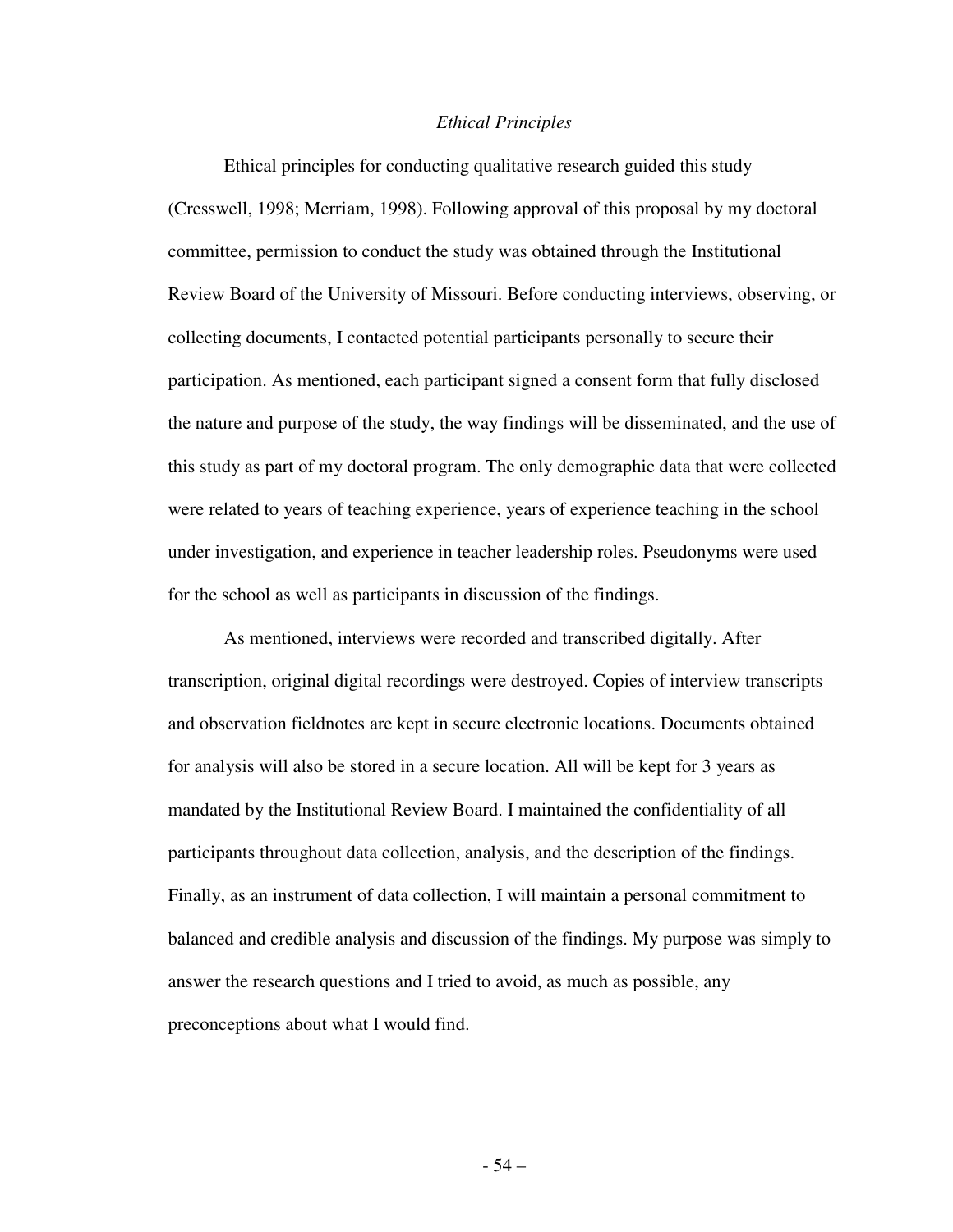### *Ethical Principles*

Ethical principles for conducting qualitative research guided this study (Cresswell, 1998; Merriam, 1998). Following approval of this proposal by my doctoral committee, permission to conduct the study was obtained through the Institutional Review Board of the University of Missouri. Before conducting interviews, observing, or collecting documents, I contacted potential participants personally to secure their participation. As mentioned, each participant signed a consent form that fully disclosed the nature and purpose of the study, the way findings will be disseminated, and the use of this study as part of my doctoral program. The only demographic data that were collected were related to years of teaching experience, years of experience teaching in the school under investigation, and experience in teacher leadership roles. Pseudonyms were used for the school as well as participants in discussion of the findings.

As mentioned, interviews were recorded and transcribed digitally. After transcription, original digital recordings were destroyed. Copies of interview transcripts and observation fieldnotes are kept in secure electronic locations. Documents obtained for analysis will also be stored in a secure location. All will be kept for 3 years as mandated by the Institutional Review Board. I maintained the confidentiality of all participants throughout data collection, analysis, and the description of the findings. Finally, as an instrument of data collection, I will maintain a personal commitment to balanced and credible analysis and discussion of the findings. My purpose was simply to answer the research questions and I tried to avoid, as much as possible, any preconceptions about what I would find.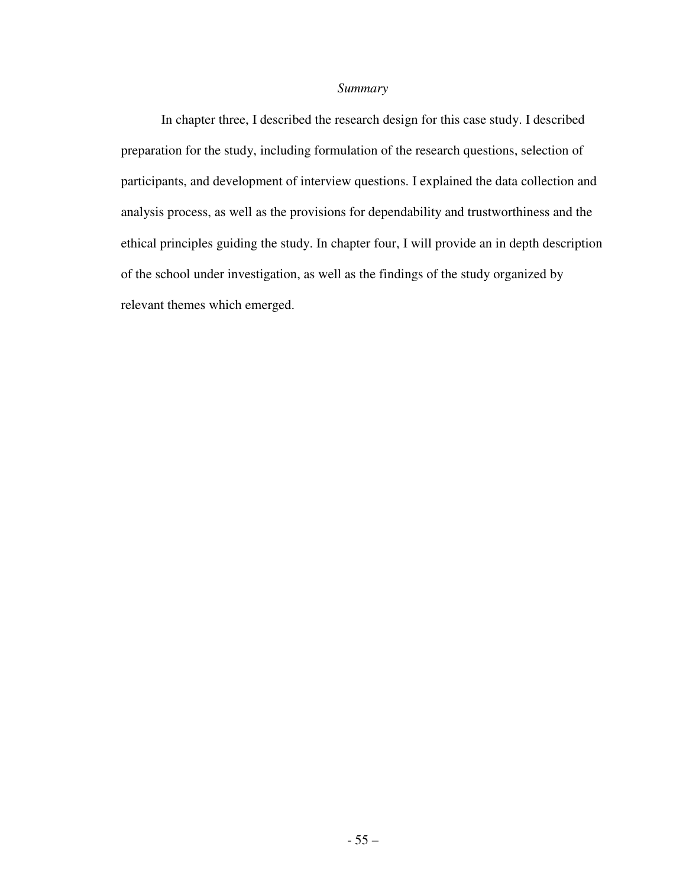### *Summary*

In chapter three, I described the research design for this case study. I described preparation for the study, including formulation of the research questions, selection of participants, and development of interview questions. I explained the data collection and analysis process, as well as the provisions for dependability and trustworthiness and the ethical principles guiding the study. In chapter four, I will provide an in depth description of the school under investigation, as well as the findings of the study organized by relevant themes which emerged.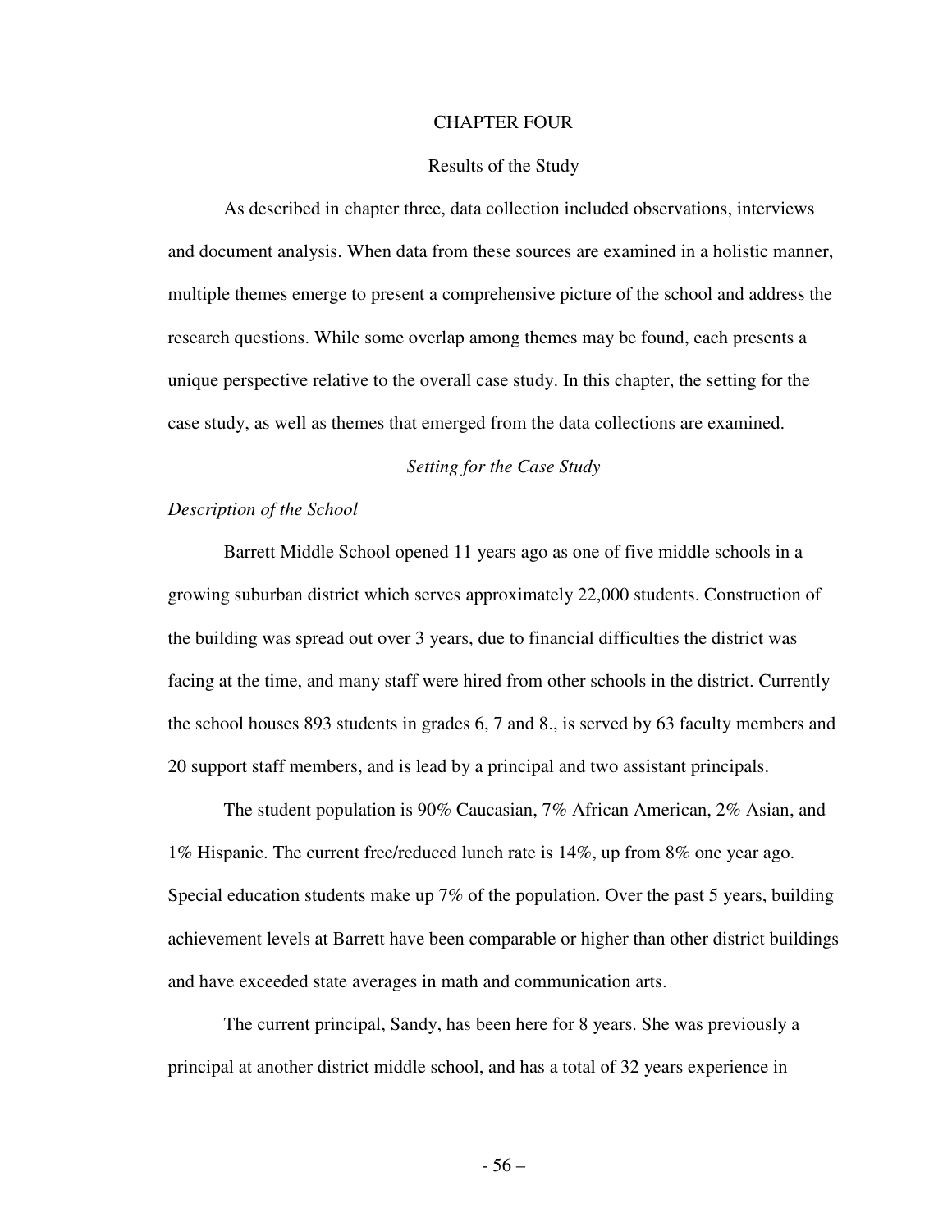# CHAPTER FOUR

## Results of the Study

As described in chapter three, data collection included observations, interviews and document analysis. When data from these sources are examined in a holistic manner, multiple themes emerge to present a comprehensive picture of the school and address the research questions. While some overlap among themes may be found, each presents a unique perspective relative to the overall case study. In this chapter, the setting for the case study, as well as themes that emerged from the data collections are examined.

### *Setting for the Case Study*

#### *Description of the School*

Barrett Middle School opened 11 years ago as one of five middle schools in a growing suburban district which serves approximately 22,000 students. Construction of the building was spread out over 3 years, due to financial difficulties the district was facing at the time, and many staff were hired from other schools in the district. Currently the school houses 893 students in grades 6, 7 and 8., is served by 63 faculty members and 20 support staff members, and is lead by a principal and two assistant principals.

The student population is 90% Caucasian, 7% African American, 2% Asian, and 1% Hispanic. The current free/reduced lunch rate is 14%, up from 8% one year ago. Special education students make up 7% of the population. Over the past 5 years, building achievement levels at Barrett have been comparable or higher than other district buildings and have exceeded state averages in math and communication arts.

The current principal, Sandy, has been here for 8 years. She was previously a principal at another district middle school, and has a total of 32 years experience in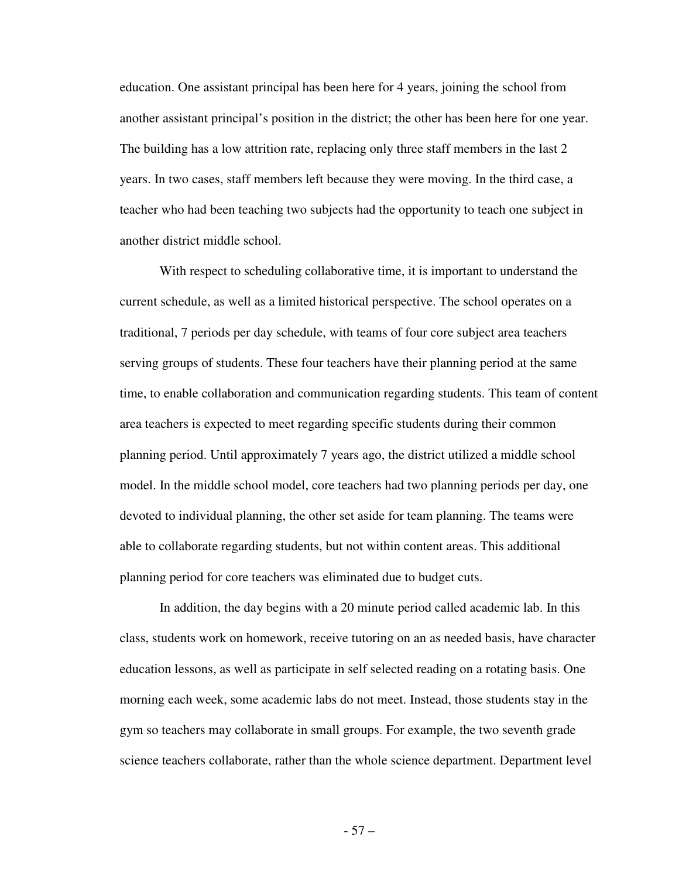education. One assistant principal has been here for 4 years, joining the school from another assistant principal's position in the district; the other has been here for one year. The building has a low attrition rate, replacing only three staff members in the last 2 years. In two cases, staff members left because they were moving. In the third case, a teacher who had been teaching two subjects had the opportunity to teach one subject in another district middle school.

With respect to scheduling collaborative time, it is important to understand the current schedule, as well as a limited historical perspective. The school operates on a traditional, 7 periods per day schedule, with teams of four core subject area teachers serving groups of students. These four teachers have their planning period at the same time, to enable collaboration and communication regarding students. This team of content area teachers is expected to meet regarding specific students during their common planning period. Until approximately 7 years ago, the district utilized a middle school model. In the middle school model, core teachers had two planning periods per day, one devoted to individual planning, the other set aside for team planning. The teams were able to collaborate regarding students, but not within content areas. This additional planning period for core teachers was eliminated due to budget cuts.

In addition, the day begins with a 20 minute period called academic lab. In this class, students work on homework, receive tutoring on an as needed basis, have character education lessons, as well as participate in self selected reading on a rotating basis. One morning each week, some academic labs do not meet. Instead, those students stay in the gym so teachers may collaborate in small groups. For example, the two seventh grade science teachers collaborate, rather than the whole science department. Department level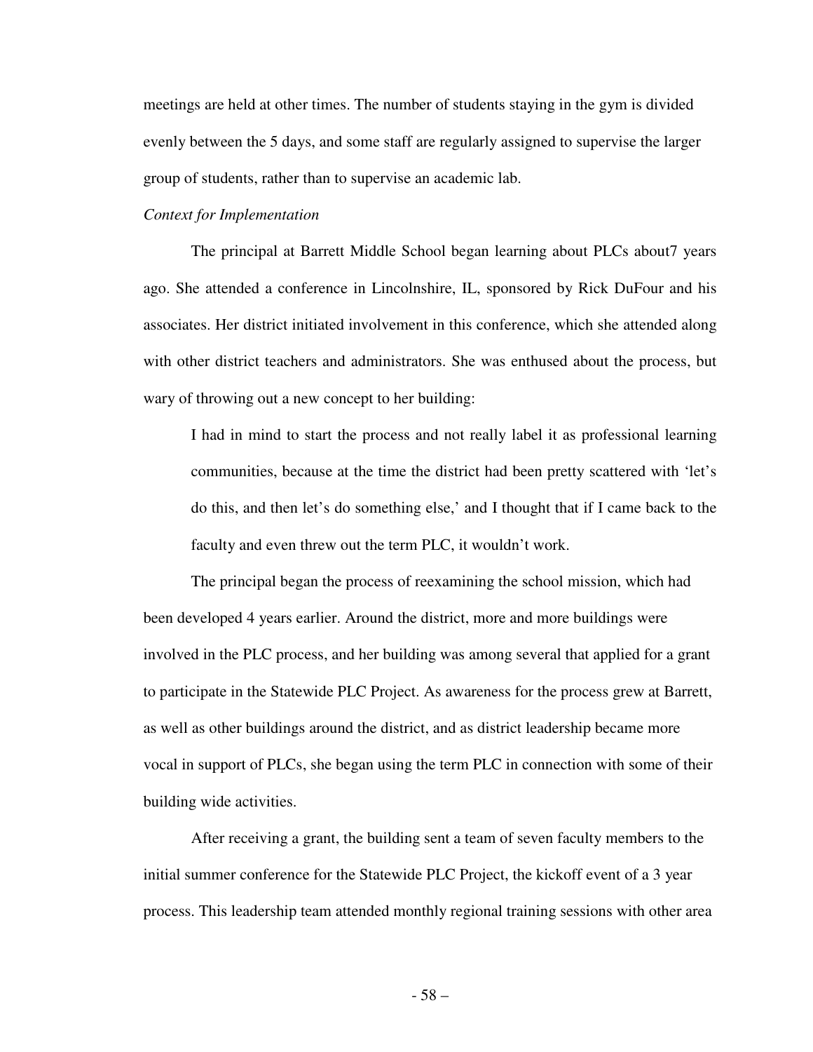meetings are held at other times. The number of students staying in the gym is divided evenly between the 5 days, and some staff are regularly assigned to supervise the larger group of students, rather than to supervise an academic lab.

*Context for Implementation*

The principal at Barrett Middle School began learning about PLCs about7 years ago. She attended a conference in Lincolnshire, IL, sponsored by Rick DuFour and his associates. Her district initiated involvement in this conference, which she attended along with other district teachers and administrators. She was enthused about the process, but wary of throwing out a new concept to her building:

> I had in mind to start the process and not really label it as professional learning communities, because at the time the district had been pretty scattered with 'let's do this, and then let's do something else,' and I thought that if I came back to the faculty and even threw out the term PLC, it wouldn't work.

The principal began the process of reexamining the school mission, which had been developed 4 years earlier. Around the district, more and more buildings were involved in the PLC process, and her building was among several that applied for a grant to participate in the Statewide PLC Project. As awareness for the process grew at Barrett, as well as other buildings around the district, and as district leadership became more vocal in support of PLCs, she began using the term PLC in connection with some of their building wide activities.

After receiving a grant, the building sent a team of seven faculty members to the initial summer conference for the Statewide PLC Project, the kickoff event of a 3 year process. This leadership team attended monthly regional training sessions with other area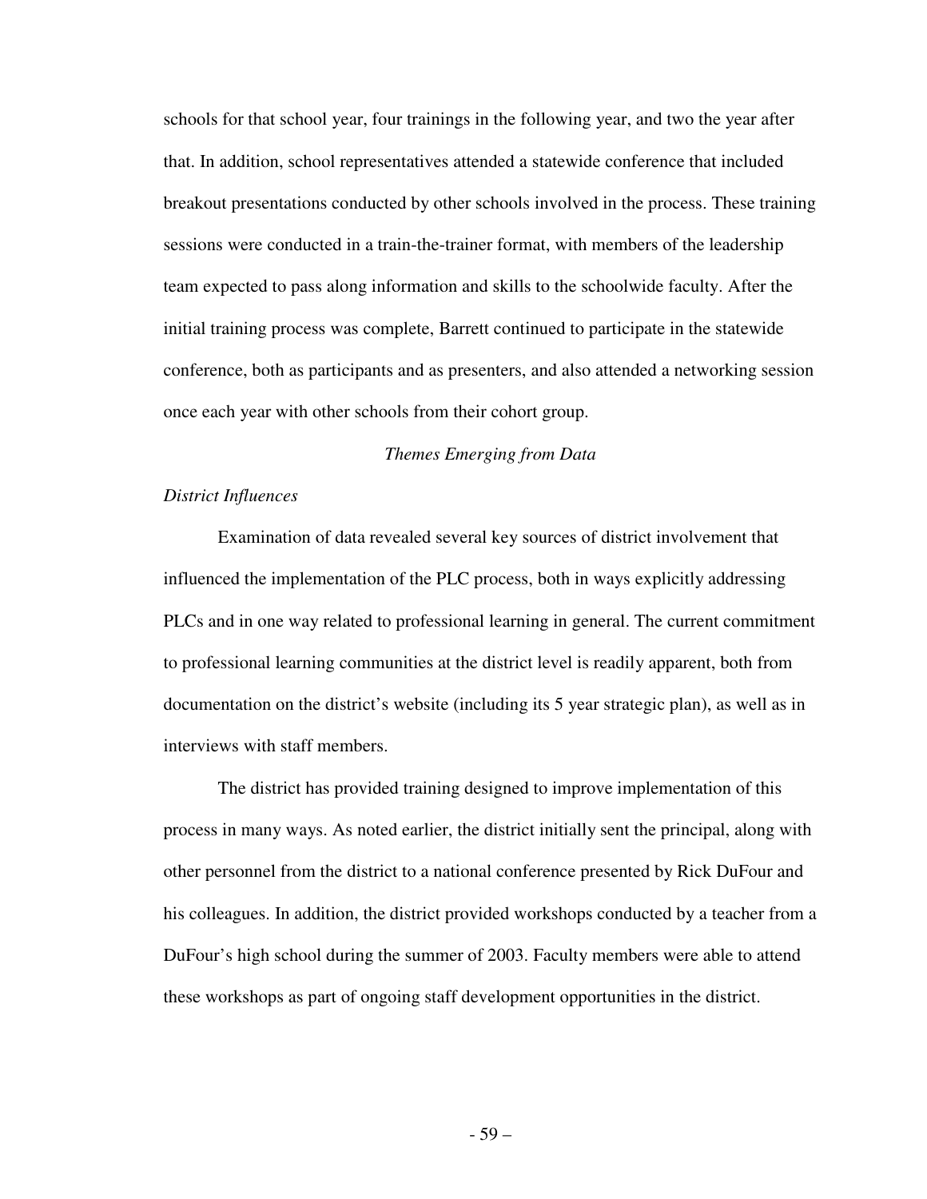schools for that school year, four trainings in the following year, and two the year after that. In addition, school representatives attended a statewide conference that included breakout presentations conducted by other schools involved in the process. These training sessions were conducted in a train-the-trainer format, with members of the leadership team expected to pass along information and skills to the schoolwide faculty. After the initial training process was complete, Barrett continued to participate in the statewide conference, both as participants and as presenters, and also attended a networking session once each year with other schools from their cohort group.

## *Themes Emerging from Data*

### *District Influences*

Examination of data revealed several key sources of district involvement that influenced the implementation of the PLC process, both in ways explicitly addressing PLCs and in one way related to professional learning in general. The current commitment to professional learning communities at the district level is readily apparent, both from documentation on the district's website (including its 5 year strategic plan), as well as in interviews with staff members.

The district has provided training designed to improve implementation of this process in many ways. As noted earlier, the district initially sent the principal, along with other personnel from the district to a national conference presented by Rick DuFour and his colleagues. In addition, the district provided workshops conducted by a teacher from a DuFour's high school during the summer of 2003. Faculty members were able to attend these workshops as part of ongoing staff development opportunities in the district.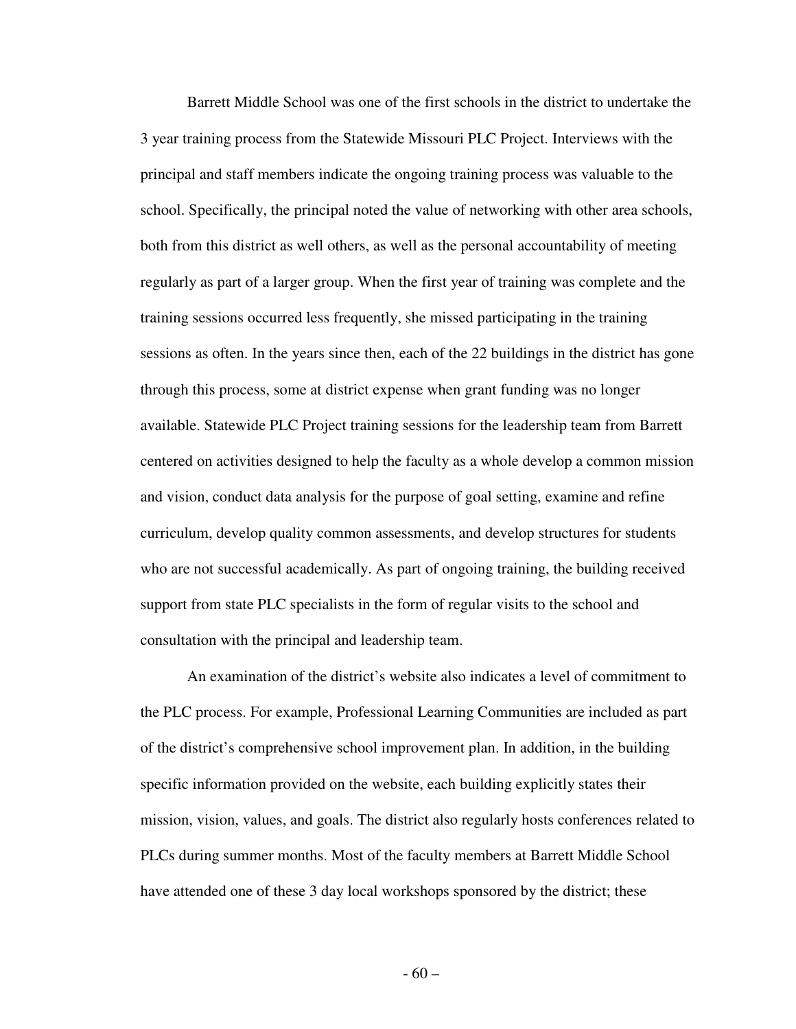Barrett Middle School was one of the first schools in the district to undertake the 3 year training process from the Statewide Missouri PLC Project. Interviews with the principal and staff members indicate the ongoing training process was valuable to the school. Specifically, the principal noted the value of networking with other area schools, both from this district as well others, as well as the personal accountability of meeting regularly as part of a larger group. When the first year of training was complete and the training sessions occurred less frequently, she missed participating in the training sessions as often. In the years since then, each of the 22 buildings in the district has gone through this process, some at district expense when grant funding was no longer available. Statewide PLC Project training sessions for the leadership team from Barrett centered on activities designed to help the faculty as a whole develop a common mission and vision, conduct data analysis for the purpose of goal setting, examine and refine curriculum, develop quality common assessments, and develop structures for students who are not successful academically. As part of ongoing training, the building received support from state PLC specialists in the form of regular visits to the school and consultation with the principal and leadership team.

An examination of the district's website also indicates a level of commitment to the PLC process. For example, Professional Learning Communities are included as part of the district's comprehensive school improvement plan. In addition, in the building specific information provided on the website, each building explicitly states their mission, vision, values, and goals. The district also regularly hosts conferences related to PLCs during summer months. Most of the faculty members at Barrett Middle School have attended one of these 3 day local workshops sponsored by the district; these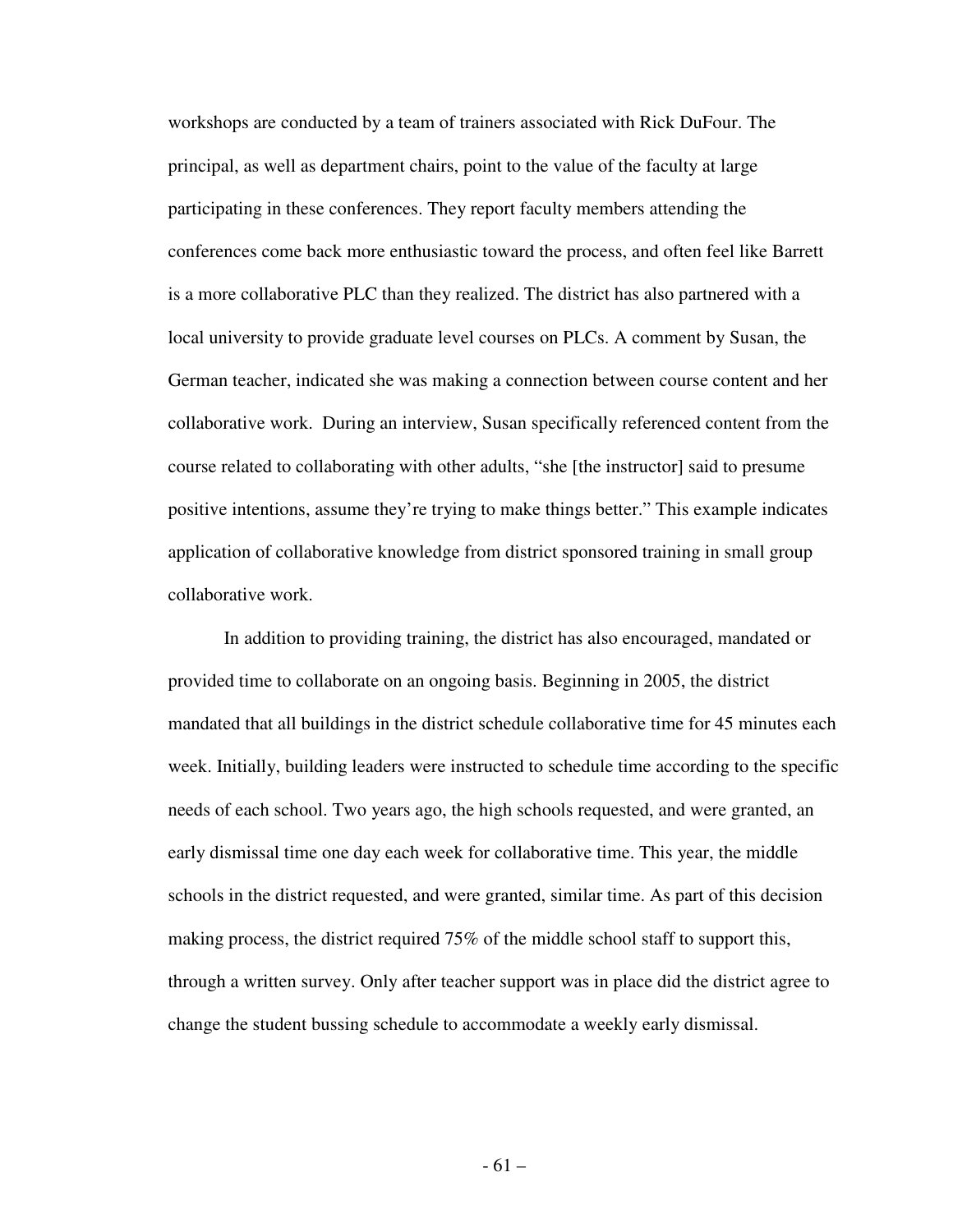workshops are conducted by a team of trainers associated with Rick DuFour. The principal, as well as department chairs, point to the value of the faculty at large participating in these conferences. They report faculty members attending the conferences come back more enthusiastic toward the process, and often feel like Barrett is a more collaborative PLC than they realized. The district has also partnered with a local university to provide graduate level courses on PLCs. A comment by Susan, the German teacher, indicated she was making a connection between course content and her collaborative work. During an interview, Susan specifically referenced content from the course related to collaborating with other adults, "she [the instructor] said to presume positive intentions, assume they're trying to make things better." This example indicates application of collaborative knowledge from district sponsored training in small group collaborative work.

In addition to providing training, the district has also encouraged, mandated or provided time to collaborate on an ongoing basis. Beginning in 2005, the district mandated that all buildings in the district schedule collaborative time for 45 minutes each week. Initially, building leaders were instructed to schedule time according to the specific needs of each school. Two years ago, the high schools requested, and were granted, an early dismissal time one day each week for collaborative time. This year, the middle schools in the district requested, and were granted, similar time. As part of this decision making process, the district required 75% of the middle school staff to support this, through a written survey. Only after teacher support was in place did the district agree to change the student bussing schedule to accommodate a weekly early dismissal.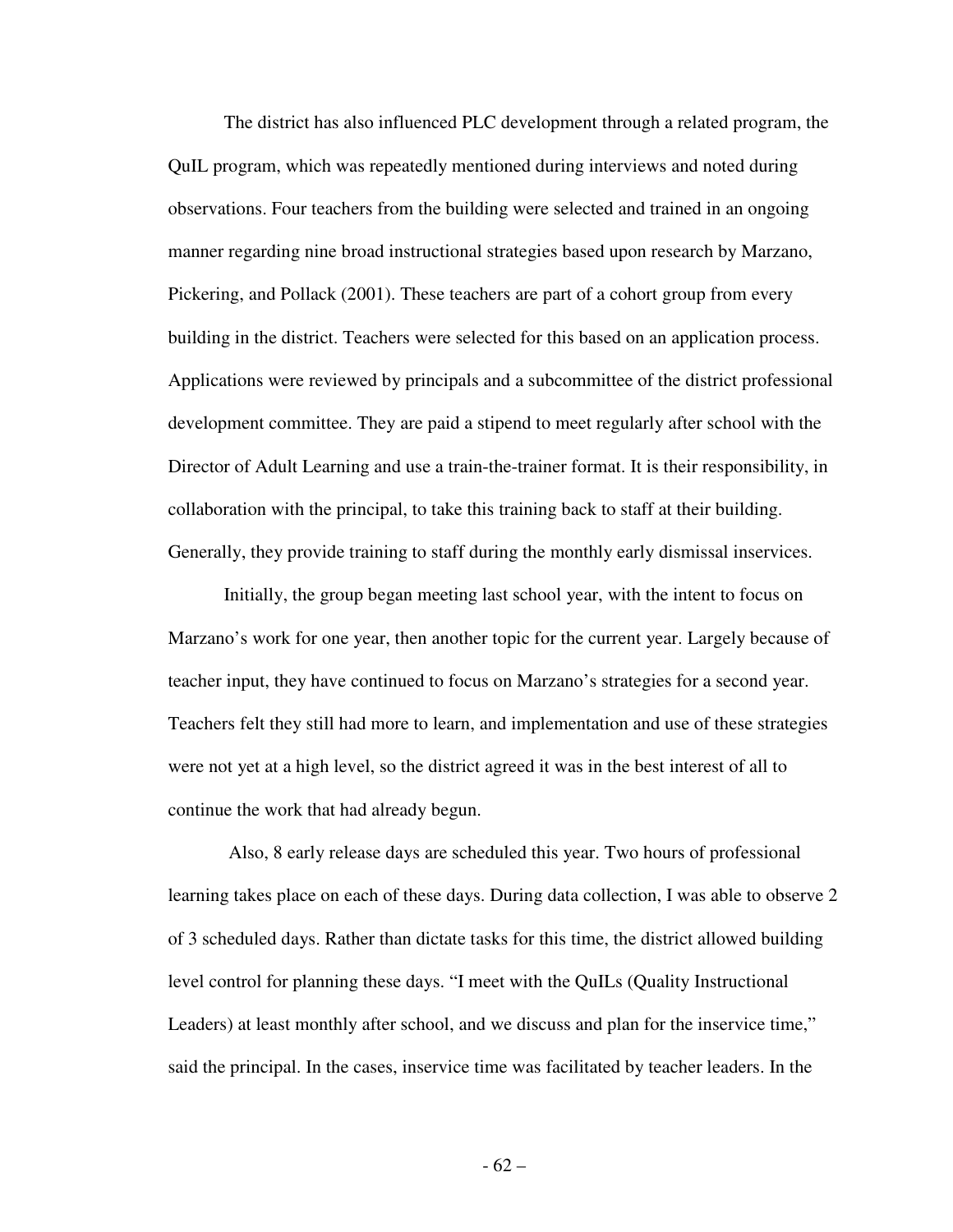The district has also influenced PLC development through a related program, the QuIL program, which was repeatedly mentioned during interviews and noted during observations. Four teachers from the building were selected and trained in an ongoing manner regarding nine broad instructional strategies based upon research by Marzano, Pickering, and Pollack (2001). These teachers are part of a cohort group from every building in the district. Teachers were selected for this based on an application process. Applications were reviewed by principals and a subcommittee of the district professional development committee. They are paid a stipend to meet regularly after school with the Director of Adult Learning and use a train-the-trainer format. It is their responsibility, in collaboration with the principal, to take this training back to staff at their building. Generally, they provide training to staff during the monthly early dismissal inservices.

Initially, the group began meeting last school year, with the intent to focus on Marzano's work for one year, then another topic for the current year. Largely because of teacher input, they have continued to focus on Marzano's strategies for a second year. Teachers felt they still had more to learn, and implementation and use of these strategies were not yet at a high level, so the district agreed it was in the best interest of all to continue the work that had already begun.

Also, 8 early release days are scheduled this year. Two hours of professional learning takes place on each of these days. During data collection, I was able to observe 2 of 3 scheduled days. Rather than dictate tasks for this time, the district allowed building level control for planning these days. "I meet with the QuILs (Quality Instructional Leaders) at least monthly after school, and we discuss and plan for the inservice time," said the principal. In the cases, inservice time was facilitated by teacher leaders. In the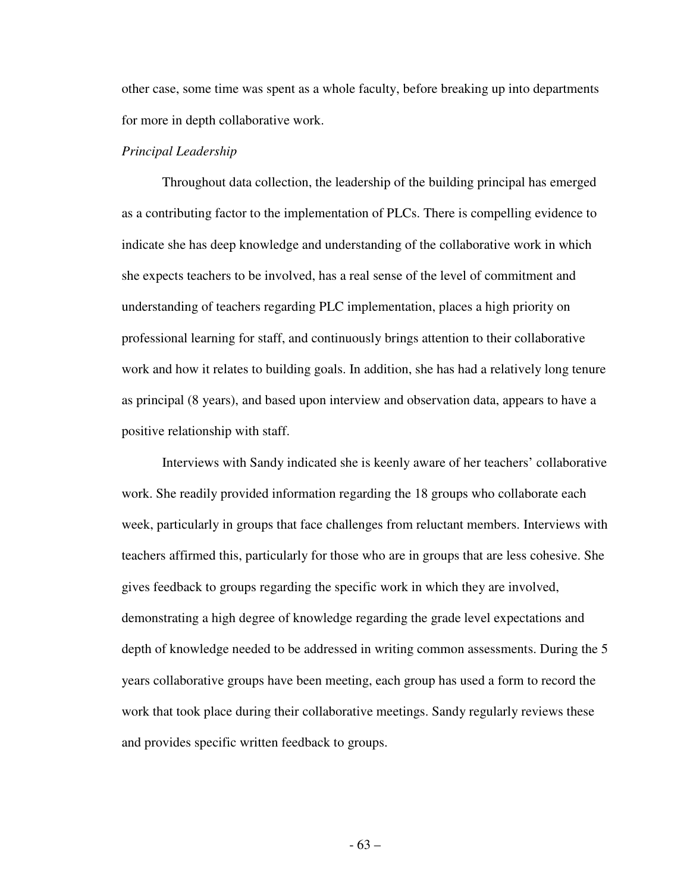other case, some time was spent as a whole faculty, before breaking up into departments for more in depth collaborative work.

*Principal Leadership*

Throughout data collection, the leadership of the building principal has emerged as a contributing factor to the implementation of PLCs. There is compelling evidence to indicate she has deep knowledge and understanding of the collaborative work in which she expects teachers to be involved, has a real sense of the level of commitment and understanding of teachers regarding PLC implementation, places a high priority on professional learning for staff, and continuously brings attention to their collaborative work and how it relates to building goals. In addition, she has had a relatively long tenure as principal (8 years), and based upon interview and observation data, appears to have a positive relationship with staff.

Interviews with Sandy indicated she is keenly aware of her teachers' collaborative work. She readily provided information regarding the 18 groups who collaborate each week, particularly in groups that face challenges from reluctant members. Interviews with teachers affirmed this, particularly for those who are in groups that are less cohesive. She gives feedback to groups regarding the specific work in which they are involved, demonstrating a high degree of knowledge regarding the grade level expectations and depth of knowledge needed to be addressed in writing common assessments. During the 5 years collaborative groups have been meeting, each group has used a form to record the work that took place during their collaborative meetings. Sandy regularly reviews these and provides specific written feedback to groups.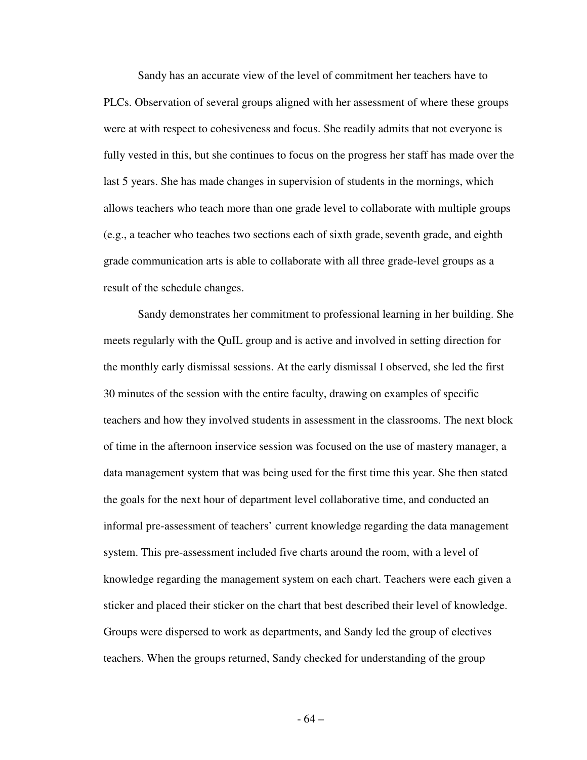Sandy has an accurate view of the level of commitment her teachers have to PLCs. Observation of several groups aligned with her assessment of where these groups were at with respect to cohesiveness and focus. She readily admits that not everyone is fully vested in this, but she continues to focus on the progress her staff has made over the last 5 years. She has made changes in supervision of students in the mornings, which allows teachers who teach more than one grade level to collaborate with multiple groups (e.g., a teacher who teaches two sections each of sixth grade, seventh grade, and eighth grade communication arts is able to collaborate with all three grade-level groups as a result of the schedule changes.

Sandy demonstrates her commitment to professional learning in her building. She meets regularly with the QuIL group and is active and involved in setting direction for the monthly early dismissal sessions. At the early dismissal I observed, she led the first 30 minutes of the session with the entire faculty, drawing on examples of specific teachers and how they involved students in assessment in the classrooms. The next block of time in the afternoon inservice session was focused on the use of mastery manager, a data management system that was being used for the first time this year. She then stated the goals for the next hour of department level collaborative time, and conducted an informal pre-assessment of teachers' current knowledge regarding the data management system. This pre-assessment included five charts around the room, with a level of knowledge regarding the management system on each chart. Teachers were each given a sticker and placed their sticker on the chart that best described their level of knowledge. Groups were dispersed to work as departments, and Sandy led the group of electives teachers. When the groups returned, Sandy checked for understanding of the group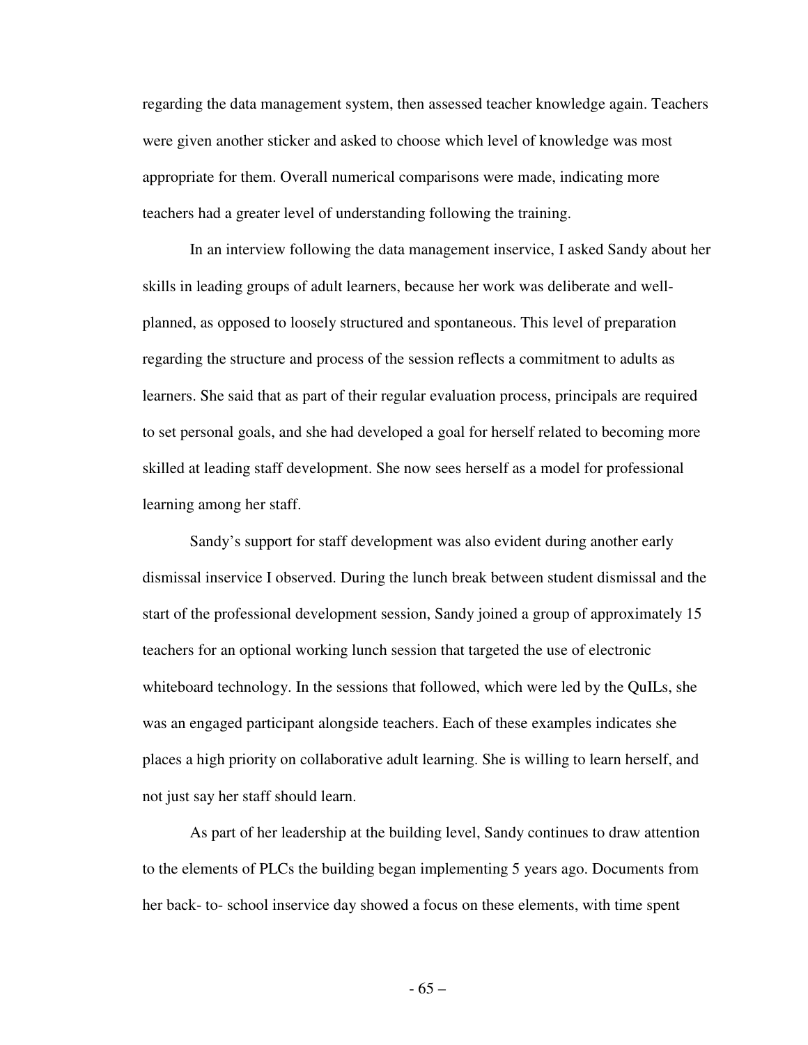regarding the data management system, then assessed teacher knowledge again. Teachers were given another sticker and asked to choose which level of knowledge was most appropriate for them. Overall numerical comparisons were made, indicating more teachers had a greater level of understanding following the training.

In an interview following the data management inservice, I asked Sandy about her skills in leading groups of adult learners, because her work was deliberate and well-planned, as opposed to loosely structured and spontaneous. This level of preparation regarding the structure and process of the session reflects a commitment to adults as learners. She said that as part of their regular evaluation process, principals are required to set personal goals, and she had developed a goal for herself related to becoming more skilled at leading staff development. She now sees herself as a model for professional learning among her staff.

Sandy's support for staff development was also evident during another early dismissal inservice I observed. During the lunch break between student dismissal and the start of the professional development session, Sandy joined a group of approximately 15 teachers for an optional working lunch session that targeted the use of electronic whiteboard technology. In the sessions that followed, which were led by the QuILs, she was an engaged participant alongside teachers. Each of these examples indicates she places a high priority on collaborative adult learning. She is willing to learn herself, and not just say her staff should learn.

As part of her leadership at the building level, Sandy continues to draw attention to the elements of PLCs the building began implementing 5 years ago. Documents from her back- to- school inservice day showed a focus on these elements, with time spent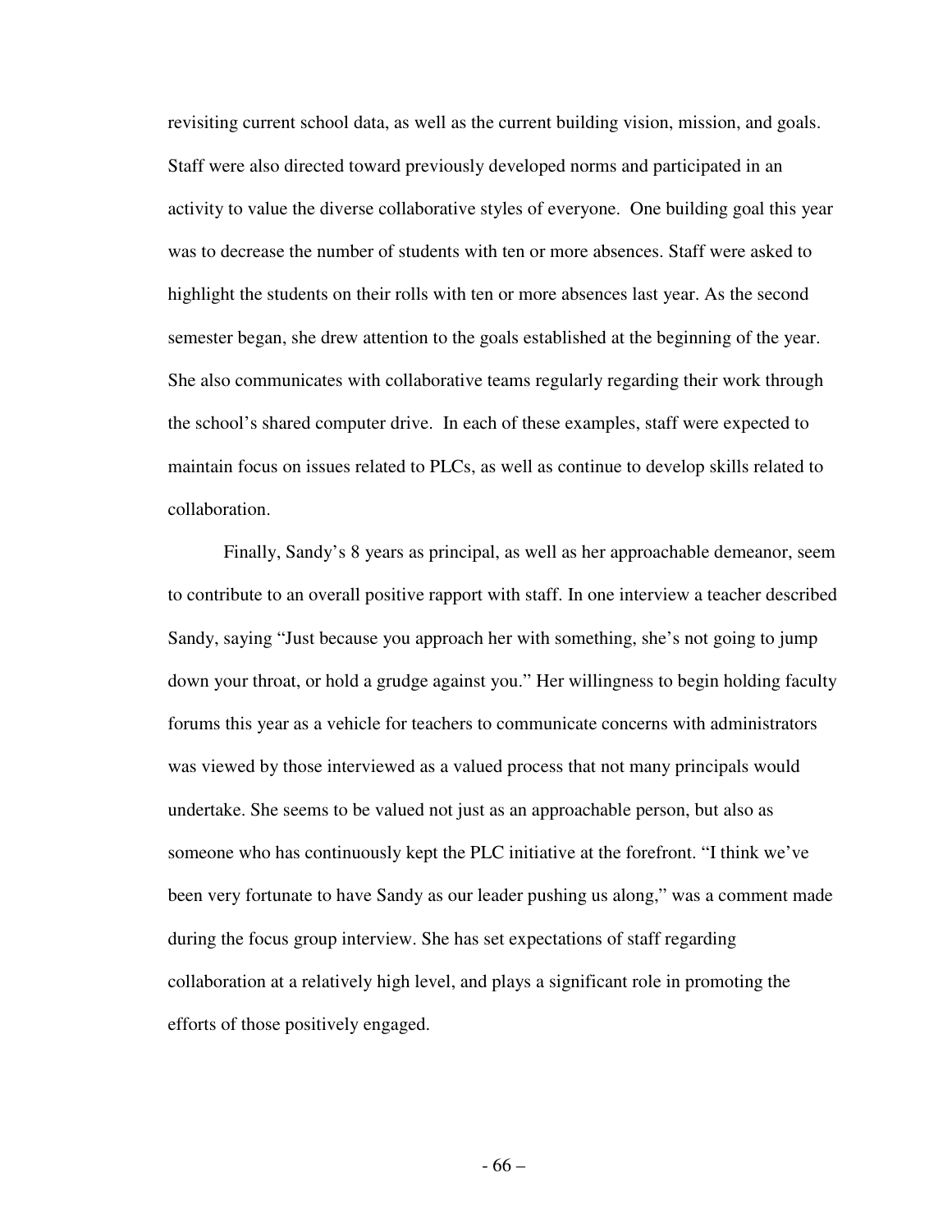revisiting current school data, as well as the current building vision, mission, and goals. Staff were also directed toward previously developed norms and participated in an activity to value the diverse collaborative styles of everyone. One building goal this year was to decrease the number of students with ten or more absences. Staff were asked to highlight the students on their rolls with ten or more absences last year. As the second semester began, she drew attention to the goals established at the beginning of the year. She also communicates with collaborative teams regularly regarding their work through the school's shared computer drive. In each of these examples, staff were expected to maintain focus on issues related to PLCs, as well as continue to develop skills related to collaboration.

Finally, Sandy's 8 years as principal, as well as her approachable demeanor, seem to contribute to an overall positive rapport with staff. In one interview a teacher described Sandy, saying "Just because you approach her with something, she's not going to jump down your throat, or hold a grudge against you." Her willingness to begin holding faculty forums this year as a vehicle for teachers to communicate concerns with administrators was viewed by those interviewed as a valued process that not many principals would undertake. She seems to be valued not just as an approachable person, but also as someone who has continuously kept the PLC initiative at the forefront. "I think we've been very fortunate to have Sandy as our leader pushing us along," was a comment made during the focus group interview. She has set expectations of staff regarding collaboration at a relatively high level, and plays a significant role in promoting the efforts of those positively engaged.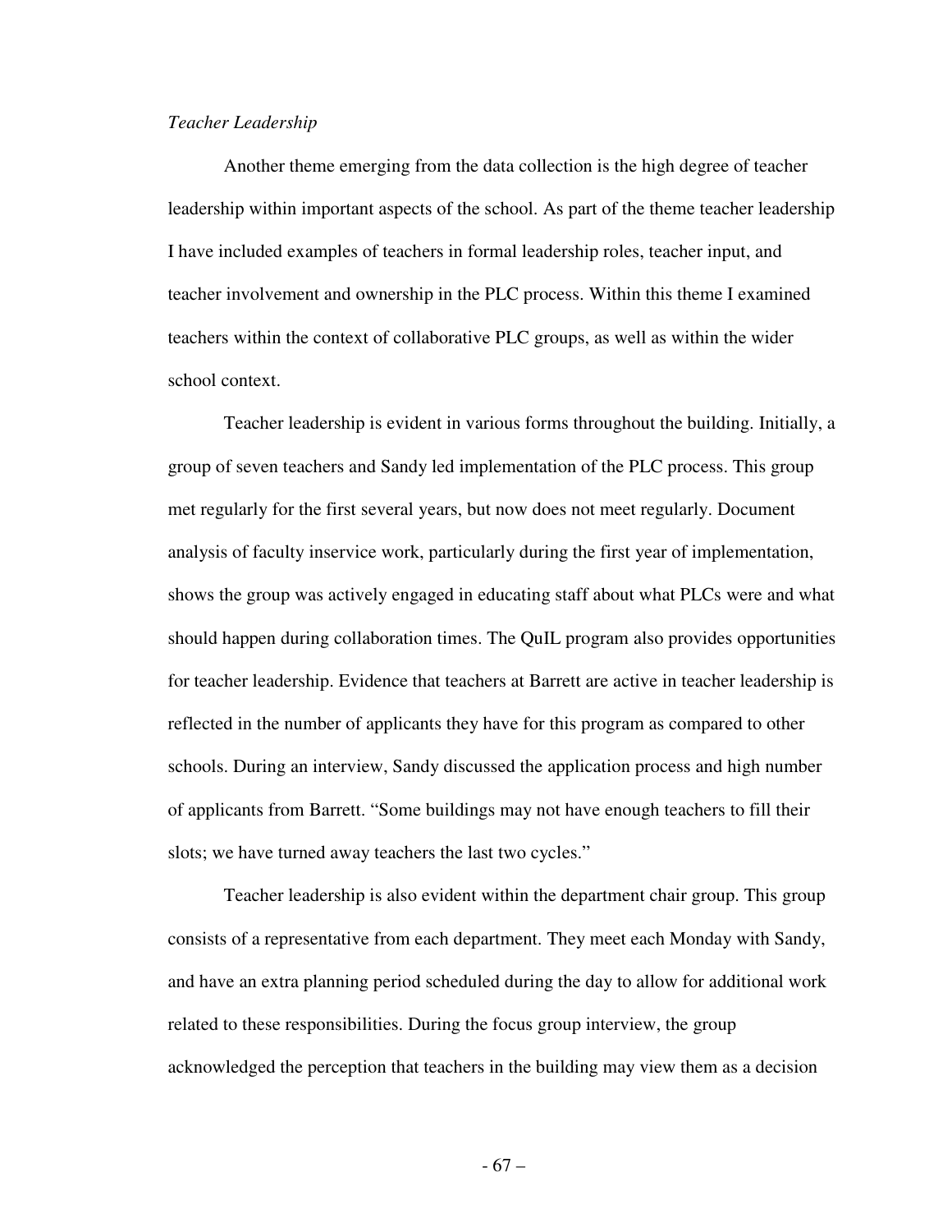*Teacher Leadership*

Another theme emerging from the data collection is the high degree of teacher leadership within important aspects of the school. As part of the theme teacher leadership I have included examples of teachers in formal leadership roles, teacher input, and teacher involvement and ownership in the PLC process. Within this theme I examined teachers within the context of collaborative PLC groups, as well as within the wider school context.

Teacher leadership is evident in various forms throughout the building. Initially, a group of seven teachers and Sandy led implementation of the PLC process. This group met regularly for the first several years, but now does not meet regularly. Document analysis of faculty inservice work, particularly during the first year of implementation, shows the group was actively engaged in educating staff about what PLCs were and what should happen during collaboration times. The QuIL program also provides opportunities for teacher leadership. Evidence that teachers at Barrett are active in teacher leadership is reflected in the number of applicants they have for this program as compared to other schools. During an interview, Sandy discussed the application process and high number of applicants from Barrett. "Some buildings may not have enough teachers to fill their slots; we have turned away teachers the last two cycles."

Teacher leadership is also evident within the department chair group. This group consists of a representative from each department. They meet each Monday with Sandy, and have an extra planning period scheduled during the day to allow for additional work related to these responsibilities. During the focus group interview, the group acknowledged the perception that teachers in the building may view them as a decision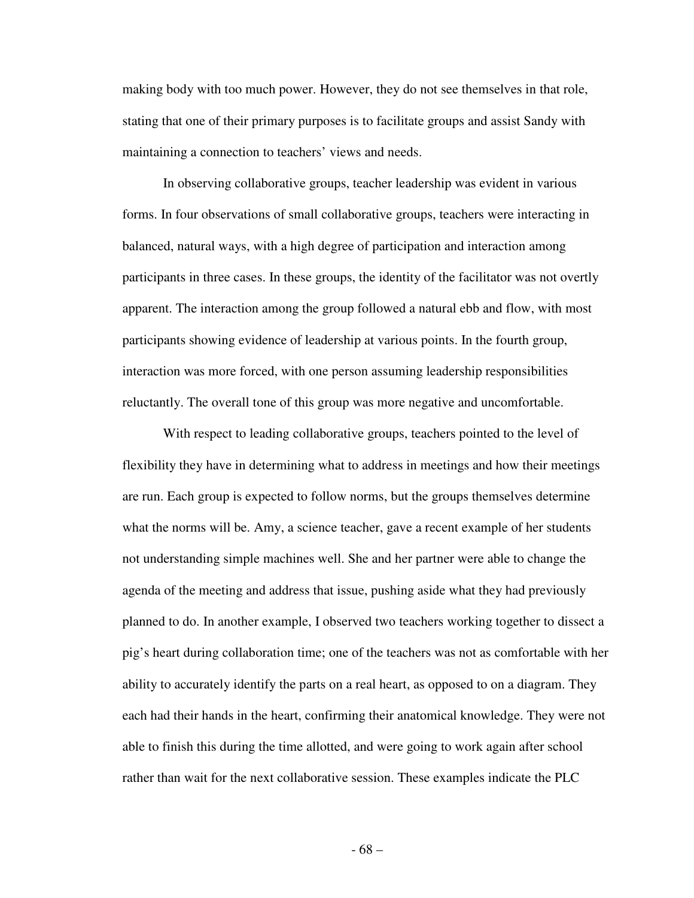making body with too much power. However, they do not see themselves in that role, stating that one of their primary purposes is to facilitate groups and assist Sandy with maintaining a connection to teachers' views and needs.

In observing collaborative groups, teacher leadership was evident in various forms. In four observations of small collaborative groups, teachers were interacting in balanced, natural ways, with a high degree of participation and interaction among participants in three cases. In these groups, the identity of the facilitator was not overtly apparent. The interaction among the group followed a natural ebb and flow, with most participants showing evidence of leadership at various points. In the fourth group, interaction was more forced, with one person assuming leadership responsibilities reluctantly. The overall tone of this group was more negative and uncomfortable.

With respect to leading collaborative groups, teachers pointed to the level of flexibility they have in determining what to address in meetings and how their meetings are run. Each group is expected to follow norms, but the groups themselves determine what the norms will be. Amy, a science teacher, gave a recent example of her students not understanding simple machines well. She and her partner were able to change the agenda of the meeting and address that issue, pushing aside what they had previously planned to do. In another example, I observed two teachers working together to dissect a pig's heart during collaboration time; one of the teachers was not as comfortable with her ability to accurately identify the parts on a real heart, as opposed to on a diagram. They each had their hands in the heart, confirming their anatomical knowledge. They were not able to finish this during the time allotted, and were going to work again after school rather than wait for the next collaborative session. These examples indicate the PLC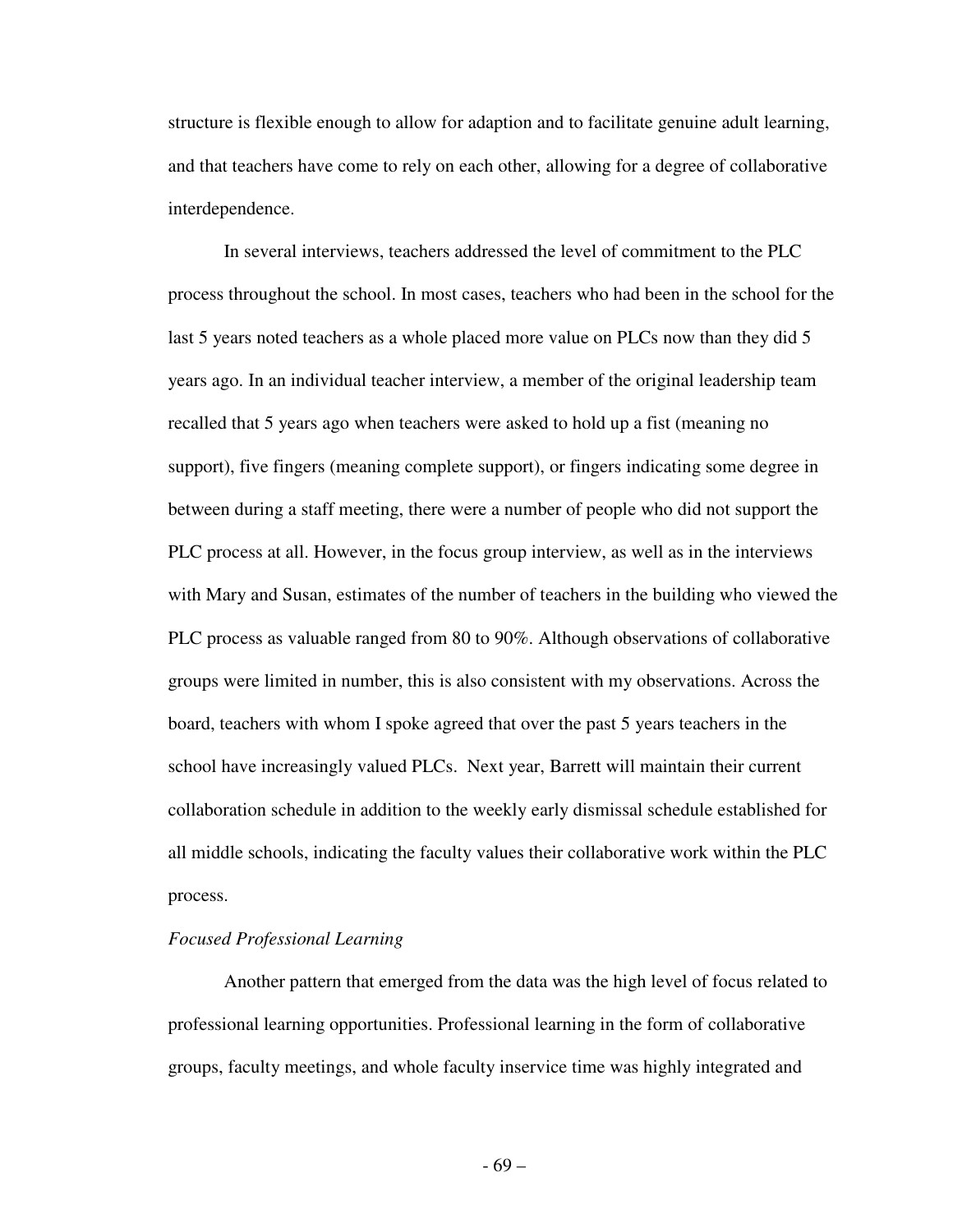structure is flexible enough to allow for adaption and to facilitate genuine adult learning, and that teachers have come to rely on each other, allowing for a degree of collaborative interdependence.

In several interviews, teachers addressed the level of commitment to the PLC process throughout the school. In most cases, teachers who had been in the school for the last 5 years noted teachers as a whole placed more value on PLCs now than they did 5 years ago. In an individual teacher interview, a member of the original leadership team recalled that 5 years ago when teachers were asked to hold up a fist (meaning no support), five fingers (meaning complete support), or fingers indicating some degree in between during a staff meeting, there were a number of people who did not support the PLC process at all. However, in the focus group interview, as well as in the interviews with Mary and Susan, estimates of the number of teachers in the building who viewed the PLC process as valuable ranged from 80 to 90%. Although observations of collaborative groups were limited in number, this is also consistent with my observations. Across the board, teachers with whom I spoke agreed that over the past 5 years teachers in the school have increasingly valued PLCs. Next year, Barrett will maintain their current collaboration schedule in addition to the weekly early dismissal schedule established for all middle schools, indicating the faculty values their collaborative work within the PLC process.

*Focused Professional Learning*

Another pattern that emerged from the data was the high level of focus related to professional learning opportunities. Professional learning in the form of collaborative groups, faculty meetings, and whole faculty inservice time was highly integrated and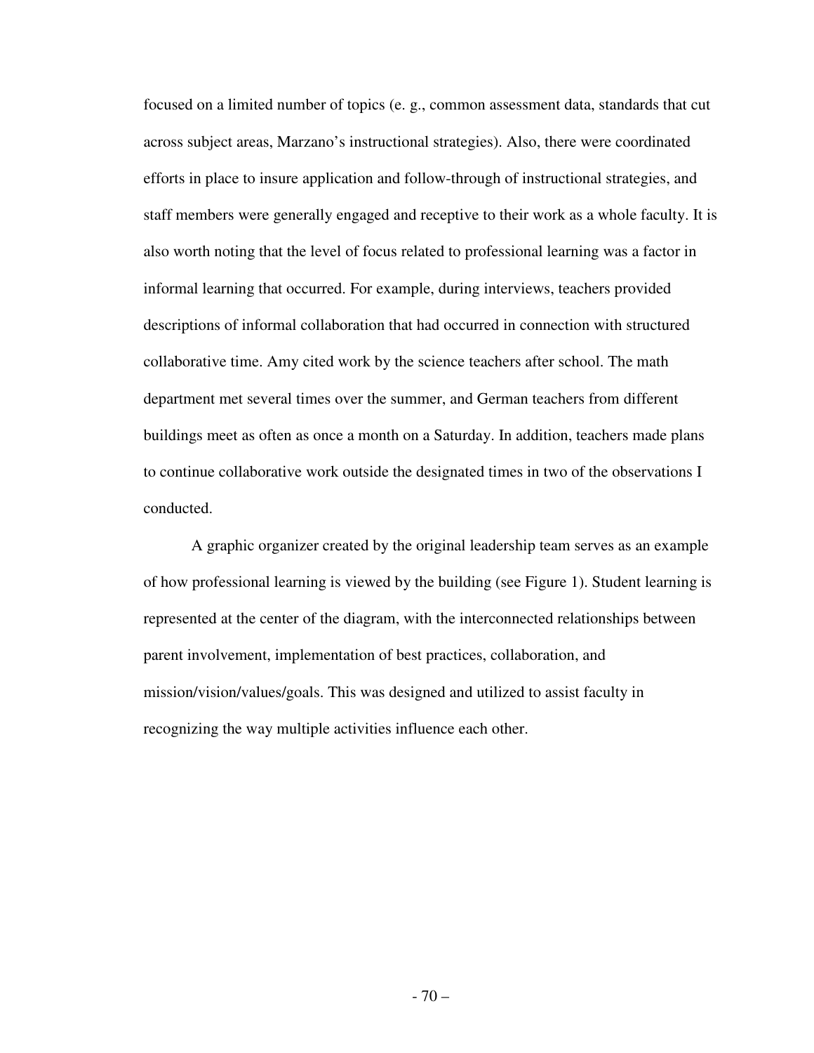focused on a limited number of topics (e. g., common assessment data, standards that cut across subject areas, Marzano's instructional strategies). Also, there were coordinated efforts in place to insure application and follow-through of instructional strategies, and staff members were generally engaged and receptive to their work as a whole faculty. It is also worth noting that the level of focus related to professional learning was a factor in informal learning that occurred. For example, during interviews, teachers provided descriptions of informal collaboration that had occurred in connection with structured collaborative time. Amy cited work by the science teachers after school. The math department met several times over the summer, and German teachers from different buildings meet as often as once a month on a Saturday. In addition, teachers made plans to continue collaborative work outside the designated times in two of the observations I conducted.

A graphic organizer created by the original leadership team serves as an example of how professional learning is viewed by the building (see Figure 1). Student learning is represented at the center of the diagram, with the interconnected relationships between parent involvement, implementation of best practices, collaboration, and mission/vision/values/goals. This was designed and utilized to assist faculty in recognizing the way multiple activities influence each other.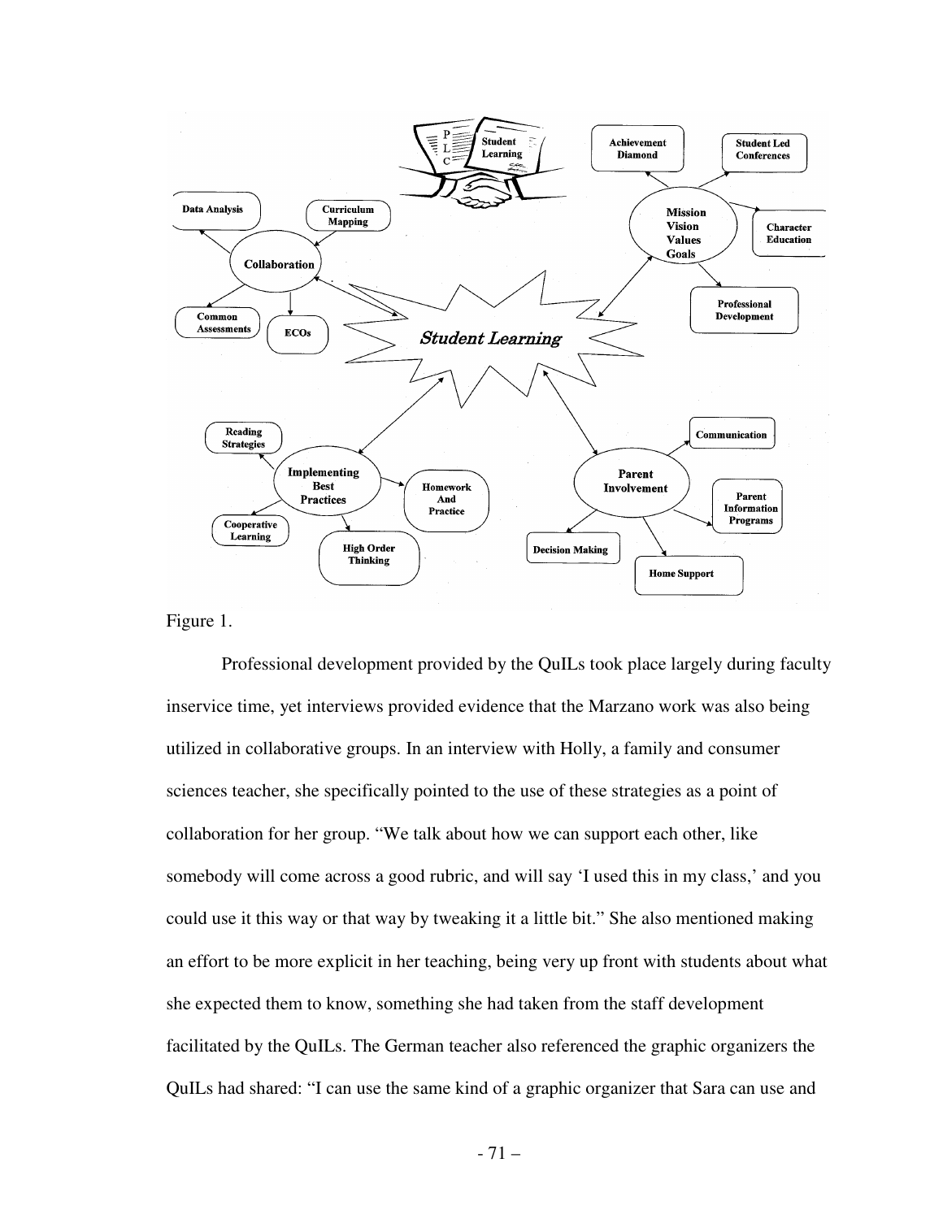Figure 1.

Professional development provided by the QuILs took place largely during faculty inservice time, yet interviews provided evidence that the Marzano work was also being utilized in collaborative groups. In an interview with Holly, a family and consumer sciences teacher, she specifically pointed to the use of these strategies as a point of collaboration for her group. "We talk about how we can support each other, like somebody will come across a good rubric, and will say 'I used this in my class,' and you could use it this way or that way by tweaking it a little bit." She also mentioned making an effort to be more explicit in her teaching, being very up front with students about what she expected them to know, something she had taken from the staff development facilitated by the QuILs. The German teacher also referenced the graphic organizers the QuILs had shared: "I can use the same kind of a graphic organizer that Sara can use and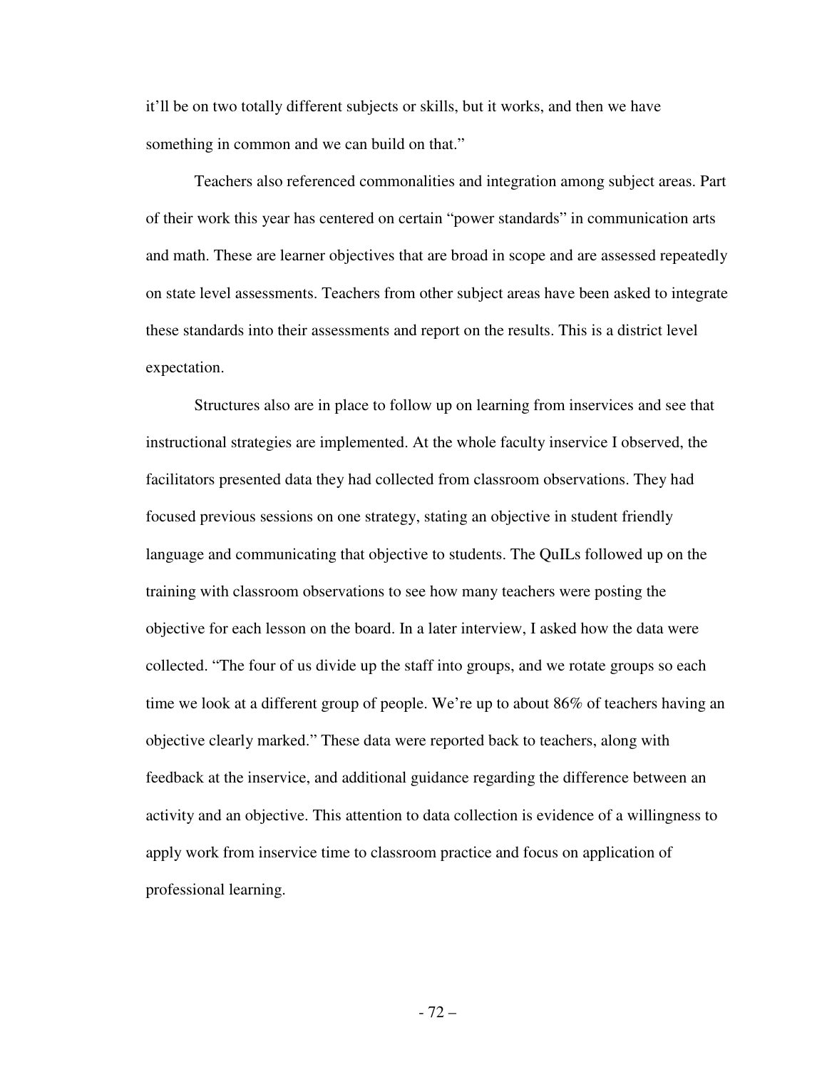it'll be on two totally different subjects or skills, but it works, and then we have something in common and we can build on that."

Teachers also referenced commonalities and integration among subject areas. Part of their work this year has centered on certain "power standards" in communication arts and math. These are learner objectives that are broad in scope and are assessed repeatedly on state level assessments. Teachers from other subject areas have been asked to integrate these standards into their assessments and report on the results. This is a district level expectation.

Structures also are in place to follow up on learning from inservices and see that instructional strategies are implemented. At the whole faculty inservice I observed, the facilitators presented data they had collected from classroom observations. They had focused previous sessions on one strategy, stating an objective in student friendly language and communicating that objective to students. The QuILs followed up on the training with classroom observations to see how many teachers were posting the objective for each lesson on the board. In a later interview, I asked how the data were collected. "The four of us divide up the staff into groups, and we rotate groups so each time we look at a different group of people. We're up to about 86% of teachers having an objective clearly marked." These data were reported back to teachers, along with feedback at the inservice, and additional guidance regarding the difference between an activity and an objective. This attention to data collection is evidence of a willingness to apply work from inservice time to classroom practice and focus on application of professional learning.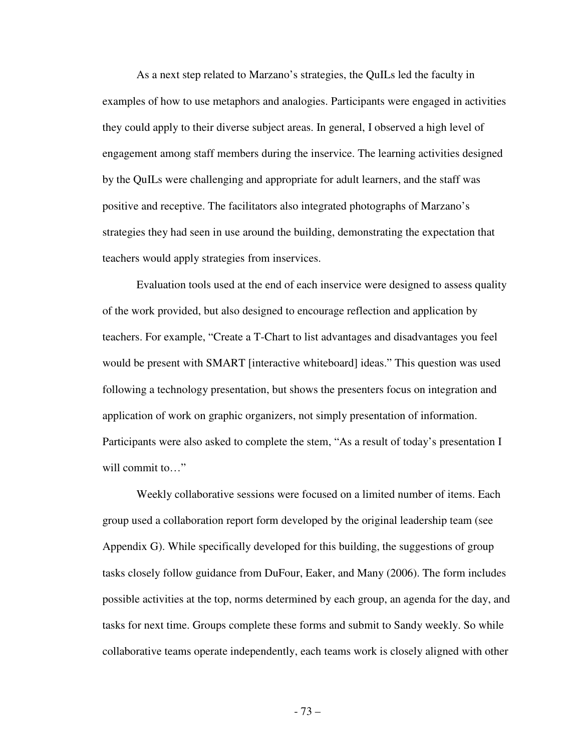As a next step related to Marzano's strategies, the QuILs led the faculty in examples of how to use metaphors and analogies. Participants were engaged in activities they could apply to their diverse subject areas. In general, I observed a high level of engagement among staff members during the inservice. The learning activities designed by the QuILs were challenging and appropriate for adult learners, and the staff was positive and receptive. The facilitators also integrated photographs of Marzano's strategies they had seen in use around the building, demonstrating the expectation that teachers would apply strategies from inservices.

Evaluation tools used at the end of each inservice were designed to assess quality of the work provided, but also designed to encourage reflection and application by teachers. For example, "Create a T-Chart to list advantages and disadvantages you feel would be present with SMART [interactive whiteboard] ideas." This question was used following a technology presentation, but shows the presenters focus on integration and application of work on graphic organizers, not simply presentation of information. Participants were also asked to complete the stem, "As a result of today's presentation I will commit to…"

Weekly collaborative sessions were focused on a limited number of items. Each group used a collaboration report form developed by the original leadership team (see Appendix G). While specifically developed for this building, the suggestions of group tasks closely follow guidance from DuFour, Eaker, and Many (2006). The form includes possible activities at the top, norms determined by each group, an agenda for the day, and tasks for next time. Groups complete these forms and submit to Sandy weekly. So while collaborative teams operate independently, each teams work is closely aligned with other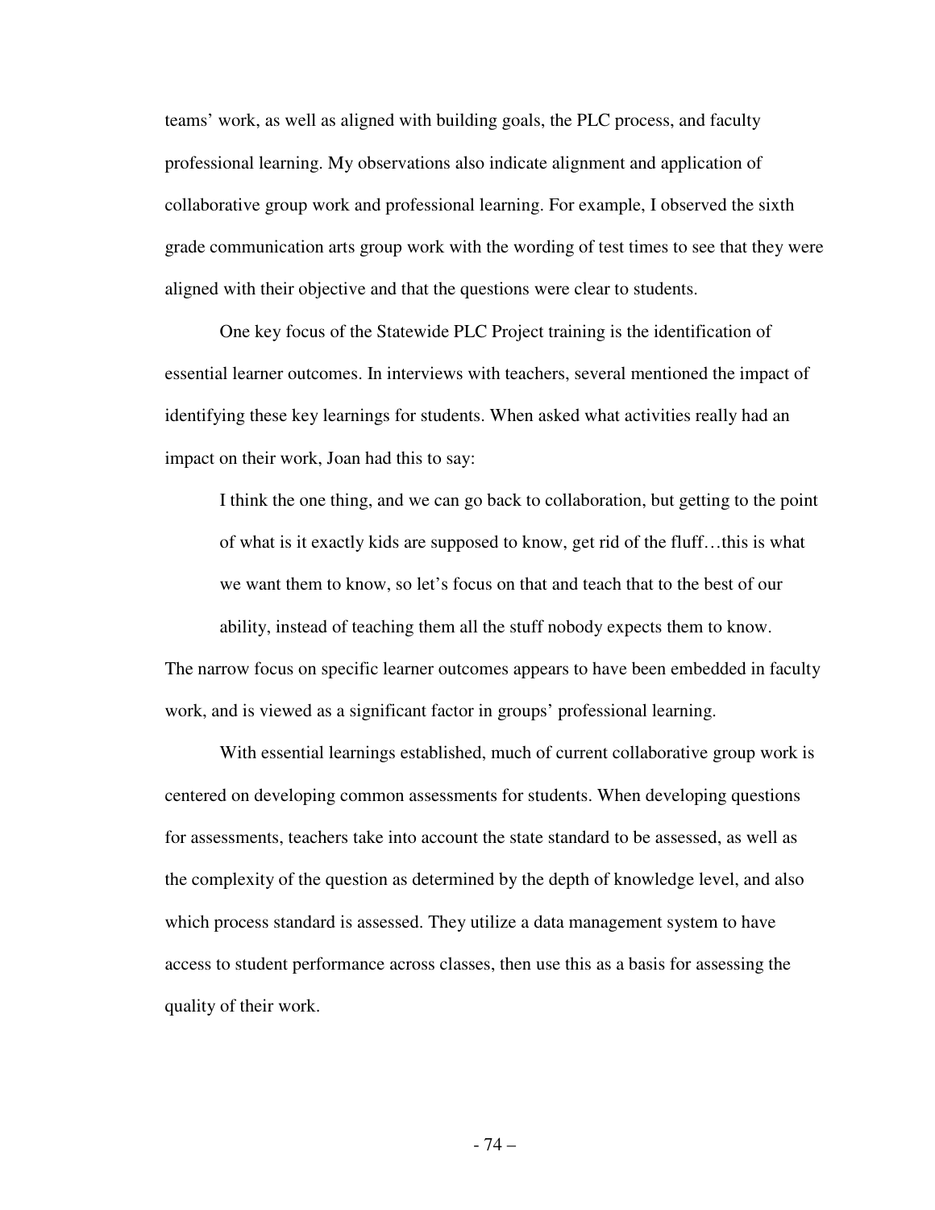teams' work, as well as aligned with building goals, the PLC process, and faculty professional learning. My observations also indicate alignment and application of collaborative group work and professional learning. For example, I observed the sixth grade communication arts group work with the wording of test times to see that they were aligned with their objective and that the questions were clear to students.

One key focus of the Statewide PLC Project training is the identification of essential learner outcomes. In interviews with teachers, several mentioned the impact of identifying these key learnings for students. When asked what activities really had an impact on their work, Joan had this to say:

> I think the one thing, and we can go back to collaboration, but getting to the point of what is it exactly kids are supposed to know, get rid of the fluff…this is what we want them to know, so let's focus on that and teach that to the best of our ability, instead of teaching them all the stuff nobody expects them to know.

The narrow focus on specific learner outcomes appears to have been embedded in faculty work, and is viewed as a significant factor in groups' professional learning.

With essential learnings established, much of current collaborative group work is centered on developing common assessments for students. When developing questions for assessments, teachers take into account the state standard to be assessed, as well as the complexity of the question as determined by the depth of knowledge level, and also which process standard is assessed. They utilize a data management system to have access to student performance across classes, then use this as a basis for assessing the quality of their work.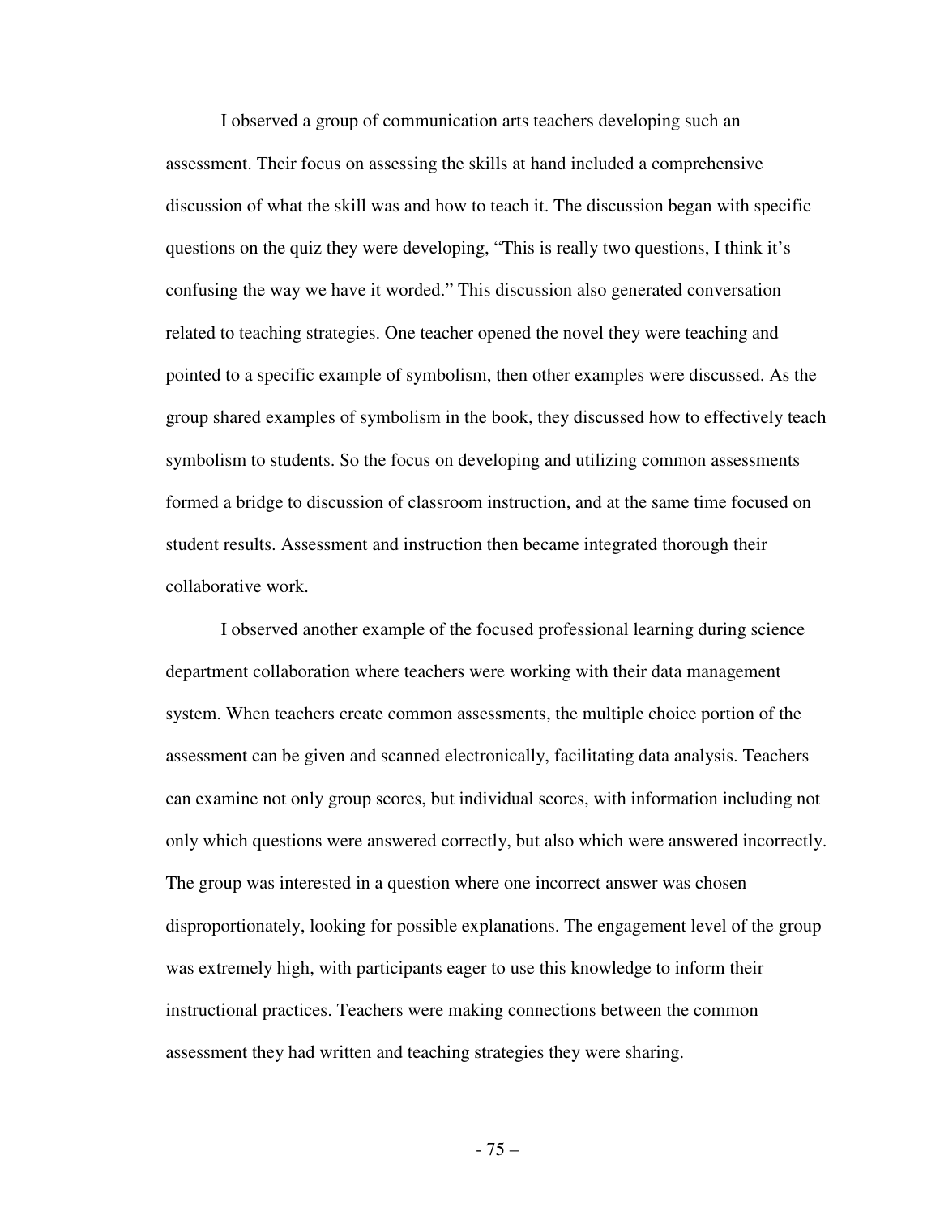I observed a group of communication arts teachers developing such an assessment. Their focus on assessing the skills at hand included a comprehensive discussion of what the skill was and how to teach it. The discussion began with specific questions on the quiz they were developing, "This is really two questions, I think it's confusing the way we have it worded." This discussion also generated conversation related to teaching strategies. One teacher opened the novel they were teaching and pointed to a specific example of symbolism, then other examples were discussed. As the group shared examples of symbolism in the book, they discussed how to effectively teach symbolism to students. So the focus on developing and utilizing common assessments formed a bridge to discussion of classroom instruction, and at the same time focused on student results. Assessment and instruction then became integrated thorough their collaborative work.

I observed another example of the focused professional learning during science department collaboration where teachers were working with their data management system. When teachers create common assessments, the multiple choice portion of the assessment can be given and scanned electronically, facilitating data analysis. Teachers can examine not only group scores, but individual scores, with information including not only which questions were answered correctly, but also which were answered incorrectly. The group was interested in a question where one incorrect answer was chosen disproportionately, looking for possible explanations. The engagement level of the group was extremely high, with participants eager to use this knowledge to inform their instructional practices. Teachers were making connections between the common assessment they had written and teaching strategies they were sharing.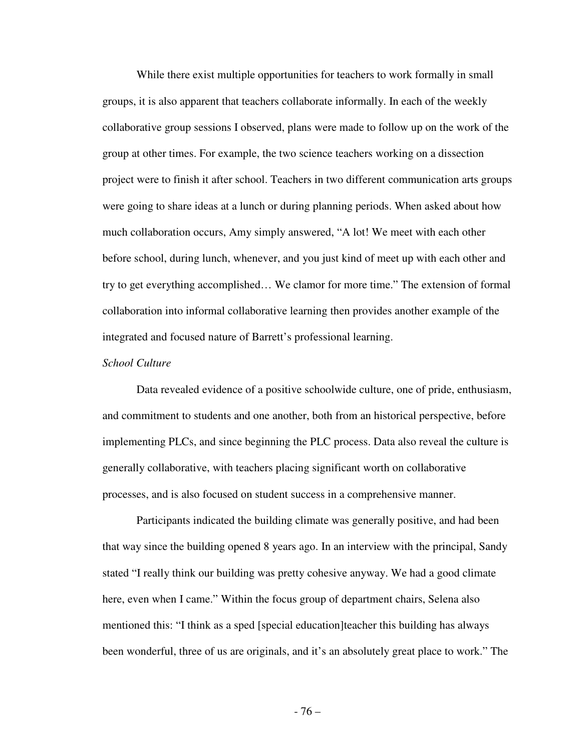While there exist multiple opportunities for teachers to work formally in small groups, it is also apparent that teachers collaborate informally. In each of the weekly collaborative group sessions I observed, plans were made to follow up on the work of the group at other times. For example, the two science teachers working on a dissection project were to finish it after school. Teachers in two different communication arts groups were going to share ideas at a lunch or during planning periods. When asked about how much collaboration occurs, Amy simply answered, "A lot! We meet with each other before school, during lunch, whenever, and you just kind of meet up with each other and try to get everything accomplished… We clamor for more time." The extension of formal collaboration into informal collaborative learning then provides another example of the integrated and focused nature of Barrett's professional learning.

*School Culture*

Data revealed evidence of a positive schoolwide culture, one of pride, enthusiasm, and commitment to students and one another, both from an historical perspective, before implementing PLCs, and since beginning the PLC process. Data also reveal the culture is generally collaborative, with teachers placing significant worth on collaborative processes, and is also focused on student success in a comprehensive manner.

Participants indicated the building climate was generally positive, and had been that way since the building opened 8 years ago. In an interview with the principal, Sandy stated "I really think our building was pretty cohesive anyway. We had a good climate here, even when I came." Within the focus group of department chairs, Selena also mentioned this: "I think as a sped [special education]teacher this building has always been wonderful, three of us are originals, and it's an absolutely great place to work." The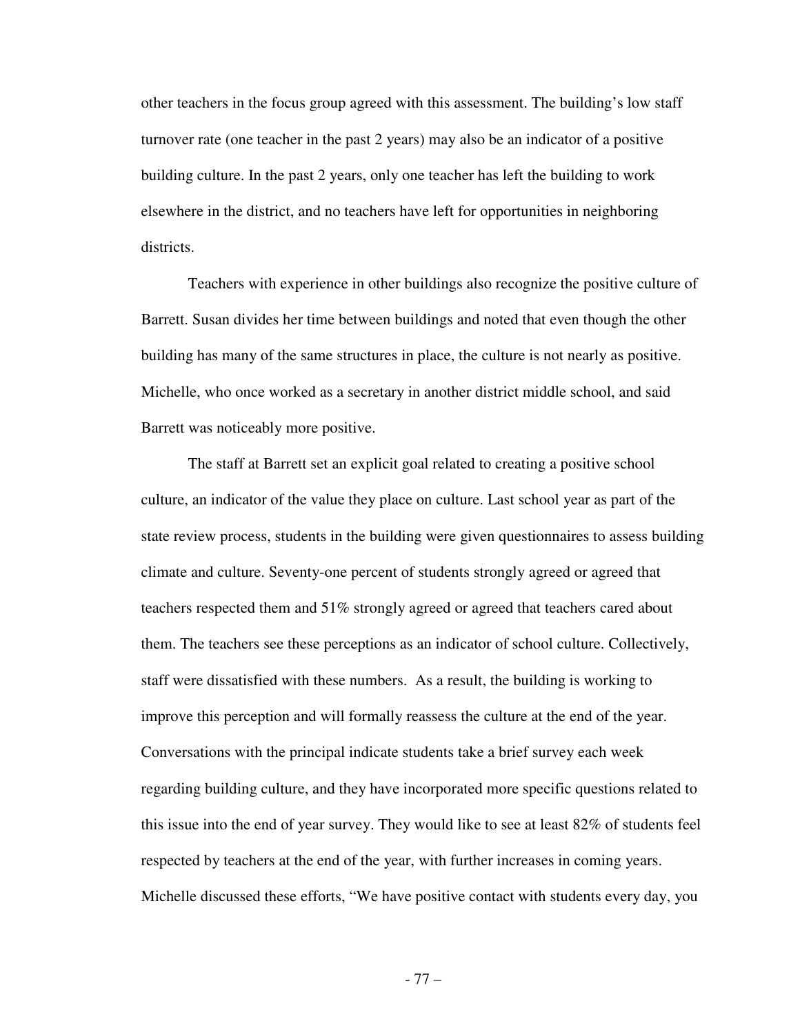other teachers in the focus group agreed with this assessment. The building's low staff turnover rate (one teacher in the past 2 years) may also be an indicator of a positive building culture. In the past 2 years, only one teacher has left the building to work elsewhere in the district, and no teachers have left for opportunities in neighboring districts.

Teachers with experience in other buildings also recognize the positive culture of Barrett. Susan divides her time between buildings and noted that even though the other building has many of the same structures in place, the culture is not nearly as positive. Michelle, who once worked as a secretary in another district middle school, and said Barrett was noticeably more positive.

The staff at Barrett set an explicit goal related to creating a positive school culture, an indicator of the value they place on culture. Last school year as part of the state review process, students in the building were given questionnaires to assess building climate and culture. Seventy-one percent of students strongly agreed or agreed that teachers respected them and 51% strongly agreed or agreed that teachers cared about them. The teachers see these perceptions as an indicator of school culture. Collectively, staff were dissatisfied with these numbers. As a result, the building is working to improve this perception and will formally reassess the culture at the end of the year. Conversations with the principal indicate students take a brief survey each week regarding building culture, and they have incorporated more specific questions related to this issue into the end of year survey. They would like to see at least 82% of students feel respected by teachers at the end of the year, with further increases in coming years. Michelle discussed these efforts, "We have positive contact with students every day, you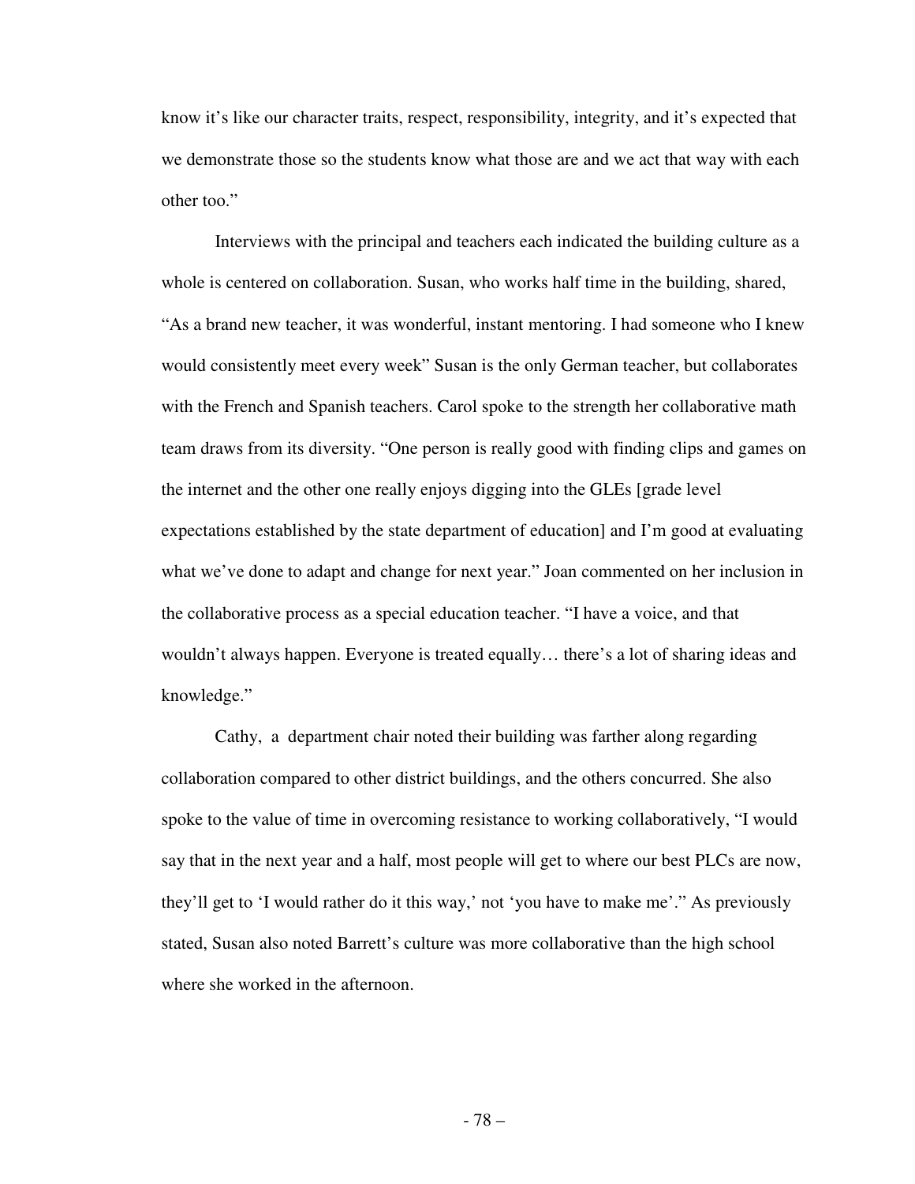know it's like our character traits, respect, responsibility, integrity, and it's expected that we demonstrate those so the students know what those are and we act that way with each other too."

Interviews with the principal and teachers each indicated the building culture as a whole is centered on collaboration. Susan, who works half time in the building, shared, "As a brand new teacher, it was wonderful, instant mentoring. I had someone who I knew would consistently meet every week" Susan is the only German teacher, but collaborates with the French and Spanish teachers. Carol spoke to the strength her collaborative math team draws from its diversity. "One person is really good with finding clips and games on the internet and the other one really enjoys digging into the GLEs [grade level expectations established by the state department of education] and I'm good at evaluating what we've done to adapt and change for next year." Joan commented on her inclusion in the collaborative process as a special education teacher. "I have a voice, and that wouldn't always happen. Everyone is treated equally… there's a lot of sharing ideas and knowledge."

Cathy, a department chair noted their building was farther along regarding collaboration compared to other district buildings, and the others concurred. She also spoke to the value of time in overcoming resistance to working collaboratively, "I would say that in the next year and a half, most people will get to where our best PLCs are now, they'll get to 'I would rather do it this way,' not 'you have to make me'." As previously stated, Susan also noted Barrett's culture was more collaborative than the high school where she worked in the afternoon.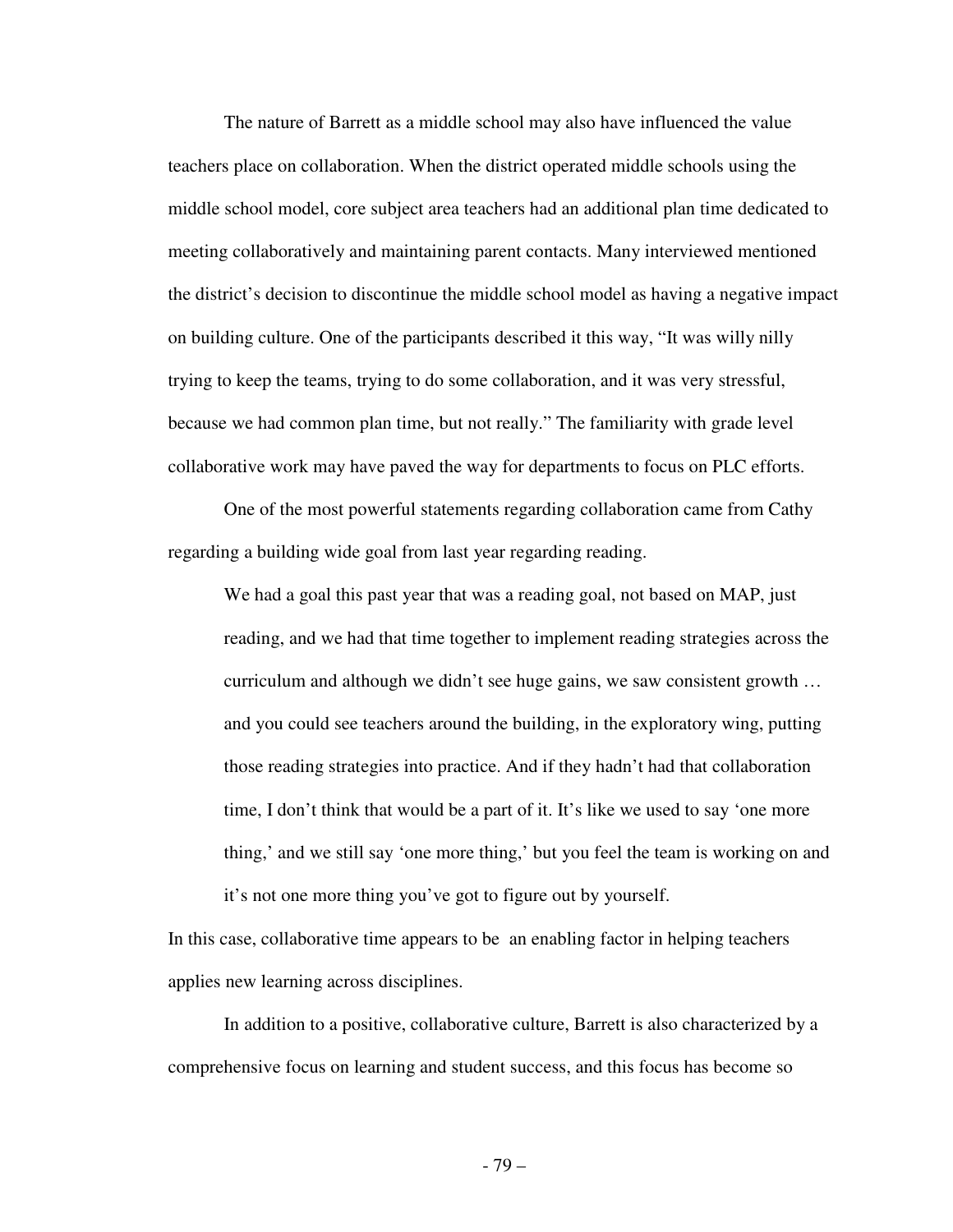The nature of Barrett as a middle school may also have influenced the value teachers place on collaboration. When the district operated middle schools using the middle school model, core subject area teachers had an additional plan time dedicated to meeting collaboratively and maintaining parent contacts. Many interviewed mentioned the district's decision to discontinue the middle school model as having a negative impact on building culture. One of the participants described it this way, "It was willy nilly trying to keep the teams, trying to do some collaboration, and it was very stressful, because we had common plan time, but not really." The familiarity with grade level collaborative work may have paved the way for departments to focus on PLC efforts.

One of the most powerful statements regarding collaboration came from Cathy regarding a building wide goal from last year regarding reading.

> We had a goal this past year that was a reading goal, not based on MAP, just reading, and we had that time together to implement reading strategies across the curriculum and although we didn't see huge gains, we saw consistent growth … and you could see teachers around the building, in the exploratory wing, putting those reading strategies into practice. And if they hadn't had that collaboration time, I don't think that would be a part of it. It's like we used to say 'one more thing,' and we still say 'one more thing,' but you feel the team is working on and it's not one more thing you've got to figure out by yourself.

In this case, collaborative time appears to be an enabling factor in helping teachers applies new learning across disciplines.

In addition to a positive, collaborative culture, Barrett is also characterized by a comprehensive focus on learning and student success, and this focus has become so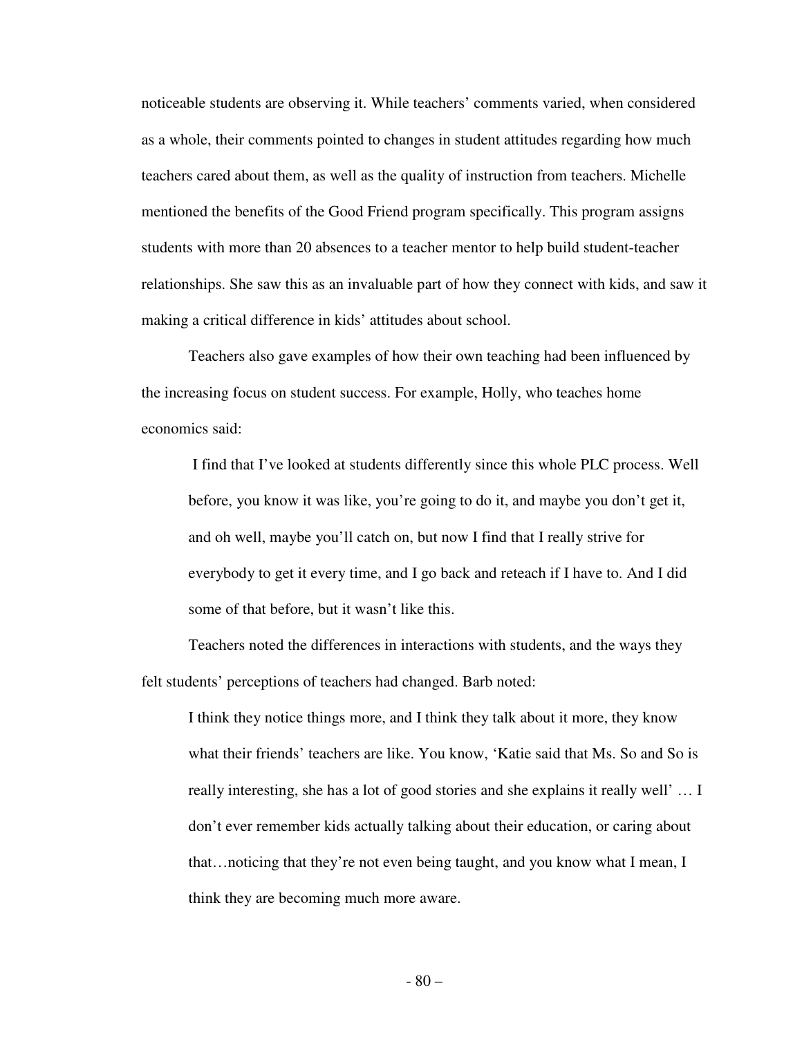noticeable students are observing it. While teachers' comments varied, when considered as a whole, their comments pointed to changes in student attitudes regarding how much teachers cared about them, as well as the quality of instruction from teachers. Michelle mentioned the benefits of the Good Friend program specifically. This program assigns students with more than 20 absences to a teacher mentor to help build student-teacher relationships. She saw this as an invaluable part of how they connect with kids, and saw it making a critical difference in kids' attitudes about school.

Teachers also gave examples of how their own teaching had been influenced by the increasing focus on student success. For example, Holly, who teaches home economics said:

> I find that I've looked at students differently since this whole PLC process. Well before, you know it was like, you're going to do it, and maybe you don't get it, and oh well, maybe you'll catch on, but now I find that I really strive for everybody to get it every time, and I go back and reteach if I have to. And I did some of that before, but it wasn't like this.

Teachers noted the differences in interactions with students, and the ways they felt students' perceptions of teachers had changed. Barb noted:

> I think they notice things more, and I think they talk about it more, they know what their friends' teachers are like. You know, 'Katie said that Ms. So and So is really interesting, she has a lot of good stories and she explains it really well' … I don't ever remember kids actually talking about their education, or caring about that…noticing that they're not even being taught, and you know what I mean, I think they are becoming much more aware.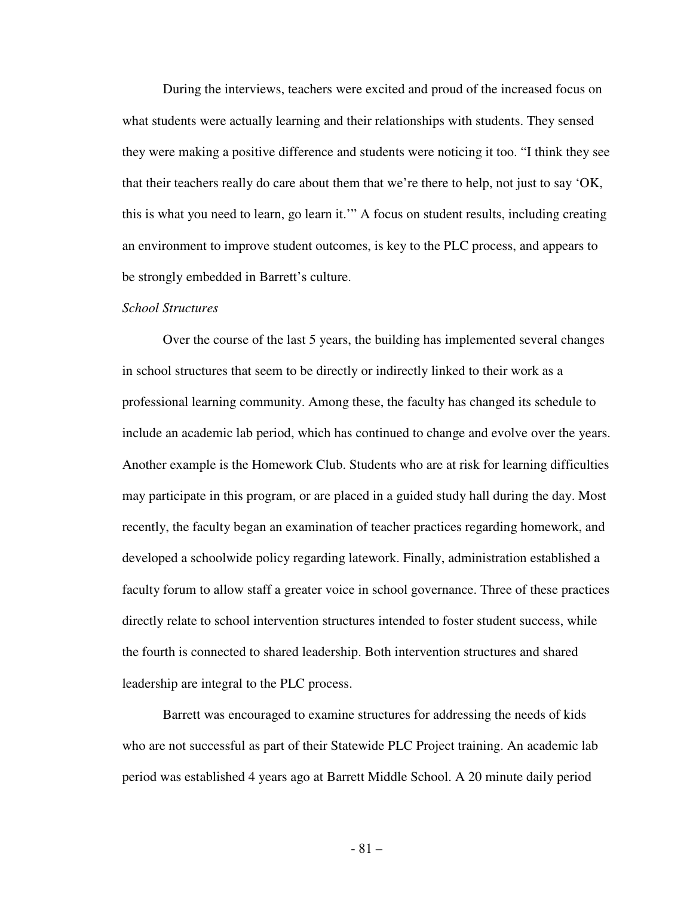During the interviews, teachers were excited and proud of the increased focus on what students were actually learning and their relationships with students. They sensed they were making a positive difference and students were noticing it too. “I think they see that their teachers really do care about them that we’re there to help, not just to say ‘OK, this is what you need to learn, go learn it.’” A focus on student results, including creating an environment to improve student outcomes, is key to the PLC process, and appears to be strongly embedded in Barrett’s culture.

*School Structures*

Over the course of the last 5 years, the building has implemented several changes in school structures that seem to be directly or indirectly linked to their work as a professional learning community. Among these, the faculty has changed its schedule to include an academic lab period, which has continued to change and evolve over the years. Another example is the Homework Club. Students who are at risk for learning difficulties may participate in this program, or are placed in a guided study hall during the day. Most recently, the faculty began an examination of teacher practices regarding homework, and developed a schoolwide policy regarding latework. Finally, administration established a faculty forum to allow staff a greater voice in school governance. Three of these practices directly relate to school intervention structures intended to foster student success, while the fourth is connected to shared leadership. Both intervention structures and shared leadership are integral to the PLC process.

Barrett was encouraged to examine structures for addressing the needs of kids who are not successful as part of their Statewide PLC Project training. An academic lab period was established 4 years ago at Barrett Middle School. A 20 minute daily period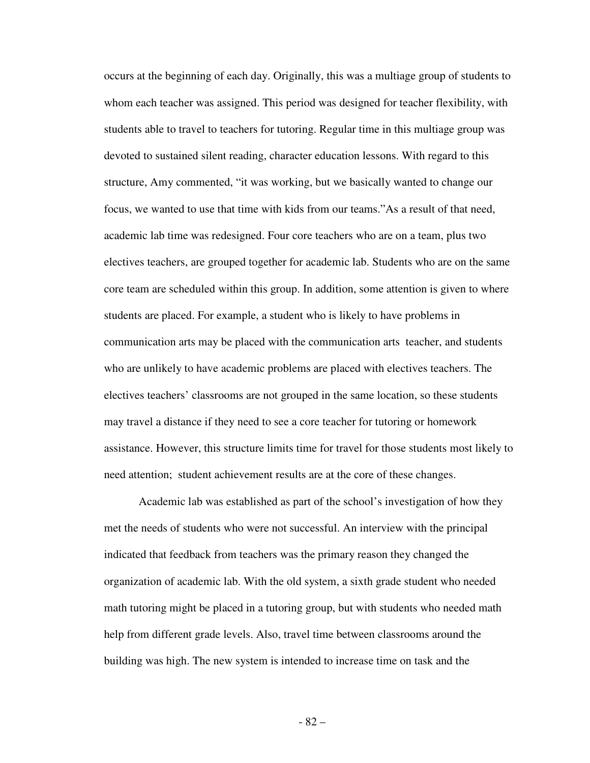occurs at the beginning of each day. Originally, this was a multiage group of students to whom each teacher was assigned. This period was designed for teacher flexibility, with students able to travel to teachers for tutoring. Regular time in this multiage group was devoted to sustained silent reading, character education lessons. With regard to this structure, Amy commented, "it was working, but we basically wanted to change our focus, we wanted to use that time with kids from our teams."As a result of that need, academic lab time was redesigned. Four core teachers who are on a team, plus two electives teachers, are grouped together for academic lab. Students who are on the same core team are scheduled within this group. In addition, some attention is given to where students are placed. For example, a student who is likely to have problems in communication arts may be placed with the communication arts teacher, and students who are unlikely to have academic problems are placed with electives teachers. The electives teachers' classrooms are not grouped in the same location, so these students may travel a distance if they need to see a core teacher for tutoring or homework assistance. However, this structure limits time for travel for those students most likely to need attention; student achievement results are at the core of these changes.

Academic lab was established as part of the school's investigation of how they met the needs of students who were not successful. An interview with the principal indicated that feedback from teachers was the primary reason they changed the organization of academic lab. With the old system, a sixth grade student who needed math tutoring might be placed in a tutoring group, but with students who needed math help from different grade levels. Also, travel time between classrooms around the building was high. The new system is intended to increase time on task and the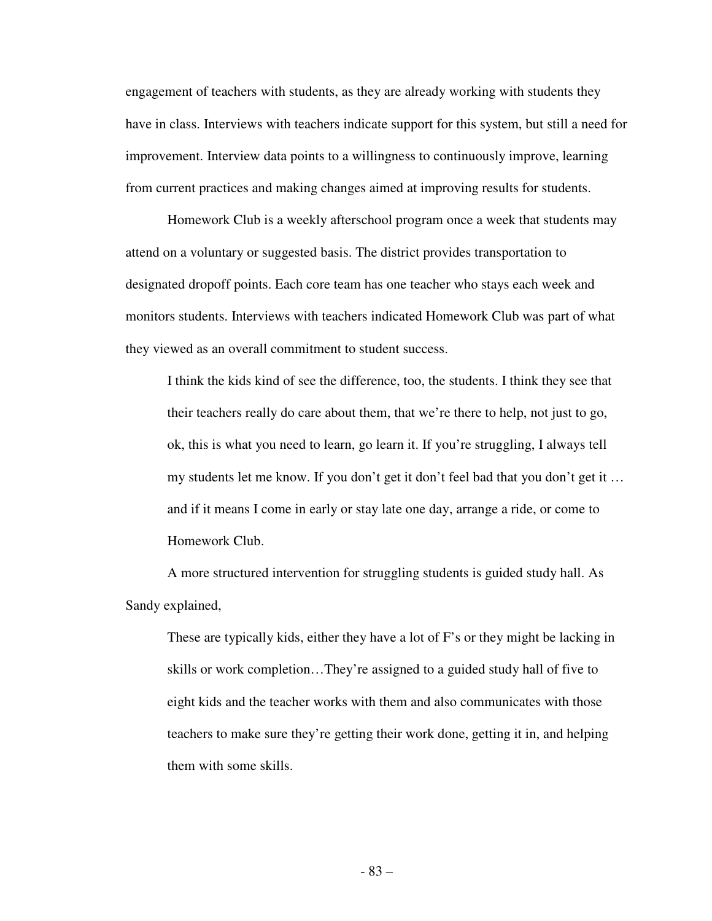engagement of teachers with students, as they are already working with students they have in class. Interviews with teachers indicate support for this system, but still a need for improvement. Interview data points to a willingness to continuously improve, learning from current practices and making changes aimed at improving results for students.

Homework Club is a weekly afterschool program once a week that students may attend on a voluntary or suggested basis. The district provides transportation to designated dropoff points. Each core team has one teacher who stays each week and monitors students. Interviews with teachers indicated Homework Club was part of what they viewed as an overall commitment to student success.

> I think the kids kind of see the difference, too, the students. I think they see that their teachers really do care about them, that we're there to help, not just to go, ok, this is what you need to learn, go learn it. If you're struggling, I always tell my students let me know. If you don't get it don't feel bad that you don't get it … and if it means I come in early or stay late one day, arrange a ride, or come to Homework Club.

A more structured intervention for struggling students is guided study hall. As Sandy explained,

> These are typically kids, either they have a lot of F's or they might be lacking in skills or work completion…They're assigned to a guided study hall of five to eight kids and the teacher works with them and also communicates with those teachers to make sure they're getting their work done, getting it in, and helping them with some skills.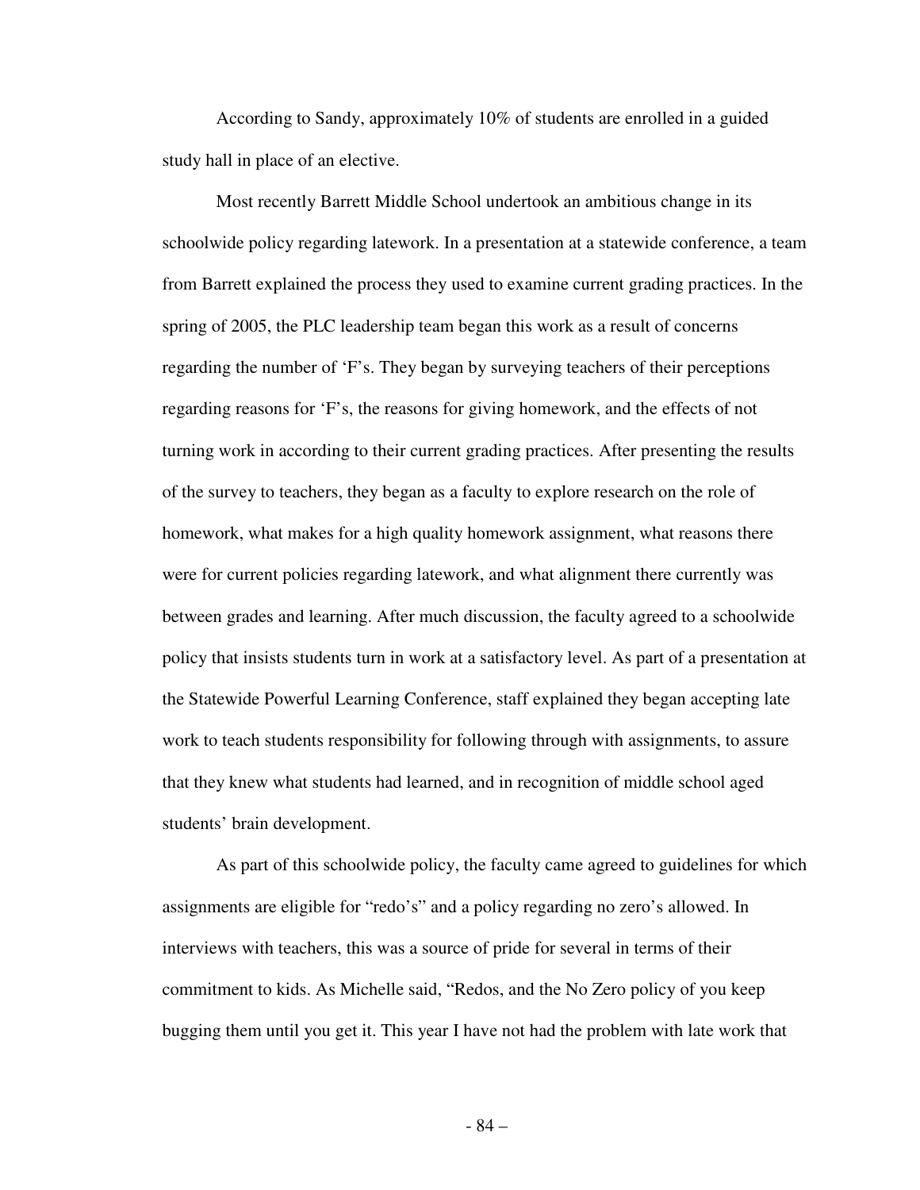According to Sandy, approximately 10% of students are enrolled in a guided study hall in place of an elective.

Most recently Barrett Middle School undertook an ambitious change in its schoolwide policy regarding latework. In a presentation at a statewide conference, a team from Barrett explained the process they used to examine current grading practices. In the spring of 2005, the PLC leadership team began this work as a result of concerns regarding the number of 'F's. They began by surveying teachers of their perceptions regarding reasons for 'F's, the reasons for giving homework, and the effects of not turning work in according to their current grading practices. After presenting the results of the survey to teachers, they began as a faculty to explore research on the role of homework, what makes for a high quality homework assignment, what reasons there were for current policies regarding latework, and what alignment there currently was between grades and learning. After much discussion, the faculty agreed to a schoolwide policy that insists students turn in work at a satisfactory level. As part of a presentation at the Statewide Powerful Learning Conference, staff explained they began accepting late work to teach students responsibility for following through with assignments, to assure that they knew what students had learned, and in recognition of middle school aged students' brain development.

As part of this schoolwide policy, the faculty came agreed to guidelines for which assignments are eligible for "redo's" and a policy regarding no zero's allowed. In interviews with teachers, this was a source of pride for several in terms of their commitment to kids. As Michelle said, "Redos, and the No Zero policy of you keep bugging them until you get it. This year I have not had the problem with late work that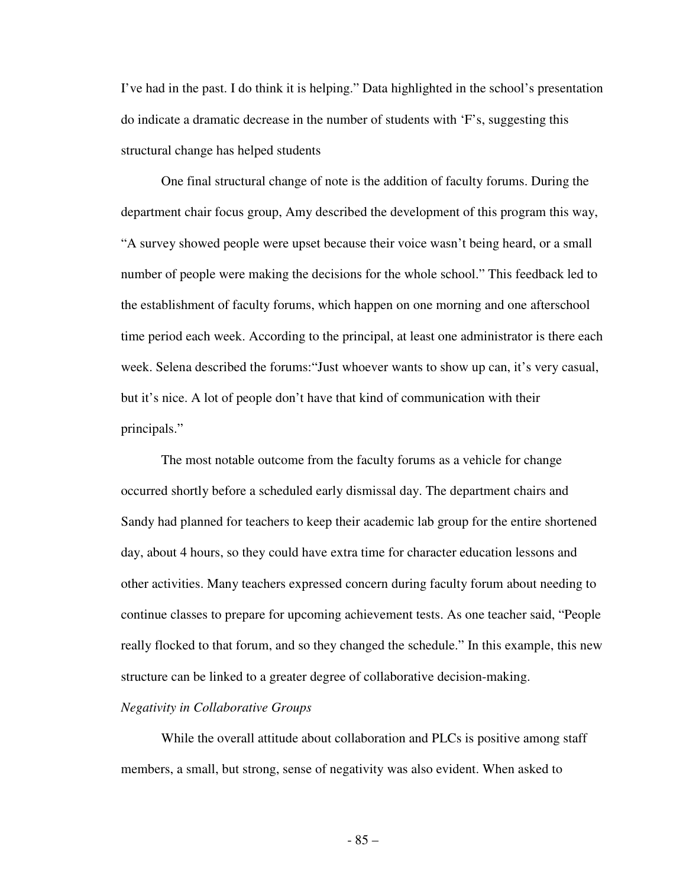I've had in the past. I do think it is helping." Data highlighted in the school's presentation do indicate a dramatic decrease in the number of students with 'F's, suggesting this structural change has helped students

One final structural change of note is the addition of faculty forums. During the department chair focus group, Amy described the development of this program this way, "A survey showed people were upset because their voice wasn't being heard, or a small number of people were making the decisions for the whole school." This feedback led to the establishment of faculty forums, which happen on one morning and one afterschool time period each week. According to the principal, at least one administrator is there each week. Selena described the forums:"Just whoever wants to show up can, it's very casual, but it's nice. A lot of people don't have that kind of communication with their principals."

The most notable outcome from the faculty forums as a vehicle for change occurred shortly before a scheduled early dismissal day. The department chairs and Sandy had planned for teachers to keep their academic lab group for the entire shortened day, about 4 hours, so they could have extra time for character education lessons and other activities. Many teachers expressed concern during faculty forum about needing to continue classes to prepare for upcoming achievement tests. As one teacher said, "People really flocked to that forum, and so they changed the schedule." In this example, this new structure can be linked to a greater degree of collaborative decision-making.

*Negativity in Collaborative Groups*

While the overall attitude about collaboration and PLCs is positive among staff members, a small, but strong, sense of negativity was also evident. When asked to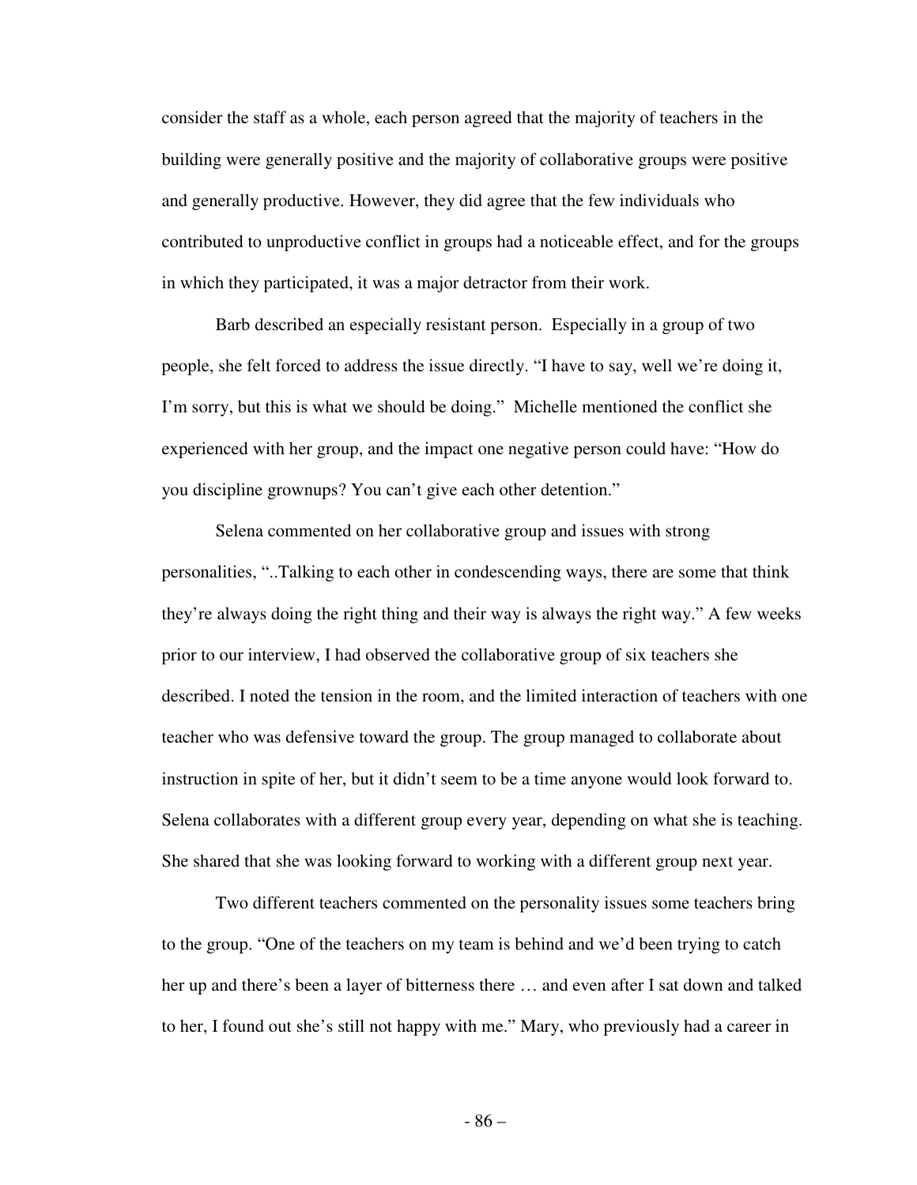consider the staff as a whole, each person agreed that the majority of teachers in the building were generally positive and the majority of collaborative groups were positive and generally productive. However, they did agree that the few individuals who contributed to unproductive conflict in groups had a noticeable effect, and for the groups in which they participated, it was a major detractor from their work.

Barb described an especially resistant person. Especially in a group of two people, she felt forced to address the issue directly. "I have to say, well we're doing it, I'm sorry, but this is what we should be doing." Michelle mentioned the conflict she experienced with her group, and the impact one negative person could have: "How do you discipline grownups? You can't give each other detention."

Selena commented on her collaborative group and issues with strong personalities, "..Talking to each other in condescending ways, there are some that think they're always doing the right thing and their way is always the right way." A few weeks prior to our interview, I had observed the collaborative group of six teachers she described. I noted the tension in the room, and the limited interaction of teachers with one teacher who was defensive toward the group. The group managed to collaborate about instruction in spite of her, but it didn't seem to be a time anyone would look forward to. Selena collaborates with a different group every year, depending on what she is teaching. She shared that she was looking forward to working with a different group next year.

Two different teachers commented on the personality issues some teachers bring to the group. "One of the teachers on my team is behind and we'd been trying to catch her up and there's been a layer of bitterness there … and even after I sat down and talked to her, I found out she's still not happy with me." Mary, who previously had a career in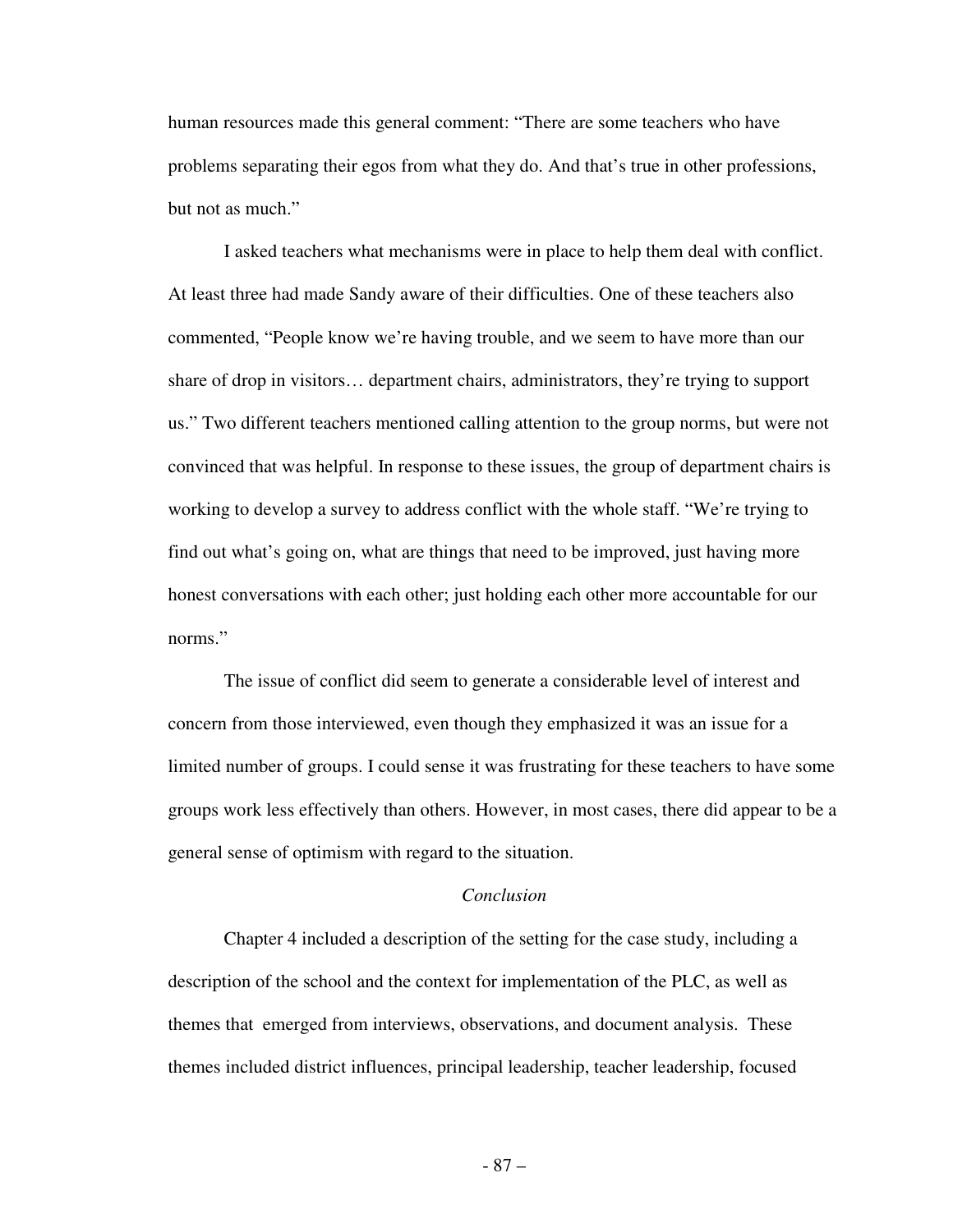human resources made this general comment: "There are some teachers who have problems separating their egos from what they do. And that's true in other professions, but not as much."

I asked teachers what mechanisms were in place to help them deal with conflict. At least three had made Sandy aware of their difficulties. One of these teachers also commented, "People know we're having trouble, and we seem to have more than our share of drop in visitors… department chairs, administrators, they're trying to support us." Two different teachers mentioned calling attention to the group norms, but were not convinced that was helpful. In response to these issues, the group of department chairs is working to develop a survey to address conflict with the whole staff. "We're trying to find out what's going on, what are things that need to be improved, just having more honest conversations with each other; just holding each other more accountable for our norms."

The issue of conflict did seem to generate a considerable level of interest and concern from those interviewed, even though they emphasized it was an issue for a limited number of groups. I could sense it was frustrating for these teachers to have some groups work less effectively than others. However, in most cases, there did appear to be a general sense of optimism with regard to the situation.

### *Conclusion*

Chapter 4 included a description of the setting for the case study, including a description of the school and the context for implementation of the PLC, as well as themes that emerged from interviews, observations, and document analysis. These themes included district influences, principal leadership, teacher leadership, focused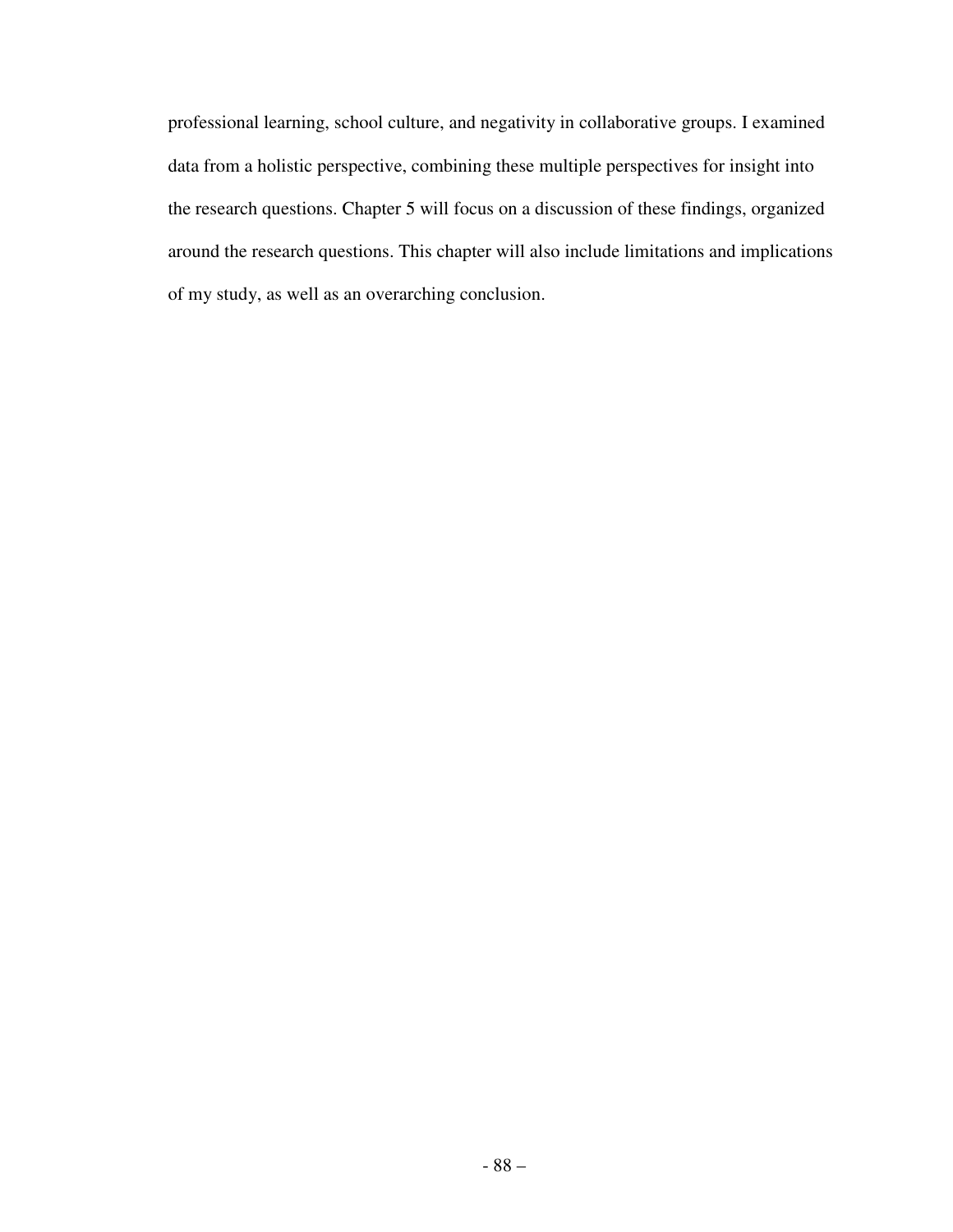professional learning, school culture, and negativity in collaborative groups. I examined data from a holistic perspective, combining these multiple perspectives for insight into the research questions. Chapter 5 will focus on a discussion of these findings, organized around the research questions. This chapter will also include limitations and implications of my study, as well as an overarching conclusion.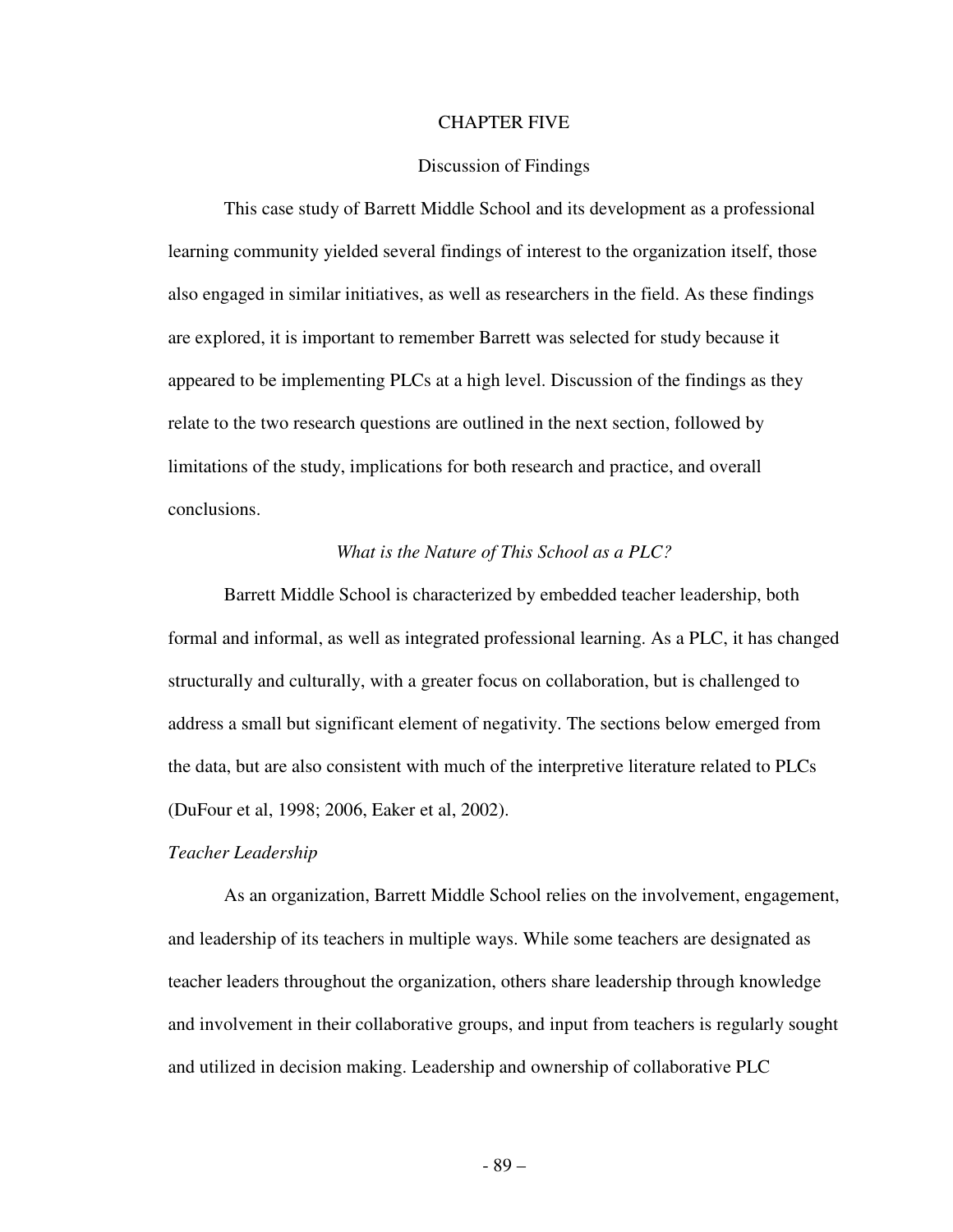# CHAPTER FIVE

## Discussion of Findings

This case study of Barrett Middle School and its development as a professional learning community yielded several findings of interest to the organization itself, those also engaged in similar initiatives, as well as researchers in the field. As these findings are explored, it is important to remember Barrett was selected for study because it appeared to be implementing PLCs at a high level. Discussion of the findings as they relate to the two research questions are outlined in the next section, followed by limitations of the study, implications for both research and practice, and overall conclusions.

### *What is the Nature of This School as a PLC?*

Barrett Middle School is characterized by embedded teacher leadership, both formal and informal, as well as integrated professional learning. As a PLC, it has changed structurally and culturally, with a greater focus on collaboration, but is challenged to address a small but significant element of negativity. The sections below emerged from the data, but are also consistent with much of the interpretive literature related to PLCs (DuFour et al, 1998; 2006, Eaker et al, 2002).

#### *Teacher Leadership*

As an organization, Barrett Middle School relies on the involvement, engagement, and leadership of its teachers in multiple ways. While some teachers are designated as teacher leaders throughout the organization, others share leadership through knowledge and involvement in their collaborative groups, and input from teachers is regularly sought and utilized in decision making. Leadership and ownership of collaborative PLC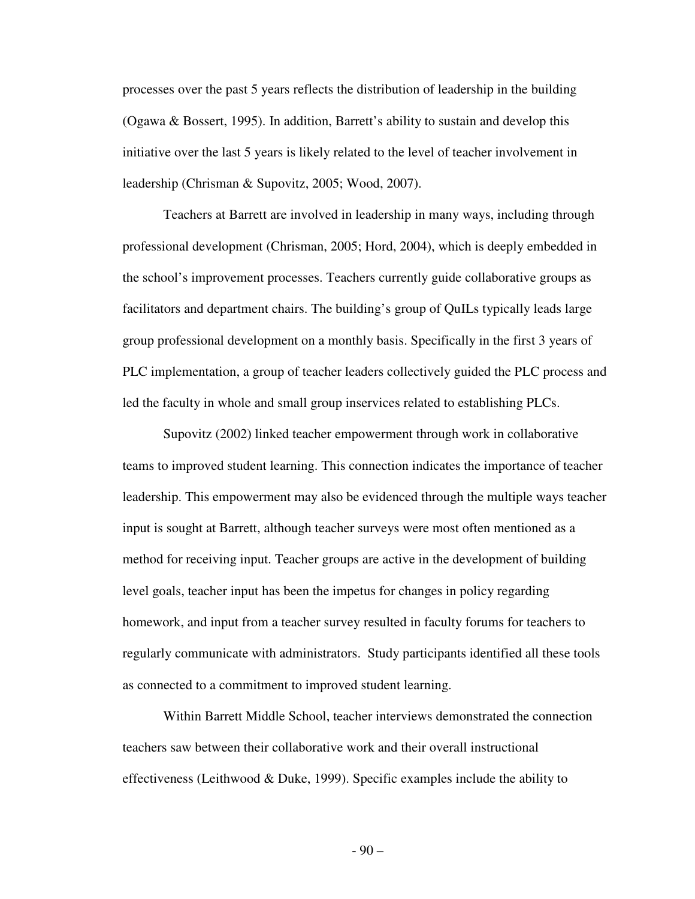processes over the past 5 years reflects the distribution of leadership in the building (Ogawa & Bossert, 1995). In addition, Barrett's ability to sustain and develop this initiative over the last 5 years is likely related to the level of teacher involvement in leadership (Chrisman & Supovitz, 2005; Wood, 2007).

Teachers at Barrett are involved in leadership in many ways, including through professional development (Chrisman, 2005; Hord, 2004), which is deeply embedded in the school's improvement processes. Teachers currently guide collaborative groups as facilitators and department chairs. The building's group of QuILs typically leads large group professional development on a monthly basis. Specifically in the first 3 years of PLC implementation, a group of teacher leaders collectively guided the PLC process and led the faculty in whole and small group inservices related to establishing PLCs.

Supovitz (2002) linked teacher empowerment through work in collaborative teams to improved student learning. This connection indicates the importance of teacher leadership. This empowerment may also be evidenced through the multiple ways teacher input is sought at Barrett, although teacher surveys were most often mentioned as a method for receiving input. Teacher groups are active in the development of building level goals, teacher input has been the impetus for changes in policy regarding homework, and input from a teacher survey resulted in faculty forums for teachers to regularly communicate with administrators. Study participants identified all these tools as connected to a commitment to improved student learning.

Within Barrett Middle School, teacher interviews demonstrated the connection teachers saw between their collaborative work and their overall instructional effectiveness (Leithwood & Duke, 1999). Specific examples include the ability to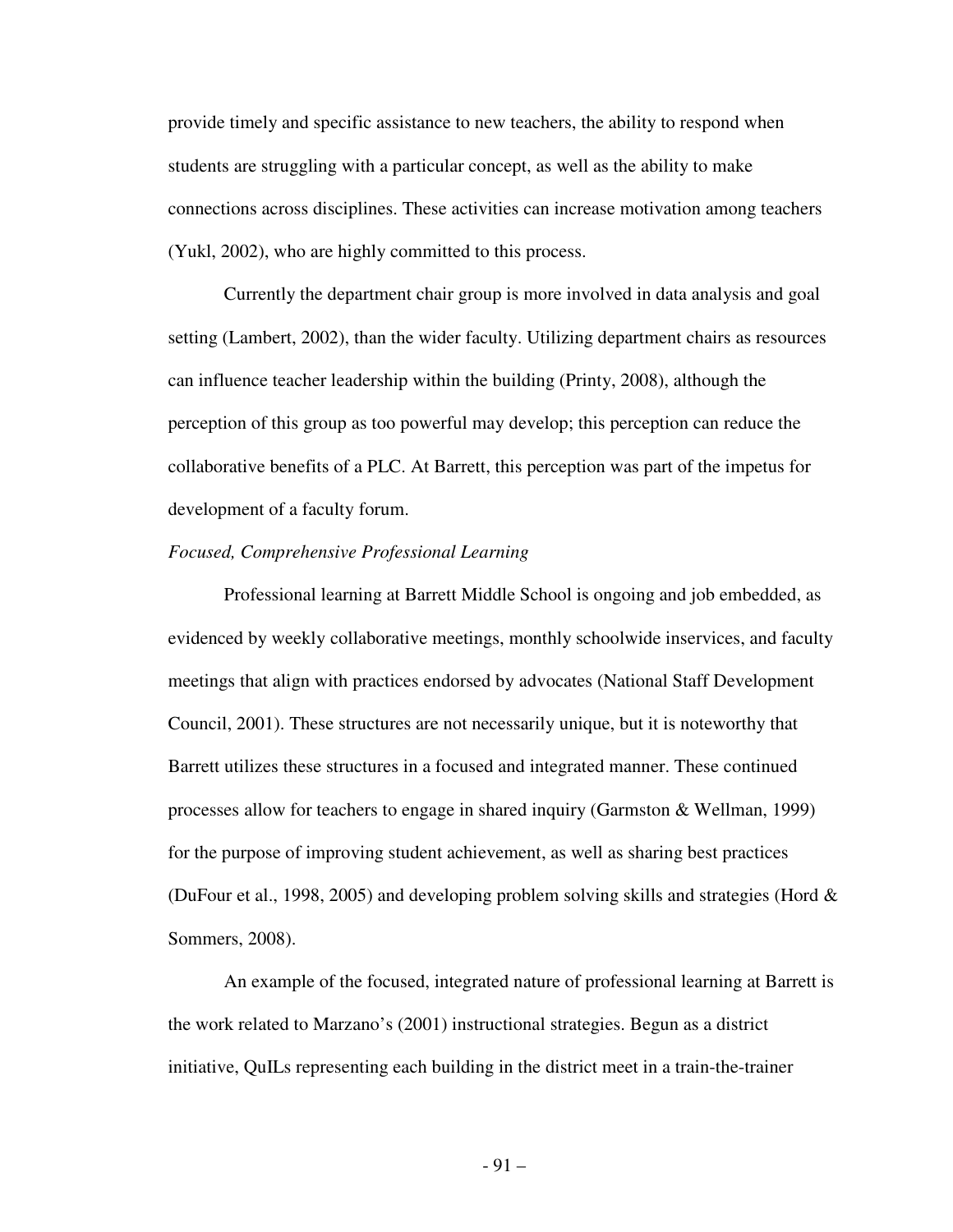provide timely and specific assistance to new teachers, the ability to respond when students are struggling with a particular concept, as well as the ability to make connections across disciplines. These activities can increase motivation among teachers (Yukl, 2002), who are highly committed to this process.

Currently the department chair group is more involved in data analysis and goal setting (Lambert, 2002), than the wider faculty. Utilizing department chairs as resources can influence teacher leadership within the building (Printy, 2008), although the perception of this group as too powerful may develop; this perception can reduce the collaborative benefits of a PLC. At Barrett, this perception was part of the impetus for development of a faculty forum.

*Focused, Comprehensive Professional Learning*

Professional learning at Barrett Middle School is ongoing and job embedded, as evidenced by weekly collaborative meetings, monthly schoolwide inservices, and faculty meetings that align with practices endorsed by advocates (National Staff Development Council, 2001). These structures are not necessarily unique, but it is noteworthy that Barrett utilizes these structures in a focused and integrated manner. These continued processes allow for teachers to engage in shared inquiry (Garmston & Wellman, 1999) for the purpose of improving student achievement, as well as sharing best practices (DuFour et al., 1998, 2005) and developing problem solving skills and strategies (Hord & Sommers, 2008).

An example of the focused, integrated nature of professional learning at Barrett is the work related to Marzano's (2001) instructional strategies. Begun as a district initiative, QuILs representing each building in the district meet in a train-the-trainer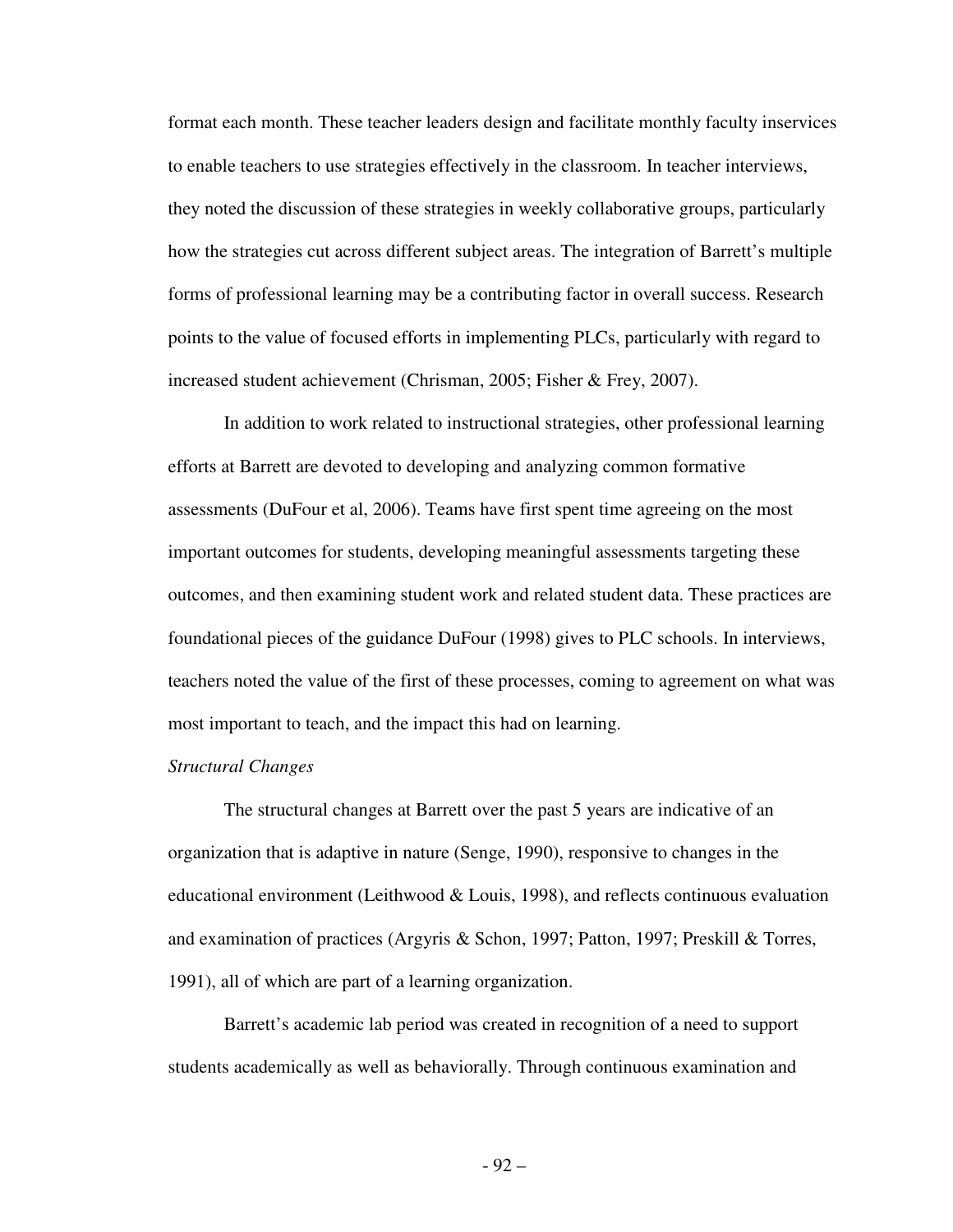format each month. These teacher leaders design and facilitate monthly faculty inservices to enable teachers to use strategies effectively in the classroom. In teacher interviews, they noted the discussion of these strategies in weekly collaborative groups, particularly how the strategies cut across different subject areas. The integration of Barrett's multiple forms of professional learning may be a contributing factor in overall success. Research points to the value of focused efforts in implementing PLCs, particularly with regard to increased student achievement (Chrisman, 2005; Fisher & Frey, 2007).

In addition to work related to instructional strategies, other professional learning efforts at Barrett are devoted to developing and analyzing common formative assessments (DuFour et al, 2006). Teams have first spent time agreeing on the most important outcomes for students, developing meaningful assessments targeting these outcomes, and then examining student work and related student data. These practices are foundational pieces of the guidance DuFour (1998) gives to PLC schools. In interviews, teachers noted the value of the first of these processes, coming to agreement on what was most important to teach, and the impact this had on learning.

*Structural Changes*

The structural changes at Barrett over the past 5 years are indicative of an organization that is adaptive in nature (Senge, 1990), responsive to changes in the educational environment (Leithwood & Louis, 1998), and reflects continuous evaluation and examination of practices (Argyris & Schon, 1997; Patton, 1997; Preskill & Torres, 1991), all of which are part of a learning organization.

Barrett's academic lab period was created in recognition of a need to support students academically as well as behaviorally. Through continuous examination and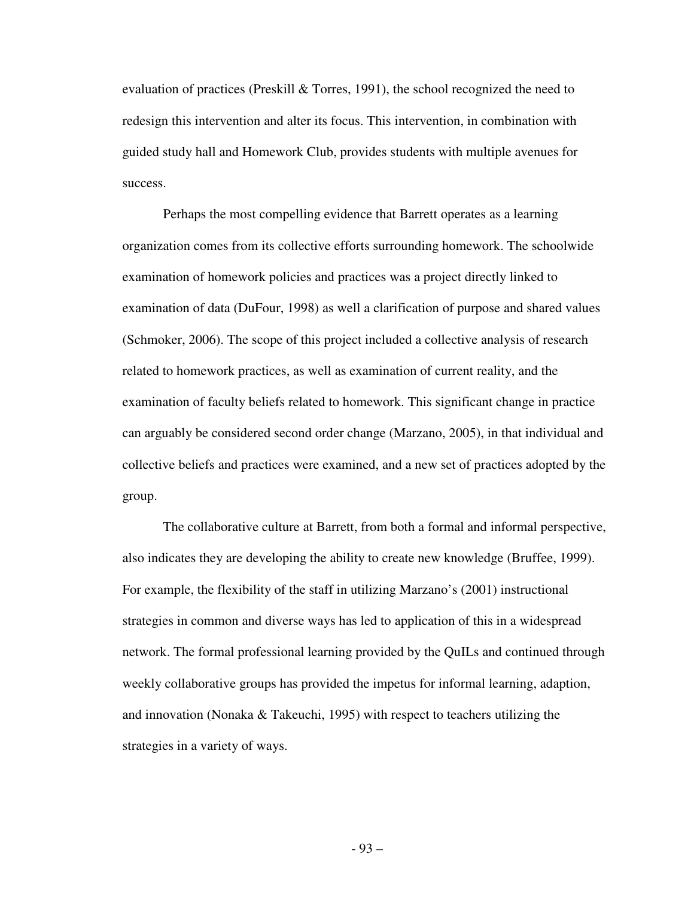evaluation of practices (Preskill & Torres, 1991), the school recognized the need to redesign this intervention and alter its focus. This intervention, in combination with guided study hall and Homework Club, provides students with multiple avenues for success.

Perhaps the most compelling evidence that Barrett operates as a learning organization comes from its collective efforts surrounding homework. The schoolwide examination of homework policies and practices was a project directly linked to examination of data (DuFour, 1998) as well a clarification of purpose and shared values (Schmoker, 2006). The scope of this project included a collective analysis of research related to homework practices, as well as examination of current reality, and the examination of faculty beliefs related to homework. This significant change in practice can arguably be considered second order change (Marzano, 2005), in that individual and collective beliefs and practices were examined, and a new set of practices adopted by the group.

The collaborative culture at Barrett, from both a formal and informal perspective, also indicates they are developing the ability to create new knowledge (Bruffee, 1999). For example, the flexibility of the staff in utilizing Marzano's (2001) instructional strategies in common and diverse ways has led to application of this in a widespread network. The formal professional learning provided by the QuILs and continued through weekly collaborative groups has provided the impetus for informal learning, adaption, and innovation (Nonaka & Takeuchi, 1995) with respect to teachers utilizing the strategies in a variety of ways.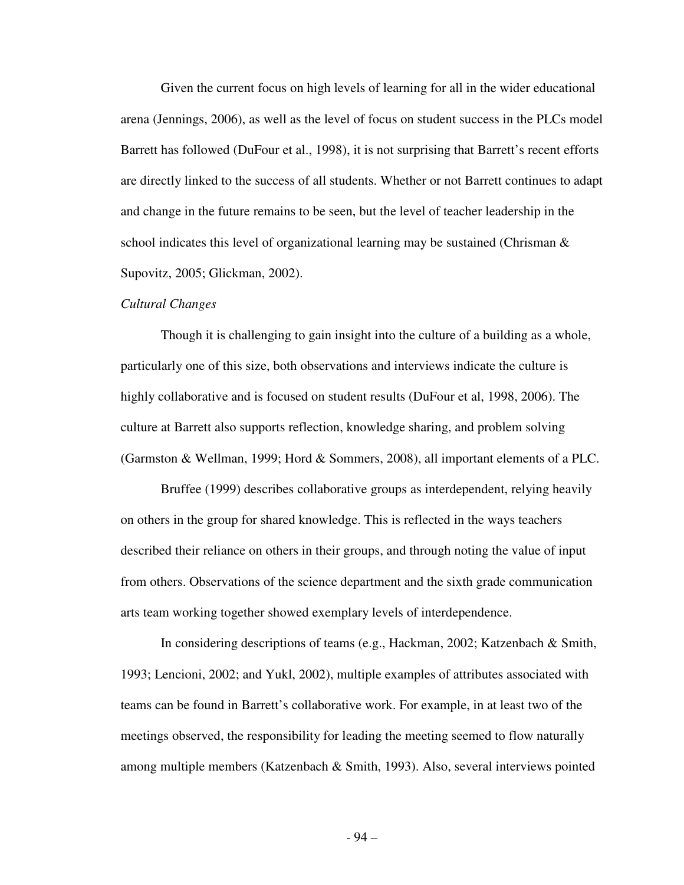Given the current focus on high levels of learning for all in the wider educational arena (Jennings, 2006), as well as the level of focus on student success in the PLCs model Barrett has followed (DuFour et al., 1998), it is not surprising that Barrett's recent efforts are directly linked to the success of all students. Whether or not Barrett continues to adapt and change in the future remains to be seen, but the level of teacher leadership in the school indicates this level of organizational learning may be sustained (Chrisman & Supovitz, 2005; Glickman, 2002).

*Cultural Changes*

Though it is challenging to gain insight into the culture of a building as a whole, particularly one of this size, both observations and interviews indicate the culture is highly collaborative and is focused on student results (DuFour et al, 1998, 2006). The culture at Barrett also supports reflection, knowledge sharing, and problem solving (Garmston & Wellman, 1999; Hord & Sommers, 2008), all important elements of a PLC.

Bruffee (1999) describes collaborative groups as interdependent, relying heavily on others in the group for shared knowledge. This is reflected in the ways teachers described their reliance on others in their groups, and through noting the value of input from others. Observations of the science department and the sixth grade communication arts team working together showed exemplary levels of interdependence.

In considering descriptions of teams (e.g., Hackman, 2002; Katzenbach & Smith, 1993; Lencioni, 2002; and Yukl, 2002), multiple examples of attributes associated with teams can be found in Barrett's collaborative work. For example, in at least two of the meetings observed, the responsibility for leading the meeting seemed to flow naturally among multiple members (Katzenbach & Smith, 1993). Also, several interviews pointed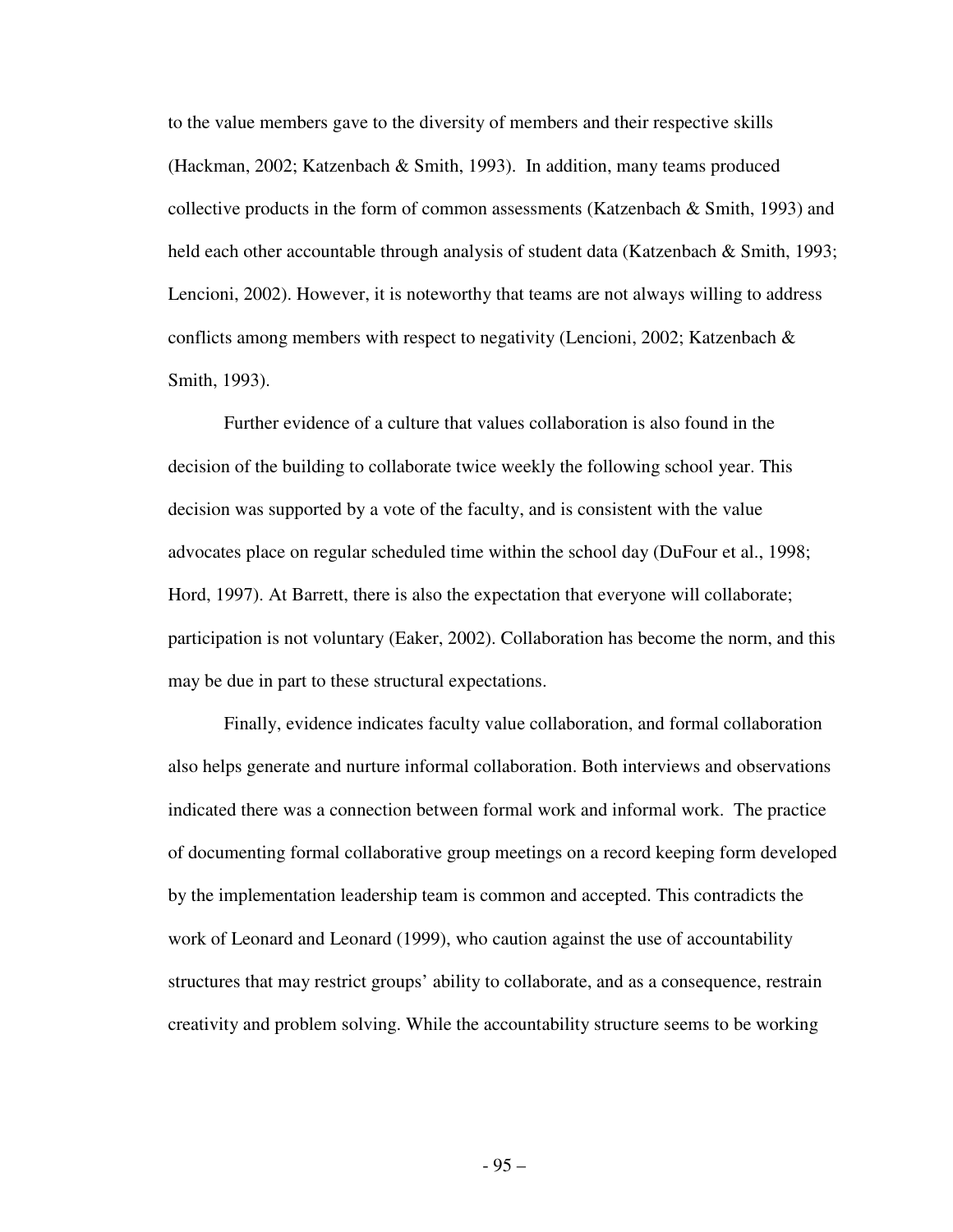to the value members gave to the diversity of members and their respective skills (Hackman, 2002; Katzenbach & Smith, 1993). In addition, many teams produced collective products in the form of common assessments (Katzenbach & Smith, 1993) and held each other accountable through analysis of student data (Katzenbach & Smith, 1993; Lencioni, 2002). However, it is noteworthy that teams are not always willing to address conflicts among members with respect to negativity (Lencioni, 2002; Katzenbach & Smith, 1993).

Further evidence of a culture that values collaboration is also found in the decision of the building to collaborate twice weekly the following school year. This decision was supported by a vote of the faculty, and is consistent with the value advocates place on regular scheduled time within the school day (DuFour et al., 1998; Hord, 1997). At Barrett, there is also the expectation that everyone will collaborate; participation is not voluntary (Eaker, 2002). Collaboration has become the norm, and this may be due in part to these structural expectations.

Finally, evidence indicates faculty value collaboration, and formal collaboration also helps generate and nurture informal collaboration. Both interviews and observations indicated there was a connection between formal work and informal work. The practice of documenting formal collaborative group meetings on a record keeping form developed by the implementation leadership team is common and accepted. This contradicts the work of Leonard and Leonard (1999), who caution against the use of accountability structures that may restrict groups' ability to collaborate, and as a consequence, restrain creativity and problem solving. While the accountability structure seems to be working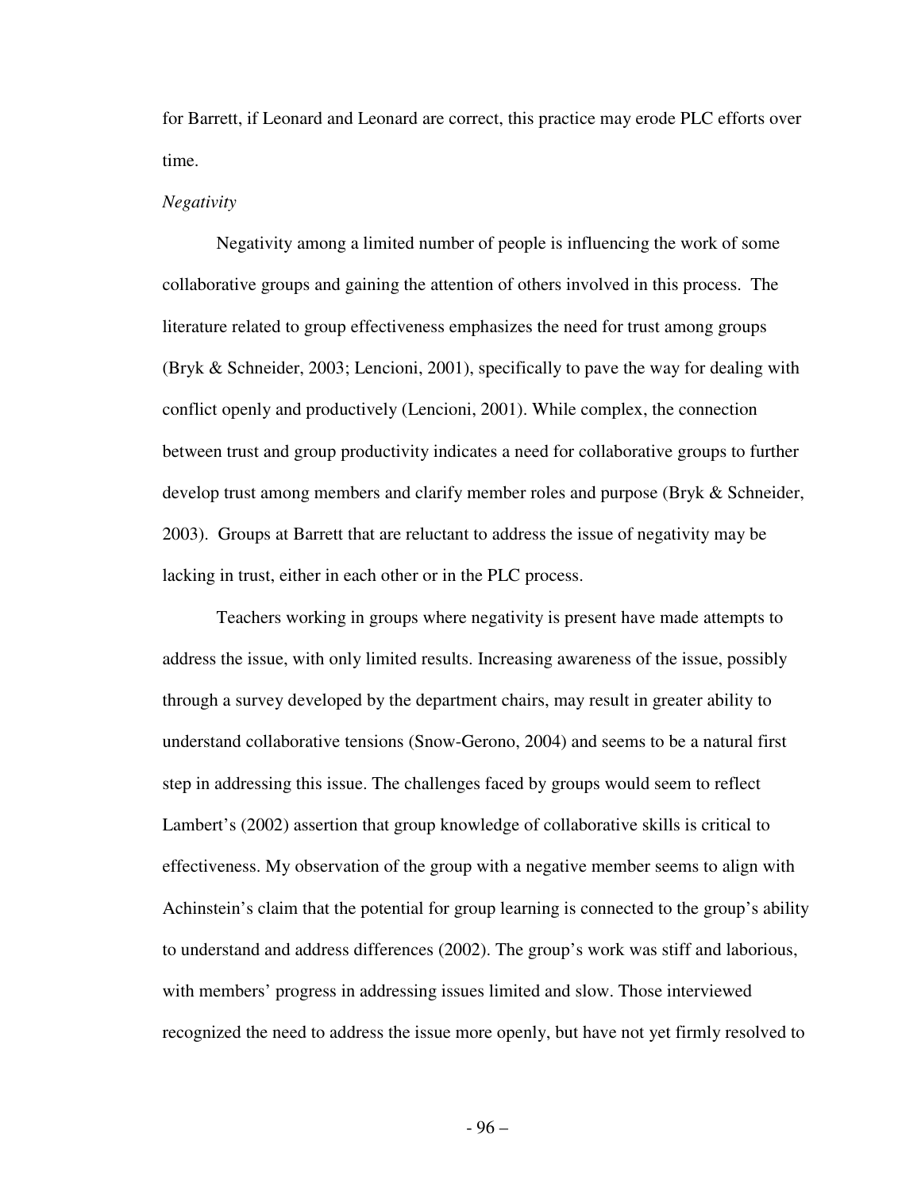for Barrett, if Leonard and Leonard are correct, this practice may erode PLC efforts over time.

*Negativity*

Negativity among a limited number of people is influencing the work of some collaborative groups and gaining the attention of others involved in this process. The literature related to group effectiveness emphasizes the need for trust among groups (Bryk & Schneider, 2003; Lencioni, 2001), specifically to pave the way for dealing with conflict openly and productively (Lencioni, 2001). While complex, the connection between trust and group productivity indicates a need for collaborative groups to further develop trust among members and clarify member roles and purpose (Bryk & Schneider, 2003). Groups at Barrett that are reluctant to address the issue of negativity may be lacking in trust, either in each other or in the PLC process.

Teachers working in groups where negativity is present have made attempts to address the issue, with only limited results. Increasing awareness of the issue, possibly through a survey developed by the department chairs, may result in greater ability to understand collaborative tensions (Snow-Gerono, 2004) and seems to be a natural first step in addressing this issue. The challenges faced by groups would seem to reflect Lambert's (2002) assertion that group knowledge of collaborative skills is critical to effectiveness. My observation of the group with a negative member seems to align with Achinstein's claim that the potential for group learning is connected to the group's ability to understand and address differences (2002). The group's work was stiff and laborious, with members' progress in addressing issues limited and slow. Those interviewed recognized the need to address the issue more openly, but have not yet firmly resolved to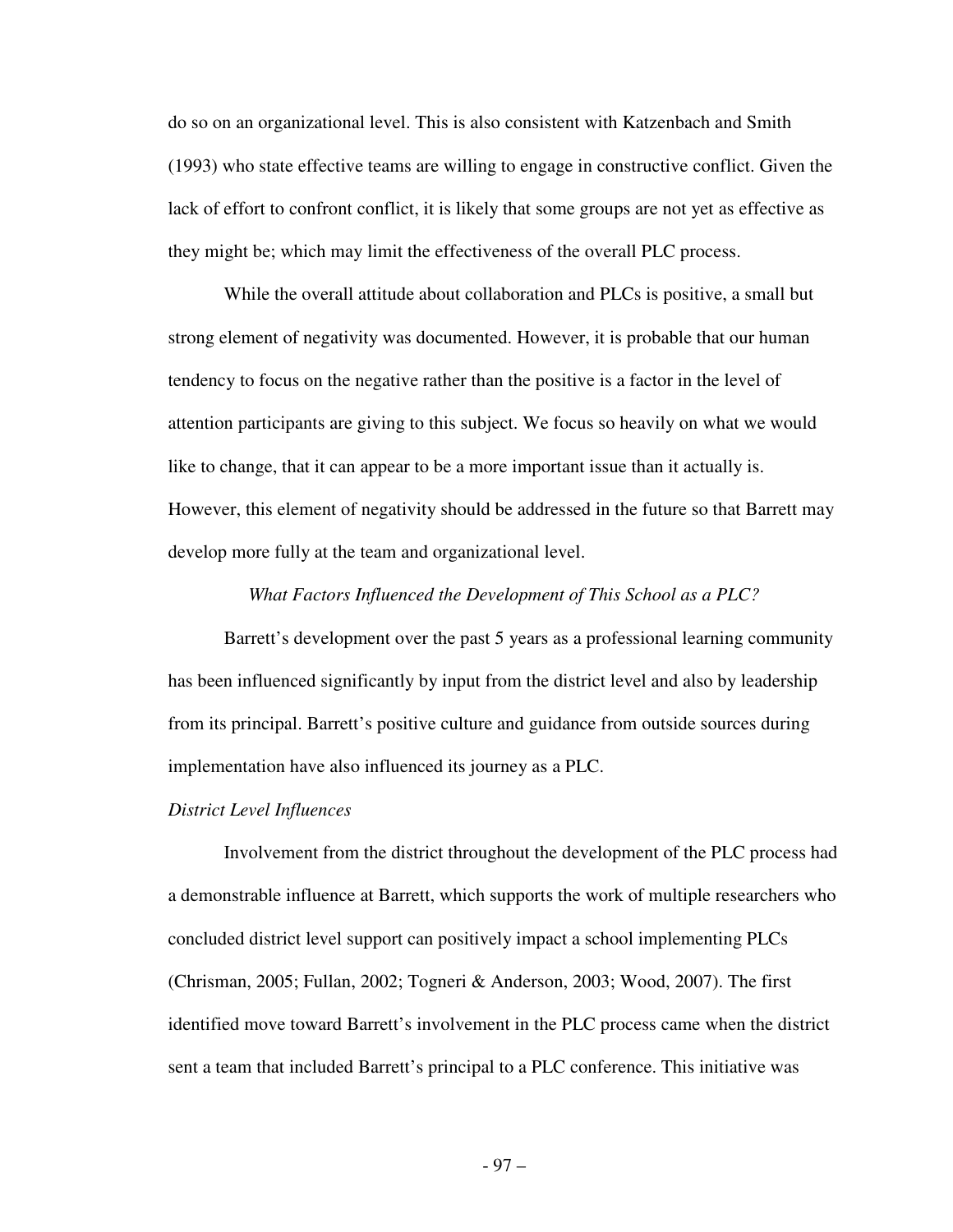do so on an organizational level. This is also consistent with Katzenbach and Smith (1993) who state effective teams are willing to engage in constructive conflict. Given the lack of effort to confront conflict, it is likely that some groups are not yet as effective as they might be; which may limit the effectiveness of the overall PLC process.

While the overall attitude about collaboration and PLCs is positive, a small but strong element of negativity was documented. However, it is probable that our human tendency to focus on the negative rather than the positive is a factor in the level of attention participants are giving to this subject. We focus so heavily on what we would like to change, that it can appear to be a more important issue than it actually is. However, this element of negativity should be addressed in the future so that Barrett may develop more fully at the team and organizational level.

### *What Factors Influenced the Development of This School as a PLC?*

Barrett's development over the past 5 years as a professional learning community has been influenced significantly by input from the district level and also by leadership from its principal. Barrett's positive culture and guidance from outside sources during implementation have also influenced its journey as a PLC.

#### *District Level Influences*

Involvement from the district throughout the development of the PLC process had a demonstrable influence at Barrett, which supports the work of multiple researchers who concluded district level support can positively impact a school implementing PLCs (Chrisman, 2005; Fullan, 2002; Togneri & Anderson, 2003; Wood, 2007). The first identified move toward Barrett's involvement in the PLC process came when the district sent a team that included Barrett's principal to a PLC conference. This initiative was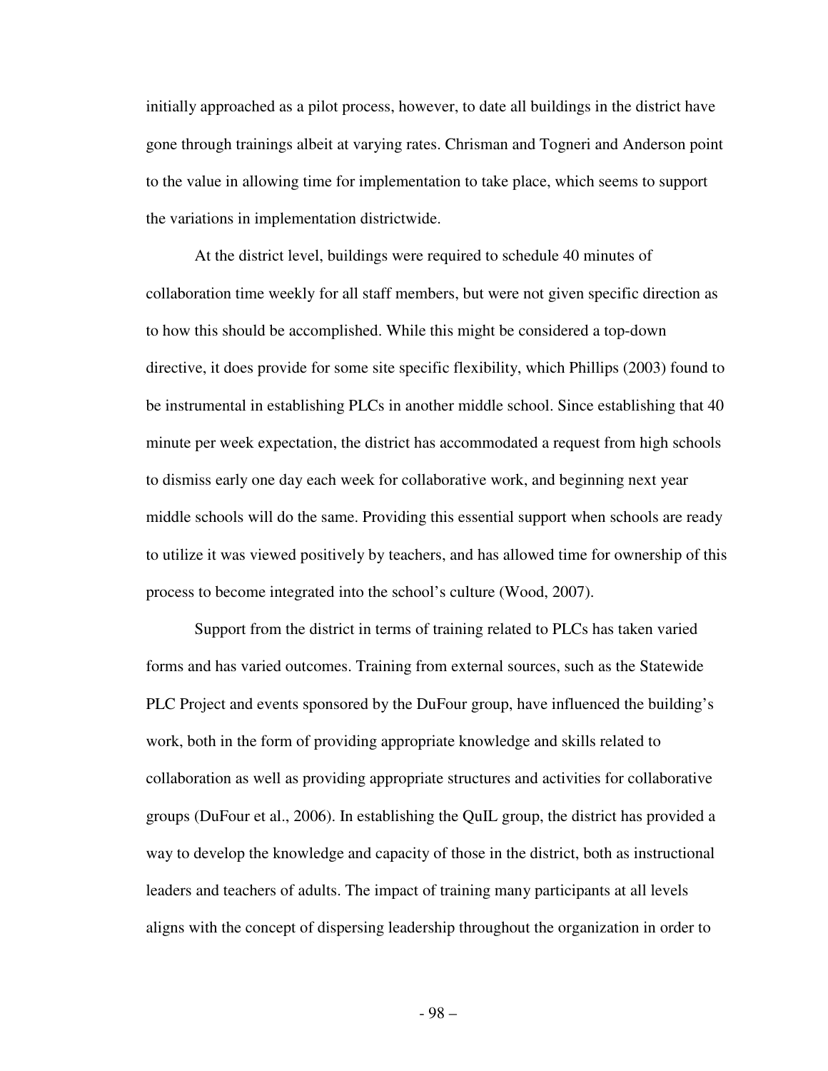initially approached as a pilot process, however, to date all buildings in the district have gone through trainings albeit at varying rates. Chrisman and Togneri and Anderson point to the value in allowing time for implementation to take place, which seems to support the variations in implementation districtwide.

At the district level, buildings were required to schedule 40 minutes of collaboration time weekly for all staff members, but were not given specific direction as to how this should be accomplished. While this might be considered a top-down directive, it does provide for some site specific flexibility, which Phillips (2003) found to be instrumental in establishing PLCs in another middle school. Since establishing that 40 minute per week expectation, the district has accommodated a request from high schools to dismiss early one day each week for collaborative work, and beginning next year middle schools will do the same. Providing this essential support when schools are ready to utilize it was viewed positively by teachers, and has allowed time for ownership of this process to become integrated into the school's culture (Wood, 2007).

Support from the district in terms of training related to PLCs has taken varied forms and has varied outcomes. Training from external sources, such as the Statewide PLC Project and events sponsored by the DuFour group, have influenced the building's work, both in the form of providing appropriate knowledge and skills related to collaboration as well as providing appropriate structures and activities for collaborative groups (DuFour et al., 2006). In establishing the QuIL group, the district has provided a way to develop the knowledge and capacity of those in the district, both as instructional leaders and teachers of adults. The impact of training many participants at all levels aligns with the concept of dispersing leadership throughout the organization in order to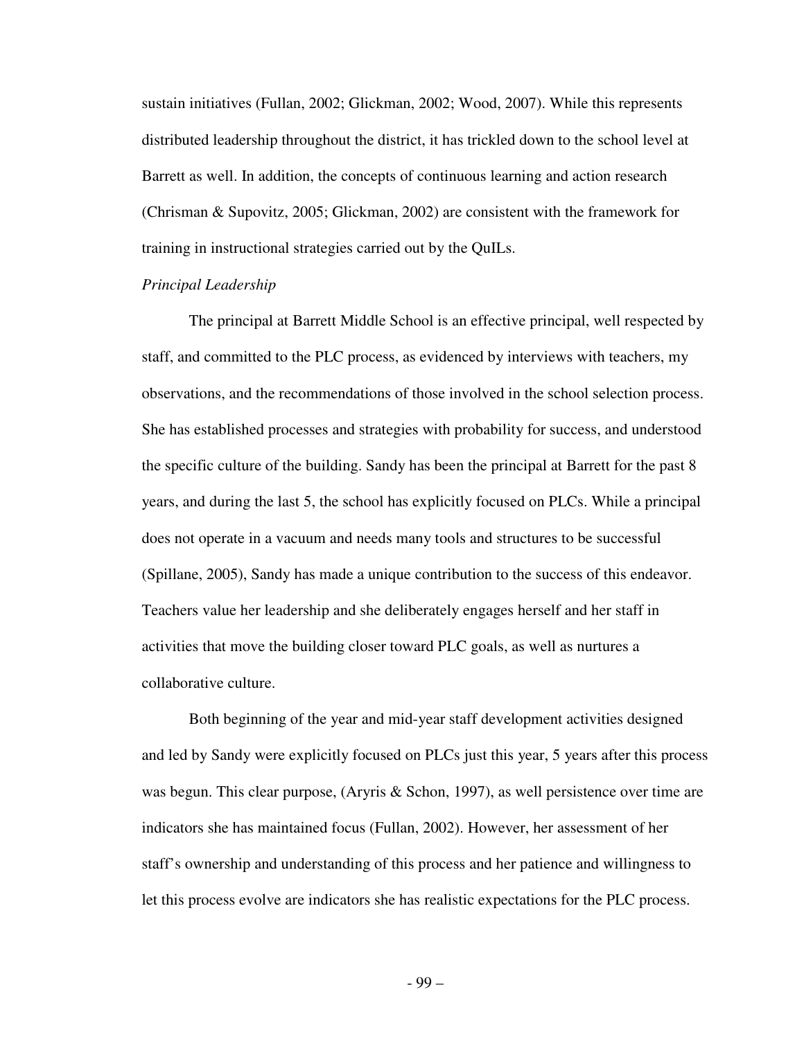sustain initiatives (Fullan, 2002; Glickman, 2002; Wood, 2007). While this represents distributed leadership throughout the district, it has trickled down to the school level at Barrett as well. In addition, the concepts of continuous learning and action research (Chrisman & Supovitz, 2005; Glickman, 2002) are consistent with the framework for training in instructional strategies carried out by the QuILs.

*Principal Leadership*

The principal at Barrett Middle School is an effective principal, well respected by staff, and committed to the PLC process, as evidenced by interviews with teachers, my observations, and the recommendations of those involved in the school selection process. She has established processes and strategies with probability for success, and understood the specific culture of the building. Sandy has been the principal at Barrett for the past 8 years, and during the last 5, the school has explicitly focused on PLCs. While a principal does not operate in a vacuum and needs many tools and structures to be successful (Spillane, 2005), Sandy has made a unique contribution to the success of this endeavor. Teachers value her leadership and she deliberately engages herself and her staff in activities that move the building closer toward PLC goals, as well as nurtures a collaborative culture.

Both beginning of the year and mid-year staff development activities designed and led by Sandy were explicitly focused on PLCs just this year, 5 years after this process was begun. This clear purpose, (Aryris & Schon, 1997), as well persistence over time are indicators she has maintained focus (Fullan, 2002). However, her assessment of her staff's ownership and understanding of this process and her patience and willingness to let this process evolve are indicators she has realistic expectations for the PLC process.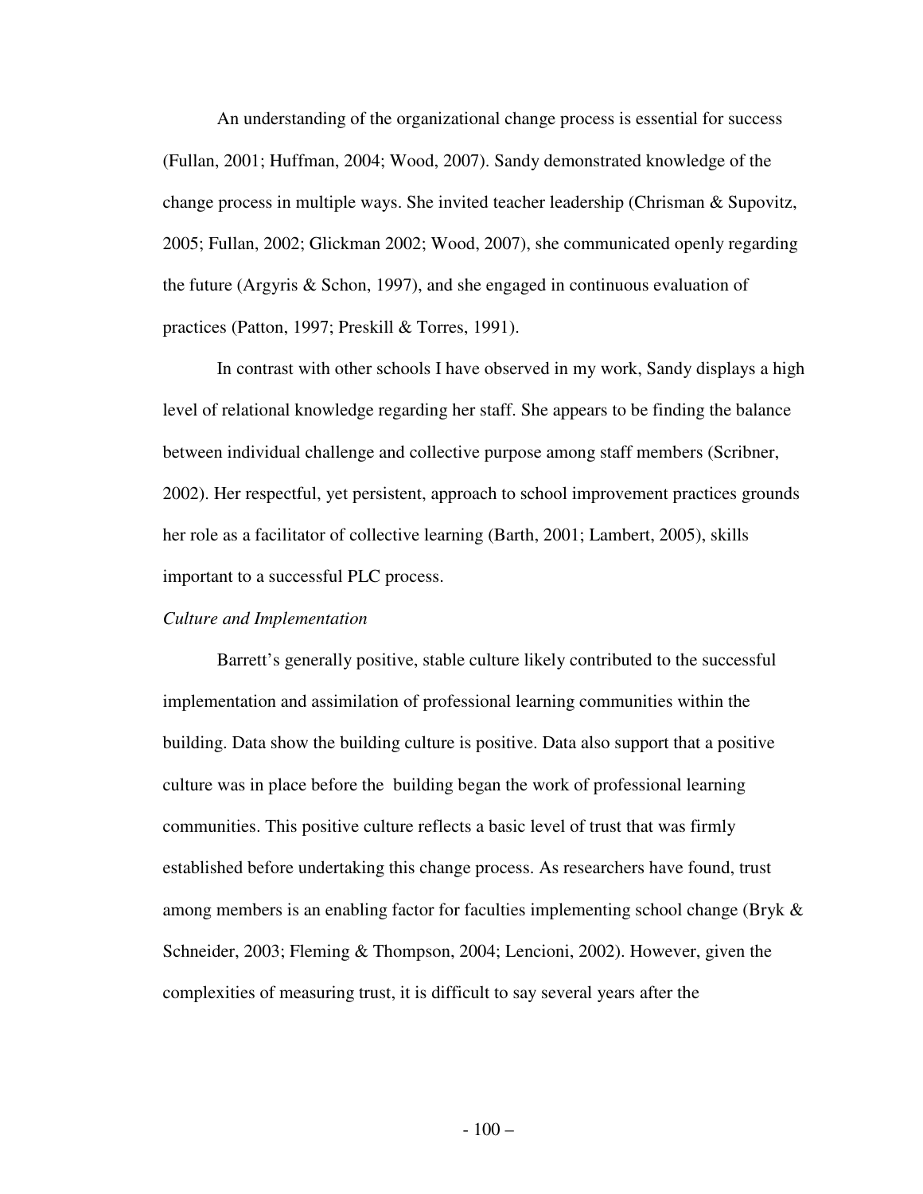An understanding of the organizational change process is essential for success (Fullan, 2001; Huffman, 2004; Wood, 2007). Sandy demonstrated knowledge of the change process in multiple ways. She invited teacher leadership (Chrisman & Supovitz, 2005; Fullan, 2002; Glickman 2002; Wood, 2007), she communicated openly regarding the future (Argyris & Schon, 1997), and she engaged in continuous evaluation of practices (Patton, 1997; Preskill & Torres, 1991).

In contrast with other schools I have observed in my work, Sandy displays a high level of relational knowledge regarding her staff. She appears to be finding the balance between individual challenge and collective purpose among staff members (Scribner, 2002). Her respectful, yet persistent, approach to school improvement practices grounds her role as a facilitator of collective learning (Barth, 2001; Lambert, 2005), skills important to a successful PLC process.

*Culture and Implementation*

Barrett's generally positive, stable culture likely contributed to the successful implementation and assimilation of professional learning communities within the building. Data show the building culture is positive. Data also support that a positive culture was in place before the building began the work of professional learning communities. This positive culture reflects a basic level of trust that was firmly established before undertaking this change process. As researchers have found, trust among members is an enabling factor for faculties implementing school change (Bryk & Schneider, 2003; Fleming & Thompson, 2004; Lencioni, 2002). However, given the complexities of measuring trust, it is difficult to say several years after the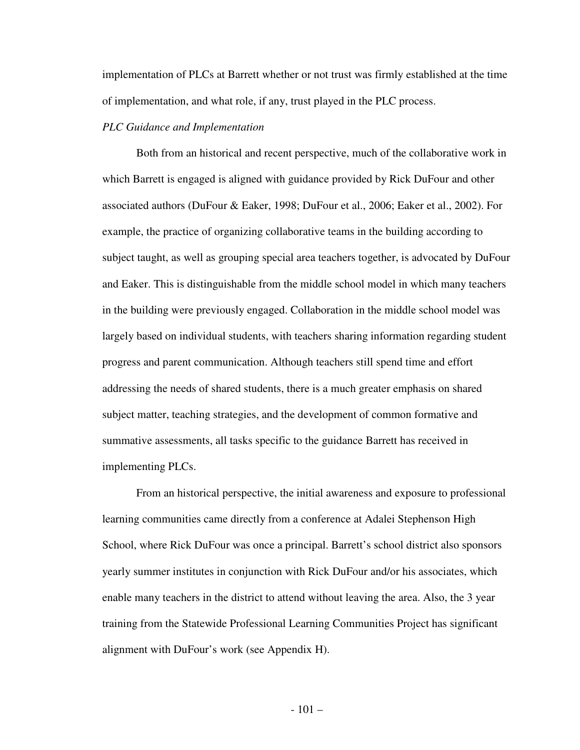implementation of PLCs at Barrett whether or not trust was firmly established at the time of implementation, and what role, if any, trust played in the PLC process.

*PLC Guidance and Implementation*

Both from an historical and recent perspective, much of the collaborative work in which Barrett is engaged is aligned with guidance provided by Rick DuFour and other associated authors (DuFour & Eaker, 1998; DuFour et al., 2006; Eaker et al., 2002). For example, the practice of organizing collaborative teams in the building according to subject taught, as well as grouping special area teachers together, is advocated by DuFour and Eaker. This is distinguishable from the middle school model in which many teachers in the building were previously engaged. Collaboration in the middle school model was largely based on individual students, with teachers sharing information regarding student progress and parent communication. Although teachers still spend time and effort addressing the needs of shared students, there is a much greater emphasis on shared subject matter, teaching strategies, and the development of common formative and summative assessments, all tasks specific to the guidance Barrett has received in implementing PLCs.

From an historical perspective, the initial awareness and exposure to professional learning communities came directly from a conference at Adalei Stephenson High School, where Rick DuFour was once a principal. Barrett's school district also sponsors yearly summer institutes in conjunction with Rick DuFour and/or his associates, which enable many teachers in the district to attend without leaving the area. Also, the 3 year training from the Statewide Professional Learning Communities Project has significant alignment with DuFour's work (see Appendix H).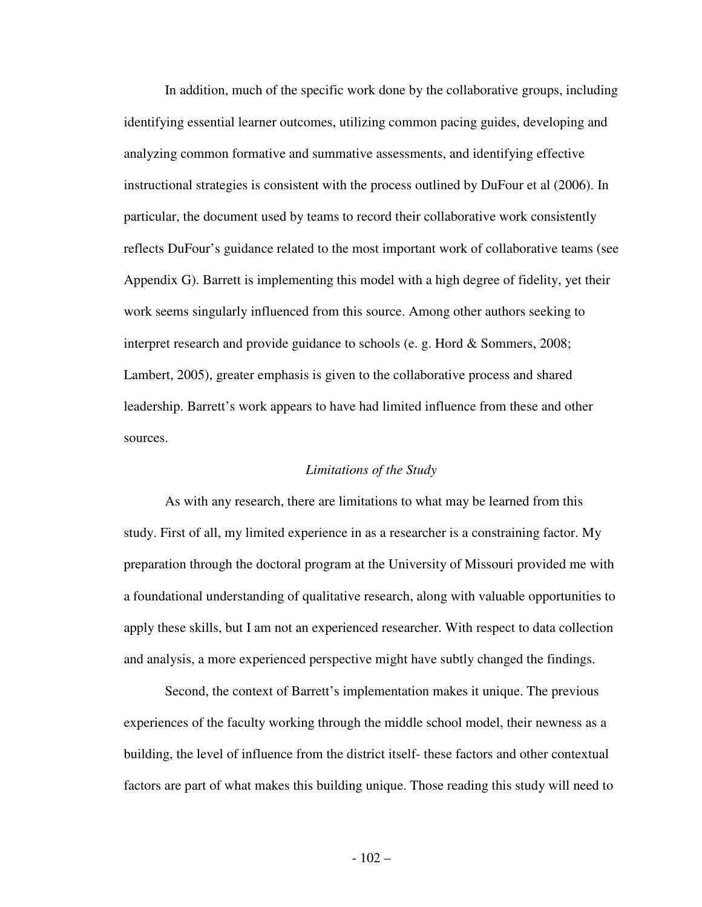In addition, much of the specific work done by the collaborative groups, including identifying essential learner outcomes, utilizing common pacing guides, developing and analyzing common formative and summative assessments, and identifying effective instructional strategies is consistent with the process outlined by DuFour et al (2006). In particular, the document used by teams to record their collaborative work consistently reflects DuFour's guidance related to the most important work of collaborative teams (see Appendix G). Barrett is implementing this model with a high degree of fidelity, yet their work seems singularly influenced from this source. Among other authors seeking to interpret research and provide guidance to schools (e. g. Hord & Sommers, 2008; Lambert, 2005), greater emphasis is given to the collaborative process and shared leadership. Barrett's work appears to have had limited influence from these and other sources.

### *Limitations of the Study*

As with any research, there are limitations to what may be learned from this study. First of all, my limited experience in as a researcher is a constraining factor. My preparation through the doctoral program at the University of Missouri provided me with a foundational understanding of qualitative research, along with valuable opportunities to apply these skills, but I am not an experienced researcher. With respect to data collection and analysis, a more experienced perspective might have subtly changed the findings.

Second, the context of Barrett's implementation makes it unique. The previous experiences of the faculty working through the middle school model, their newness as a building, the level of influence from the district itself- these factors and other contextual factors are part of what makes this building unique. Those reading this study will need to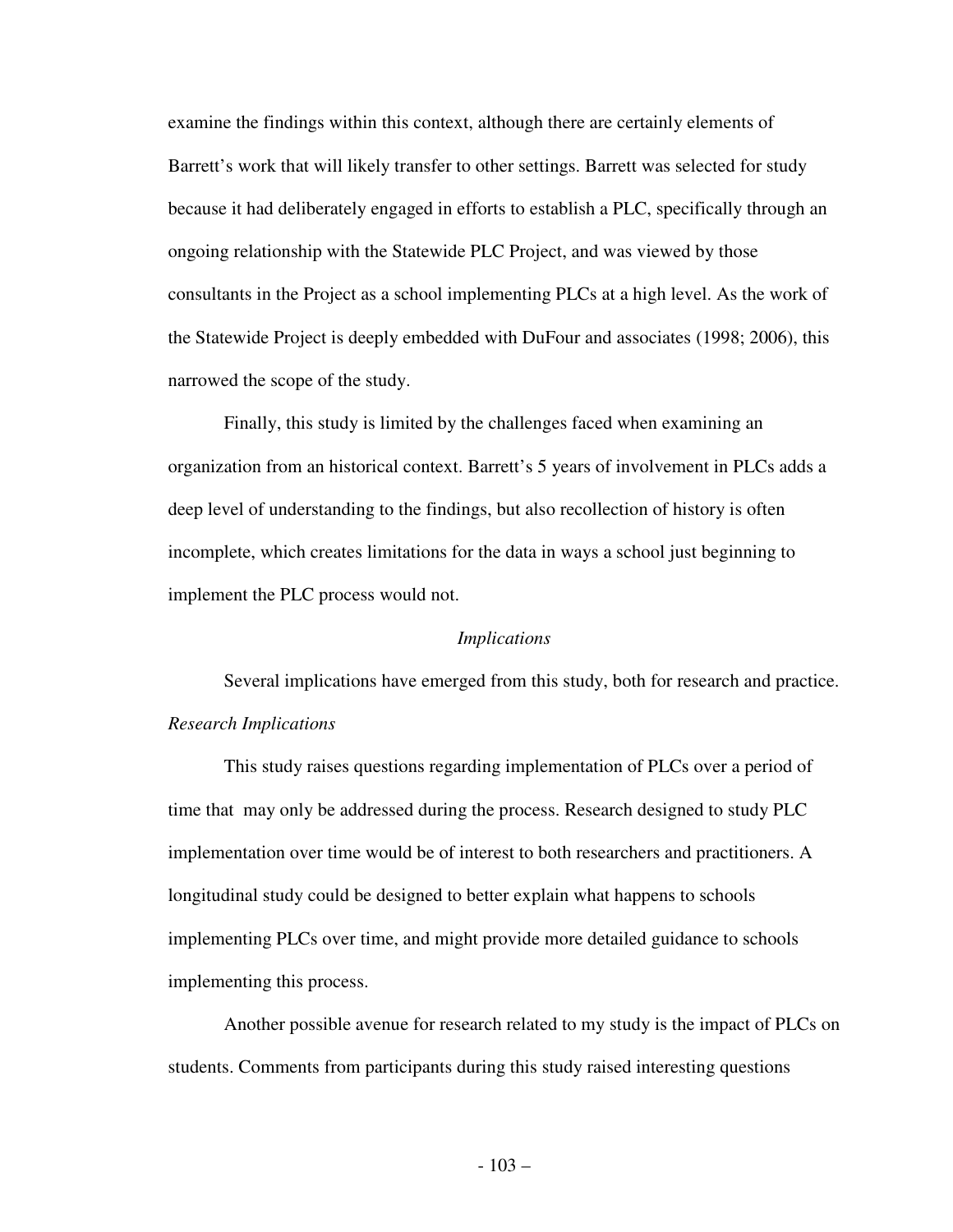examine the findings within this context, although there are certainly elements of Barrett's work that will likely transfer to other settings. Barrett was selected for study because it had deliberately engaged in efforts to establish a PLC, specifically through an ongoing relationship with the Statewide PLC Project, and was viewed by those consultants in the Project as a school implementing PLCs at a high level. As the work of the Statewide Project is deeply embedded with DuFour and associates (1998; 2006), this narrowed the scope of the study.

Finally, this study is limited by the challenges faced when examining an organization from an historical context. Barrett's 5 years of involvement in PLCs adds a deep level of understanding to the findings, but also recollection of history is often incomplete, which creates limitations for the data in ways a school just beginning to implement the PLC process would not.

## *Implications*

Several implications have emerged from this study, both for research and practice.

### *Research Implications*

This study raises questions regarding implementation of PLCs over a period of time that may only be addressed during the process. Research designed to study PLC implementation over time would be of interest to both researchers and practitioners. A longitudinal study could be designed to better explain what happens to schools implementing PLCs over time, and might provide more detailed guidance to schools implementing this process.

Another possible avenue for research related to my study is the impact of PLCs on students. Comments from participants during this study raised interesting questions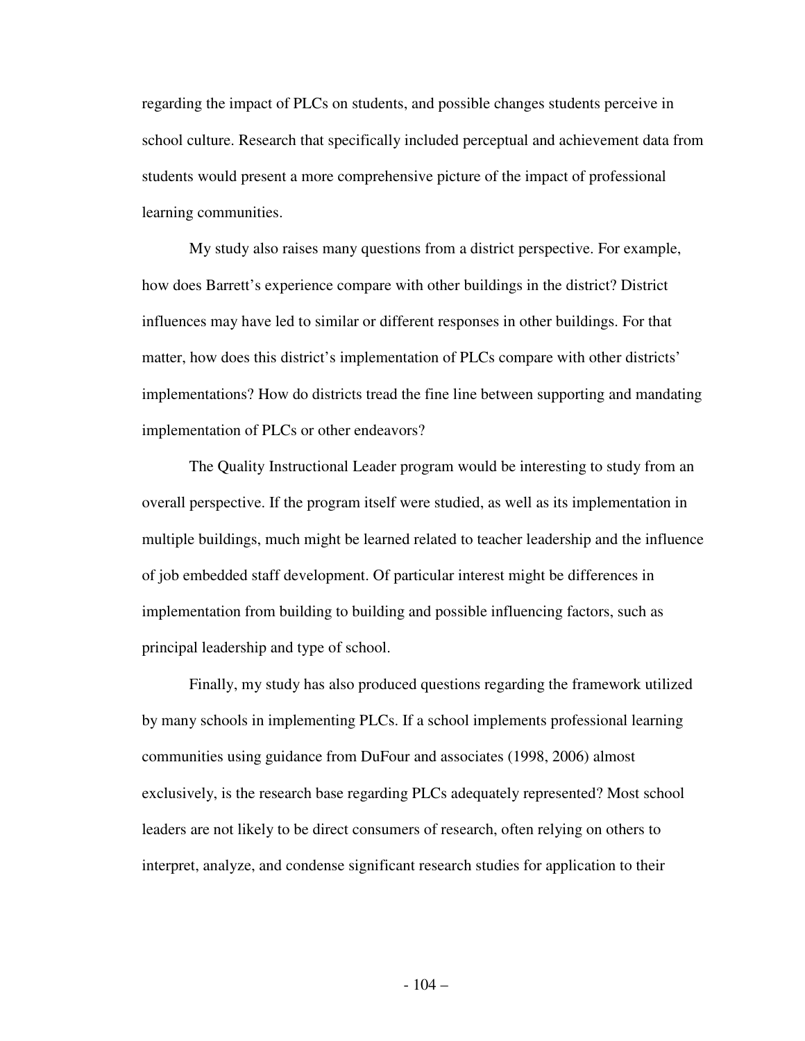regarding the impact of PLCs on students, and possible changes students perceive in school culture. Research that specifically included perceptual and achievement data from students would present a more comprehensive picture of the impact of professional learning communities.

My study also raises many questions from a district perspective. For example, how does Barrett's experience compare with other buildings in the district? District influences may have led to similar or different responses in other buildings. For that matter, how does this district's implementation of PLCs compare with other districts' implementations? How do districts tread the fine line between supporting and mandating implementation of PLCs or other endeavors?

The Quality Instructional Leader program would be interesting to study from an overall perspective. If the program itself were studied, as well as its implementation in multiple buildings, much might be learned related to teacher leadership and the influence of job embedded staff development. Of particular interest might be differences in implementation from building to building and possible influencing factors, such as principal leadership and type of school.

Finally, my study has also produced questions regarding the framework utilized by many schools in implementing PLCs. If a school implements professional learning communities using guidance from DuFour and associates (1998, 2006) almost exclusively, is the research base regarding PLCs adequately represented? Most school leaders are not likely to be direct consumers of research, often relying on others to interpret, analyze, and condense significant research studies for application to their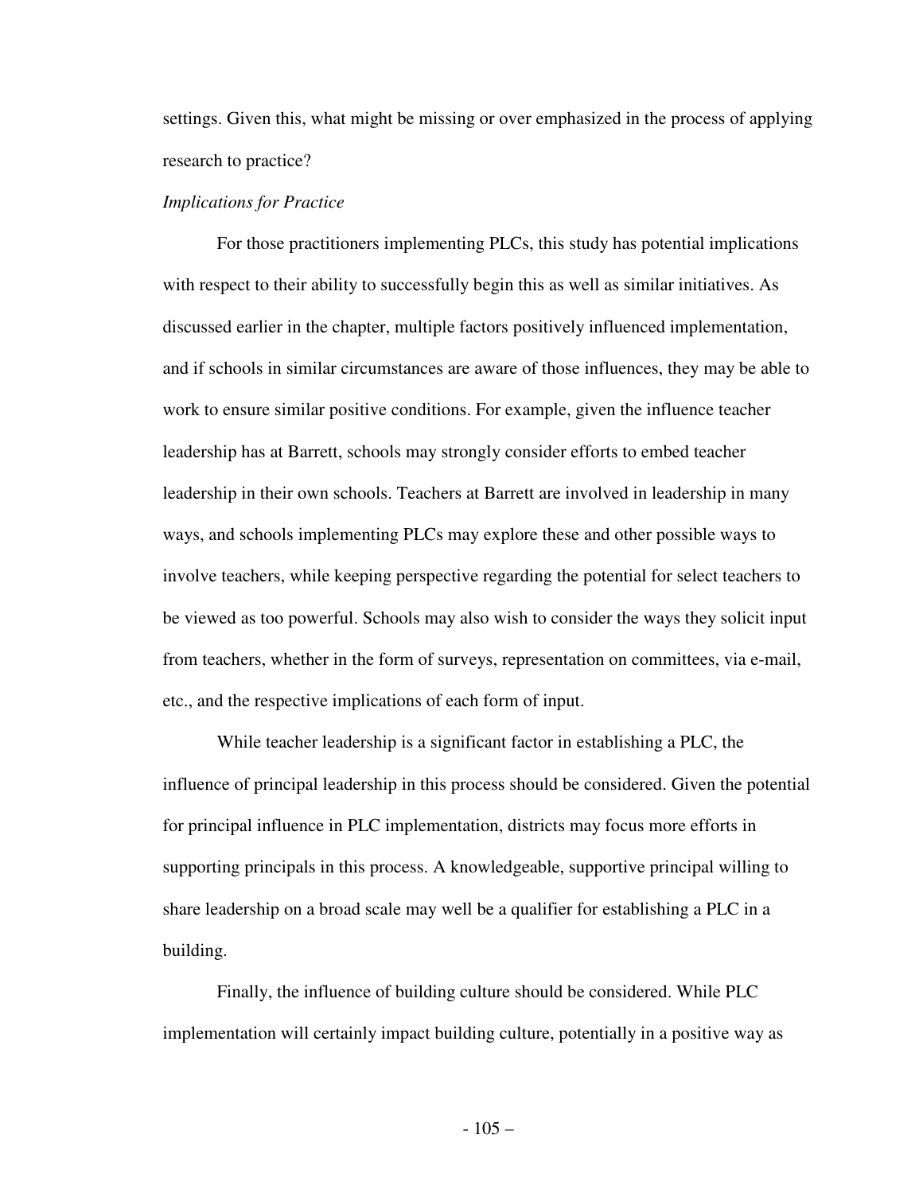settings. Given this, what might be missing or over emphasized in the process of applying research to practice?

*Implications for Practice*

For those practitioners implementing PLCs, this study has potential implications with respect to their ability to successfully begin this as well as similar initiatives. As discussed earlier in the chapter, multiple factors positively influenced implementation, and if schools in similar circumstances are aware of those influences, they may be able to work to ensure similar positive conditions. For example, given the influence teacher leadership has at Barrett, schools may strongly consider efforts to embed teacher leadership in their own schools. Teachers at Barrett are involved in leadership in many ways, and schools implementing PLCs may explore these and other possible ways to involve teachers, while keeping perspective regarding the potential for select teachers to be viewed as too powerful. Schools may also wish to consider the ways they solicit input from teachers, whether in the form of surveys, representation on committees, via e-mail, etc., and the respective implications of each form of input.

While teacher leadership is a significant factor in establishing a PLC, the influence of principal leadership in this process should be considered. Given the potential for principal influence in PLC implementation, districts may focus more efforts in supporting principals in this process. A knowledgeable, supportive principal willing to share leadership on a broad scale may well be a qualifier for establishing a PLC in a building.

Finally, the influence of building culture should be considered. While PLC implementation will certainly impact building culture, potentially in a positive way as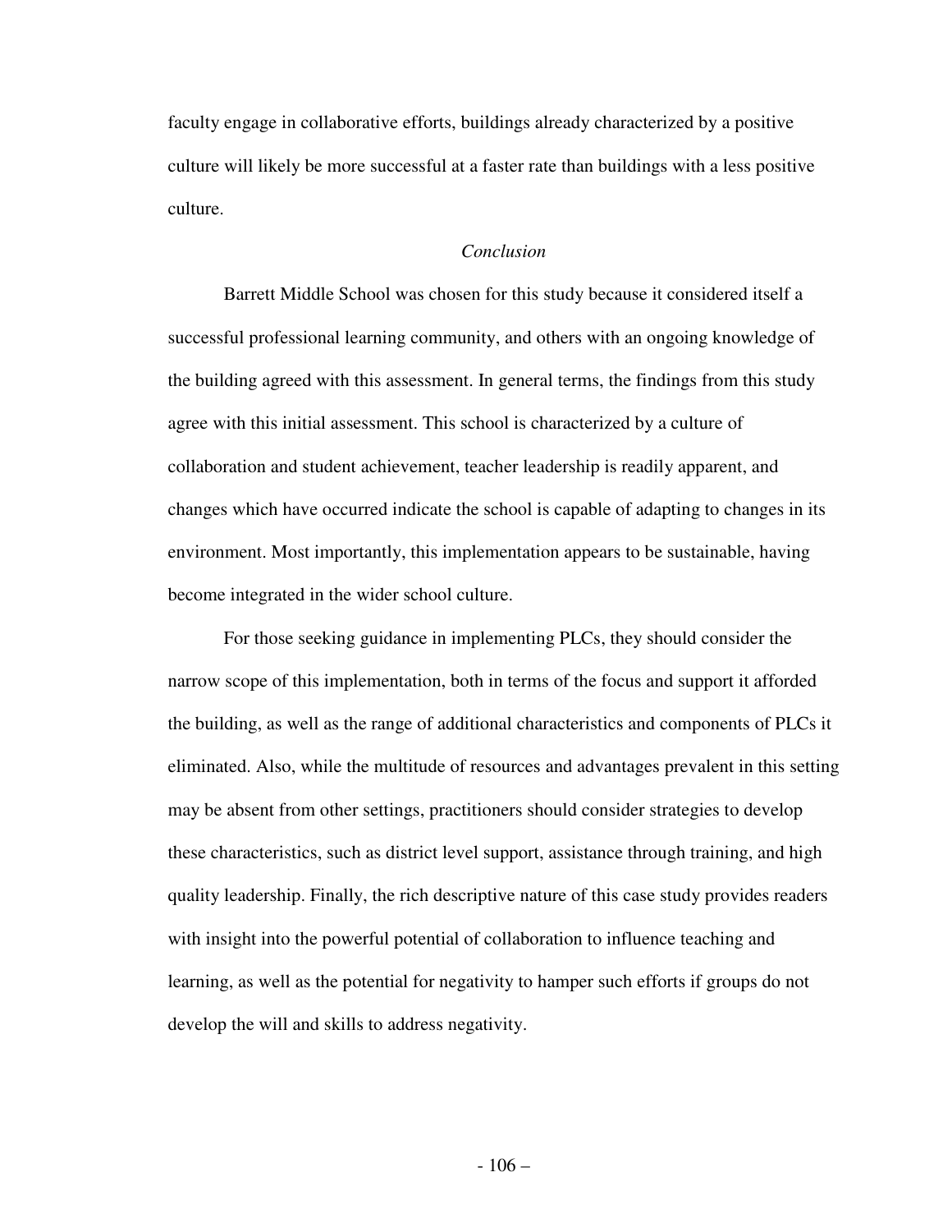faculty engage in collaborative efforts, buildings already characterized by a positive culture will likely be more successful at a faster rate than buildings with a less positive culture.

### *Conclusion*

Barrett Middle School was chosen for this study because it considered itself a successful professional learning community, and others with an ongoing knowledge of the building agreed with this assessment. In general terms, the findings from this study agree with this initial assessment. This school is characterized by a culture of collaboration and student achievement, teacher leadership is readily apparent, and changes which have occurred indicate the school is capable of adapting to changes in its environment. Most importantly, this implementation appears to be sustainable, having become integrated in the wider school culture.

For those seeking guidance in implementing PLCs, they should consider the narrow scope of this implementation, both in terms of the focus and support it afforded the building, as well as the range of additional characteristics and components of PLCs it eliminated. Also, while the multitude of resources and advantages prevalent in this setting may be absent from other settings, practitioners should consider strategies to develop these characteristics, such as district level support, assistance through training, and high quality leadership. Finally, the rich descriptive nature of this case study provides readers with insight into the powerful potential of collaboration to influence teaching and learning, as well as the potential for negativity to hamper such efforts if groups do not develop the will and skills to address negativity.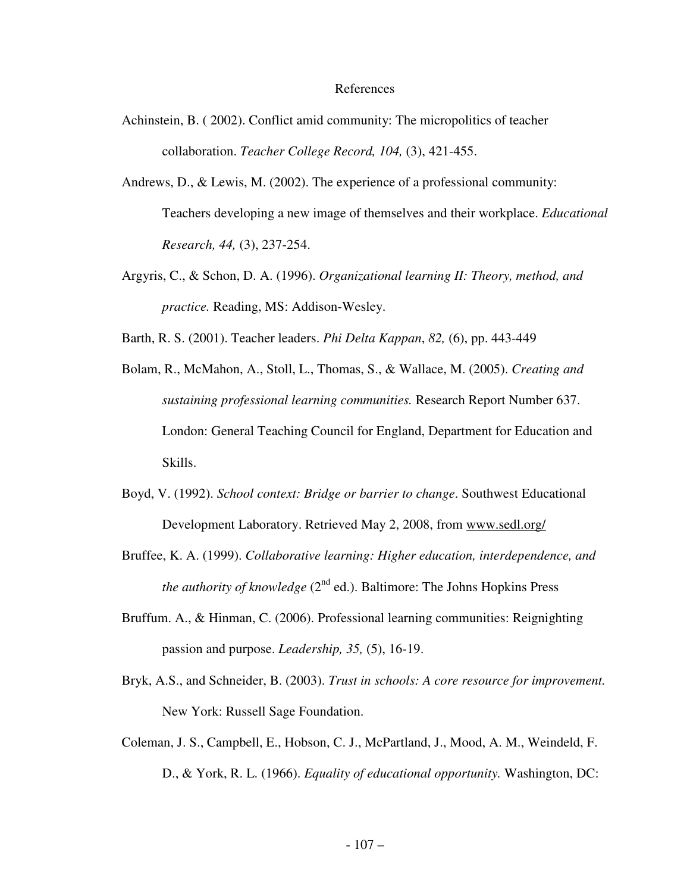# References

Achinstein, B. ( 2002). Conflict amid community: The micropolitics of teacher collaboration. *Teacher College Record, 104,* (3), 421-455.

Andrews, D., & Lewis, M. (2002). The experience of a professional community: Teachers developing a new image of themselves and their workplace. *Educational Research, 44,* (3), 237-254.

Argyris, C., & Schon, D. A. (1996). *Organizational learning II: Theory, method, and practice.* Reading, MS: Addison-Wesley.

Barth, R. S. (2001). Teacher leaders. *Phi Delta Kappan*, *82,* (6), pp. 443-449

Bolam, R., McMahon, A., Stoll, L., Thomas, S., & Wallace, M. (2005). *Creating and sustaining professional learning communities.* Research Report Number 637. London: General Teaching Council for England, Department for Education and Skills.

Boyd, V. (1992). *School context: Bridge or barrier to change*. Southwest Educational Development Laboratory. Retrieved May 2, 2008, from www.sedl.org/

Bruffee, K. A. (1999). *Collaborative learning: Higher education, interdependence, and the authority of knowledge* (2nd ed.). Baltimore: The Johns Hopkins Press

Bruffum. A., & Hinman, C. (2006). Professional learning communities: Reignighting passion and purpose. *Leadership, 35,* (5), 16-19.

Bryk, A.S., and Schneider, B. (2003). *Trust in schools: A core resource for improvement.* New York: Russell Sage Foundation.

Coleman, J. S., Campbell, E., Hobson, C. J., McPartland, J., Mood, A. M., Weindeld, F. D., & York, R. L. (1966). *Equality of educational opportunity.* Washington, DC: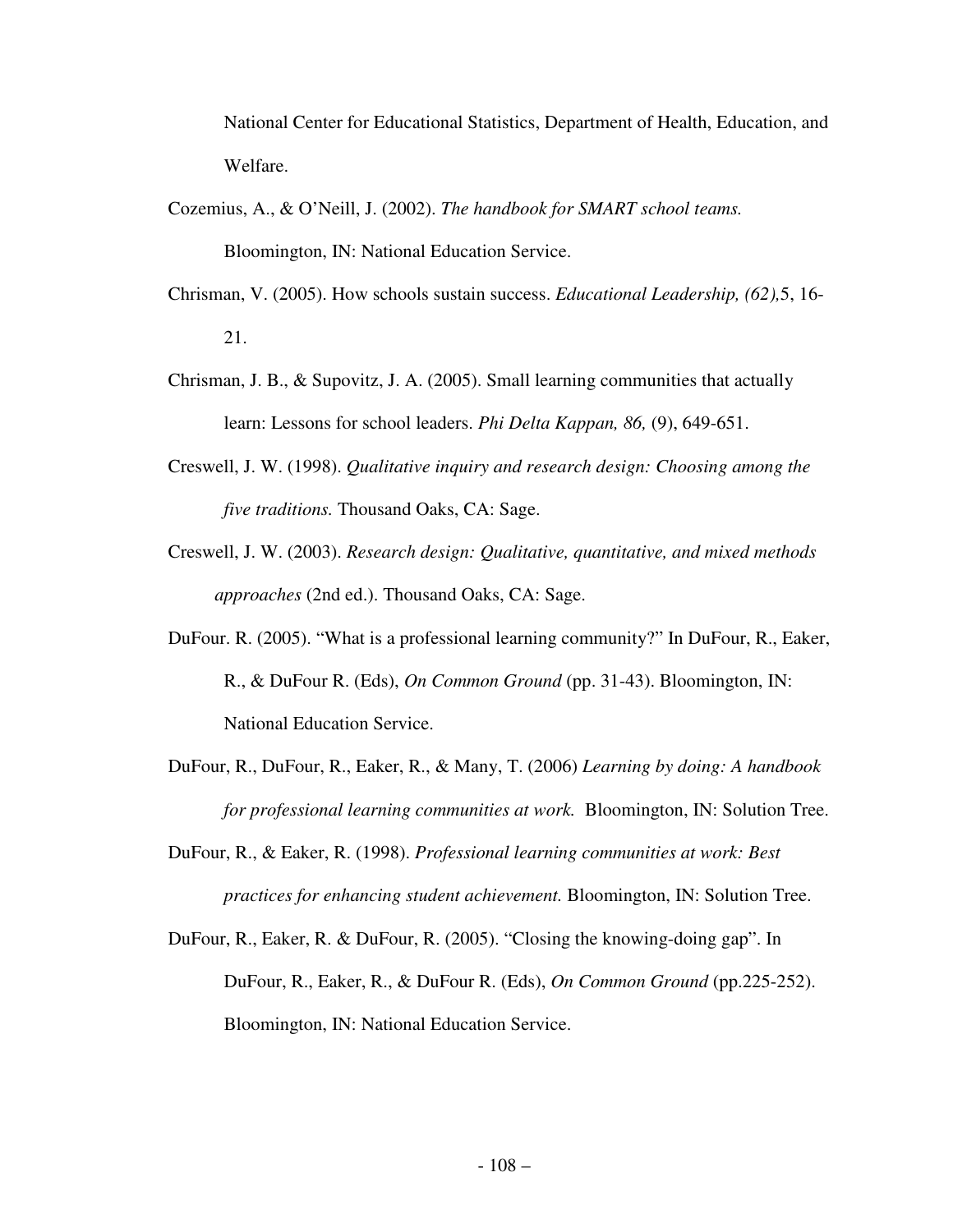National Center for Educational Statistics, Department of Health, Education, and Welfare.

Cozemius, A., & O'Neill, J. (2002). *The handbook for SMART school teams.* Bloomington, IN: National Education Service.

Chrisman, V. (2005). How schools sustain success. *Educational Leadership, (62),*5, 16-21.

Chrisman, J. B., & Supovitz, J. A. (2005). Small learning communities that actually learn: Lessons for school leaders. *Phi Delta Kappan, 86,* (9), 649-651.

Creswell, J. W. (1998). *Qualitative inquiry and research design: Choosing among the five traditions.* Thousand Oaks, CA: Sage.

Creswell, J. W. (2003). *Research design: Qualitative, quantitative, and mixed methods approaches* (2nd ed.). Thousand Oaks, CA: Sage.

DuFour. R. (2005). "What is a professional learning community?" In DuFour, R., Eaker, R., & DuFour R. (Eds), *On Common Ground* (pp. 31-43). Bloomington, IN: National Education Service.

DuFour, R., DuFour, R., Eaker, R., & Many, T. (2006) *Learning by doing: A handbook for professional learning communities at work.* Bloomington, IN: Solution Tree.

DuFour, R., & Eaker, R. (1998). *Professional learning communities at work: Best practices for enhancing student achievement.* Bloomington, IN: Solution Tree.

DuFour, R., Eaker, R. & DuFour, R. (2005). "Closing the knowing-doing gap". In DuFour, R., Eaker, R., & DuFour R. (Eds), *On Common Ground* (pp.225-252). Bloomington, IN: National Education Service.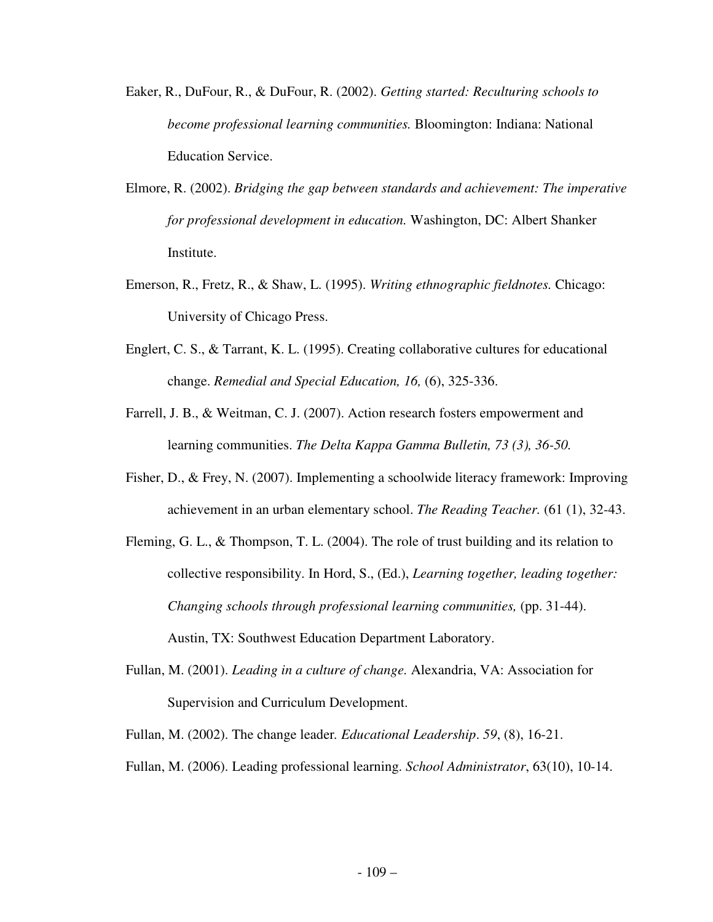Eaker, R., DuFour, R., & DuFour, R. (2002). *Getting started: Reculturing schools to become professional learning communities.* Bloomington: Indiana: National Education Service.

Elmore, R. (2002). *Bridging the gap between standards and achievement: The imperative for professional development in education.* Washington, DC: Albert Shanker Institute.

Emerson, R., Fretz, R., & Shaw, L. (1995). *Writing ethnographic fieldnotes.* Chicago: University of Chicago Press.

Englert, C. S., & Tarrant, K. L. (1995). Creating collaborative cultures for educational change. *Remedial and Special Education, 16,* (6), 325-336.

Farrell, J. B., & Weitman, C. J. (2007). Action research fosters empowerment and learning communities. *The Delta Kappa Gamma Bulletin, 73 (3), 36-50.*

Fisher, D., & Frey, N. (2007). Implementing a schoolwide literacy framework: Improving achievement in an urban elementary school. *The Reading Teacher.* (61 (1), 32-43.

Fleming, G. L., & Thompson, T. L. (2004). The role of trust building and its relation to collective responsibility. In Hord, S., (Ed.), *Learning together, leading together: Changing schools through professional learning communities,* (pp. 31-44). Austin, TX: Southwest Education Department Laboratory.

Fullan, M. (2001). *Leading in a culture of change.* Alexandria, VA: Association for Supervision and Curriculum Development.

Fullan, M. (2002). The change leader. *Educational Leadership*. *59*, (8), 16-21.

Fullan, M. (2006). Leading professional learning. *School Administrator*, 63(10), 10-14.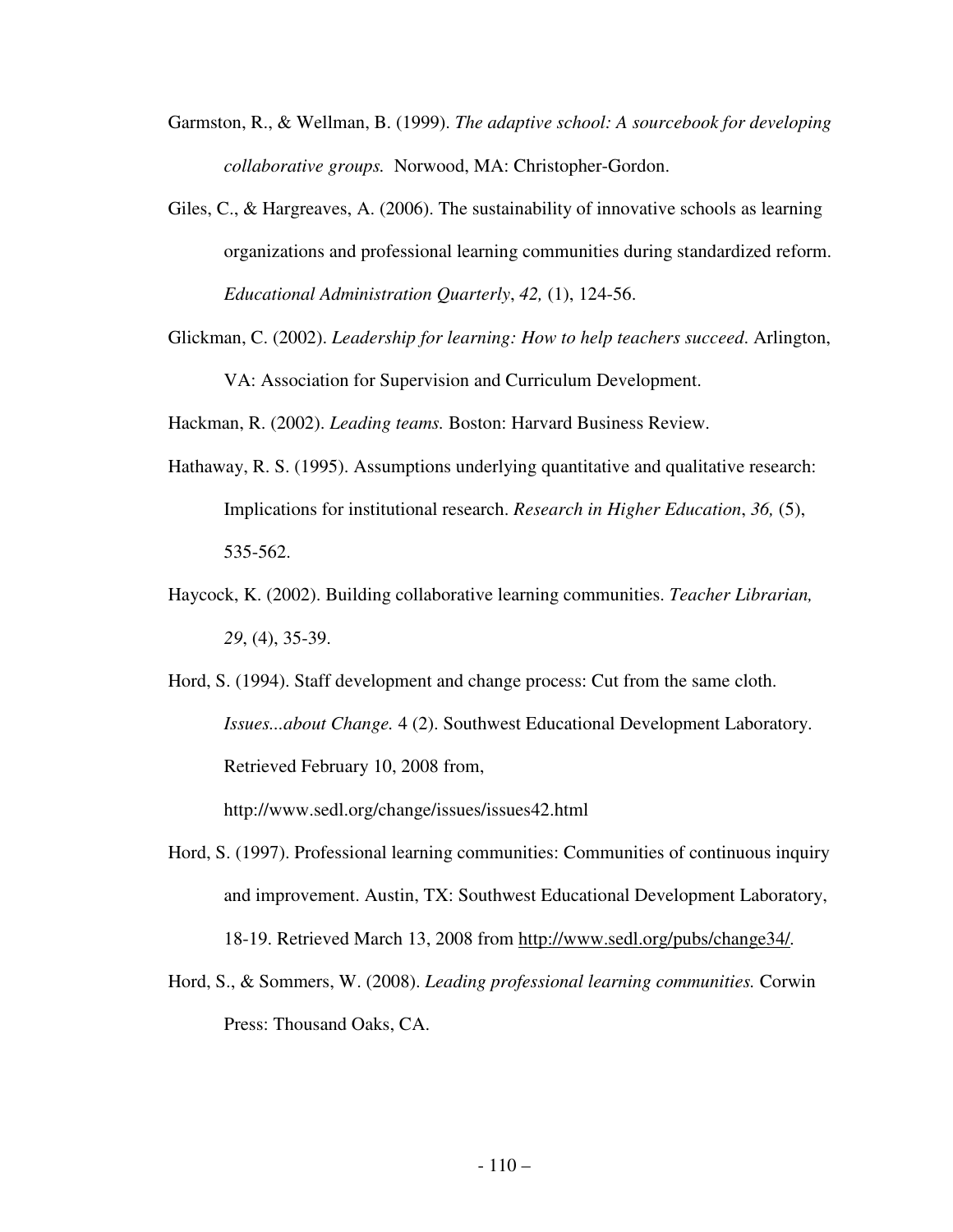Garmston, R., & Wellman, B. (1999). *The adaptive school: A sourcebook for developing collaborative groups.* Norwood, MA: Christopher-Gordon.

Giles, C., & Hargreaves, A. (2006). The sustainability of innovative schools as learning organizations and professional learning communities during standardized reform. *Educational Administration Quarterly*, *42,* (1), 124-56.

Glickman, C. (2002). *Leadership for learning: How to help teachers succeed*. Arlington, VA: Association for Supervision and Curriculum Development.

Hackman, R. (2002). *Leading teams.* Boston: Harvard Business Review.

Hathaway, R. S. (1995). Assumptions underlying quantitative and qualitative research: Implications for institutional research. *Research in Higher Education*, *36,* (5), 535-562.

Haycock, K. (2002). Building collaborative learning communities. *Teacher Librarian, 29*, (4), 35-39.

Hord, S. (1994). Staff development and change process: Cut from the same cloth. *Issues...about Change.* 4 (2). Southwest Educational Development Laboratory. Retrieved February 10, 2008 from, http://www.sedl.org/change/issues/issues42.html

Hord, S. (1997). Professional learning communities: Communities of continuous inquiry and improvement. Austin, TX: Southwest Educational Development Laboratory, 18-19. Retrieved March 13, 2008 from http://www.sedl.org/pubs/change34/.

Hord, S., & Sommers, W. (2008). *Leading professional learning communities.* Corwin Press: Thousand Oaks, CA.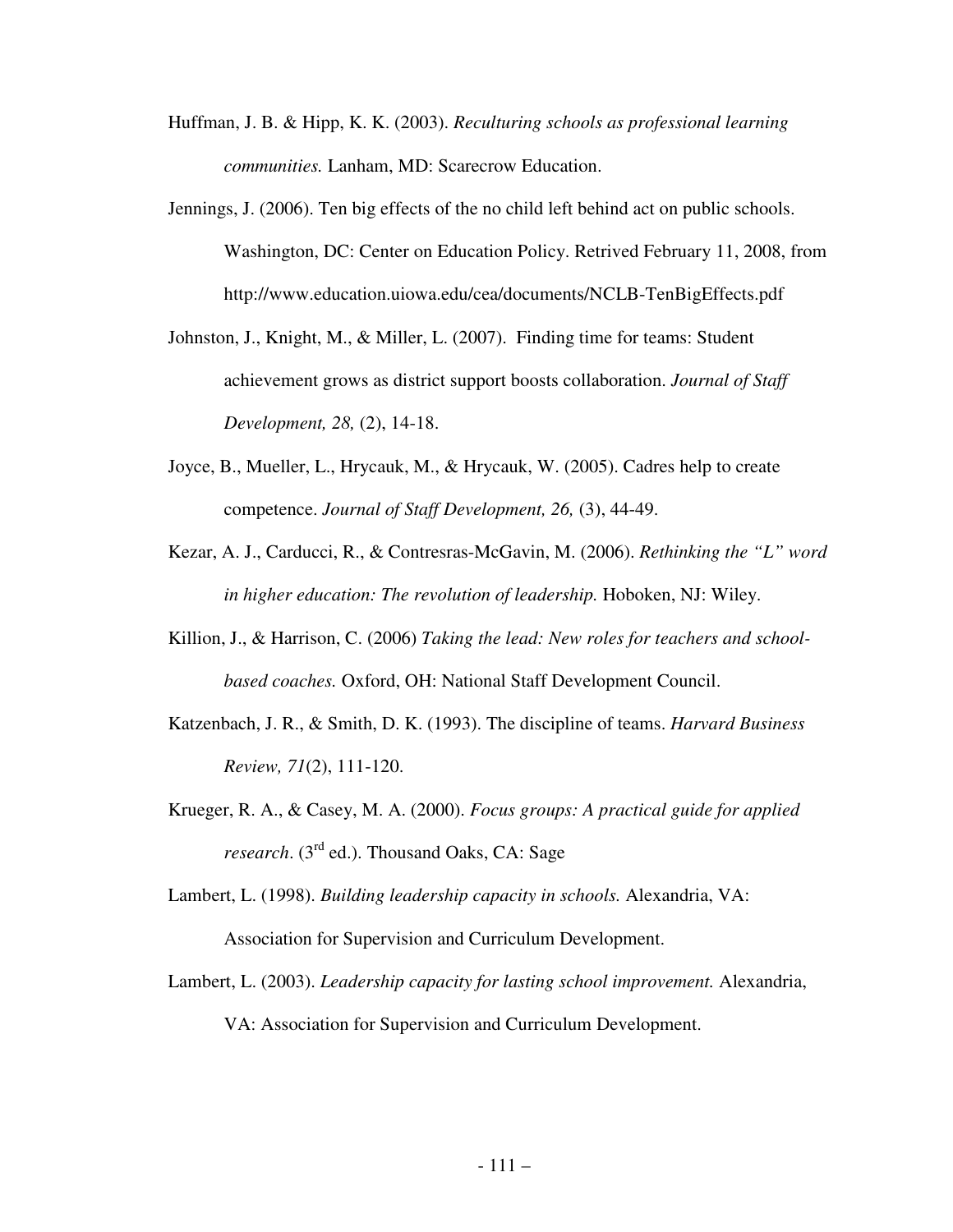Huffman, J. B. & Hipp, K. K. (2003). *Reculturing schools as professional learning communities.* Lanham, MD: Scarecrow Education.

Jennings, J. (2006). Ten big effects of the no child left behind act on public schools. Washington, DC: Center on Education Policy. Retrived February 11, 2008, from http://www.education.uiowa.edu/cea/documents/NCLB-TenBigEffects.pdf

Johnston, J., Knight, M., & Miller, L. (2007). Finding time for teams: Student achievement grows as district support boosts collaboration. *Journal of Staff Development, 28,* (2), 14-18.

Joyce, B., Mueller, L., Hrycauk, M., & Hrycauk, W. (2005). Cadres help to create competence. *Journal of Staff Development, 26,* (3), 44-49.

Kezar, A. J., Carducci, R., & Contresras-McGavin, M. (2006). *Rethinking the "L" word in higher education: The revolution of leadership.* Hoboken, NJ: Wiley.

Killion, J., & Harrison, C. (2006) *Taking the lead: New roles for teachers and school-based coaches.* Oxford, OH: National Staff Development Council.

Katzenbach, J. R., & Smith, D. K. (1993). The discipline of teams. *Harvard Business Review, 71*(2), 111-120.

Krueger, R. A., & Casey, M. A. (2000). *Focus groups: A practical guide for applied research*. (3rd ed.). Thousand Oaks, CA: Sage

Lambert, L. (1998). *Building leadership capacity in schools.* Alexandria, VA: Association for Supervision and Curriculum Development.

Lambert, L. (2003). *Leadership capacity for lasting school improvement.* Alexandria, VA: Association for Supervision and Curriculum Development.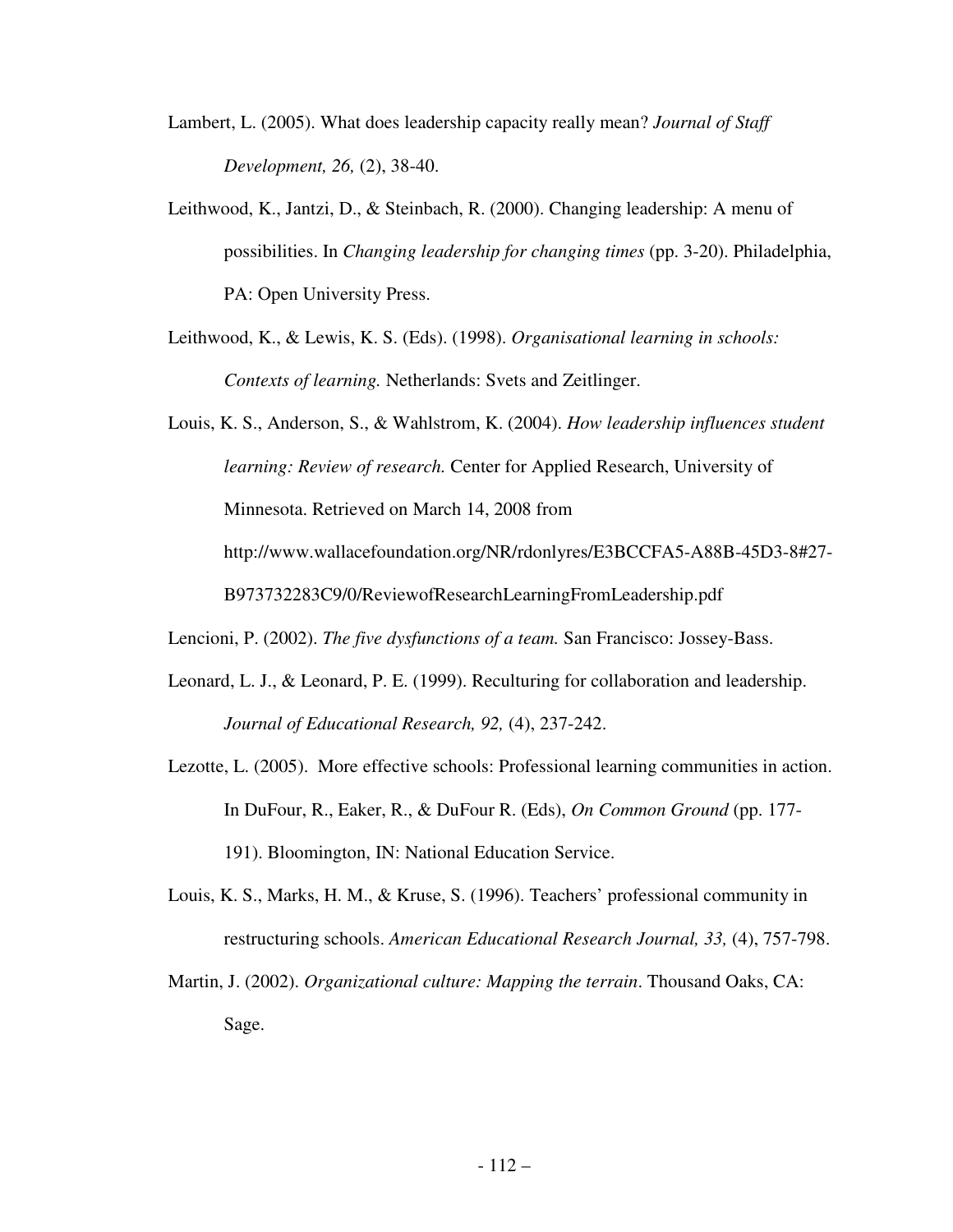Lambert, L. (2005). What does leadership capacity really mean? *Journal of Staff Development, 26,* (2), 38-40.

Leithwood, K., Jantzi, D., & Steinbach, R. (2000). Changing leadership: A menu of possibilities. In *Changing leadership for changing times* (pp. 3-20). Philadelphia, PA: Open University Press.

Leithwood, K., & Lewis, K. S. (Eds). (1998). *Organisational learning in schools: Contexts of learning.* Netherlands: Svets and Zeitlinger.

Louis, K. S., Anderson, S., & Wahlstrom, K. (2004). *How leadership influences student learning: Review of research.* Center for Applied Research, University of Minnesota. Retrieved on March 14, 2008 from http://www.wallacefoundation.org/NR/rdonlyres/E3BCCFA5-A88B-45D3-8#27-B973732283C9/0/ReviewofResearchLearningFromLeadership.pdf

Lencioni, P. (2002). *The five dysfunctions of a team.* San Francisco: Jossey-Bass.

Leonard, L. J., & Leonard, P. E. (1999). Reculturing for collaboration and leadership. *Journal of Educational Research, 92,* (4), 237-242.

Lezotte, L. (2005). More effective schools: Professional learning communities in action. In DuFour, R., Eaker, R., & DuFour R. (Eds), *On Common Ground* (pp. 177-191). Bloomington, IN: National Education Service.

Louis, K. S., Marks, H. M., & Kruse, S. (1996). Teachers' professional community in restructuring schools. *American Educational Research Journal, 33,* (4), 757-798.

Martin, J. (2002). *Organizational culture: Mapping the terrain*. Thousand Oaks, CA: Sage.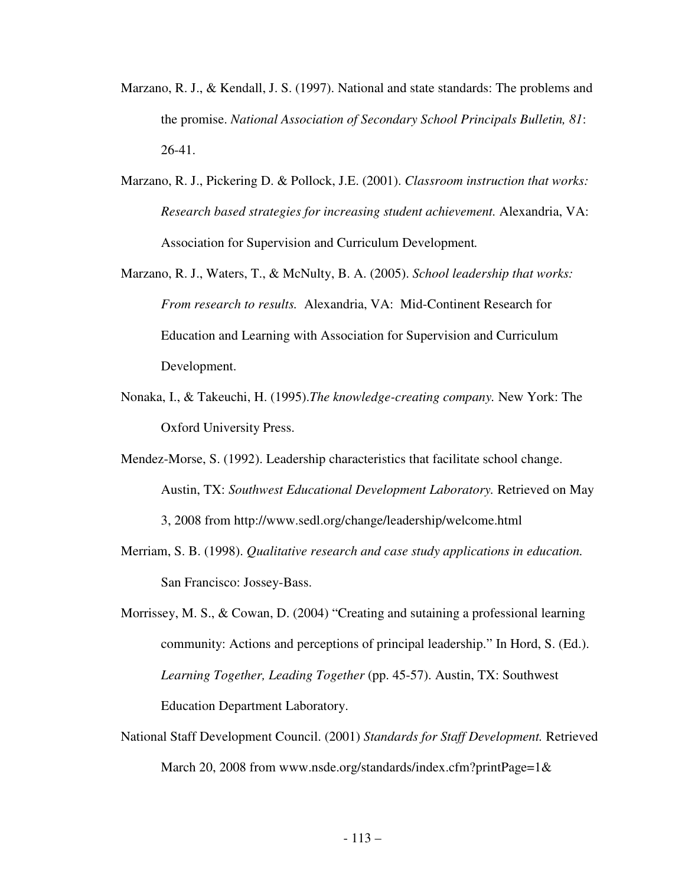Marzano, R. J., & Kendall, J. S. (1997). National and state standards: The problems and the promise. *National Association of Secondary School Principals Bulletin, 81*: 26-41.

Marzano, R. J., Pickering D. & Pollock, J.E. (2001). *Classroom instruction that works: Research based strategies for increasing student achievement.* Alexandria, VA: Association for Supervision and Curriculum Development.

Marzano, R. J., Waters, T., & McNulty, B. A. (2005). *School leadership that works: From research to results.* Alexandria, VA: Mid-Continent Research for Education and Learning with Association for Supervision and Curriculum Development.

Nonaka, I., & Takeuchi, H. (1995).*The knowledge-creating company.* New York: The Oxford University Press.

Mendez-Morse, S. (1992). Leadership characteristics that facilitate school change. Austin, TX: *Southwest Educational Development Laboratory.* Retrieved on May 3, 2008 from http://www.sedl.org/change/leadership/welcome.html

Merriam, S. B. (1998). *Qualitative research and case study applications in education.* San Francisco: Jossey-Bass.

Morrissey, M. S., & Cowan, D. (2004) "Creating and sutaining a professional learning community: Actions and perceptions of principal leadership." In Hord, S. (Ed.). *Learning Together, Leading Together* (pp. 45-57). Austin, TX: Southwest Education Department Laboratory.

National Staff Development Council. (2001) *Standards for Staff Development.* Retrieved March 20, 2008 from www.nsde.org/standards/index.cfm?printPage=1&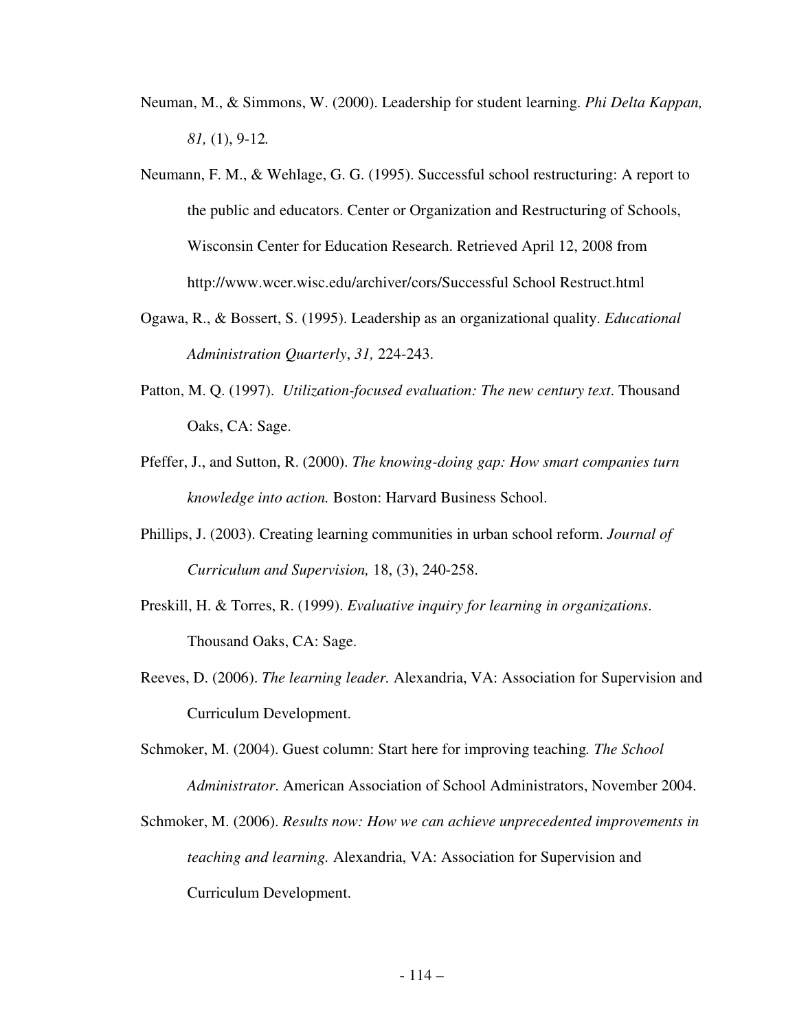Neuman, M., & Simmons, W. (2000). Leadership for student learning. *Phi Delta Kappan, 81,* (1), 9-12*.*

Neumann, F. M., & Wehlage, G. G. (1995). Successful school restructuring: A report to the public and educators. Center or Organization and Restructuring of Schools, Wisconsin Center for Education Research. Retrieved April 12, 2008 from http://www.wcer.wisc.edu/archiver/cors/Successful School Restruct.html

Ogawa, R., & Bossert, S. (1995). Leadership as an organizational quality. *Educational Administration Quarterly*, *31,* 224-243.

Patton, M. Q. (1997). *Utilization-focused evaluation: The new century text*. Thousand Oaks, CA: Sage.

Pfeffer, J., and Sutton, R. (2000). *The knowing-doing gap: How smart companies turn knowledge into action.* Boston: Harvard Business School.

Phillips, J. (2003). Creating learning communities in urban school reform. *Journal of Curriculum and Supervision,* 18, (3), 240-258.

Preskill, H. & Torres, R. (1999). *Evaluative inquiry for learning in organizations*. Thousand Oaks, CA: Sage.

Reeves, D. (2006). *The learning leader.* Alexandria, VA: Association for Supervision and Curriculum Development.

Schmoker, M. (2004). Guest column: Start here for improving teaching*. The School Administrator*. American Association of School Administrators, November 2004.

Schmoker, M. (2006). *Results now: How we can achieve unprecedented improvements in teaching and learning.* Alexandria, VA: Association for Supervision and Curriculum Development.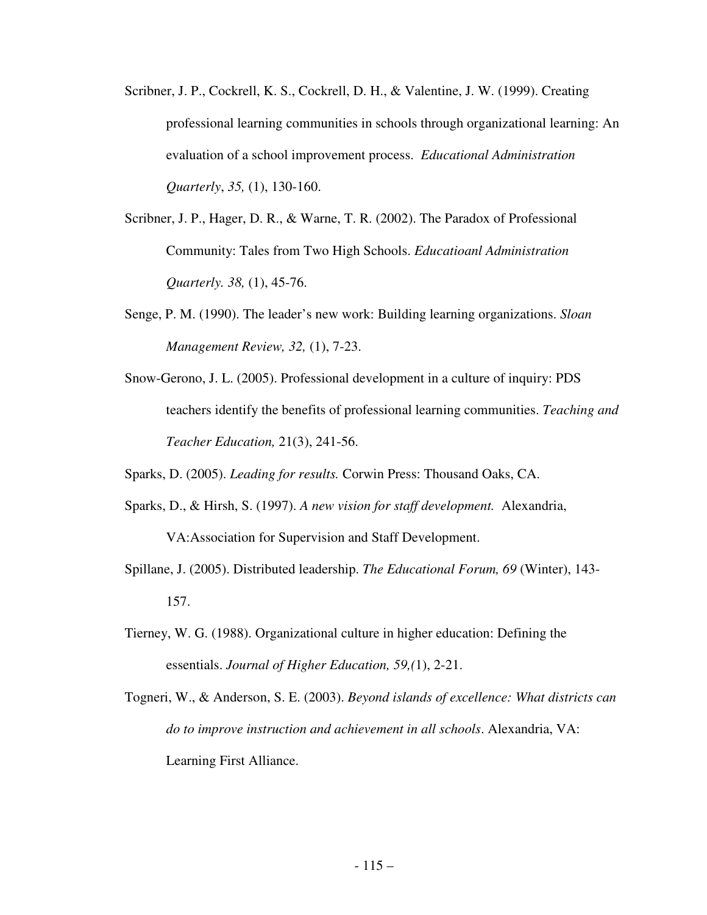Scribner, J. P., Cockrell, K. S., Cockrell, D. H., & Valentine, J. W. (1999). Creating professional learning communities in schools through organizational learning: An evaluation of a school improvement process. *Educational Administration Quarterly*, *35,* (1), 130-160.

Scribner, J. P., Hager, D. R., & Warne, T. R. (2002). The Paradox of Professional Community: Tales from Two High Schools. *Educatioanl Administration Quarterly. 38,* (1), 45-76.

Senge, P. M. (1990). The leader's new work: Building learning organizations. *Sloan Management Review, 32,* (1), 7-23.

Snow-Gerono, J. L. (2005). Professional development in a culture of inquiry: PDS teachers identify the benefits of professional learning communities. *Teaching and Teacher Education,* 21(3), 241-56.

Sparks, D. (2005). *Leading for results.* Corwin Press: Thousand Oaks, CA.

Sparks, D., & Hirsh, S. (1997). *A new vision for staff development.* Alexandria, VA:Association for Supervision and Staff Development.

Spillane, J. (2005). Distributed leadership. *The Educational Forum, 69* (Winter), 143-157.

Tierney, W. G. (1988). Organizational culture in higher education: Defining the essentials. *Journal of Higher Education, 59,(*1), 2-21.

Togneri, W., & Anderson, S. E. (2003). *Beyond islands of excellence: What districts can do to improve instruction and achievement in all schools*. Alexandria, VA: Learning First Alliance.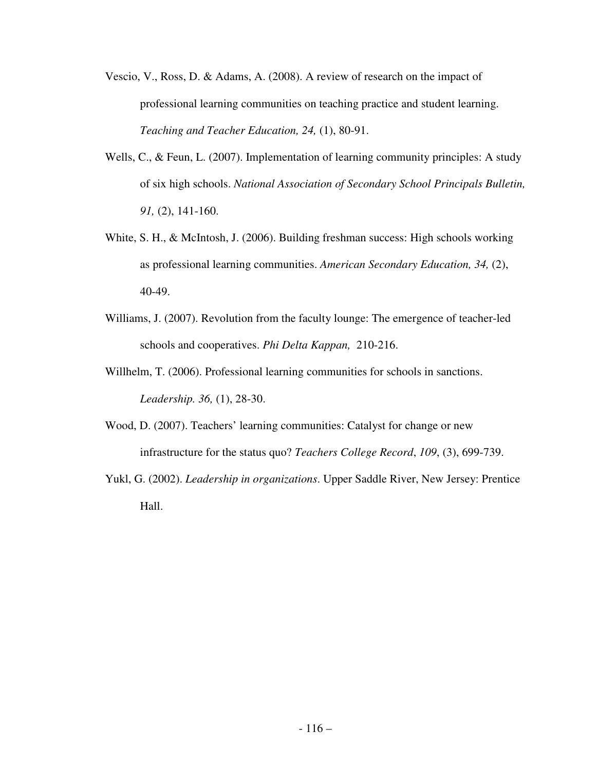Vescio, V., Ross, D. & Adams, A. (2008). A review of research on the impact of professional learning communities on teaching practice and student learning. *Teaching and Teacher Education, 24,* (1), 80-91.

Wells, C., & Feun, L. (2007). Implementation of learning community principles: A study of six high schools. *National Association of Secondary School Principals Bulletin, 91,* (2), 141-160.

White, S. H., & McIntosh, J. (2006). Building freshman success: High schools working as professional learning communities. *American Secondary Education, 34,* (2), 40-49.

Williams, J. (2007). Revolution from the faculty lounge: The emergence of teacher-led schools and cooperatives. *Phi Delta Kappan,* 210-216.

Willhelm, T. (2006). Professional learning communities for schools in sanctions. *Leadership. 36,* (1), 28-30.

Wood, D. (2007). Teachers' learning communities: Catalyst for change or new infrastructure for the status quo? *Teachers College Record*, *109*, (3), 699-739.

Yukl, G. (2002). *Leadership in organizations*. Upper Saddle River, New Jersey: Prentice Hall.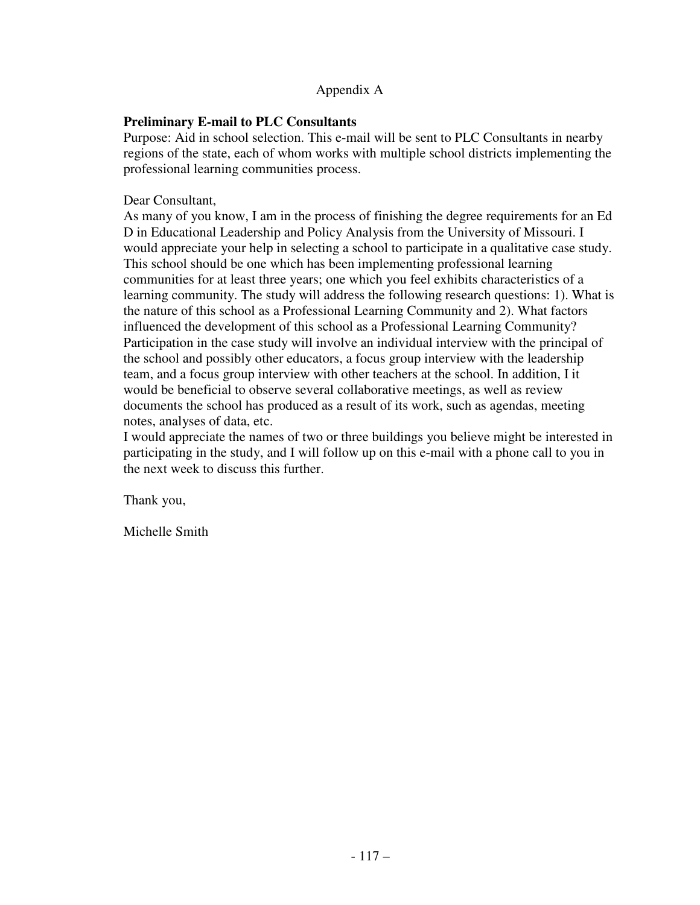Appendix A

**Preliminary E-mail to PLC Consultants**

Purpose: Aid in school selection. This e-mail will be sent to PLC Consultants in nearby regions of the state, each of whom works with multiple school districts implementing the professional learning communities process.

Dear Consultant,

As many of you know, I am in the process of finishing the degree requirements for an Ed D in Educational Leadership and Policy Analysis from the University of Missouri. I would appreciate your help in selecting a school to participate in a qualitative case study. This school should be one which has been implementing professional learning communities for at least three years; one which you feel exhibits characteristics of a learning community. The study will address the following research questions: 1). What is the nature of this school as a Professional Learning Community and 2). What factors influenced the development of this school as a Professional Learning Community? Participation in the case study will involve an individual interview with the principal of the school and possibly other educators, a focus group interview with the leadership team, and a focus group interview with other teachers at the school. In addition, I it would be beneficial to observe several collaborative meetings, as well as review documents the school has produced as a result of its work, such as agendas, meeting notes, analyses of data, etc.

I would appreciate the names of two or three buildings you believe might be interested in participating in the study, and I will follow up on this e-mail with a phone call to you in the next week to discuss this further.

Thank you,

Michelle Smith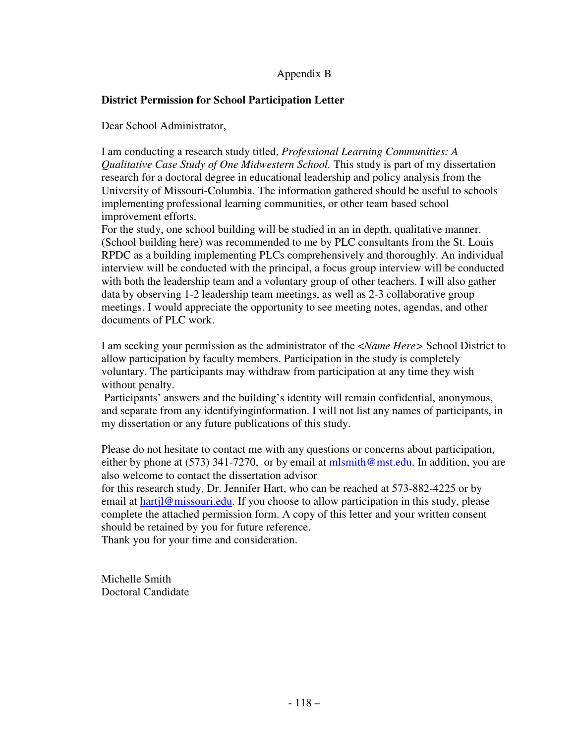Appendix B

**District Permission for School Participation Letter**

Dear School Administrator,

I am conducting a research study titled, *Professional Learning Communities: A Qualitative Case Study of One Midwestern School.* This study is part of my dissertation research for a doctoral degree in educational leadership and policy analysis from the University of Missouri-Columbia. The information gathered should be useful to schools implementing professional learning communities, or other team based school improvement efforts.

For the study, one school building will be studied in an in depth, qualitative manner. (School building here) was recommended to me by PLC consultants from the St. Louis RPDC as a building implementing PLCs comprehensively and thoroughly. An individual interview will be conducted with the principal, a focus group interview will be conducted with both the leadership team and a voluntary group of other teachers. I will also gather data by observing 1-2 leadership team meetings, as well as 2-3 collaborative group meetings. I would appreciate the opportunity to see meeting notes, agendas, and other documents of PLC work.

I am seeking your permission as the administrator of the <*Name Here*> School District to allow participation by faculty members. Participation in the study is completely voluntary. The participants may withdraw from participation at any time they wish without penalty.

Participants' answers and the building's identity will remain confidential, anonymous, and separate from any identifyinginformation. I will not list any names of participants, in my dissertation or any future publications of this study.

Please do not hesitate to contact me with any questions or concerns about participation, either by phone at (573) 341-7270, or by email at mlsmith@mst.edu. In addition, you are also welcome to contact the dissertation advisor for this research study, Dr. Jennifer Hart, who can be reached at 573-882-4225 or by email at hartjl@missouri.edu. If you choose to allow participation in this study, please complete the attached permission form. A copy of this letter and your written consent should be retained by you for future reference.

Thank you for your time and consideration.

Michelle Smith
Doctoral Candidate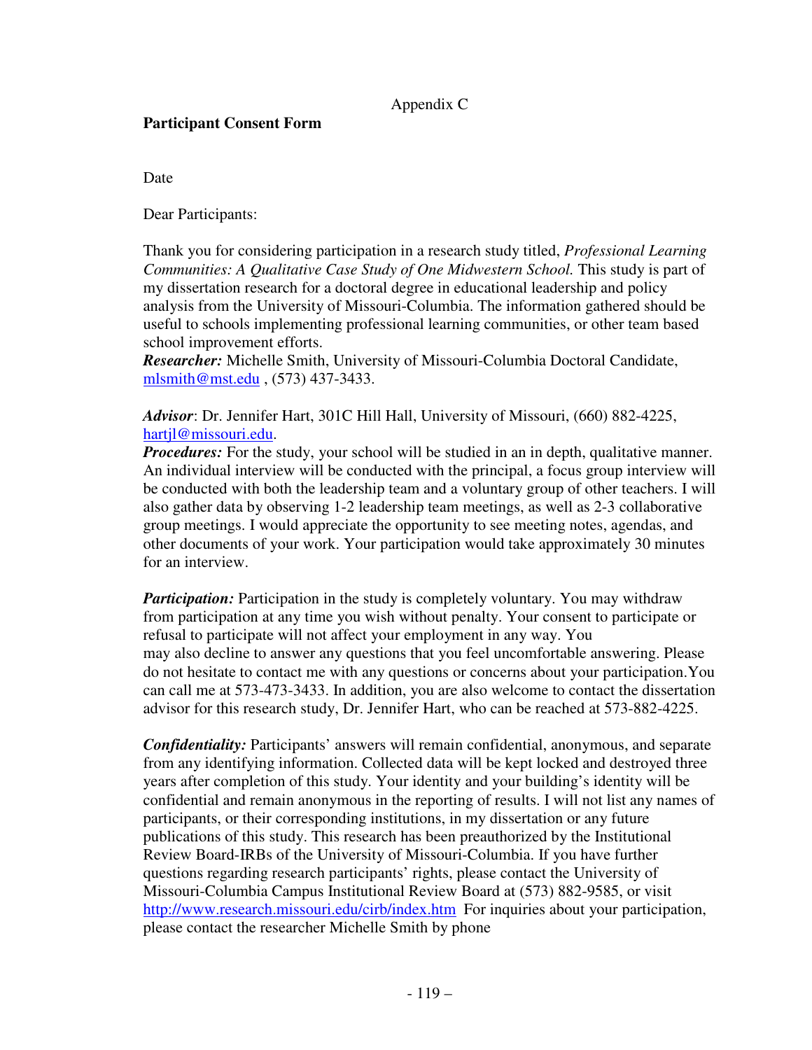Appendix C

**Participant Consent Form**

Date

Dear Participants:

Thank you for considering participation in a research study titled, *Professional Learning Communities: A Qualitative Case Study of One Midwestern School.* This study is part of my dissertation research for a doctoral degree in educational leadership and policy analysis from the University of Missouri-Columbia. The information gathered should be useful to schools implementing professional learning communities, or other team based school improvement efforts.
***Researcher:*** Michelle Smith, University of Missouri-Columbia Doctoral Candidate, mlsmith@mst.edu , (573) 437-3433.

*Advisor*: Dr. Jennifer Hart, 301C Hill Hall, University of Missouri, (660) 882-4225, hartjl@missouri.edu.
***Procedures:*** For the study, your school will be studied in an in depth, qualitative manner. An individual interview will be conducted with the principal, a focus group interview will be conducted with both the leadership team and a voluntary group of other teachers. I will also gather data by observing 1-2 leadership team meetings, as well as 2-3 collaborative group meetings. I would appreciate the opportunity to see meeting notes, agendas, and other documents of your work. Your participation would take approximately 30 minutes for an interview.

***Participation:*** Participation in the study is completely voluntary. You may withdraw from participation at any time you wish without penalty. Your consent to participate or refusal to participate will not affect your employment in any way. You may also decline to answer any questions that you feel uncomfortable answering. Please do not hesitate to contact me with any questions or concerns about your participation.You can call me at 573-473-3433. In addition, you are also welcome to contact the dissertation advisor for this research study, Dr. Jennifer Hart, who can be reached at 573-882-4225.

***Confidentiality:*** Participants' answers will remain confidential, anonymous, and separate from any identifying information. Collected data will be kept locked and destroyed three years after completion of this study. Your identity and your building's identity will be confidential and remain anonymous in the reporting of results. I will not list any names of participants, or their corresponding institutions, in my dissertation or any future publications of this study. This research has been preauthorized by the Institutional Review Board-IRBs of the University of Missouri-Columbia. If you have further questions regarding research participants' rights, please contact the University of Missouri-Columbia Campus Institutional Review Board at (573) 882-9585, or visit http://www.research.missouri.edu/cirb/index.htm For inquiries about your participation, please contact the researcher Michelle Smith by phone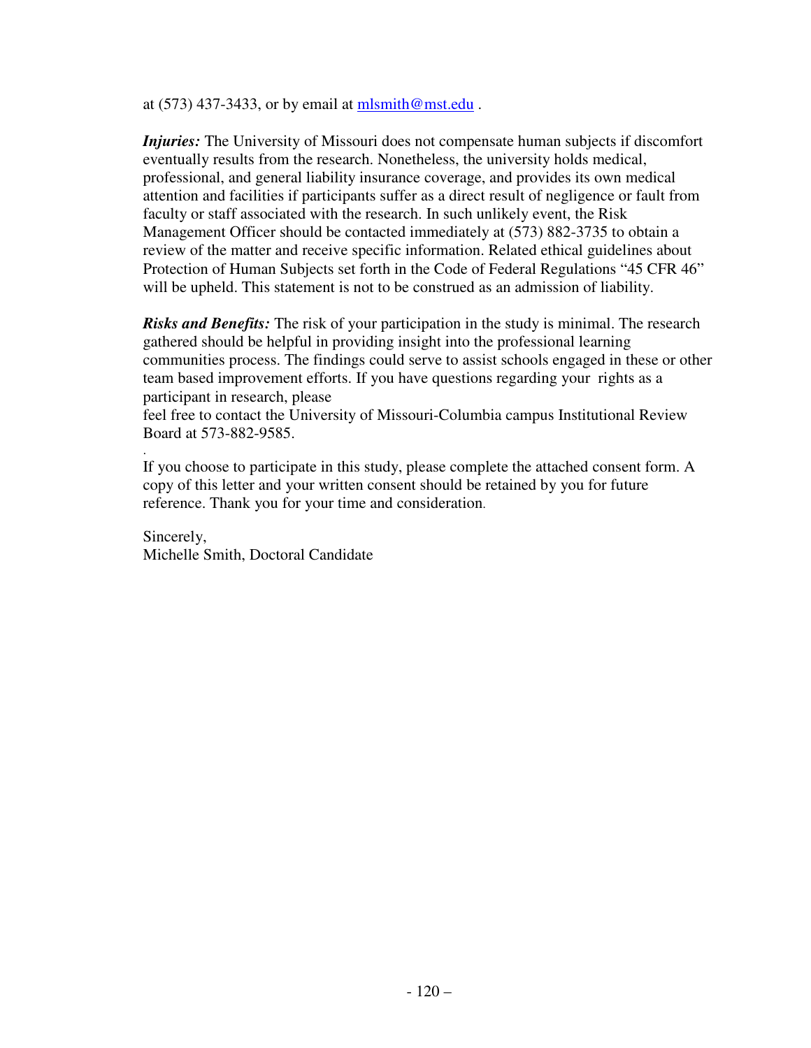at (573) 437-3433, or by email at mlsmith@mst.edu .

***Injuries:*** The University of Missouri does not compensate human subjects if discomfort eventually results from the research. Nonetheless, the university holds medical, professional, and general liability insurance coverage, and provides its own medical attention and facilities if participants suffer as a direct result of negligence or fault from faculty or staff associated with the research. In such unlikely event, the Risk Management Officer should be contacted immediately at (573) 882-3735 to obtain a review of the matter and receive specific information. Related ethical guidelines about Protection of Human Subjects set forth in the Code of Federal Regulations "45 CFR 46" will be upheld. This statement is not to be construed as an admission of liability.

***Risks and Benefits:*** The risk of your participation in the study is minimal. The research gathered should be helpful in providing insight into the professional learning communities process. The findings could serve to assist schools engaged in these or other team based improvement efforts. If you have questions regarding your rights as a participant in research, please feel free to contact the University of Missouri-Columbia campus Institutional Review Board at 573-882-9585.

If you choose to participate in this study, please complete the attached consent form. A copy of this letter and your written consent should be retained by you for future reference. Thank you for your time and consideration.

Sincerely,
Michelle Smith, Doctoral Candidate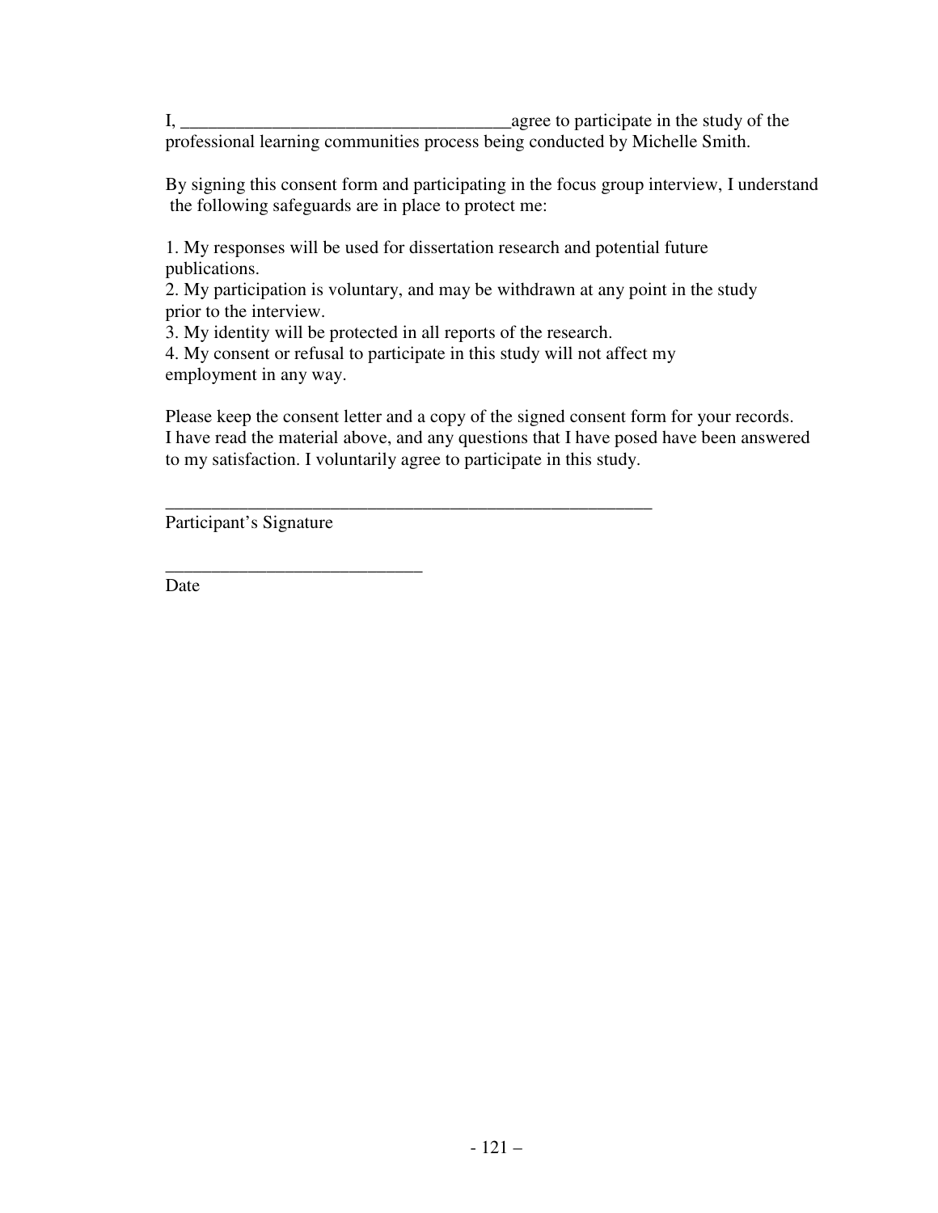I, ___________________________________agree to participate in the study of the professional learning communities process being conducted by Michelle Smith.

By signing this consent form and participating in the focus group interview, I understand the following safeguards are in place to protect me:

1. My responses will be used for dissertation research and potential future publications.
2. My participation is voluntary, and may be withdrawn at any point in the study prior to the interview.
3. My identity will be protected in all reports of the research.
4. My consent or refusal to participate in this study will not affect my employment in any way.

Please keep the consent letter and a copy of the signed consent form for your records. I have read the material above, and any questions that I have posed have been answered to my satisfaction. I voluntarily agree to participate in this study.

_______________________________________________________

Participant's Signature

___________________________

Date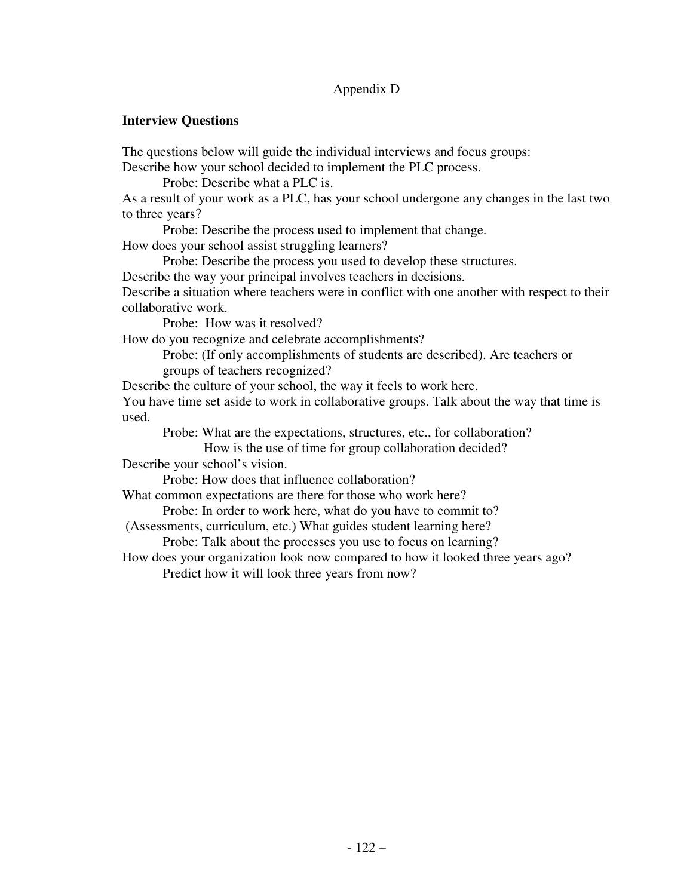Appendix D

**Interview Questions**

The questions below will guide the individual interviews and focus groups:

Describe how your school decided to implement the PLC process.

  Probe: Describe what a PLC is.

As a result of your work as a PLC, has your school undergone any changes in the last two to three years?

  Probe: Describe the process used to implement that change.

How does your school assist struggling learners?

  Probe: Describe the process you used to develop these structures.

Describe the way your principal involves teachers in decisions.

Describe a situation where teachers were in conflict with one another with respect to their collaborative work.

  Probe: How was it resolved?

How do you recognize and celebrate accomplishments?

  Probe: (If only accomplishments of students are described). Are teachers or groups of teachers recognized?

Describe the culture of your school, the way it feels to work here.

You have time set aside to work in collaborative groups. Talk about the way that time is used.

  Probe: What are the expectations, structures, etc., for collaboration?

    How is the use of time for group collaboration decided?

Describe your school's vision.

  Probe: How does that influence collaboration?

What common expectations are there for those who work here?

  Probe: In order to work here, what do you have to commit to?

(Assessments, curriculum, etc.) What guides student learning here?

  Probe: Talk about the processes you use to focus on learning?

How does your organization look now compared to how it looked three years ago?

  Predict how it will look three years from now?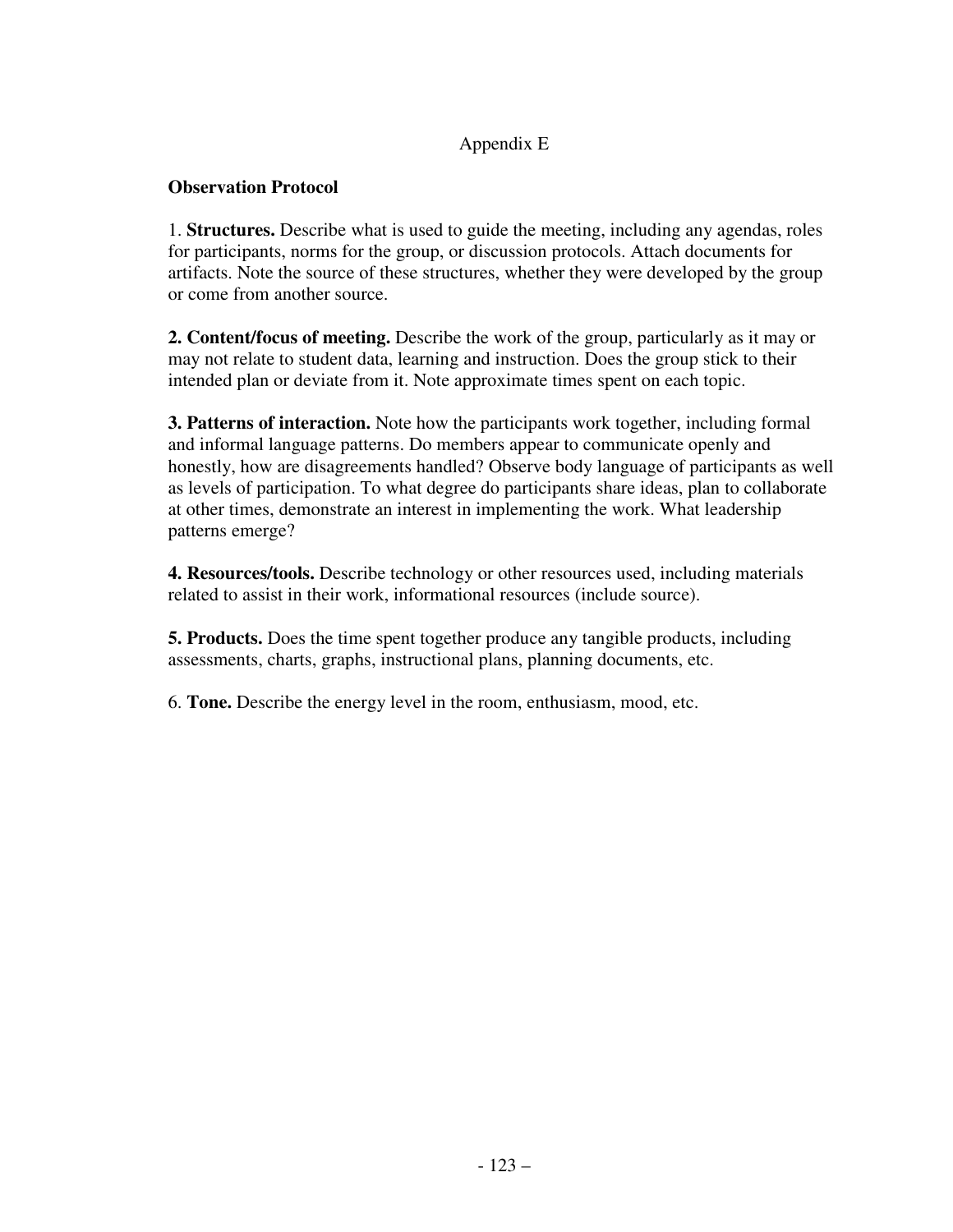# Appendix E

**Observation Protocol**

1. **Structures.** Describe what is used to guide the meeting, including any agendas, roles for participants, norms for the group, or discussion protocols. Attach documents for artifacts. Note the source of these structures, whether they were developed by the group or come from another source.

**2. Content/focus of meeting.** Describe the work of the group, particularly as it may or may not relate to student data, learning and instruction. Does the group stick to their intended plan or deviate from it. Note approximate times spent on each topic.

**3. Patterns of interaction.** Note how the participants work together, including formal and informal language patterns. Do members appear to communicate openly and honestly, how are disagreements handled? Observe body language of participants as well as levels of participation. To what degree do participants share ideas, plan to collaborate at other times, demonstrate an interest in implementing the work. What leadership patterns emerge?

**4. Resources/tools.** Describe technology or other resources used, including materials related to assist in their work, informational resources (include source).

**5. Products.** Does the time spent together produce any tangible products, including assessments, charts, graphs, instructional plans, planning documents, etc.

6. **Tone.** Describe the energy level in the room, enthusiasm, mood, etc.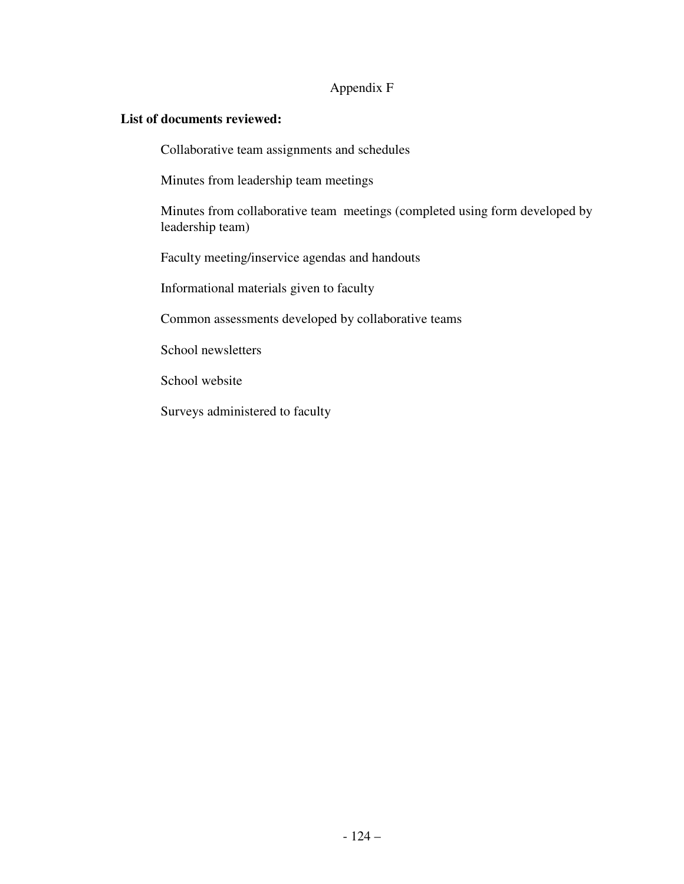# Appendix F

**List of documents reviewed:**

Collaborative team assignments and schedules

Minutes from leadership team meetings

Minutes from collaborative team meetings (completed using form developed by leadership team)

Faculty meeting/inservice agendas and handouts

Informational materials given to faculty

Common assessments developed by collaborative teams

School newsletters

School website

Surveys administered to faculty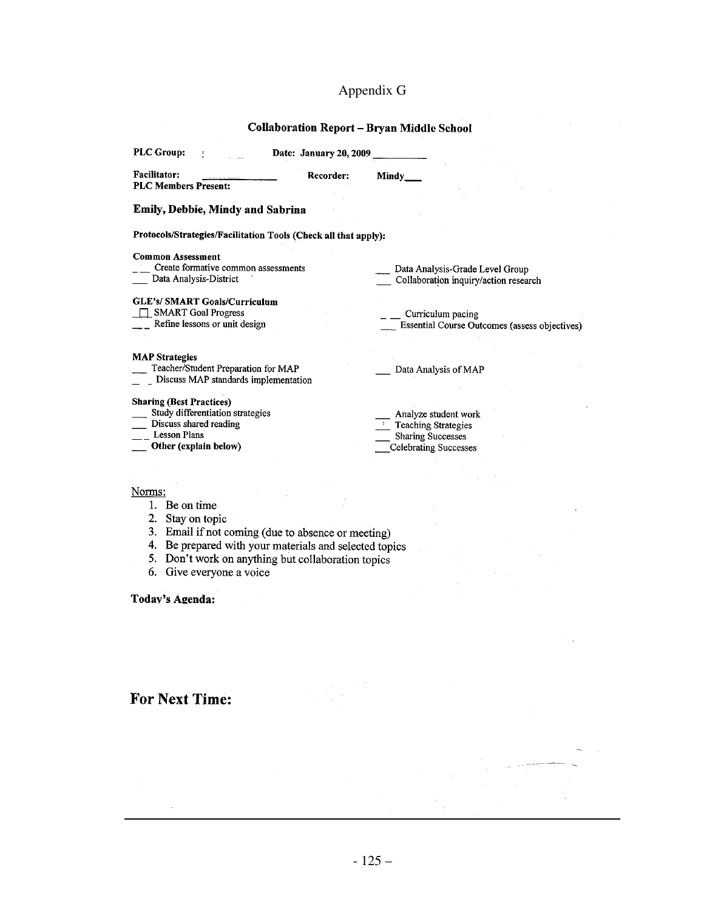# Appendix G

## Collaboration Report – Bryan Middle School

**PLC Group:** ______ **Date: January 20, 2009** __________

**Facilitator:** ______________ **Recorder:** **Mindy**___

**PLC Members Present:**

**Emily, Debbie, Mindy and Sabrina**

**Protocols/Strategies/Facilitation Tools (Check all that apply):**

**Common Assessment**

___ Create formative common assessments

___ Data Analysis-District

___ Data Analysis-Grade Level Group

___ Collaboration inquiry/action research

**GLE's/ SMART Goals/Curriculum**

☐ SMART Goal Progress

___ Refine lessons or unit design

___ Curriculum pacing

___ Essential Course Outcomes (assess objectives)

**MAP Strategies**

___ Teacher/Student Preparation for MAP

___ Discuss MAP standards implementation

___ Data Analysis of MAP

**Sharing (Best Practices)**

___ Study differentiation strategies

___ Discuss shared reading

___ Lesson Plans

___ **Other (explain below)**

___ Analyze student work

___ Teaching Strategies

___ Sharing Successes

___ Celebrating Successes

Norms:

1. Be on time
2. Stay on topic
3. Email if not coming (due to absence or meeting)
4. Be prepared with your materials and selected topics
5. Don't work on anything but collaboration topics
6. Give everyone a voice

**Today's Agenda:**

## For Next Time: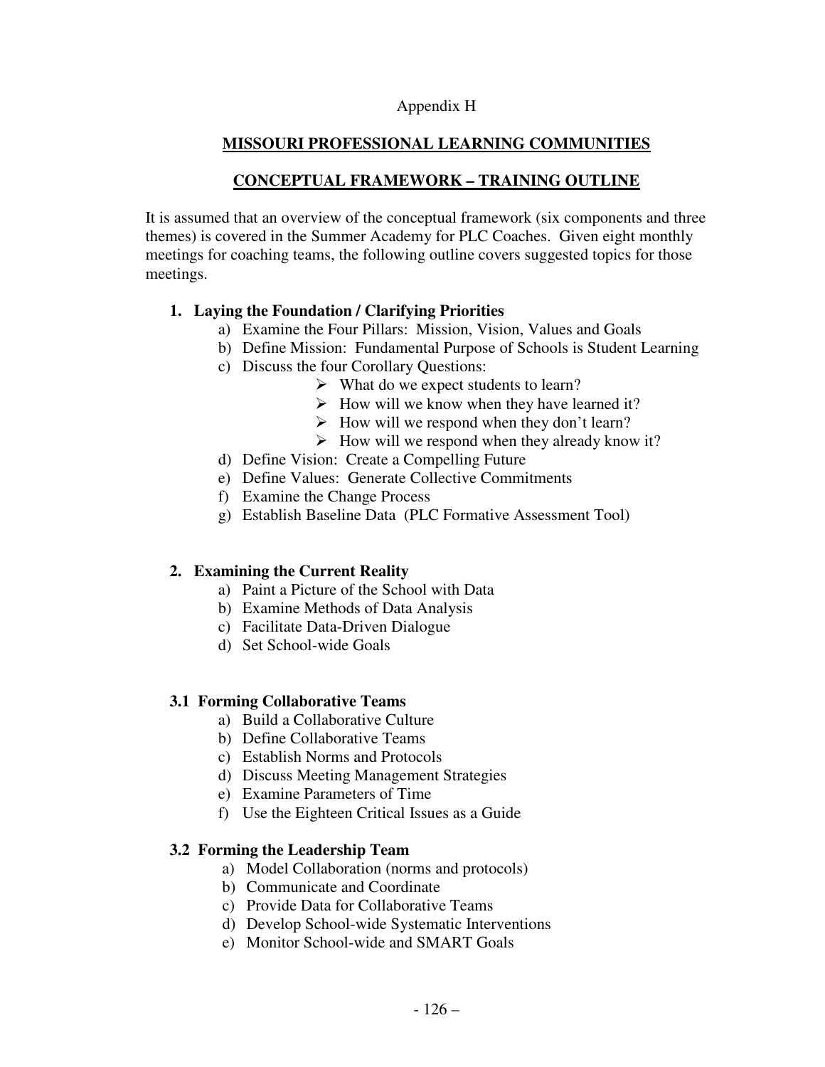Appendix H

## MISSOURI PROFESSIONAL LEARNING COMMUNITIES

## CONCEPTUAL FRAMEWORK – TRAINING OUTLINE

It is assumed that an overview of the conceptual framework (six components and three themes) is covered in the Summer Academy for PLC Coaches. Given eight monthly meetings for coaching teams, the following outline covers suggested topics for those meetings.

**1. Laying the Foundation / Clarifying Priorities**

a) Examine the Four Pillars: Mission, Vision, Values and Goals
b) Define Mission: Fundamental Purpose of Schools is Student Learning
c) Discuss the four Corollary Questions:
   - What do we expect students to learn?
   - How will we know when they have learned it?
   - How will we respond when they don't learn?
   - How will we respond when they already know it?

d) Define Vision: Create a Compelling Future
e) Define Values: Generate Collective Commitments
f) Examine the Change Process
g) Establish Baseline Data (PLC Formative Assessment Tool)

**2. Examining the Current Reality**

a) Paint a Picture of the School with Data
b) Examine Methods of Data Analysis
c) Facilitate Data-Driven Dialogue
d) Set School-wide Goals

**3.1 Forming Collaborative Teams**

a) Build a Collaborative Culture
b) Define Collaborative Teams
c) Establish Norms and Protocols
d) Discuss Meeting Management Strategies
e) Examine Parameters of Time
f) Use the Eighteen Critical Issues as a Guide

**3.2 Forming the Leadership Team**

a) Model Collaboration (norms and protocols)
b) Communicate and Coordinate
c) Provide Data for Collaborative Teams
d) Develop School-wide Systematic Interventions
e) Monitor School-wide and SMART Goals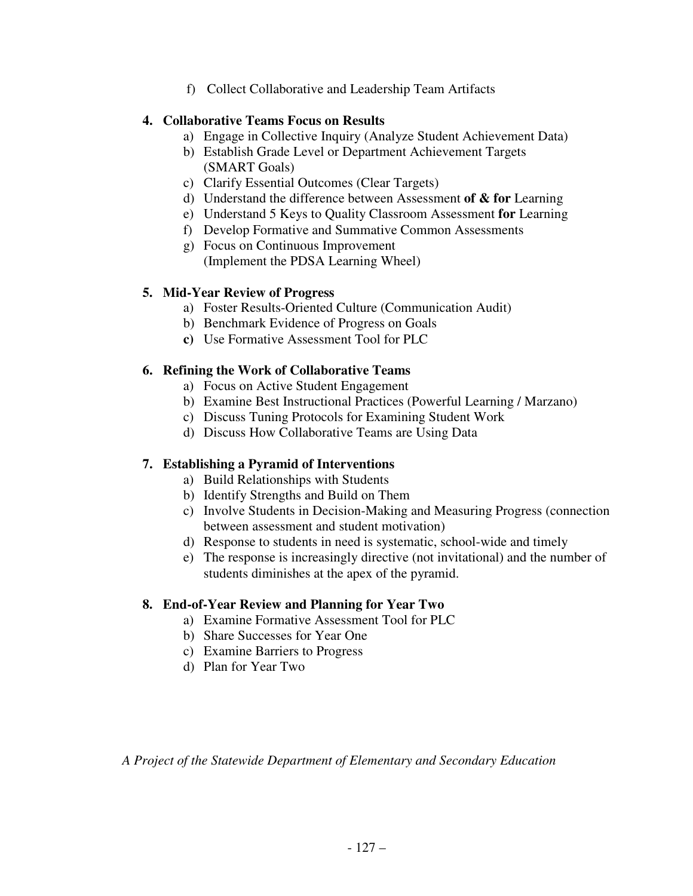f) Collect Collaborative and Leadership Team Artifacts

4. **Collaborative Teams Focus on Results**
   a) Engage in Collective Inquiry (Analyze Student Achievement Data)
   b) Establish Grade Level or Department Achievement Targets (SMART Goals)
   c) Clarify Essential Outcomes (Clear Targets)
   d) Understand the difference between Assessment **of & for** Learning
   e) Understand 5 Keys to Quality Classroom Assessment **for** Learning
   f) Develop Formative and Summative Common Assessments
   g) Focus on Continuous Improvement (Implement the PDSA Learning Wheel)

5. **Mid-Year Review of Progress**
   a) Foster Results-Oriented Culture (Communication Audit)
   b) Benchmark Evidence of Progress on Goals
   **c)** Use Formative Assessment Tool for PLC

6. **Refining the Work of Collaborative Teams**
   a) Focus on Active Student Engagement
   b) Examine Best Instructional Practices (Powerful Learning / Marzano)
   c) Discuss Tuning Protocols for Examining Student Work
   d) Discuss How Collaborative Teams are Using Data

7. **Establishing a Pyramid of Interventions**
   a) Build Relationships with Students
   b) Identify Strengths and Build on Them
   c) Involve Students in Decision-Making and Measuring Progress (connection between assessment and student motivation)
   d) Response to students in need is systematic, school-wide and timely
   e) The response is increasingly directive (not invitational) and the number of students diminishes at the apex of the pyramid.

8. **End-of-Year Review and Planning for Year Two**
   a) Examine Formative Assessment Tool for PLC
   b) Share Successes for Year One
   c) Examine Barriers to Progress
   d) Plan for Year Two

*A Project of the Statewide Department of Elementary and Secondary Education*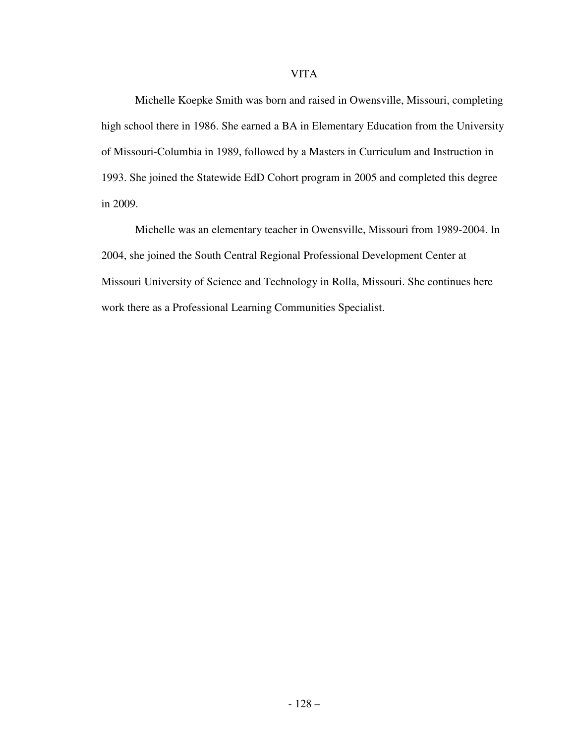# VITA

Michelle Koepke Smith was born and raised in Owensville, Missouri, completing high school there in 1986. She earned a BA in Elementary Education from the University of Missouri-Columbia in 1989, followed by a Masters in Curriculum and Instruction in 1993. She joined the Statewide EdD Cohort program in 2005 and completed this degree in 2009.

Michelle was an elementary teacher in Owensville, Missouri from 1989-2004. In 2004, she joined the South Central Regional Professional Development Center at Missouri University of Science and Technology in Rolla, Missouri. She continues here work there as a Professional Learning Communities Specialist.